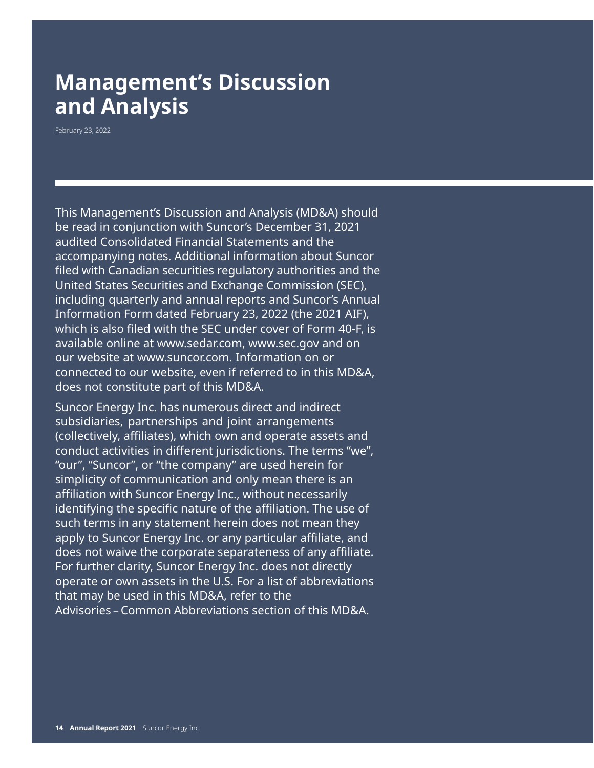# Management's Discussion and Analysis

February 23, 2022

This Management's Discussion and Analysis (MD&A) should be read in conjunction with Suncor's December 31, 2021 audited Consolidated Financial Statements and the accompanying notes. Additional information about Suncor filed with Canadian securities regulatory authorities and the United States Securities and Exchange Commission (SEC), including quarterly and annual reports and Suncor's Annual Information Form dated February 23, 2022 (the 2021 AIF), which is also filed with the SEC under cover of Form 40-F, is available online at www.sedar.com, www.sec.gov and on our website at www.suncor.com. Information on or connected to our website, even if referred to in this MD&A, does not constitute part of this MD&A.

Suncor Energy Inc. has numerous direct and indirect subsidiaries, partnerships and joint arrangements (collectively, affiliates), which own and operate assets and conduct activities in different jurisdictions. The terms "we", "our", "Suncor", or "the company" are used herein for simplicity of communication and only mean there is an affiliation with Suncor Energy Inc., without necessarily identifying the specific nature of the affiliation. The use of such terms in any statement herein does not mean they apply to Suncor Energy Inc. or any particular affiliate, and does not waive the corporate separateness of any affiliate. For further clarity, Suncor Energy Inc. does not directly operate or own assets in the U.S. For a list of abbreviations that may be used in this MD&A, refer to the Advisories – Common Abbreviations section of this MD&A.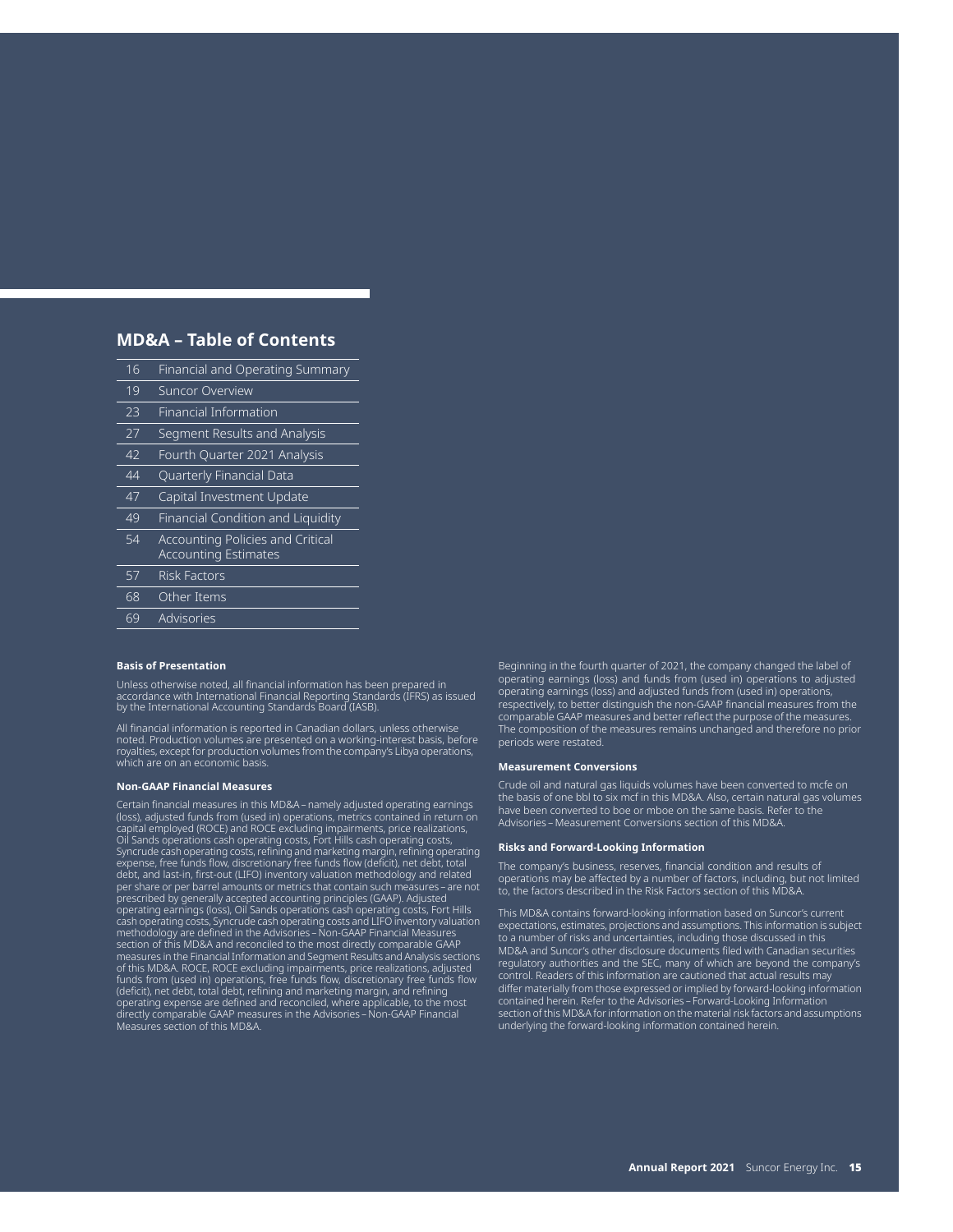## MD&A – Table of Contents

| | |
|---|---|
| 16 | Financial and Operating Summary |
| 19 | Suncor Overview |
| 23 | Financial Information |
| 27 | Segment Results and Analysis |
| 42 | Fourth Quarter 2021 Analysis |
| 44 | Quarterly Financial Data |
| 47 | Capital Investment Update |
| 49 | Financial Condition and Liquidity |
| 54 | Accounting Policies and Critical Accounting Estimates |
| 57 | Risk Factors |
| 68 | Other Items |
| 69 | Advisories |

#### Basis of Presentation

Unless otherwise noted, all financial information has been prepared in accordance with International Financial Reporting Standards (IFRS) as issued by the International Accounting Standards Board (IASB).

All financial information is reported in Canadian dollars, unless otherwise noted. Production volumes are presented on a working-interest basis, before royalties, except for production volumes from the company's Libya operations, which are on an economic basis.

#### Non-GAAP Financial Measures

Certain financial measures in this MD&A – namely adjusted operating earnings (loss), adjusted funds from (used in) operations, metrics contained in return on capital employed (ROCE) and ROCE excluding impairments, price realizations, Oil Sands operations cash operating costs, Fort Hills cash operating costs, Syncrude cash operating costs, refining and marketing margin, refining operating expense, free funds flow, discretionary free funds flow (deficit), net debt, total debt, and last-in, first-out (LIFO) inventory valuation methodology and related per share or per barrel amounts or metrics that contain such measures – are not prescribed by generally accepted accounting principles (GAAP). Adjusted operating earnings (loss), Oil Sands operations cash operating costs, Fort Hills cash operating costs, Syncrude cash operating costs and LIFO inventory valuation methodology are defined in the Advisories – Non-GAAP Financial Measures section of this MD&A and reconciled to the most directly comparable GAAP measures in the Financial Information and Segment Results and Analysis sections of this MD&A. ROCE, ROCE excluding impairments, price realizations, adjusted funds from (used in) operations, free funds flow, discretionary free funds flow (deficit), net debt, total debt, refining and marketing margin, and refining operating expense are defined and reconciled, where applicable, to the most directly comparable GAAP measures in the Advisories – Non-GAAP Financial Measures section of this MD&A.

Beginning in the fourth quarter of 2021, the company changed the label of operating earnings (loss) and funds from (used in) operations to adjusted operating earnings (loss) and adjusted funds from (used in) operations, respectively, to better distinguish the non-GAAP financial measures from the comparable GAAP measures and better reflect the purpose of the measures. The composition of the measures remains unchanged and therefore no prior periods were restated.

#### Measurement Conversions

Crude oil and natural gas liquids volumes have been converted to mcfe on the basis of one bbl to six mcf in this MD&A. Also, certain natural gas volumes have been converted to boe or mboe on the same basis. Refer to the Advisories – Measurement Conversions section of this MD&A.

#### Risks and Forward-Looking Information

The company's business, reserves, financial condition and results of operations may be affected by a number of factors, including, but not limited to, the factors described in the Risk Factors section of this MD&A.

This MD&A contains forward-looking information based on Suncor's current expectations, estimates, projections and assumptions. This information is subject to a number of risks and uncertainties, including those discussed in this MD&A and Suncor's other disclosure documents filed with Canadian securities regulatory authorities and the SEC, many of which are beyond the company's control. Readers of this information are cautioned that actual results may differ materially from those expressed or implied by forward-looking information contained herein. Refer to the Advisories – Forward-Looking Information section of this MD&A for information on the material risk factors and assumptions underlying the forward-looking information contained herein.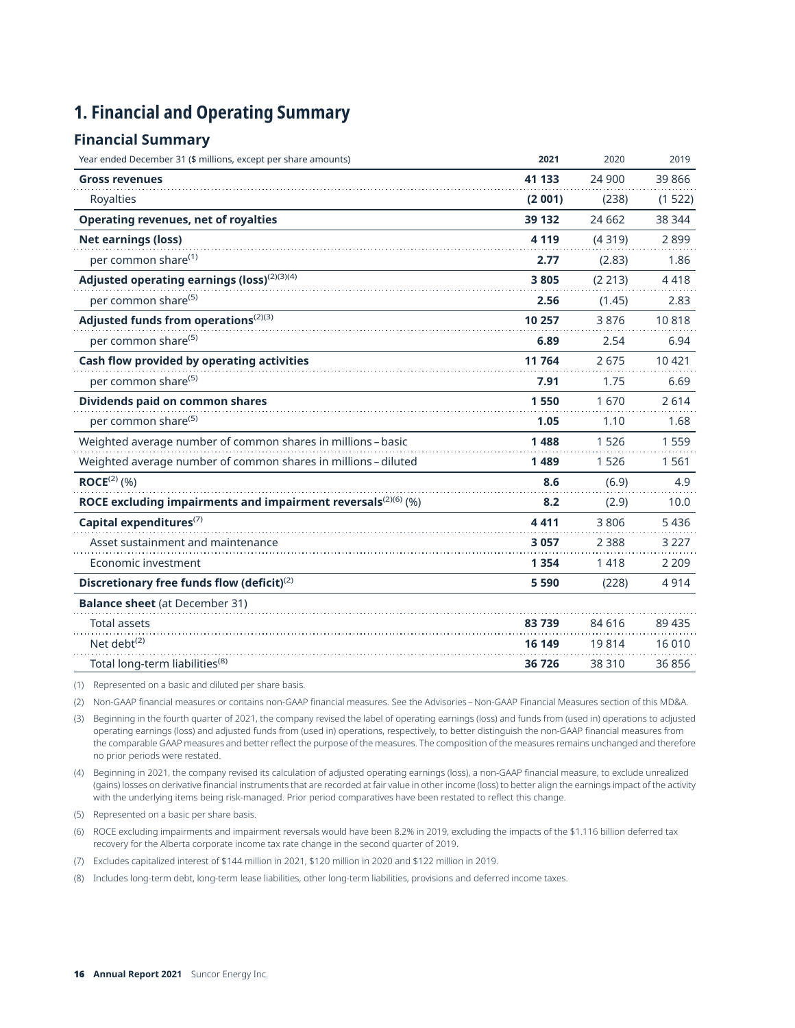# 1. Financial and Operating Summary

## Financial Summary

| Year ended December 31 ($ millions, except per share amounts) | 2021 | 2020 | 2019 |
|---|---|---|---|
| **Gross revenues** | **41 133** | 24 900 | 39 866 |
| Royalties | **(2 001)** | (238) | (1 522) |
| **Operating revenues, net of royalties** | **39 132** | 24 662 | 38 344 |
| **Net earnings (loss)** | **4 119** | (4 319) | 2 899 |
| per common share[(1)] | **2.77** | (2.83) | 1.86 |
| **Adjusted operating earnings (loss)[(2)(3)(4)]** | **3 805** | (2 213) | 4 418 |
| per common share[(5)] | **2.56** | (1.45) | 2.83 |
| **Adjusted funds from operations[(2)(3)]** | **10 257** | 3 876 | 10 818 |
| per common share[(5)] | **6.89** | 2.54 | 6.94 |
| **Cash flow provided by operating activities** | **11 764** | 2 675 | 10 421 |
| per common share[(5)] | **7.91** | 1.75 | 6.69 |
| **Dividends paid on common shares** | **1 550** | 1 670 | 2 614 |
| per common share[(5)] | **1.05** | 1.10 | 1.68 |
| Weighted average number of common shares in millions – basic | **1 488** | 1 526 | 1 559 |
| Weighted average number of common shares in millions – diluted | **1 489** | 1 526 | 1 561 |
| **ROCE[(2)]** (%) | **8.6** | (6.9) | 4.9 |
| **ROCE excluding impairments and impairment reversals[(2)(6)]** (%) | **8.2** | (2.9) | 10.0 |
| **Capital expenditures[(7)]** | **4 411** | 3 806 | 5 436 |
| Asset sustainment and maintenance | **3 057** | 2 388 | 3 227 |
| Economic investment | **1 354** | 1 418 | 2 209 |
| **Discretionary free funds flow (deficit)[(2)]** | **5 590** | (228) | 4 914 |
| **Balance sheet** (at December 31) | | | |
| Total assets | **83 739** | 84 616 | 89 435 |
| Net debt[(2)] | **16 149** | 19 814 | 16 010 |
| Total long-term liabilities[(8)] | **36 726** | 38 310 | 36 856 |

(1) Represented on a basic and diluted per share basis.

(2) Non-GAAP financial measures or contains non-GAAP financial measures. See the Advisories – Non-GAAP Financial Measures section of this MD&A.

(3) Beginning in the fourth quarter of 2021, the company revised the label of operating earnings (loss) and funds from (used in) operations to adjusted operating earnings (loss) and adjusted funds from (used in) operations, respectively, to better distinguish the non-GAAP financial measures from the comparable GAAP measures and better reflect the purpose of the measures. The composition of the measures remains unchanged and therefore no prior periods were restated.

(4) Beginning in 2021, the company revised its calculation of adjusted operating earnings (loss), a non-GAAP financial measure, to exclude unrealized (gains) losses on derivative financial instruments that are recorded at fair value in other income (loss) to better align the earnings impact of the activity with the underlying items being risk-managed. Prior period comparatives have been restated to reflect this change.

(5) Represented on a basic per share basis.

(6) ROCE excluding impairments and impairment reversals would have been 8.2% in 2019, excluding the impacts of the $1.116 billion deferred tax recovery for the Alberta corporate income tax rate change in the second quarter of 2019.

(7) Excludes capitalized interest of $144 million in 2021, $120 million in 2020 and $122 million in 2019.

(8) Includes long-term debt, long-term lease liabilities, other long-term liabilities, provisions and deferred income taxes.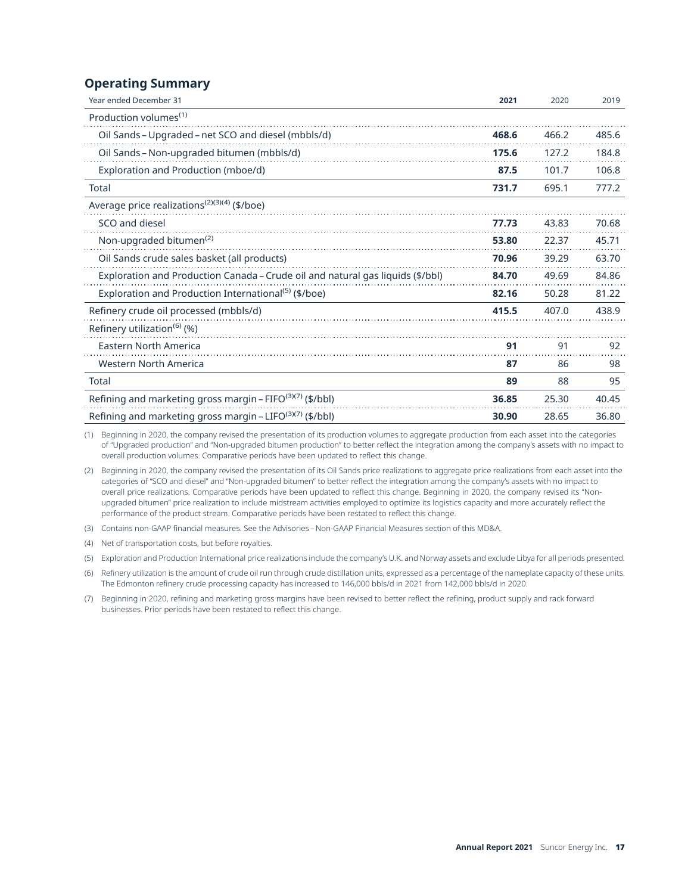## Operating Summary

| Year ended December 31 | 2021 | 2020 | 2019 |
|---|---|---|---|
| Production volumes[1] | | | |
| Oil Sands – Upgraded – net SCO and diesel (mbbls/d) | **468.6** | 466.2 | 485.6 |
| Oil Sands – Non-upgraded bitumen (mbbls/d) | **175.6** | 127.2 | 184.8 |
| Exploration and Production (mboe/d) | **87.5** | 101.7 | 106.8 |
| Total | **731.7** | 695.1 | 777.2 |
| Average price realizations[2][3][4] ($/boe) | | | |
| SCO and diesel | **77.73** | 43.83 | 70.68 |
| Non-upgraded bitumen[2] | **53.80** | 22.37 | 45.71 |
| Oil Sands crude sales basket (all products) | **70.96** | 39.29 | 63.70 |
| Exploration and Production Canada – Crude oil and natural gas liquids ($/bbl) | **84.70** | 49.69 | 84.86 |
| Exploration and Production International[5] ($/boe) | **82.16** | 50.28 | 81.22 |
| Refinery crude oil processed (mbbls/d) | **415.5** | 407.0 | 438.9 |
| Refinery utilization[6] (%) | | | |
| Eastern North America | **91** | 91 | 92 |
| Western North America | **87** | 86 | 98 |
| Total | **89** | 88 | 95 |
| Refining and marketing gross margin – FIFO[3][7] ($/bbl) | **36.85** | 25.30 | 40.45 |
| Refining and marketing gross margin – LIFO[3][7] ($/bbl) | **30.90** | 28.65 | 36.80 |

(1) Beginning in 2020, the company revised the presentation of its production volumes to aggregate production from each asset into the categories of "Upgraded production" and "Non-upgraded bitumen production" to better reflect the integration among the company's assets with no impact to overall production volumes. Comparative periods have been updated to reflect this change.

(2) Beginning in 2020, the company revised the presentation of its Oil Sands price realizations to aggregate price realizations from each asset into the categories of "SCO and diesel" and "Non-upgraded bitumen" to better reflect the integration among the company's assets with no impact to overall price realizations. Comparative periods have been updated to reflect this change. Beginning in 2020, the company revised its "Non-upgraded bitumen" price realization to include midstream activities employed to optimize its logistics capacity and more accurately reflect the performance of the product stream. Comparative periods have been restated to reflect this change.

(3) Contains non-GAAP financial measures. See the Advisories – Non-GAAP Financial Measures section of this MD&A.

(4) Net of transportation costs, but before royalties.

(5) Exploration and Production International price realizations include the company's U.K. and Norway assets and exclude Libya for all periods presented.

(6) Refinery utilization is the amount of crude oil run through crude distillation units, expressed as a percentage of the nameplate capacity of these units. The Edmonton refinery crude processing capacity has increased to 146,000 bbls/d in 2021 from 142,000 bbls/d in 2020.

(7) Beginning in 2020, refining and marketing gross margins have been revised to better reflect the refining, product supply and rack forward businesses. Prior periods have been restated to reflect this change.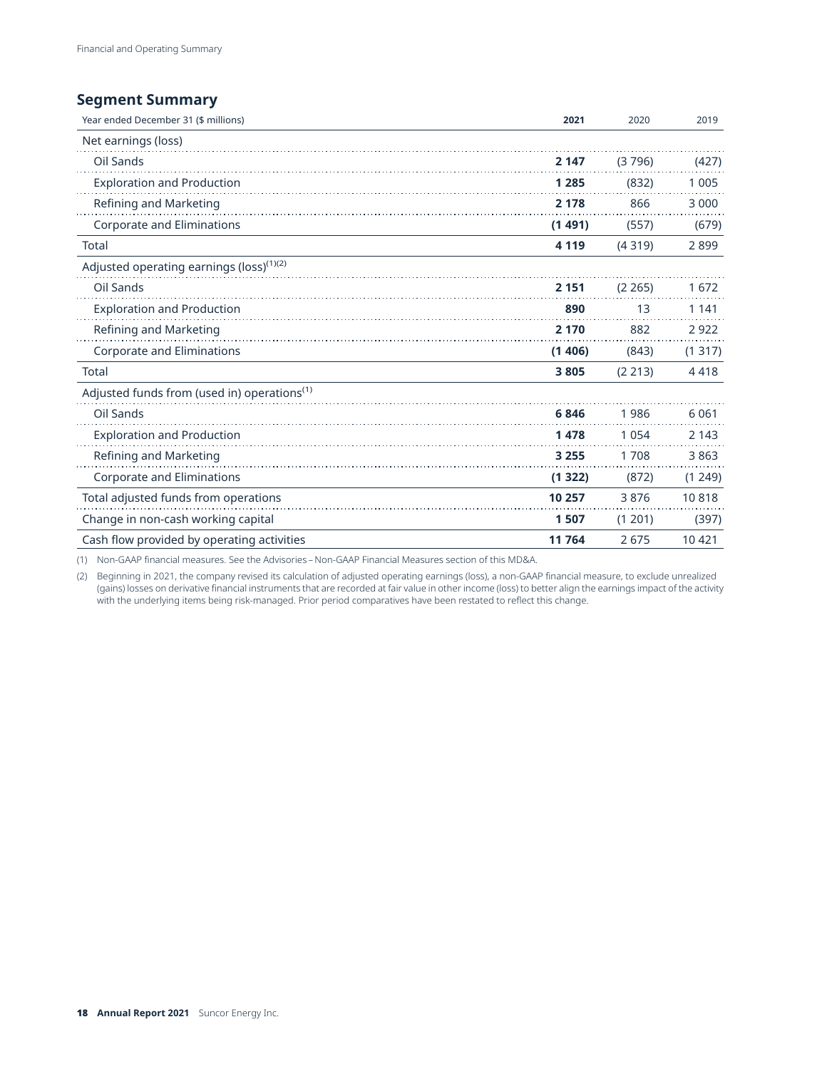## Segment Summary

| Year ended December 31 ($ millions) | **2021** | 2020 | 2019 |
|---|---|---|---|
| Net earnings (loss) | | | |
| Oil Sands | **2 147** | (3 796) | (427) |
| Exploration and Production | **1 285** | (832) | 1 005 |
| Refining and Marketing | **2 178** | 866 | 3 000 |
| Corporate and Eliminations | **(1 491)** | (557) | (679) |
| Total | **4 119** | (4 319) | 2 899 |
| Adjusted operating earnings (loss)[(1)(2)] | | | |
| Oil Sands | **2 151** | (2 265) | 1 672 |
| Exploration and Production | **890** | 13 | 1 141 |
| Refining and Marketing | **2 170** | 882 | 2 922 |
| Corporate and Eliminations | **(1 406)** | (843) | (1 317) |
| Total | **3 805** | (2 213) | 4 418 |
| Adjusted funds from (used in) operations[(1)] | | | |
| Oil Sands | **6 846** | 1 986 | 6 061 |
| Exploration and Production | **1 478** | 1 054 | 2 143 |
| Refining and Marketing | **3 255** | 1 708 | 3 863 |
| Corporate and Eliminations | **(1 322)** | (872) | (1 249) |
| Total adjusted funds from operations | **10 257** | 3 876 | 10 818 |
| Change in non-cash working capital | **1 507** | (1 201) | (397) |
| Cash flow provided by operating activities | **11 764** | 2 675 | 10 421 |

(1) Non-GAAP financial measures. See the Advisories – Non-GAAP Financial Measures section of this MD&A.

(2) Beginning in 2021, the company revised its calculation of adjusted operating earnings (loss), a non-GAAP financial measure, to exclude unrealized (gains) losses on derivative financial instruments that are recorded at fair value in other income (loss) to better align the earnings impact of the activity with the underlying items being risk-managed. Prior period comparatives have been restated to reflect this change.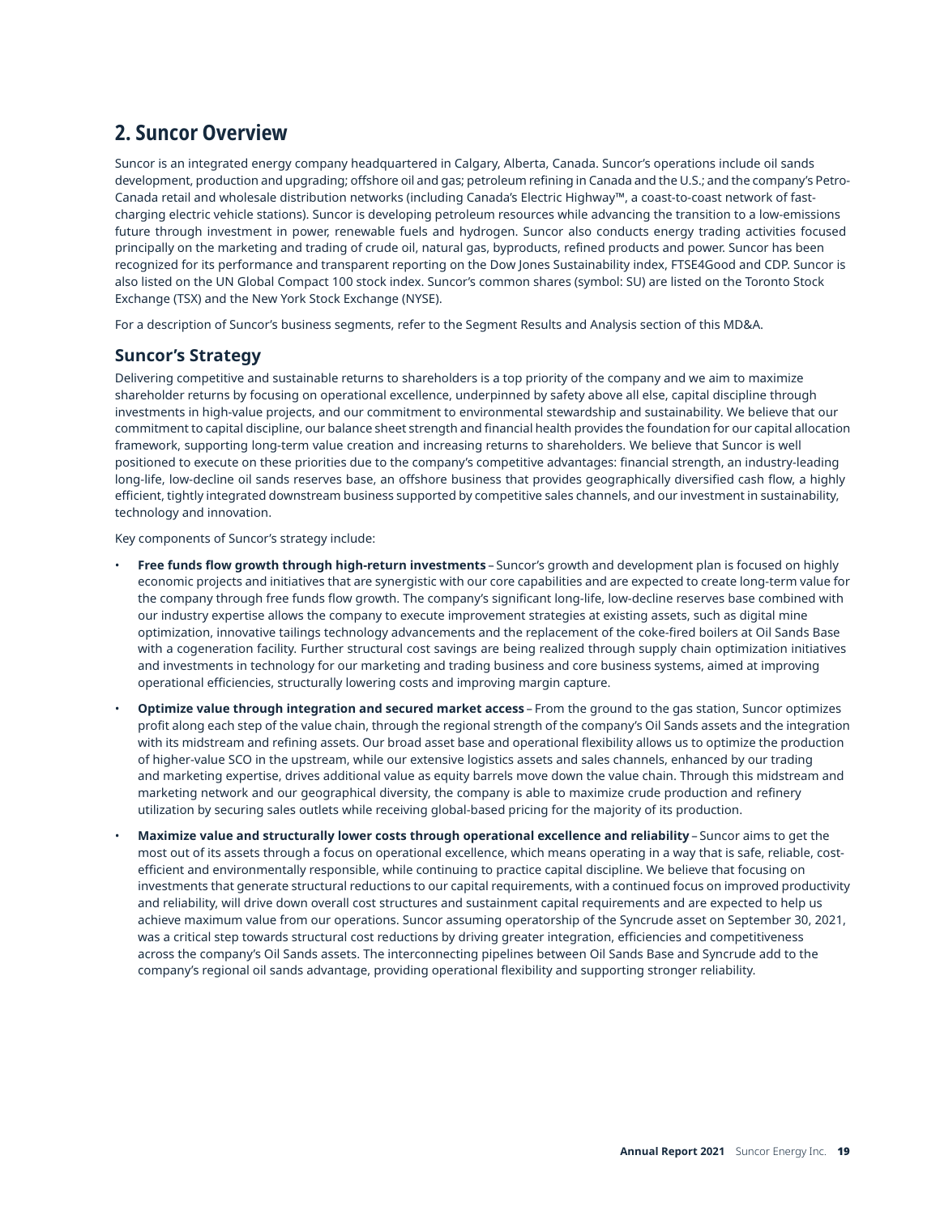## 2. Suncor Overview

Suncor is an integrated energy company headquartered in Calgary, Alberta, Canada. Suncor's operations include oil sands development, production and upgrading; offshore oil and gas; petroleum refining in Canada and the U.S.; and the company's Petro-Canada retail and wholesale distribution networks (including Canada's Electric Highway™, a coast-to-coast network of fast-charging electric vehicle stations). Suncor is developing petroleum resources while advancing the transition to a low-emissions future through investment in power, renewable fuels and hydrogen. Suncor also conducts energy trading activities focused principally on the marketing and trading of crude oil, natural gas, byproducts, refined products and power. Suncor has been recognized for its performance and transparent reporting on the Dow Jones Sustainability index, FTSE4Good and CDP. Suncor is also listed on the UN Global Compact 100 stock index. Suncor's common shares (symbol: SU) are listed on the Toronto Stock Exchange (TSX) and the New York Stock Exchange (NYSE).

For a description of Suncor's business segments, refer to the Segment Results and Analysis section of this MD&A.

### Suncor's Strategy

Delivering competitive and sustainable returns to shareholders is a top priority of the company and we aim to maximize shareholder returns by focusing on operational excellence, underpinned by safety above all else, capital discipline through investments in high-value projects, and our commitment to environmental stewardship and sustainability. We believe that our commitment to capital discipline, our balance sheet strength and financial health provides the foundation for our capital allocation framework, supporting long-term value creation and increasing returns to shareholders. We believe that Suncor is well positioned to execute on these priorities due to the company's competitive advantages: financial strength, an industry-leading long-life, low-decline oil sands reserves base, an offshore business that provides geographically diversified cash flow, a highly efficient, tightly integrated downstream business supported by competitive sales channels, and our investment in sustainability, technology and innovation.

Key components of Suncor's strategy include:

- **Free funds flow growth through high-return investments** – Suncor's growth and development plan is focused on highly economic projects and initiatives that are synergistic with our core capabilities and are expected to create long-term value for the company through free funds flow growth. The company's significant long-life, low-decline reserves base combined with our industry expertise allows the company to execute improvement strategies at existing assets, such as digital mine optimization, innovative tailings technology advancements and the replacement of the coke-fired boilers at Oil Sands Base with a cogeneration facility. Further structural cost savings are being realized through supply chain optimization initiatives and investments in technology for our marketing and trading business and core business systems, aimed at improving operational efficiencies, structurally lowering costs and improving margin capture.
- **Optimize value through integration and secured market access** – From the ground to the gas station, Suncor optimizes profit along each step of the value chain, through the regional strength of the company's Oil Sands assets and the integration with its midstream and refining assets. Our broad asset base and operational flexibility allows us to optimize the production of higher-value SCO in the upstream, while our extensive logistics assets and sales channels, enhanced by our trading and marketing expertise, drives additional value as equity barrels move down the value chain. Through this midstream and marketing network and our geographical diversity, the company is able to maximize crude production and refinery utilization by securing sales outlets while receiving global-based pricing for the majority of its production.
- **Maximize value and structurally lower costs through operational excellence and reliability** – Suncor aims to get the most out of its assets through a focus on operational excellence, which means operating in a way that is safe, reliable, cost-efficient and environmentally responsible, while continuing to practice capital discipline. We believe that focusing on investments that generate structural reductions to our capital requirements, with a continued focus on improved productivity and reliability, will drive down overall cost structures and sustainment capital requirements and are expected to help us achieve maximum value from our operations. Suncor assuming operatorship of the Syncrude asset on September 30, 2021, was a critical step towards structural cost reductions by driving greater integration, efficiencies and competitiveness across the company's Oil Sands assets. The interconnecting pipelines between Oil Sands Base and Syncrude add to the company's regional oil sands advantage, providing operational flexibility and supporting stronger reliability.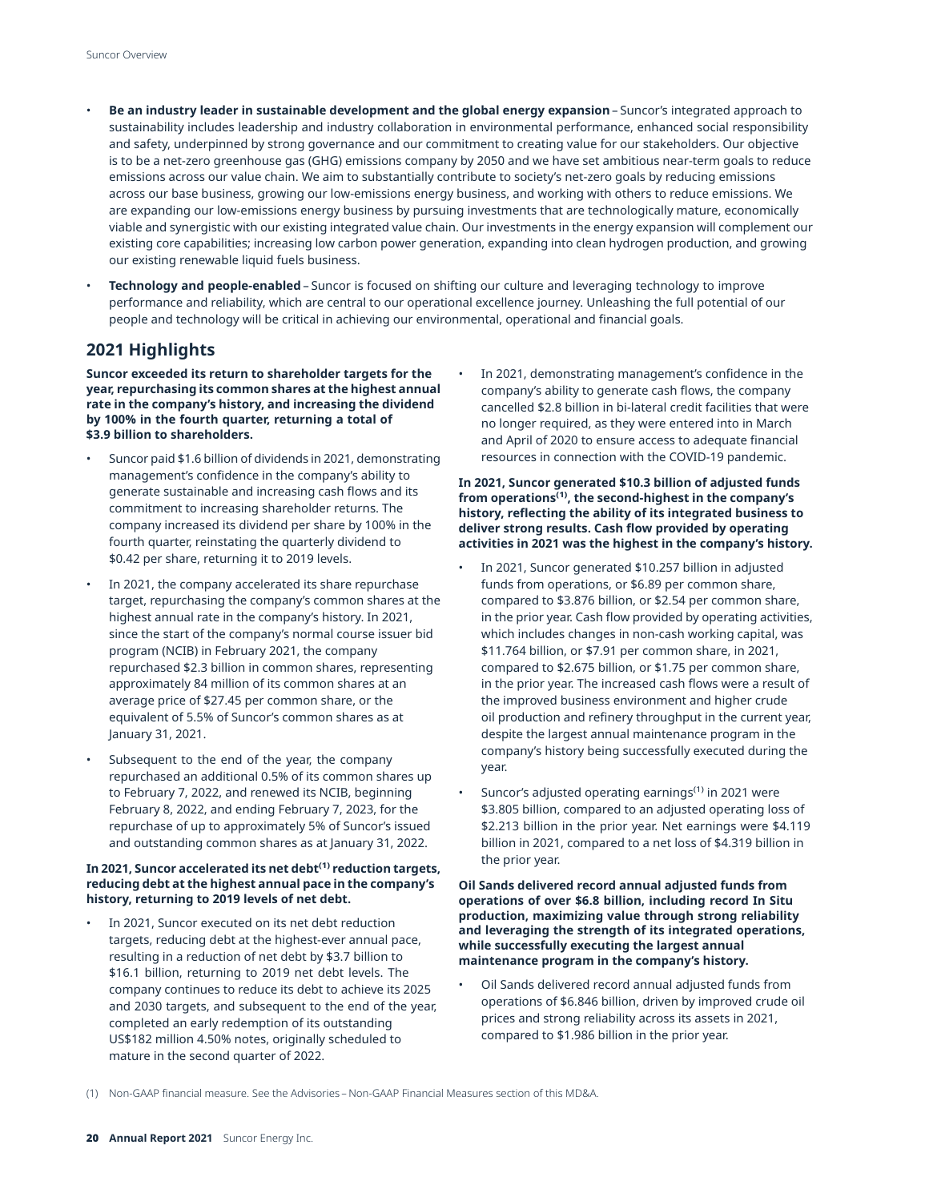- **Be an industry leader in sustainable development and the global energy expansion** – Suncor's integrated approach to sustainability includes leadership and industry collaboration in environmental performance, enhanced social responsibility and safety, underpinned by strong governance and our commitment to creating value for our stakeholders. Our objective is to be a net-zero greenhouse gas (GHG) emissions company by 2050 and we have set ambitious near-term goals to reduce emissions across our value chain. We aim to substantially contribute to society's net-zero goals by reducing emissions across our base business, growing our low-emissions energy business, and working with others to reduce emissions. We are expanding our low-emissions energy business by pursuing investments that are technologically mature, economically viable and synergistic with our existing integrated value chain. Our investments in the energy expansion will complement our existing core capabilities; increasing low carbon power generation, expanding into clean hydrogen production, and growing our existing renewable liquid fuels business.
- **Technology and people-enabled** – Suncor is focused on shifting our culture and leveraging technology to improve performance and reliability, which are central to our operational excellence journey. Unleashing the full potential of our people and technology will be critical in achieving our environmental, operational and financial goals.

## 2021 Highlights

**Suncor exceeded its return to shareholder targets for the year, repurchasing its common shares at the highest annual rate in the company's history, and increasing the dividend by 100% in the fourth quarter, returning a total of $3.9 billion to shareholders.**

- Suncor paid $1.6 billion of dividends in 2021, demonstrating management's confidence in the company's ability to generate sustainable and increasing cash flows and its commitment to increasing shareholder returns. The company increased its dividend per share by 100% in the fourth quarter, reinstating the quarterly dividend to $0.42 per share, returning it to 2019 levels.
- In 2021, the company accelerated its share repurchase target, repurchasing the company's common shares at the highest annual rate in the company's history. In 2021, since the start of the company's normal course issuer bid program (NCIB) in February 2021, the company repurchased $2.3 billion in common shares, representing approximately 84 million of its common shares at an average price of $27.45 per common share, or the equivalent of 5.5% of Suncor's common shares as at January 31, 2021.
- Subsequent to the end of the year, the company repurchased an additional 0.5% of its common shares up to February 7, 2022, and renewed its NCIB, beginning February 8, 2022, and ending February 7, 2023, for the repurchase of up to approximately 5% of Suncor's issued and outstanding common shares as at January 31, 2022.

**In 2021, Suncor accelerated its net debt[1] reduction targets, reducing debt at the highest annual pace in the company's history, returning to 2019 levels of net debt.**

- In 2021, Suncor executed on its net debt reduction targets, reducing debt at the highest-ever annual pace, resulting in a reduction of net debt by $3.7 billion to $16.1 billion, returning to 2019 net debt levels. The company continues to reduce its debt to achieve its 2025 and 2030 targets, and subsequent to the end of the year, completed an early redemption of its outstanding US$182 million 4.50% notes, originally scheduled to mature in the second quarter of 2022.
- In 2021, demonstrating management's confidence in the company's ability to generate cash flows, the company cancelled $2.8 billion in bi-lateral credit facilities that were no longer required, as they were entered into in March and April of 2020 to ensure access to adequate financial resources in connection with the COVID-19 pandemic.

**In 2021, Suncor generated $10.3 billion of adjusted funds from operations[1], the second-highest in the company's history, reflecting the ability of its integrated business to deliver strong results. Cash flow provided by operating activities in 2021 was the highest in the company's history.**

- In 2021, Suncor generated $10.257 billion in adjusted funds from operations, or $6.89 per common share, compared to $3.876 billion, or $2.54 per common share, in the prior year. Cash flow provided by operating activities, which includes changes in non-cash working capital, was $11.764 billion, or $7.91 per common share, in 2021, compared to $2.675 billion, or $1.75 per common share, in the prior year. The increased cash flows were a result of the improved business environment and higher crude oil production and refinery throughput in the current year, despite the largest annual maintenance program in the company's history being successfully executed during the year.
- Suncor's adjusted operating earnings[1] in 2021 were $3.805 billion, compared to an adjusted operating loss of $2.213 billion in the prior year. Net earnings were $4.119 billion in 2021, compared to a net loss of $4.319 billion in the prior year.

**Oil Sands delivered record annual adjusted funds from operations of over $6.8 billion, including record In Situ production, maximizing value through strong reliability and leveraging the strength of its integrated operations, while successfully executing the largest annual maintenance program in the company's history.**

- Oil Sands delivered record annual adjusted funds from operations of $6.846 billion, driven by improved crude oil prices and strong reliability across its assets in 2021, compared to $1.986 billion in the prior year.

(1) Non-GAAP financial measure. See the Advisories – Non-GAAP Financial Measures section of this MD&A.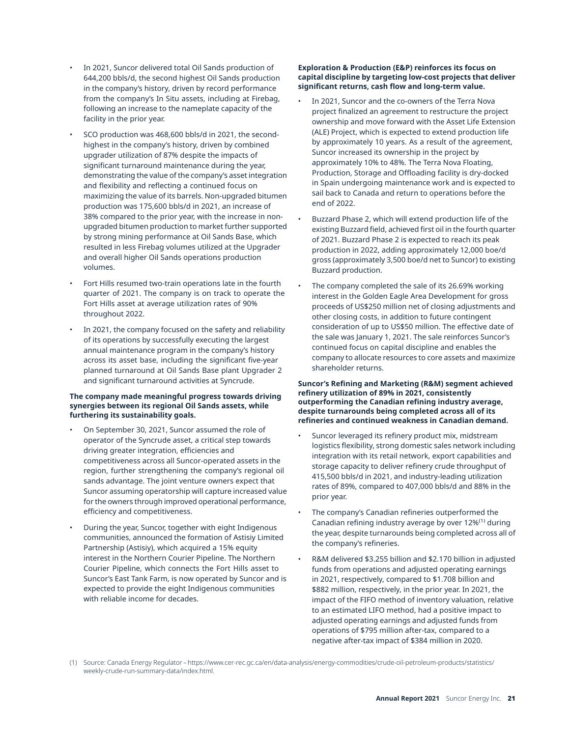- In 2021, Suncor delivered total Oil Sands production of 644,200 bbls/d, the second highest Oil Sands production in the company's history, driven by record performance from the company's In Situ assets, including at Firebag, following an increase to the nameplate capacity of the facility in the prior year.
- SCO production was 468,600 bbls/d in 2021, the second-highest in the company's history, driven by combined upgrader utilization of 87% despite the impacts of significant turnaround maintenance during the year, demonstrating the value of the company's asset integration and flexibility and reflecting a continued focus on maximizing the value of its barrels. Non-upgraded bitumen production was 175,600 bbls/d in 2021, an increase of 38% compared to the prior year, with the increase in non-upgraded bitumen production to market further supported by strong mining performance at Oil Sands Base, which resulted in less Firebag volumes utilized at the Upgrader and overall higher Oil Sands operations production volumes.
- Fort Hills resumed two-train operations late in the fourth quarter of 2021. The company is on track to operate the Fort Hills asset at average utilization rates of 90% throughout 2022.
- In 2021, the company focused on the safety and reliability of its operations by successfully executing the largest annual maintenance program in the company's history across its asset base, including the significant five-year planned turnaround at Oil Sands Base plant Upgrader 2 and significant turnaround activities at Syncrude.

**The company made meaningful progress towards driving synergies between its regional Oil Sands assets, while furthering its sustainability goals.**

- On September 30, 2021, Suncor assumed the role of operator of the Syncrude asset, a critical step towards driving greater integration, efficiencies and competitiveness across all Suncor-operated assets in the region, further strengthening the company's regional oil sands advantage. The joint venture owners expect that Suncor assuming operatorship will capture increased value for the owners through improved operational performance, efficiency and competitiveness.
- During the year, Suncor, together with eight Indigenous communities, announced the formation of Astisiy Limited Partnership (Astisiy), which acquired a 15% equity interest in the Northern Courier Pipeline. The Northern Courier Pipeline, which connects the Fort Hills asset to Suncor's East Tank Farm, is now operated by Suncor and is expected to provide the eight Indigenous communities with reliable income for decades.

**Exploration & Production (E&P) reinforces its focus on capital discipline by targeting low-cost projects that deliver significant returns, cash flow and long-term value.**

- In 2021, Suncor and the co-owners of the Terra Nova project finalized an agreement to restructure the project ownership and move forward with the Asset Life Extension (ALE) Project, which is expected to extend production life by approximately 10 years. As a result of the agreement, Suncor increased its ownership in the project by approximately 10% to 48%. The Terra Nova Floating, Production, Storage and Offloading facility is dry-docked in Spain undergoing maintenance work and is expected to sail back to Canada and return to operations before the end of 2022.
- Buzzard Phase 2, which will extend production life of the existing Buzzard field, achieved first oil in the fourth quarter of 2021. Buzzard Phase 2 is expected to reach its peak production in 2022, adding approximately 12,000 boe/d gross (approximately 3,500 boe/d net to Suncor) to existing Buzzard production.
- The company completed the sale of its 26.69% working interest in the Golden Eagle Area Development for gross proceeds of US$250 million net of closing adjustments and other closing costs, in addition to future contingent consideration of up to US$50 million. The effective date of the sale was January 1, 2021. The sale reinforces Suncor's continued focus on capital discipline and enables the company to allocate resources to core assets and maximize shareholder returns.

**Suncor's Refining and Marketing (R&M) segment achieved refinery utilization of 89% in 2021, consistently outperforming the Canadian refining industry average, despite turnarounds being completed across all of its refineries and continued weakness in Canadian demand.**

- Suncor leveraged its refinery product mix, midstream logistics flexibility, strong domestic sales network including integration with its retail network, export capabilities and storage capacity to deliver refinery crude throughput of 415,500 bbls/d in 2021, and industry-leading utilization rates of 89%, compared to 407,000 bbls/d and 88% in the prior year.
- The company's Canadian refineries outperformed the Canadian refining industry average by over 12%[(1)] during the year, despite turnarounds being completed across all of the company's refineries.
- R&M delivered $3.255 billion and $2.170 billion in adjusted funds from operations and adjusted operating earnings in 2021, respectively, compared to $1.708 billion and $882 million, respectively, in the prior year. In 2021, the impact of the FIFO method of inventory valuation, relative to an estimated LIFO method, had a positive impact to adjusted operating earnings and adjusted funds from operations of $795 million after-tax, compared to a negative after-tax impact of $384 million in 2020.

(1) Source: Canada Energy Regulator – https://www.cer-rec.gc.ca/en/data-analysis/energy-commodities/crude-oil-petroleum-products/statistics/weekly-crude-run-summary-data/index.html.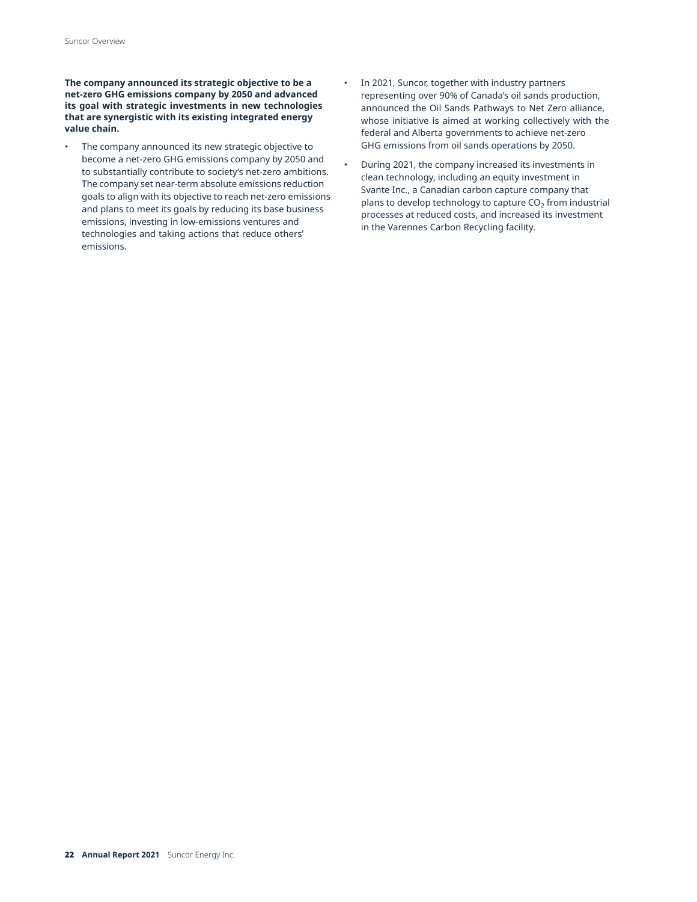**The company announced its strategic objective to be a net-zero GHG emissions company by 2050 and advanced its goal with strategic investments in new technologies that are synergistic with its existing integrated energy value chain.**

- The company announced its new strategic objective to become a net-zero GHG emissions company by 2050 and to substantially contribute to society's net-zero ambitions. The company set near-term absolute emissions reduction goals to align with its objective to reach net-zero emissions and plans to meet its goals by reducing its base business emissions, investing in low-emissions ventures and technologies and taking actions that reduce others' emissions.
- In 2021, Suncor, together with industry partners representing over 90% of Canada's oil sands production, announced the Oil Sands Pathways to Net Zero alliance, whose initiative is aimed at working collectively with the federal and Alberta governments to achieve net-zero GHG emissions from oil sands operations by 2050.
- During 2021, the company increased its investments in clean technology, including an equity investment in Svante Inc., a Canadian carbon capture company that plans to develop technology to capture $CO_2$ from industrial processes at reduced costs, and increased its investment in the Varennes Carbon Recycling facility.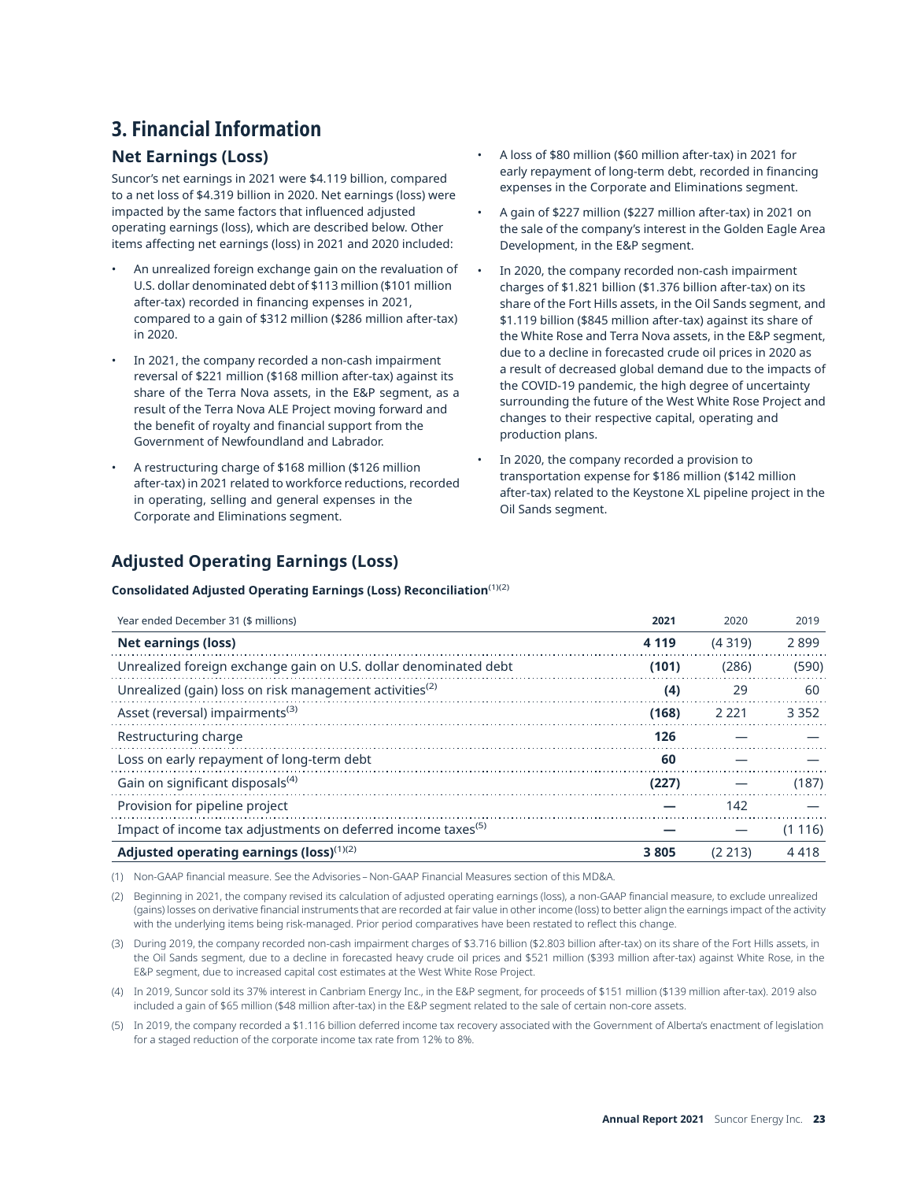# 3. Financial Information

## Net Earnings (Loss)

Suncor's net earnings in 2021 were $4.119 billion, compared to a net loss of $4.319 billion in 2020. Net earnings (loss) were impacted by the same factors that influenced adjusted operating earnings (loss), which are described below. Other items affecting net earnings (loss) in 2021 and 2020 included:

- An unrealized foreign exchange gain on the revaluation of U.S. dollar denominated debt of $113 million ($101 million after-tax) recorded in financing expenses in 2021, compared to a gain of $312 million ($286 million after-tax) in 2020.
- In 2021, the company recorded a non-cash impairment reversal of $221 million ($168 million after-tax) against its share of the Terra Nova assets, in the E&P segment, as a result of the Terra Nova ALE Project moving forward and the benefit of royalty and financial support from the Government of Newfoundland and Labrador.
- A restructuring charge of $168 million ($126 million after-tax) in 2021 related to workforce reductions, recorded in operating, selling and general expenses in the Corporate and Eliminations segment.
- A loss of $80 million ($60 million after-tax) in 2021 for early repayment of long-term debt, recorded in financing expenses in the Corporate and Eliminations segment.
- A gain of $227 million ($227 million after-tax) in 2021 on the sale of the company's interest in the Golden Eagle Area Development, in the E&P segment.
- In 2020, the company recorded non-cash impairment charges of $1.821 billion ($1.376 billion after-tax) on its share of the Fort Hills assets, in the Oil Sands segment, and $1.119 billion ($845 million after-tax) against its share of the White Rose and Terra Nova assets, in the E&P segment, due to a decline in forecasted crude oil prices in 2020 as a result of decreased global demand due to the impacts of the COVID-19 pandemic, the high degree of uncertainty surrounding the future of the West White Rose Project and changes to their respective capital, operating and production plans.
- In 2020, the company recorded a provision to transportation expense for $186 million ($142 million after-tax) related to the Keystone XL pipeline project in the Oil Sands segment.

## Adjusted Operating Earnings (Loss)

**Consolidated Adjusted Operating Earnings (Loss) Reconciliation**[(1)(2)]

| Year ended December 31 ($ millions) | 2021 | 2020 | 2019 |
|---|---|---|---|
| **Net earnings (loss)** | **4 119** | (4 319) | 2 899 |
| Unrealized foreign exchange gain on U.S. dollar denominated debt | **(101)** | (286) | (590) |
| Unrealized (gain) loss on risk management activities[(2)] | **(4)** | 29 | 60 |
| Asset (reversal) impairments[(3)] | **(168)** | 2 221 | 3 352 |
| Restructuring charge | **126** | — | — |
| Loss on early repayment of long-term debt | **60** | — | — |
| Gain on significant disposals[(4)] | **(227)** | — | (187) |
| Provision for pipeline project | **—** | 142 | — |
| Impact of income tax adjustments on deferred income taxes[(5)] | **—** | — | (1 116) |
| **Adjusted operating earnings (loss)**[(1)(2)] | **3 805** | (2 213) | 4 418 |

(1) Non-GAAP financial measure. See the Advisories – Non-GAAP Financial Measures section of this MD&A.

(2) Beginning in 2021, the company revised its calculation of adjusted operating earnings (loss), a non-GAAP financial measure, to exclude unrealized (gains) losses on derivative financial instruments that are recorded at fair value in other income (loss) to better align the earnings impact of the activity with the underlying items being risk-managed. Prior period comparatives have been restated to reflect this change.

(3) During 2019, the company recorded non-cash impairment charges of $3.716 billion ($2.803 billion after-tax) on its share of the Fort Hills assets, in the Oil Sands segment, due to a decline in forecasted heavy crude oil prices and $521 million ($393 million after-tax) against White Rose, in the E&P segment, due to increased capital cost estimates at the West White Rose Project.

(4) In 2019, Suncor sold its 37% interest in Canbriam Energy Inc., in the E&P segment, for proceeds of $151 million ($139 million after-tax). 2019 also included a gain of $65 million ($48 million after-tax) in the E&P segment related to the sale of certain non-core assets.

(5) In 2019, the company recorded a $1.116 billion deferred income tax recovery associated with the Government of Alberta's enactment of legislation for a staged reduction of the corporate income tax rate from 12% to 8%.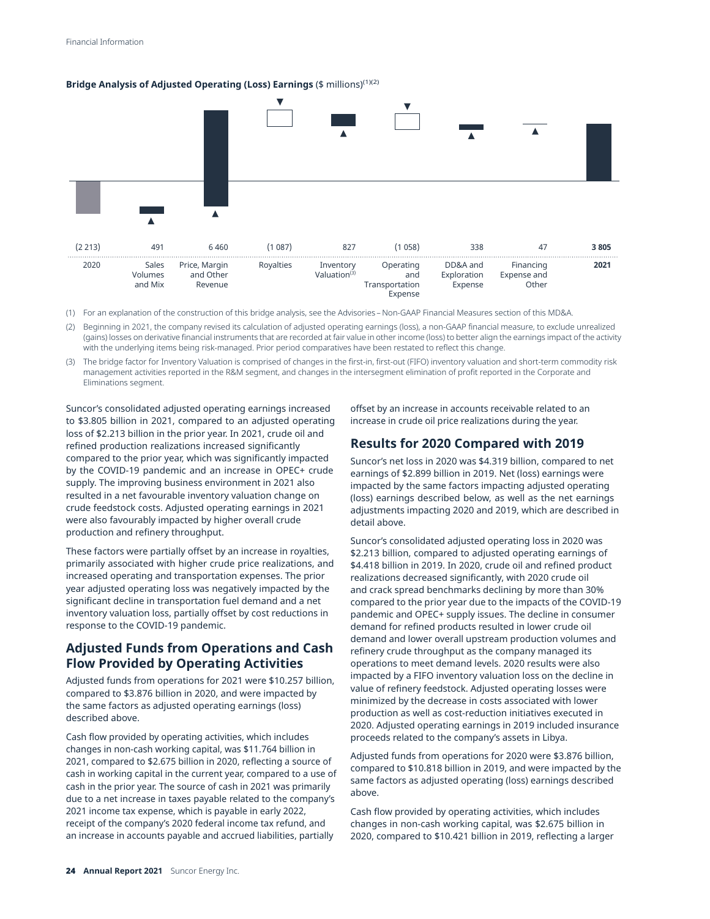**Bridge Analysis of Adjusted Operating (Loss) Earnings** ($ millions)(1)(2)

(2 213) 491 6 460 (1 087) 827 (1 058) 338 47 **3 805**

2020 | Sales Volumes and Mix | Price, Margin and Other Revenue | Royalties | Inventory Valuation(3) | Operating and Transportation Expense | DD&A and Exploration Expense | Financing Expense and Other | **2021**

(1) For an explanation of the construction of this bridge analysis, see the Advisories – Non-GAAP Financial Measures section of this MD&A.

(2) Beginning in 2021, the company revised its calculation of adjusted operating earnings (loss), a non-GAAP financial measure, to exclude unrealized (gains) losses on derivative financial instruments that are recorded at fair value in other income (loss) to better align the earnings impact of the activity with the underlying items being risk-managed. Prior period comparatives have been restated to reflect this change.

(3) The bridge factor for Inventory Valuation is comprised of changes in the first-in, first-out (FIFO) inventory valuation and short-term commodity risk management activities reported in the R&M segment, and changes in the intersegment elimination of profit reported in the Corporate and Eliminations segment.

Suncor's consolidated adjusted operating earnings increased to $3.805 billion in 2021, compared to an adjusted operating loss of $2.213 billion in the prior year. In 2021, crude oil and refined production realizations increased significantly compared to the prior year, which was significantly impacted by the COVID-19 pandemic and an increase in OPEC+ crude supply. The improving business environment in 2021 also resulted in a net favourable inventory valuation change on crude feedstock costs. Adjusted operating earnings in 2021 were also favourably impacted by higher overall crude production and refinery throughput.

These factors were partially offset by an increase in royalties, primarily associated with higher crude price realizations, and increased operating and transportation expenses. The prior year adjusted operating loss was negatively impacted by the significant decline in transportation fuel demand and a net inventory valuation loss, partially offset by cost reductions in response to the COVID-19 pandemic.

## Adjusted Funds from Operations and Cash Flow Provided by Operating Activities

Adjusted funds from operations for 2021 were $10.257 billion, compared to $3.876 billion in 2020, and were impacted by the same factors as adjusted operating earnings (loss) described above.

Cash flow provided by operating activities, which includes changes in non-cash working capital, was $11.764 billion in 2021, compared to $2.675 billion in 2020, reflecting a source of cash in working capital in the current year, compared to a use of cash in the prior year. The source of cash in 2021 was primarily due to a net increase in taxes payable related to the company's 2021 income tax expense, which is payable in early 2022, receipt of the company's 2020 federal income tax refund, and an increase in accounts payable and accrued liabilities, partially offset by an increase in accounts receivable related to an increase in crude oil price realizations during the year.

## Results for 2020 Compared with 2019

Suncor's net loss in 2020 was $4.319 billion, compared to net earnings of $2.899 billion in 2019. Net (loss) earnings were impacted by the same factors impacting adjusted operating (loss) earnings described below, as well as the net earnings adjustments impacting 2020 and 2019, which are described in detail above.

Suncor's consolidated adjusted operating loss in 2020 was $2.213 billion, compared to adjusted operating earnings of $4.418 billion in 2019. In 2020, crude oil and refined product realizations decreased significantly, with 2020 crude oil and crack spread benchmarks declining by more than 30% compared to the prior year due to the impacts of the COVID-19 pandemic and OPEC+ supply issues. The decline in consumer demand for refined products resulted in lower crude oil demand and lower overall upstream production volumes and refinery crude throughput as the company managed its operations to meet demand levels. 2020 results were also impacted by a FIFO inventory valuation loss on the decline in value of refinery feedstock. Adjusted operating losses were minimized by the decrease in costs associated with lower production as well as cost-reduction initiatives executed in 2020. Adjusted operating earnings in 2019 included insurance proceeds related to the company's assets in Libya.

Adjusted funds from operations for 2020 were $3.876 billion, compared to $10.818 billion in 2019, and were impacted by the same factors as adjusted operating (loss) earnings described above.

Cash flow provided by operating activities, which includes changes in non-cash working capital, was $2.675 billion in 2020, compared to $10.421 billion in 2019, reflecting a larger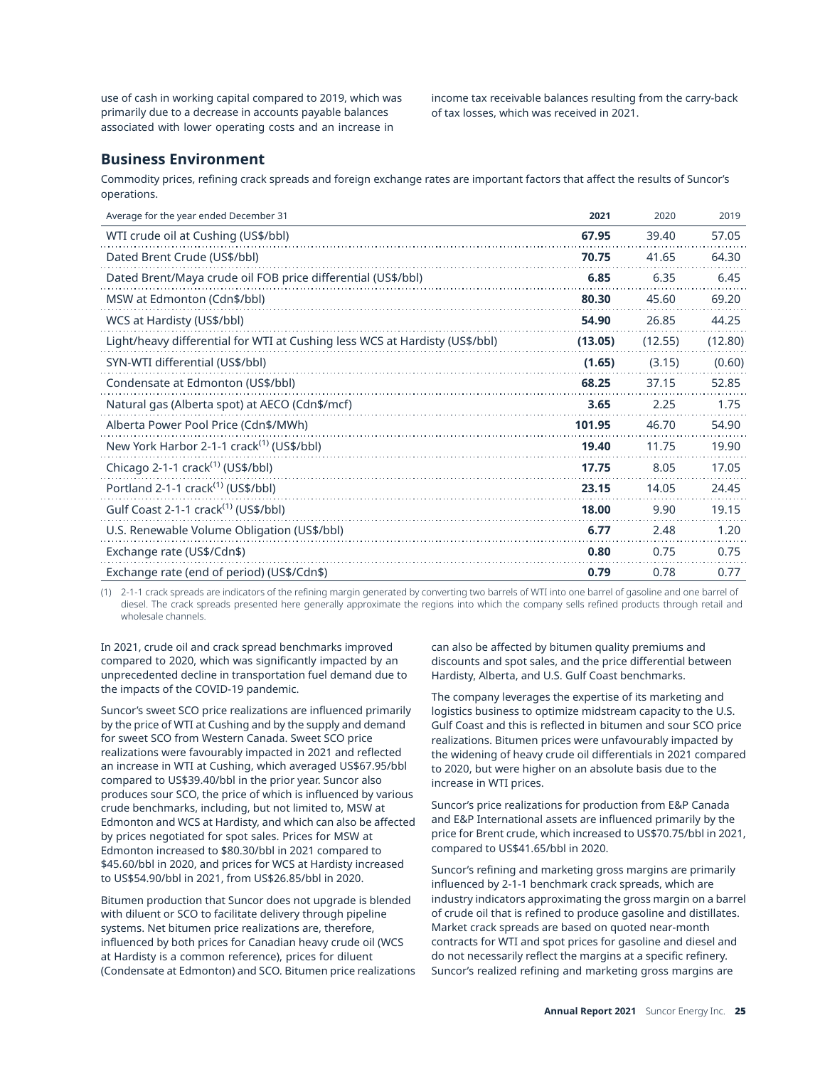use of cash in working capital compared to 2019, which was primarily due to a decrease in accounts payable balances associated with lower operating costs and an increase in income tax receivable balances resulting from the carry-back of tax losses, which was received in 2021.

## Business Environment

Commodity prices, refining crack spreads and foreign exchange rates are important factors that affect the results of Suncor's operations.

| Average for the year ended December 31 | **2021** | 2020 | 2019 |
|---|---|---|---|
| WTI crude oil at Cushing (US$/bbl) | **67.95** | 39.40 | 57.05 |
| Dated Brent Crude (US$/bbl) | **70.75** | 41.65 | 64.30 |
| Dated Brent/Maya crude oil FOB price differential (US$/bbl) | **6.85** | 6.35 | 6.45 |
| MSW at Edmonton (Cdn$/bbl) | **80.30** | 45.60 | 69.20 |
| WCS at Hardisty (US$/bbl) | **54.90** | 26.85 | 44.25 |
| Light/heavy differential for WTI at Cushing less WCS at Hardisty (US$/bbl) | **(13.05)** | (12.55) | (12.80) |
| SYN-WTI differential (US$/bbl) | **(1.65)** | (3.15) | (0.60) |
| Condensate at Edmonton (US$/bbl) | **68.25** | 37.15 | 52.85 |
| Natural gas (Alberta spot) at AECO (Cdn$/mcf) | **3.65** | 2.25 | 1.75 |
| Alberta Power Pool Price (Cdn$/MWh) | **101.95** | 46.70 | 54.90 |
| New York Harbor 2-1-1 crack[1] (US$/bbl) | **19.40** | 11.75 | 19.90 |
| Chicago 2-1-1 crack[1] (US$/bbl) | **17.75** | 8.05 | 17.05 |
| Portland 2-1-1 crack[1] (US$/bbl) | **23.15** | 14.05 | 24.45 |
| Gulf Coast 2-1-1 crack[1] (US$/bbl) | **18.00** | 9.90 | 19.15 |
| U.S. Renewable Volume Obligation (US$/bbl) | **6.77** | 2.48 | 1.20 |
| Exchange rate (US$/Cdn$) | **0.80** | 0.75 | 0.75 |
| Exchange rate (end of period) (US$/Cdn$) | **0.79** | 0.78 | 0.77 |

(1) 2-1-1 crack spreads are indicators of the refining margin generated by converting two barrels of WTI into one barrel of gasoline and one barrel of diesel. The crack spreads presented here generally approximate the regions into which the company sells refined products through retail and wholesale channels.

In 2021, crude oil and crack spread benchmarks improved compared to 2020, which was significantly impacted by an unprecedented decline in transportation fuel demand due to the impacts of the COVID-19 pandemic.

Suncor's sweet SCO price realizations are influenced primarily by the price of WTI at Cushing and by the supply and demand for sweet SCO from Western Canada. Sweet SCO price realizations were favourably impacted in 2021 and reflected an increase in WTI at Cushing, which averaged US$67.95/bbl compared to US$39.40/bbl in the prior year. Suncor also produces sour SCO, the price of which is influenced by various crude benchmarks, including, but not limited to, MSW at Edmonton and WCS at Hardisty, and which can also be affected by prices negotiated for spot sales. Prices for MSW at Edmonton increased to $80.30/bbl in 2021 compared to $45.60/bbl in 2020, and prices for WCS at Hardisty increased to US$54.90/bbl in 2021, from US$26.85/bbl in 2020.

Bitumen production that Suncor does not upgrade is blended with diluent or SCO to facilitate delivery through pipeline systems. Net bitumen price realizations are, therefore, influenced by both prices for Canadian heavy crude oil (WCS at Hardisty is a common reference), prices for diluent (Condensate at Edmonton) and SCO. Bitumen price realizations can also be affected by bitumen quality premiums and discounts and spot sales, and the price differential between Hardisty, Alberta, and U.S. Gulf Coast benchmarks.

The company leverages the expertise of its marketing and logistics business to optimize midstream capacity to the U.S. Gulf Coast and this is reflected in bitumen and sour SCO price realizations. Bitumen prices were unfavourably impacted by the widening of heavy crude oil differentials in 2021 compared to 2020, but were higher on an absolute basis due to the increase in WTI prices.

Suncor's price realizations for production from E&P Canada and E&P International assets are influenced primarily by the price for Brent crude, which increased to US$70.75/bbl in 2021, compared to US$41.65/bbl in 2020.

Suncor's refining and marketing gross margins are primarily influenced by 2-1-1 benchmark crack spreads, which are industry indicators approximating the gross margin on a barrel of crude oil that is refined to produce gasoline and distillates. Market crack spreads are based on quoted near-month contracts for WTI and spot prices for gasoline and diesel and do not necessarily reflect the margins at a specific refinery. Suncor's realized refining and marketing gross margins are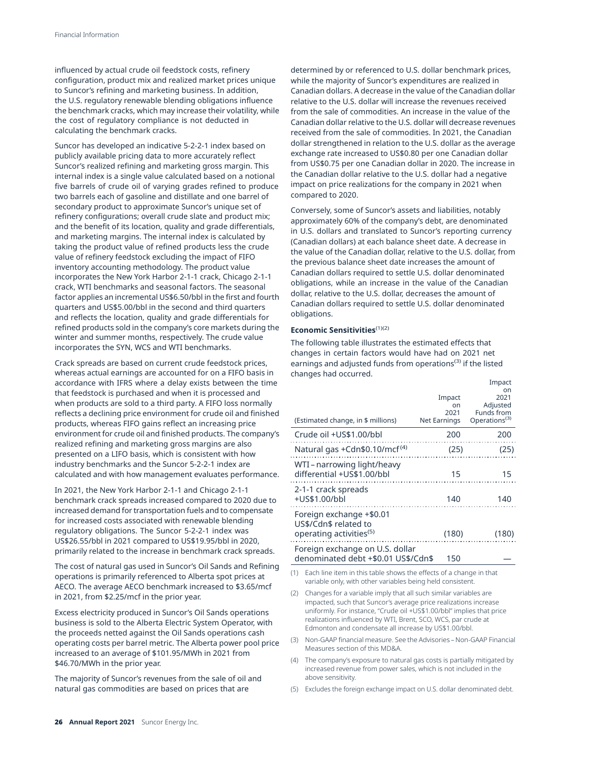influenced by actual crude oil feedstock costs, refinery configuration, product mix and realized market prices unique to Suncor's refining and marketing business. In addition, the U.S. regulatory renewable blending obligations influence the benchmark cracks, which may increase their volatility, while the cost of regulatory compliance is not deducted in calculating the benchmark cracks.

Suncor has developed an indicative 5-2-2-1 index based on publicly available pricing data to more accurately reflect Suncor's realized refining and marketing gross margin. This internal index is a single value calculated based on a notional five barrels of crude oil of varying grades refined to produce two barrels each of gasoline and distillate and one barrel of secondary product to approximate Suncor's unique set of refinery configurations; overall crude slate and product mix; and the benefit of its location, quality and grade differentials, and marketing margins. The internal index is calculated by taking the product value of refined products less the crude value of refinery feedstock excluding the impact of FIFO inventory accounting methodology. The product value incorporates the New York Harbor 2-1-1 crack, Chicago 2-1-1 crack, WTI benchmarks and seasonal factors. The seasonal factor applies an incremental US$6.50/bbl in the first and fourth quarters and US$5.00/bbl in the second and third quarters and reflects the location, quality and grade differentials for refined products sold in the company's core markets during the winter and summer months, respectively. The crude value incorporates the SYN, WCS and WTI benchmarks.

Crack spreads are based on current crude feedstock prices, whereas actual earnings are accounted for on a FIFO basis in accordance with IFRS where a delay exists between the time that feedstock is purchased and when it is processed and when products are sold to a third party. A FIFO loss normally reflects a declining price environment for crude oil and finished products, whereas FIFO gains reflect an increasing price environment for crude oil and finished products. The company's realized refining and marketing gross margins are also presented on a LIFO basis, which is consistent with how industry benchmarks and the Suncor 5-2-2-1 index are calculated and with how management evaluates performance.

In 2021, the New York Harbor 2-1-1 and Chicago 2-1-1 benchmark crack spreads increased compared to 2020 due to increased demand for transportation fuels and to compensate for increased costs associated with renewable blending regulatory obligations. The Suncor 5-2-2-1 index was US$26.55/bbl in 2021 compared to US$19.95/bbl in 2020, primarily related to the increase in benchmark crack spreads.

The cost of natural gas used in Suncor's Oil Sands and Refining operations is primarily referenced to Alberta spot prices at AECO. The average AECO benchmark increased to $3.65/mcf in 2021, from $2.25/mcf in the prior year.

Excess electricity produced in Suncor's Oil Sands operations business is sold to the Alberta Electric System Operator, with the proceeds netted against the Oil Sands operations cash operating costs per barrel metric. The Alberta power pool price increased to an average of $101.95/MWh in 2021 from $46.70/MWh in the prior year.

The majority of Suncor's revenues from the sale of oil and natural gas commodities are based on prices that are determined by or referenced to U.S. dollar benchmark prices, while the majority of Suncor's expenditures are realized in Canadian dollars. A decrease in the value of the Canadian dollar relative to the U.S. dollar will increase the revenues received from the sale of commodities. An increase in the value of the Canadian dollar relative to the U.S. dollar will decrease revenues received from the sale of commodities. In 2021, the Canadian dollar strengthened in relation to the U.S. dollar as the average exchange rate increased to US$0.80 per one Canadian dollar from US$0.75 per one Canadian dollar in 2020. The increase in the Canadian dollar relative to the U.S. dollar had a negative impact on price realizations for the company in 2021 when compared to 2020.

Conversely, some of Suncor's assets and liabilities, notably approximately 60% of the company's debt, are denominated in U.S. dollars and translated to Suncor's reporting currency (Canadian dollars) at each balance sheet date. A decrease in the value of the Canadian dollar, relative to the U.S. dollar, from the previous balance sheet date increases the amount of Canadian dollars required to settle U.S. dollar denominated obligations, while an increase in the value of the Canadian dollar, relative to the U.S. dollar, decreases the amount of Canadian dollars required to settle U.S. dollar denominated obligations.

#### Economic Sensitivities(1)(2)

The following table illustrates the estimated effects that changes in certain factors would have had on 2021 net earnings and adjusted funds from operations(3) if the listed changes had occurred.

| (Estimated change, in $ millions) | Impact on 2021 Net Earnings | Impact on 2021 Adjusted Funds from Operations(3) |
|---|---|---|
| Crude oil +US$1.00/bbl | 200 | 200 |
| Natural gas +Cdn$0.10/mcf(4) | (25) | (25) |
| WTI – narrowing light/heavy differential +US$1.00/bbl | 15 | 15 |
| 2-1-1 crack spreads +US$1.00/bbl | 140 | 140 |
| Foreign exchange +$0.01 US$/Cdn$ related to operating activities(5) | (180) | (180) |
| Foreign exchange on U.S. dollar denominated debt +$0.01 US$/Cdn$ | 150 | — |

(1) Each line item in this table shows the effects of a change in that variable only, with other variables being held consistent.

(2) Changes for a variable imply that all such similar variables are impacted, such that Suncor's average price realizations increase uniformly. For instance, "Crude oil +US$1.00/bbl" implies that price realizations influenced by WTI, Brent, SCO, WCS, par crude at Edmonton and condensate all increase by US$1.00/bbl.

(3) Non-GAAP financial measure. See the Advisories – Non-GAAP Financial Measures section of this MD&A.

(4) The company's exposure to natural gas costs is partially mitigated by increased revenue from power sales, which is not included in the above sensitivity.

(5) Excludes the foreign exchange impact on U.S. dollar denominated debt.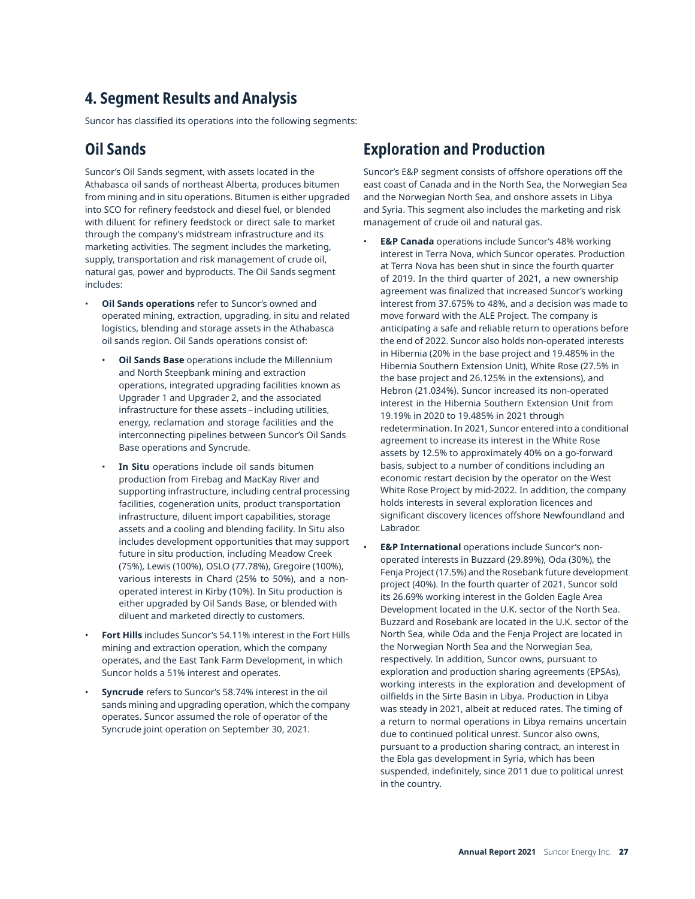# 4. Segment Results and Analysis

Suncor has classified its operations into the following segments:

## Oil Sands

Suncor's Oil Sands segment, with assets located in the Athabasca oil sands of northeast Alberta, produces bitumen from mining and in situ operations. Bitumen is either upgraded into SCO for refinery feedstock and diesel fuel, or blended with diluent for refinery feedstock or direct sale to market through the company's midstream infrastructure and its marketing activities. The segment includes the marketing, supply, transportation and risk management of crude oil, natural gas, power and byproducts. The Oil Sands segment includes:

- **Oil Sands operations** refer to Suncor's owned and operated mining, extraction, upgrading, in situ and related logistics, blending and storage assets in the Athabasca oil sands region. Oil Sands operations consist of:
  - **Oil Sands Base** operations include the Millennium and North Steepbank mining and extraction operations, integrated upgrading facilities known as Upgrader 1 and Upgrader 2, and the associated infrastructure for these assets – including utilities, energy, reclamation and storage facilities and the interconnecting pipelines between Suncor's Oil Sands Base operations and Syncrude.
  - **In Situ** operations include oil sands bitumen production from Firebag and MacKay River and supporting infrastructure, including central processing facilities, cogeneration units, product transportation infrastructure, diluent import capabilities, storage assets and a cooling and blending facility. In Situ also includes development opportunities that may support future in situ production, including Meadow Creek (75%), Lewis (100%), OSLO (77.78%), Gregoire (100%), various interests in Chard (25% to 50%), and a non-operated interest in Kirby (10%). In Situ production is either upgraded by Oil Sands Base, or blended with diluent and marketed directly to customers.
- **Fort Hills** includes Suncor's 54.11% interest in the Fort Hills mining and extraction operation, which the company operates, and the East Tank Farm Development, in which Suncor holds a 51% interest and operates.
- **Syncrude** refers to Suncor's 58.74% interest in the oil sands mining and upgrading operation, which the company operates. Suncor assumed the role of operator of the Syncrude joint operation on September 30, 2021.

## Exploration and Production

Suncor's E&P segment consists of offshore operations off the east coast of Canada and in the North Sea, the Norwegian Sea and the Norwegian North Sea, and onshore assets in Libya and Syria. This segment also includes the marketing and risk management of crude oil and natural gas.

- **E&P Canada** operations include Suncor's 48% working interest in Terra Nova, which Suncor operates. Production at Terra Nova has been shut in since the fourth quarter of 2019. In the third quarter of 2021, a new ownership agreement was finalized that increased Suncor's working interest from 37.675% to 48%, and a decision was made to move forward with the ALE Project. The company is anticipating a safe and reliable return to operations before the end of 2022. Suncor also holds non-operated interests in Hibernia (20% in the base project and 19.485% in the Hibernia Southern Extension Unit), White Rose (27.5% in the base project and 26.125% in the extensions), and Hebron (21.034%). Suncor increased its non-operated interest in the Hibernia Southern Extension Unit from 19.19% in 2020 to 19.485% in 2021 through redetermination. In 2021, Suncor entered into a conditional agreement to increase its interest in the White Rose assets by 12.5% to approximately 40% on a go-forward basis, subject to a number of conditions including an economic restart decision by the operator on the West White Rose Project by mid-2022. In addition, the company holds interests in several exploration licences and significant discovery licences offshore Newfoundland and Labrador.
- **E&P International** operations include Suncor's non-operated interests in Buzzard (29.89%), Oda (30%), the Fenja Project (17.5%) and the Rosebank future development project (40%). In the fourth quarter of 2021, Suncor sold its 26.69% working interest in the Golden Eagle Area Development located in the U.K. sector of the North Sea. Buzzard and Rosebank are located in the U.K. sector of the North Sea, while Oda and the Fenja Project are located in the Norwegian North Sea and the Norwegian Sea, respectively. In addition, Suncor owns, pursuant to exploration and production sharing agreements (EPSAs), working interests in the exploration and development of oilfields in the Sirte Basin in Libya. Production in Libya was steady in 2021, albeit at reduced rates. The timing of a return to normal operations in Libya remains uncertain due to continued political unrest. Suncor also owns, pursuant to a production sharing contract, an interest in the Ebla gas development in Syria, which has been suspended, indefinitely, since 2011 due to political unrest in the country.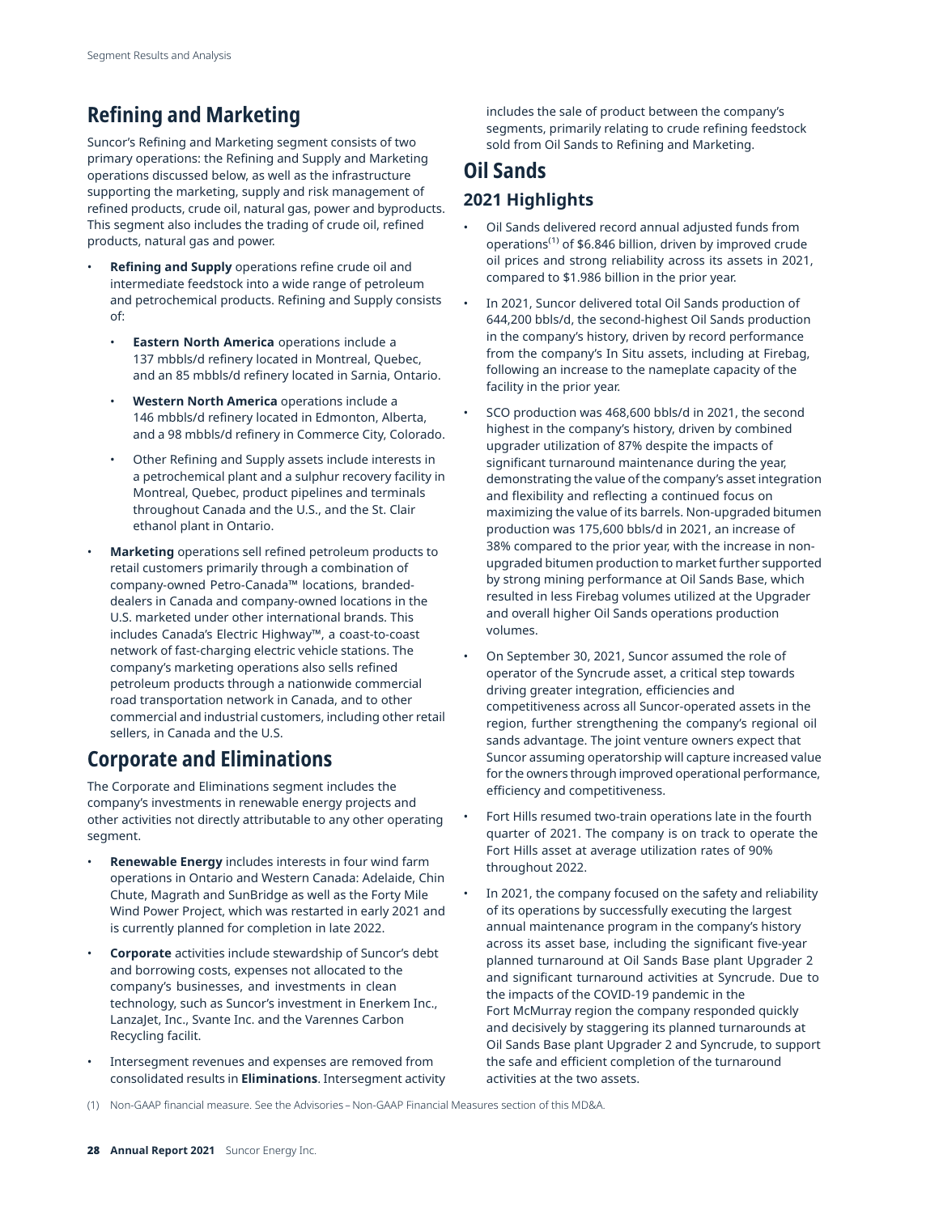## Refining and Marketing

Suncor's Refining and Marketing segment consists of two primary operations: the Refining and Supply and Marketing operations discussed below, as well as the infrastructure supporting the marketing, supply and risk management of refined products, crude oil, natural gas, power and byproducts. This segment also includes the trading of crude oil, refined products, natural gas and power.

- **Refining and Supply** operations refine crude oil and intermediate feedstock into a wide range of petroleum and petrochemical products. Refining and Supply consists of:
  - **Eastern North America** operations include a 137 mbbls/d refinery located in Montreal, Quebec, and an 85 mbbls/d refinery located in Sarnia, Ontario.
  - **Western North America** operations include a 146 mbbls/d refinery located in Edmonton, Alberta, and a 98 mbbls/d refinery in Commerce City, Colorado.
  - Other Refining and Supply assets include interests in a petrochemical plant and a sulphur recovery facility in Montreal, Quebec, product pipelines and terminals throughout Canada and the U.S., and the St. Clair ethanol plant in Ontario.
- **Marketing** operations sell refined petroleum products to retail customers primarily through a combination of company-owned Petro-Canada™ locations, branded-dealers in Canada and company-owned locations in the U.S. marketed under other international brands. This includes Canada's Electric Highway™, a coast-to-coast network of fast-charging electric vehicle stations. The company's marketing operations also sells refined petroleum products through a nationwide commercial road transportation network in Canada, and to other commercial and industrial customers, including other retail sellers, in Canada and the U.S.

## Corporate and Eliminations

The Corporate and Eliminations segment includes the company's investments in renewable energy projects and other activities not directly attributable to any other operating segment.

- **Renewable Energy** includes interests in four wind farm operations in Ontario and Western Canada: Adelaide, Chin Chute, Magrath and SunBridge as well as the Forty Mile Wind Power Project, which was restarted in early 2021 and is currently planned for completion in late 2022.
- **Corporate** activities include stewardship of Suncor's debt and borrowing costs, expenses not allocated to the company's businesses, and investments in clean technology, such as Suncor's investment in Enerkem Inc., LanzaJet, Inc., Svante Inc. and the Varennes Carbon Recycling facilit.
- Intersegment revenues and expenses are removed from consolidated results in **Eliminations**. Intersegment activity includes the sale of product between the company's segments, primarily relating to crude refining feedstock sold from Oil Sands to Refining and Marketing.

## Oil Sands

### 2021 Highlights

- Oil Sands delivered record annual adjusted funds from operations[(1)] of $6.846 billion, driven by improved crude oil prices and strong reliability across its assets in 2021, compared to $1.986 billion in the prior year.
- In 2021, Suncor delivered total Oil Sands production of 644,200 bbls/d, the second-highest Oil Sands production in the company's history, driven by record performance from the company's In Situ assets, including at Firebag, following an increase to the nameplate capacity of the facility in the prior year.
- SCO production was 468,600 bbls/d in 2021, the second highest in the company's history, driven by combined upgrader utilization of 87% despite the impacts of significant turnaround maintenance during the year, demonstrating the value of the company's asset integration and flexibility and reflecting a continued focus on maximizing the value of its barrels. Non-upgraded bitumen production was 175,600 bbls/d in 2021, an increase of 38% compared to the prior year, with the increase in non-upgraded bitumen production to market further supported by strong mining performance at Oil Sands Base, which resulted in less Firebag volumes utilized at the Upgrader and overall higher Oil Sands operations production volumes.
- On September 30, 2021, Suncor assumed the role of operator of the Syncrude asset, a critical step towards driving greater integration, efficiencies and competitiveness across all Suncor-operated assets in the region, further strengthening the company's regional oil sands advantage. The joint venture owners expect that Suncor assuming operatorship will capture increased value for the owners through improved operational performance, efficiency and competitiveness.
- Fort Hills resumed two-train operations late in the fourth quarter of 2021. The company is on track to operate the Fort Hills asset at average utilization rates of 90% throughout 2022.
- In 2021, the company focused on the safety and reliability of its operations by successfully executing the largest annual maintenance program in the company's history across its asset base, including the significant five-year planned turnaround at Oil Sands Base plant Upgrader 2 and significant turnaround activities at Syncrude. Due to the impacts of the COVID-19 pandemic in the Fort McMurray region the company responded quickly and decisively by staggering its planned turnarounds at Oil Sands Base plant Upgrader 2 and Syncrude, to support the safe and efficient completion of the turnaround activities at the two assets.

(1) Non-GAAP financial measure. See the Advisories – Non-GAAP Financial Measures section of this MD&A.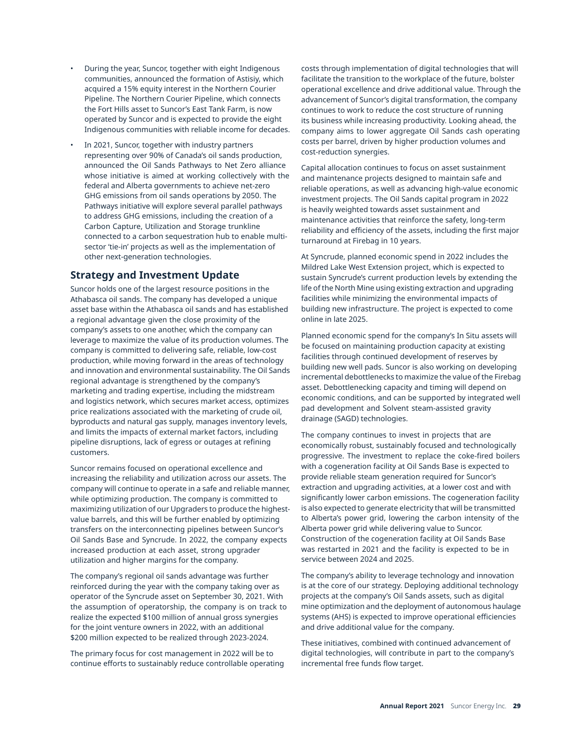- During the year, Suncor, together with eight Indigenous communities, announced the formation of Astisiy, which acquired a 15% equity interest in the Northern Courier Pipeline. The Northern Courier Pipeline, which connects the Fort Hills asset to Suncor's East Tank Farm, is now operated by Suncor and is expected to provide the eight Indigenous communities with reliable income for decades.
- In 2021, Suncor, together with industry partners representing over 90% of Canada's oil sands production, announced the Oil Sands Pathways to Net Zero alliance whose initiative is aimed at working collectively with the federal and Alberta governments to achieve net-zero GHG emissions from oil sands operations by 2050. The Pathways initiative will explore several parallel pathways to address GHG emissions, including the creation of a Carbon Capture, Utilization and Storage trunkline connected to a carbon sequestration hub to enable multi-sector 'tie-in' projects as well as the implementation of other next-generation technologies.

## Strategy and Investment Update

Suncor holds one of the largest resource positions in the Athabasca oil sands. The company has developed a unique asset base within the Athabasca oil sands and has established a regional advantage given the close proximity of the company's assets to one another, which the company can leverage to maximize the value of its production volumes. The company is committed to delivering safe, reliable, low-cost production, while moving forward in the areas of technology and innovation and environmental sustainability. The Oil Sands regional advantage is strengthened by the company's marketing and trading expertise, including the midstream and logistics network, which secures market access, optimizes price realizations associated with the marketing of crude oil, byproducts and natural gas supply, manages inventory levels, and limits the impacts of external market factors, including pipeline disruptions, lack of egress or outages at refining customers.

Suncor remains focused on operational excellence and increasing the reliability and utilization across our assets. The company will continue to operate in a safe and reliable manner, while optimizing production. The company is committed to maximizing utilization of our Upgraders to produce the highest-value barrels, and this will be further enabled by optimizing transfers on the interconnecting pipelines between Suncor's Oil Sands Base and Syncrude. In 2022, the company expects increased production at each asset, strong upgrader utilization and higher margins for the company.

The company's regional oil sands advantage was further reinforced during the year with the company taking over as operator of the Syncrude asset on September 30, 2021. With the assumption of operatorship, the company is on track to realize the expected $100 million of annual gross synergies for the joint venture owners in 2022, with an additional $200 million expected to be realized through 2023-2024.

The primary focus for cost management in 2022 will be to continue efforts to sustainably reduce controllable operating costs through implementation of digital technologies that will facilitate the transition to the workplace of the future, bolster operational excellence and drive additional value. Through the advancement of Suncor's digital transformation, the company continues to work to reduce the cost structure of running its business while increasing productivity. Looking ahead, the company aims to lower aggregate Oil Sands cash operating costs per barrel, driven by higher production volumes and cost-reduction synergies.

Capital allocation continues to focus on asset sustainment and maintenance projects designed to maintain safe and reliable operations, as well as advancing high-value economic investment projects. The Oil Sands capital program in 2022 is heavily weighted towards asset sustainment and maintenance activities that reinforce the safety, long-term reliability and efficiency of the assets, including the first major turnaround at Firebag in 10 years.

At Syncrude, planned economic spend in 2022 includes the Mildred Lake West Extension project, which is expected to sustain Syncrude's current production levels by extending the life of the North Mine using existing extraction and upgrading facilities while minimizing the environmental impacts of building new infrastructure. The project is expected to come online in late 2025.

Planned economic spend for the company's In Situ assets will be focused on maintaining production capacity at existing facilities through continued development of reserves by building new well pads. Suncor is also working on developing incremental debottlenecks to maximize the value of the Firebag asset. Debottlenecking capacity and timing will depend on economic conditions, and can be supported by integrated well pad development and Solvent steam-assisted gravity drainage (SAGD) technologies.

The company continues to invest in projects that are economically robust, sustainably focused and technologically progressive. The investment to replace the coke-fired boilers with a cogeneration facility at Oil Sands Base is expected to provide reliable steam generation required for Suncor's extraction and upgrading activities, at a lower cost and with significantly lower carbon emissions. The cogeneration facility is also expected to generate electricity that will be transmitted to Alberta's power grid, lowering the carbon intensity of the Alberta power grid while delivering value to Suncor. Construction of the cogeneration facility at Oil Sands Base was restarted in 2021 and the facility is expected to be in service between 2024 and 2025.

The company's ability to leverage technology and innovation is at the core of our strategy. Deploying additional technology projects at the company's Oil Sands assets, such as digital mine optimization and the deployment of autonomous haulage systems (AHS) is expected to improve operational efficiencies and drive additional value for the company.

These initiatives, combined with continued advancement of digital technologies, will contribute in part to the company's incremental free funds flow target.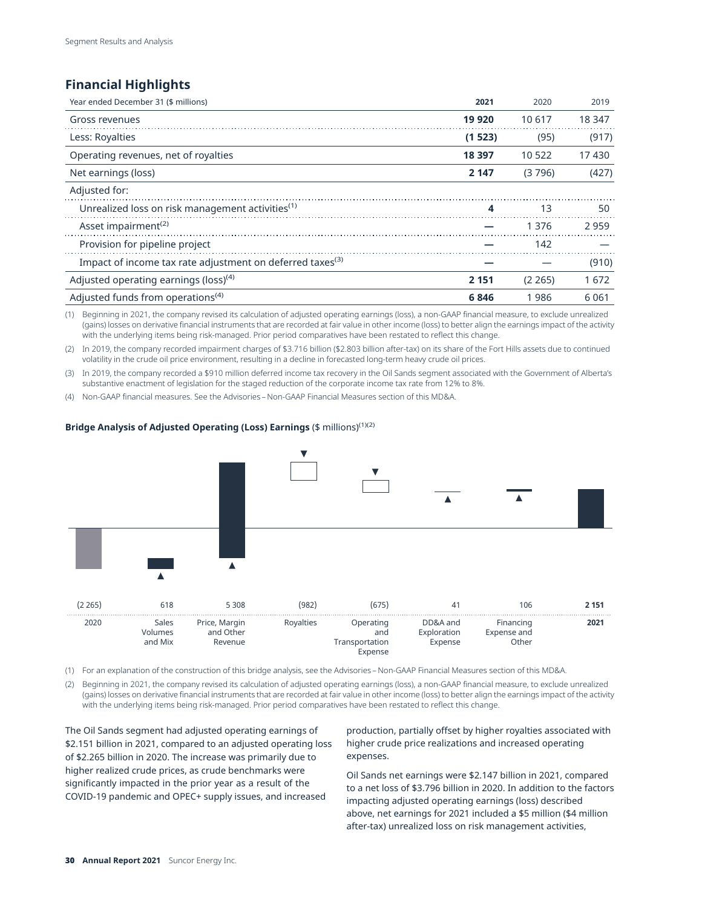## Financial Highlights

| Year ended December 31 ($ millions) | 2021 | 2020 | 2019 |
| --- | --- | --- | --- |
| Gross revenues | **19 920** | 10 617 | 18 347 |
| Less: Royalties | **(1 523)** | (95) | (917) |
| Operating revenues, net of royalties | **18 397** | 10 522 | 17 430 |
| Net earnings (loss) | **2 147** | (3 796) | (427) |
| Adjusted for: | | | |
| Unrealized loss on risk management activities[(1)] | **4** | 13 | 50 |
| Asset impairment[(2)] | **—** | 1 376 | 2 959 |
| Provision for pipeline project | **—** | 142 | — |
| Impact of income tax rate adjustment on deferred taxes[(3)] | **—** | — | (910) |
| Adjusted operating earnings (loss)[(4)] | **2 151** | (2 265) | 1 672 |
| Adjusted funds from operations[(4)] | **6 846** | 1 986 | 6 061 |

(1) Beginning in 2021, the company revised its calculation of adjusted operating earnings (loss), a non-GAAP financial measure, to exclude unrealized (gains) losses on derivative financial instruments that are recorded at fair value in other income (loss) to better align the earnings impact of the activity with the underlying items being risk-managed. Prior period comparatives have been restated to reflect this change.

(2) In 2019, the company recorded impairment charges of $3.716 billion ($2.803 billion after-tax) on its share of the Fort Hills assets due to continued volatility in the crude oil price environment, resulting in a decline in forecasted long-term heavy crude oil prices.

(3) In 2019, the company recorded a $910 million deferred income tax recovery in the Oil Sands segment associated with the Government of Alberta's substantive enactment of legislation for the staged reduction of the corporate income tax rate from 12% to 8%.

(4) Non-GAAP financial measures. See the Advisories – Non-GAAP Financial Measures section of this MD&A.

**Bridge Analysis of Adjusted Operating (Loss) Earnings** ($ millions)[(1)(2)]

(2 265) 2020
618 Sales Volumes and Mix
5 308 Price, Margin and Other Revenue
(982) Royalties
(675) Operating and Transportation Expense
41 DD&A and Exploration Expense
106 Financing Expense and Other
**2 151** **2021**

(1) For an explanation of the construction of this bridge analysis, see the Advisories – Non-GAAP Financial Measures section of this MD&A.

(2) Beginning in 2021, the company revised its calculation of adjusted operating earnings (loss), a non-GAAP financial measure, to exclude unrealized (gains) losses on derivative financial instruments that are recorded at fair value in other income (loss) to better align the earnings impact of the activity with the underlying items being risk-managed. Prior period comparatives have been restated to reflect this change.

The Oil Sands segment had adjusted operating earnings of $2.151 billion in 2021, compared to an adjusted operating loss of $2.265 billion in 2020. The increase was primarily due to higher realized crude prices, as crude benchmarks were significantly impacted in the prior year as a result of the COVID-19 pandemic and OPEC+ supply issues, and increased production, partially offset by higher royalties associated with higher crude price realizations and increased operating expenses.

Oil Sands net earnings were $2.147 billion in 2021, compared to a net loss of $3.796 billion in 2020. In addition to the factors impacting adjusted operating earnings (loss) described above, net earnings for 2021 included a $5 million ($4 million after-tax) unrealized loss on risk management activities,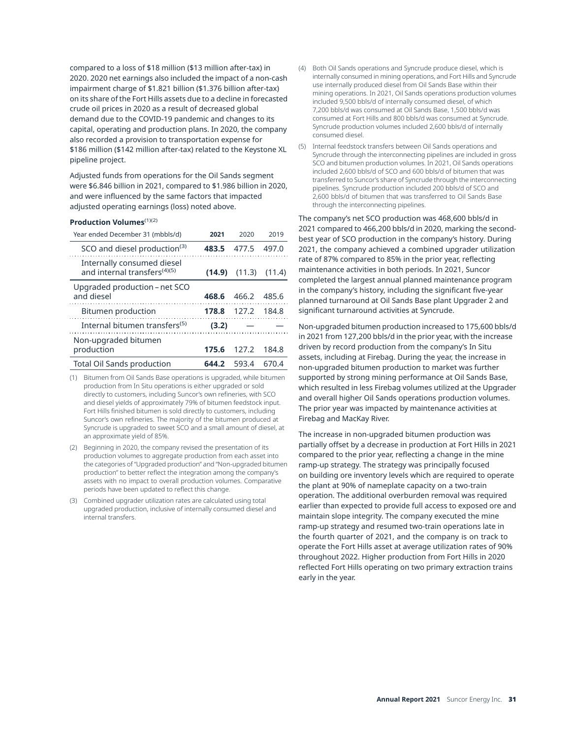compared to a loss of $18 million ($13 million after-tax) in 2020. 2020 net earnings also included the impact of a non-cash impairment charge of $1.821 billion ($1.376 billion after-tax) on its share of the Fort Hills assets due to a decline in forecasted crude oil prices in 2020 as a result of decreased global demand due to the COVID-19 pandemic and changes to its capital, operating and production plans. In 2020, the company also recorded a provision to transportation expense for $186 million ($142 million after-tax) related to the Keystone XL pipeline project.

Adjusted funds from operations for the Oil Sands segment were $6.846 billion in 2021, compared to $1.986 billion in 2020, and were influenced by the same factors that impacted adjusted operating earnings (loss) noted above.

**Production Volumes**[(1)(2)]

| Year ended December 31 (mbbls/d) | **2021** | 2020 | 2019 |
|---|---|---|---|
| SCO and diesel production[(3)] | **483.5** | 477.5 | 497.0 |
| Internally consumed diesel and internal transfers[(4)(5)] | **(14.9)** | (11.3) | (11.4) |
| Upgraded production – net SCO and diesel | **468.6** | 466.2 | 485.6 |
| Bitumen production | **178.8** | 127.2 | 184.8 |
| Internal bitumen transfers[(5)] | **(3.2)** | — | — |
| Non-upgraded bitumen production | **175.6** | 127.2 | 184.8 |
| Total Oil Sands production | **644.2** | 593.4 | 670.4 |

(1) Bitumen from Oil Sands Base operations is upgraded, while bitumen production from In Situ operations is either upgraded or sold directly to customers, including Suncor's own refineries, with SCO and diesel yields of approximately 79% of bitumen feedstock input. Fort Hills finished bitumen is sold directly to customers, including Suncor's own refineries. The majority of the bitumen produced at Syncrude is upgraded to sweet SCO and a small amount of diesel, at an approximate yield of 85%.

(2) Beginning in 2020, the company revised the presentation of its production volumes to aggregate production from each asset into the categories of "Upgraded production" and "Non-upgraded bitumen production" to better reflect the integration among the company's assets with no impact to overall production volumes. Comparative periods have been updated to reflect this change.

(3) Combined upgrader utilization rates are calculated using total upgraded production, inclusive of internally consumed diesel and internal transfers.

(4) Both Oil Sands operations and Syncrude produce diesel, which is internally consumed in mining operations, and Fort Hills and Syncrude use internally produced diesel from Oil Sands Base within their mining operations. In 2021, Oil Sands operations production volumes included 9,500 bbls/d of internally consumed diesel, of which 7,200 bbls/d was consumed at Oil Sands Base, 1,500 bbls/d was consumed at Fort Hills and 800 bbls/d was consumed at Syncrude. Syncrude production volumes included 2,600 bbls/d of internally consumed diesel.

(5) Internal feedstock transfers between Oil Sands operations and Syncrude through the interconnecting pipelines are included in gross SCO and bitumen production volumes. In 2021, Oil Sands operations included 2,600 bbls/d of SCO and 600 bbls/d of bitumen that was transferred to Suncor's share of Syncrude through the interconnecting pipelines. Syncrude production included 200 bbls/d of SCO and 2,600 bbls/d of bitumen that was transferred to Oil Sands Base through the interconnecting pipelines.

The company's net SCO production was 468,600 bbls/d in 2021 compared to 466,200 bbls/d in 2020, marking the second-best year of SCO production in the company's history. During 2021, the company achieved a combined upgrader utilization rate of 87% compared to 85% in the prior year, reflecting maintenance activities in both periods. In 2021, Suncor completed the largest annual planned maintenance program in the company's history, including the significant five-year planned turnaround at Oil Sands Base plant Upgrader 2 and significant turnaround activities at Syncrude.

Non-upgraded bitumen production increased to 175,600 bbls/d in 2021 from 127,200 bbls/d in the prior year, with the increase driven by record production from the company's In Situ assets, including at Firebag. During the year, the increase in non-upgraded bitumen production to market was further supported by strong mining performance at Oil Sands Base, which resulted in less Firebag volumes utilized at the Upgrader and overall higher Oil Sands operations production volumes. The prior year was impacted by maintenance activities at Firebag and MacKay River.

The increase in non-upgraded bitumen production was partially offset by a decrease in production at Fort Hills in 2021 compared to the prior year, reflecting a change in the mine ramp-up strategy. The strategy was principally focused on building ore inventory levels which are required to operate the plant at 90% of nameplate capacity on a two-train operation. The additional overburden removal was required earlier than expected to provide full access to exposed ore and maintain slope integrity. The company executed the mine ramp-up strategy and resumed two-train operations late in the fourth quarter of 2021, and the company is on track to operate the Fort Hills asset at average utilization rates of 90% throughout 2022. Higher production from Fort Hills in 2020 reflected Fort Hills operating on two primary extraction trains early in the year.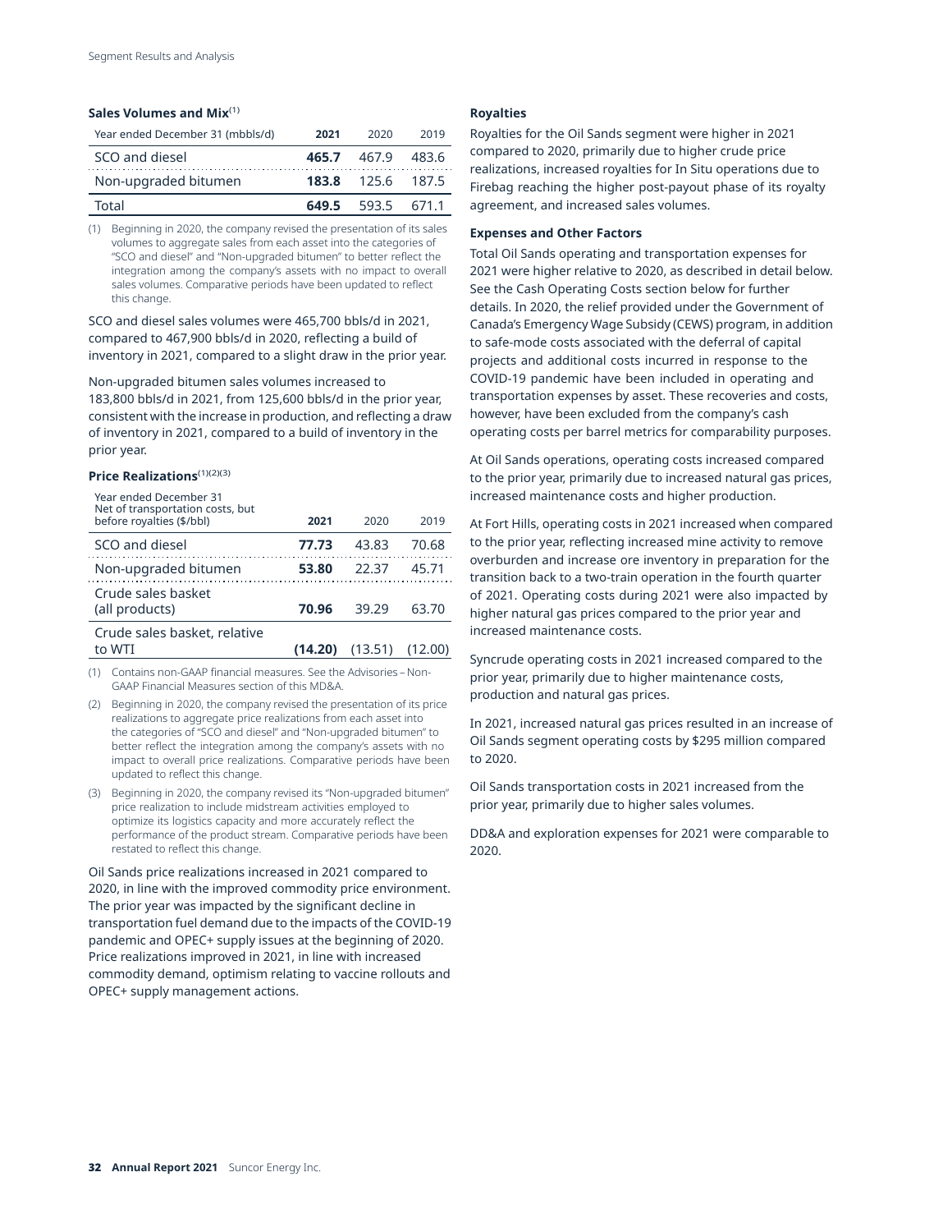#### Sales Volumes and Mix[1]

| Year ended December 31 (mbbls/d) | 2021 | 2020 | 2019 |
|---|---|---|---|
| SCO and diesel | **465.7** | 467.9 | 483.6 |
| Non-upgraded bitumen | **183.8** | 125.6 | 187.5 |
| Total | **649.5** | 593.5 | 671.1 |

(1) Beginning in 2020, the company revised the presentation of its sales volumes to aggregate sales from each asset into the categories of "SCO and diesel" and "Non-upgraded bitumen" to better reflect the integration among the company's assets with no impact to overall sales volumes. Comparative periods have been updated to reflect this change.

SCO and diesel sales volumes were 465,700 bbls/d in 2021, compared to 467,900 bbls/d in 2020, reflecting a build of inventory in 2021, compared to a slight draw in the prior year.

Non-upgraded bitumen sales volumes increased to 183,800 bbls/d in 2021, from 125,600 bbls/d in the prior year, consistent with the increase in production, and reflecting a draw of inventory in 2021, compared to a build of inventory in the prior year.

#### Price Realizations[1][2][3]

| Year ended December 31 Net of transportation costs, but before royalties ($/bbl) | 2021 | 2020 | 2019 |
|---|---|---|---|
| SCO and diesel | **77.73** | 43.83 | 70.68 |
| Non-upgraded bitumen | **53.80** | 22.37 | 45.71 |
| Crude sales basket (all products) | **70.96** | 39.29 | 63.70 |
| Crude sales basket, relative to WTI | **(14.20)** | (13.51) | (12.00) |

(1) Contains non-GAAP financial measures. See the Advisories – Non-GAAP Financial Measures section of this MD&A.

(2) Beginning in 2020, the company revised the presentation of its price realizations to aggregate price realizations from each asset into the categories of "SCO and diesel" and "Non-upgraded bitumen" to better reflect the integration among the company's assets with no impact to overall price realizations. Comparative periods have been updated to reflect this change.

(3) Beginning in 2020, the company revised its "Non-upgraded bitumen" price realization to include midstream activities employed to optimize its logistics capacity and more accurately reflect the performance of the product stream. Comparative periods have been restated to reflect this change.

Oil Sands price realizations increased in 2021 compared to 2020, in line with the improved commodity price environment. The prior year was impacted by the significant decline in transportation fuel demand due to the impacts of the COVID-19 pandemic and OPEC+ supply issues at the beginning of 2020. Price realizations improved in 2021, in line with increased commodity demand, optimism relating to vaccine rollouts and OPEC+ supply management actions.

#### Royalties

Royalties for the Oil Sands segment were higher in 2021 compared to 2020, primarily due to higher crude price realizations, increased royalties for In Situ operations due to Firebag reaching the higher post-payout phase of its royalty agreement, and increased sales volumes.

#### Expenses and Other Factors

Total Oil Sands operating and transportation expenses for 2021 were higher relative to 2020, as described in detail below. See the Cash Operating Costs section below for further details. In 2020, the relief provided under the Government of Canada's Emergency Wage Subsidy (CEWS) program, in addition to safe-mode costs associated with the deferral of capital projects and additional costs incurred in response to the COVID-19 pandemic have been included in operating and transportation expenses by asset. These recoveries and costs, however, have been excluded from the company's cash operating costs per barrel metrics for comparability purposes.

At Oil Sands operations, operating costs increased compared to the prior year, primarily due to increased natural gas prices, increased maintenance costs and higher production.

At Fort Hills, operating costs in 2021 increased when compared to the prior year, reflecting increased mine activity to remove overburden and increase ore inventory in preparation for the transition back to a two-train operation in the fourth quarter of 2021. Operating costs during 2021 were also impacted by higher natural gas prices compared to the prior year and increased maintenance costs.

Syncrude operating costs in 2021 increased compared to the prior year, primarily due to higher maintenance costs, production and natural gas prices.

In 2021, increased natural gas prices resulted in an increase of Oil Sands segment operating costs by $295 million compared to 2020.

Oil Sands transportation costs in 2021 increased from the prior year, primarily due to higher sales volumes.

DD&A and exploration expenses for 2021 were comparable to 2020.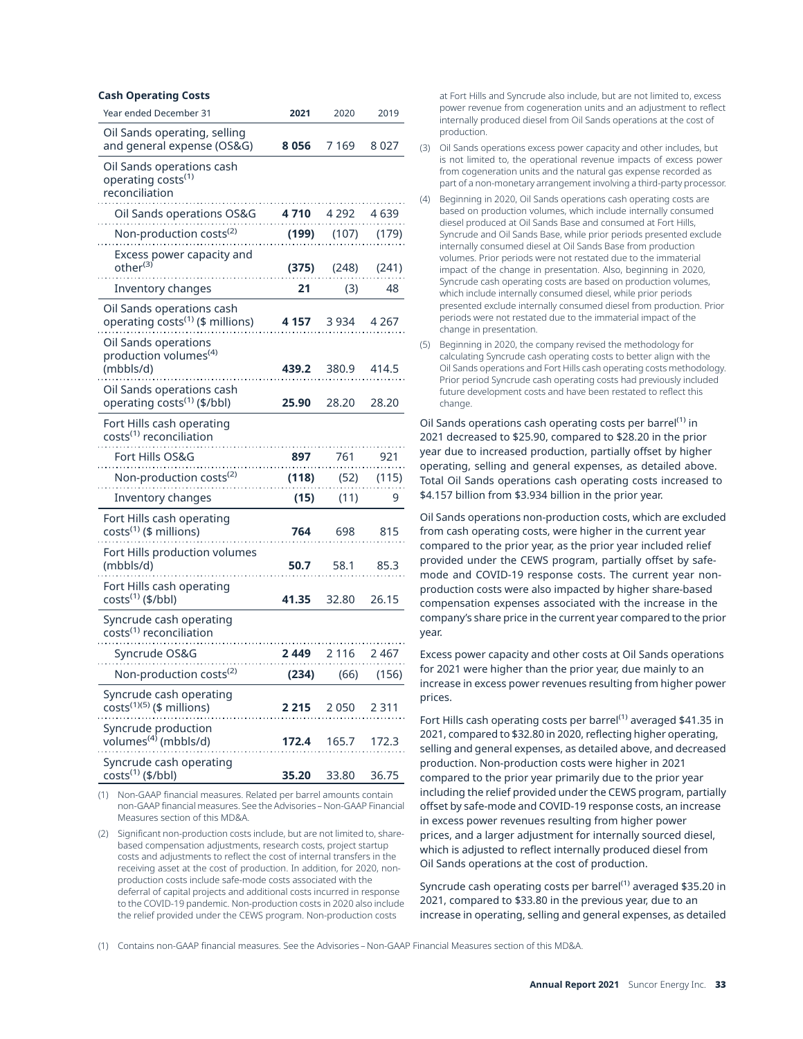**Cash Operating Costs**

| Year ended December 31 | **2021** | 2020 | 2019 |
|---|---|---|---|
| Oil Sands operating, selling and general expense (OS&G) | **8 056** | 7 169 | 8 027 |
| Oil Sands operations cash operating costs[(1)] reconciliation | | | |
| Oil Sands operations OS&G | **4 710** | 4 292 | 4 639 |
| Non-production costs[(2)] | **(199)** | (107) | (179) |
| Excess power capacity and other[(3)] | **(375)** | (248) | (241) |
| Inventory changes | **21** | (3) | 48 |
| Oil Sands operations cash operating costs[(1)] ($ millions) | **4 157** | 3 934 | 4 267 |
| Oil Sands operations production volumes[(4)] (mbbls/d) | **439.2** | 380.9 | 414.5 |
| Oil Sands operations cash operating costs[(1)] ($/bbl) | **25.90** | 28.20 | 28.20 |
| Fort Hills cash operating costs[(1)] reconciliation | | | |
| Fort Hills OS&G | **897** | 761 | 921 |
| Non-production costs[(2)] | **(118)** | (52) | (115) |
| Inventory changes | **(15)** | (11) | 9 |
| Fort Hills cash operating costs[(1)] ($ millions) | **764** | 698 | 815 |
| Fort Hills production volumes (mbbls/d) | **50.7** | 58.1 | 85.3 |
| Fort Hills cash operating costs[(1)] ($/bbl) | **41.35** | 32.80 | 26.15 |
| Syncrude cash operating costs[(1)] reconciliation | | | |
| Syncrude OS&G | **2 449** | 2 116 | 2 467 |
| Non-production costs[(2)] | **(234)** | (66) | (156) |
| Syncrude cash operating costs[(1)(5)] ($ millions) | **2 215** | 2 050 | 2 311 |
| Syncrude production volumes[(4)] (mbbls/d) | **172.4** | 165.7 | 172.3 |
| Syncrude cash operating costs[(1)] ($/bbl) | **35.20** | 33.80 | 36.75 |

(1) Non-GAAP financial measures. Related per barrel amounts contain non-GAAP financial measures. See the Advisories – Non-GAAP Financial Measures section of this MD&A.

(2) Significant non-production costs include, but are not limited to, share-based compensation adjustments, research costs, project startup costs and adjustments to reflect the cost of internal transfers in the receiving asset at the cost of production. In addition, for 2020, non-production costs include safe-mode costs associated with the deferral of capital projects and additional costs incurred in response to the COVID-19 pandemic. Non-production costs in 2020 also include the relief provided under the CEWS program. Non-production costs at Fort Hills and Syncrude also include, but are not limited to, excess power revenue from cogeneration units and an adjustment to reflect internally produced diesel from Oil Sands operations at the cost of production.

(3) Oil Sands operations excess power capacity and other includes, but is not limited to, the operational revenue impacts of excess power from cogeneration units and the natural gas expense recorded as part of a non-monetary arrangement involving a third-party processor.

(4) Beginning in 2020, Oil Sands operations cash operating costs are based on production volumes, which include internally consumed diesel produced at Oil Sands Base and consumed at Fort Hills, Syncrude and Oil Sands Base, while prior periods presented exclude internally consumed diesel at Oil Sands Base from production volumes. Prior periods were not restated due to the immaterial impact of the change in presentation. Also, beginning in 2020, Syncrude cash operating costs are based on production volumes, which include internally consumed diesel, while prior periods presented exclude internally consumed diesel from production. Prior periods were not restated due to the immaterial impact of the change in presentation.

(5) Beginning in 2020, the company revised the methodology for calculating Syncrude cash operating costs to better align with the Oil Sands operations and Fort Hills cash operating costs methodology. Prior period Syncrude cash operating costs had previously included future development costs and have been restated to reflect this change.

Oil Sands operations cash operating costs per barrel[(1)] in 2021 decreased to $25.90, compared to $28.20 in the prior year due to increased production, partially offset by higher operating, selling and general expenses, as detailed above. Total Oil Sands operations cash operating costs increased to $4.157 billion from $3.934 billion in the prior year.

Oil Sands operations non-production costs, which are excluded from cash operating costs, were higher in the current year compared to the prior year, as the prior year included relief provided under the CEWS program, partially offset by safe-mode and COVID-19 response costs. The current year non-production costs were also impacted by higher share-based compensation expenses associated with the increase in the company's share price in the current year compared to the prior year.

Excess power capacity and other costs at Oil Sands operations for 2021 were higher than the prior year, due mainly to an increase in excess power revenues resulting from higher power prices.

Fort Hills cash operating costs per barrel[(1)] averaged $41.35 in 2021, compared to $32.80 in 2020, reflecting higher operating, selling and general expenses, as detailed above, and decreased production. Non-production costs were higher in 2021 compared to the prior year primarily due to the prior year including the relief provided under the CEWS program, partially offset by safe-mode and COVID-19 response costs, an increase in excess power revenues resulting from higher power prices, and a larger adjustment for internally sourced diesel, which is adjusted to reflect internally produced diesel from Oil Sands operations at the cost of production.

Syncrude cash operating costs per barrel[(1)] averaged $35.20 in 2021, compared to $33.80 in the previous year, due to an increase in operating, selling and general expenses, as detailed

(1) Contains non-GAAP financial measures. See the Advisories – Non-GAAP Financial Measures section of this MD&A.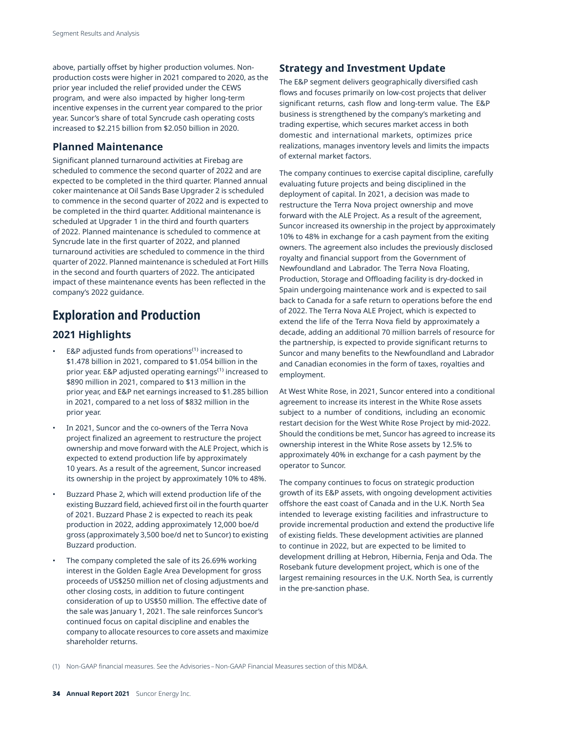above, partially offset by higher production volumes. Non-production costs were higher in 2021 compared to 2020, as the prior year included the relief provided under the CEWS program, and were also impacted by higher long-term incentive expenses in the current year compared to the prior year. Suncor's share of total Syncrude cash operating costs increased to $2.215 billion from $2.050 billion in 2020.

### Planned Maintenance

Significant planned turnaround activities at Firebag are scheduled to commence the second quarter of 2022 and are expected to be completed in the third quarter. Planned annual coker maintenance at Oil Sands Base Upgrader 2 is scheduled to commence in the second quarter of 2022 and is expected to be completed in the third quarter. Additional maintenance is scheduled at Upgrader 1 in the third and fourth quarters of 2022. Planned maintenance is scheduled to commence at Syncrude late in the first quarter of 2022, and planned turnaround activities are scheduled to commence in the third quarter of 2022. Planned maintenance is scheduled at Fort Hills in the second and fourth quarters of 2022. The anticipated impact of these maintenance events has been reflected in the company's 2022 guidance.

## Exploration and Production

### 2021 Highlights

- E&P adjusted funds from operations[1] increased to $1.478 billion in 2021, compared to $1.054 billion in the prior year. E&P adjusted operating earnings[1] increased to $890 million in 2021, compared to $13 million in the prior year, and E&P net earnings increased to $1.285 billion in 2021, compared to a net loss of $832 million in the prior year.
- In 2021, Suncor and the co-owners of the Terra Nova project finalized an agreement to restructure the project ownership and move forward with the ALE Project, which is expected to extend production life by approximately 10 years. As a result of the agreement, Suncor increased its ownership in the project by approximately 10% to 48%.
- Buzzard Phase 2, which will extend production life of the existing Buzzard field, achieved first oil in the fourth quarter of 2021. Buzzard Phase 2 is expected to reach its peak production in 2022, adding approximately 12,000 boe/d gross (approximately 3,500 boe/d net to Suncor) to existing Buzzard production.
- The company completed the sale of its 26.69% working interest in the Golden Eagle Area Development for gross proceeds of US$250 million net of closing adjustments and other closing costs, in addition to future contingent consideration of up to US$50 million. The effective date of the sale was January 1, 2021. The sale reinforces Suncor's continued focus on capital discipline and enables the company to allocate resources to core assets and maximize shareholder returns.

### Strategy and Investment Update

The E&P segment delivers geographically diversified cash flows and focuses primarily on low-cost projects that deliver significant returns, cash flow and long-term value. The E&P business is strengthened by the company's marketing and trading expertise, which secures market access in both domestic and international markets, optimizes price realizations, manages inventory levels and limits the impacts of external market factors.

The company continues to exercise capital discipline, carefully evaluating future projects and being disciplined in the deployment of capital. In 2021, a decision was made to restructure the Terra Nova project ownership and move forward with the ALE Project. As a result of the agreement, Suncor increased its ownership in the project by approximately 10% to 48% in exchange for a cash payment from the exiting owners. The agreement also includes the previously disclosed royalty and financial support from the Government of Newfoundland and Labrador. The Terra Nova Floating, Production, Storage and Offloading facility is dry-docked in Spain undergoing maintenance work and is expected to sail back to Canada for a safe return to operations before the end of 2022. The Terra Nova ALE Project, which is expected to extend the life of the Terra Nova field by approximately a decade, adding an additional 70 million barrels of resource for the partnership, is expected to provide significant returns to Suncor and many benefits to the Newfoundland and Labrador and Canadian economies in the form of taxes, royalties and employment.

At West White Rose, in 2021, Suncor entered into a conditional agreement to increase its interest in the White Rose assets subject to a number of conditions, including an economic restart decision for the West White Rose Project by mid-2022. Should the conditions be met, Suncor has agreed to increase its ownership interest in the White Rose assets by 12.5% to approximately 40% in exchange for a cash payment by the operator to Suncor.

The company continues to focus on strategic production growth of its E&P assets, with ongoing development activities offshore the east coast of Canada and in the U.K. North Sea intended to leverage existing facilities and infrastructure to provide incremental production and extend the productive life of existing fields. These development activities are planned to continue in 2022, but are expected to be limited to development drilling at Hebron, Hibernia, Fenja and Oda. The Rosebank future development project, which is one of the largest remaining resources in the U.K. North Sea, is currently in the pre-sanction phase.

(1) Non-GAAP financial measures. See the Advisories – Non-GAAP Financial Measures section of this MD&A.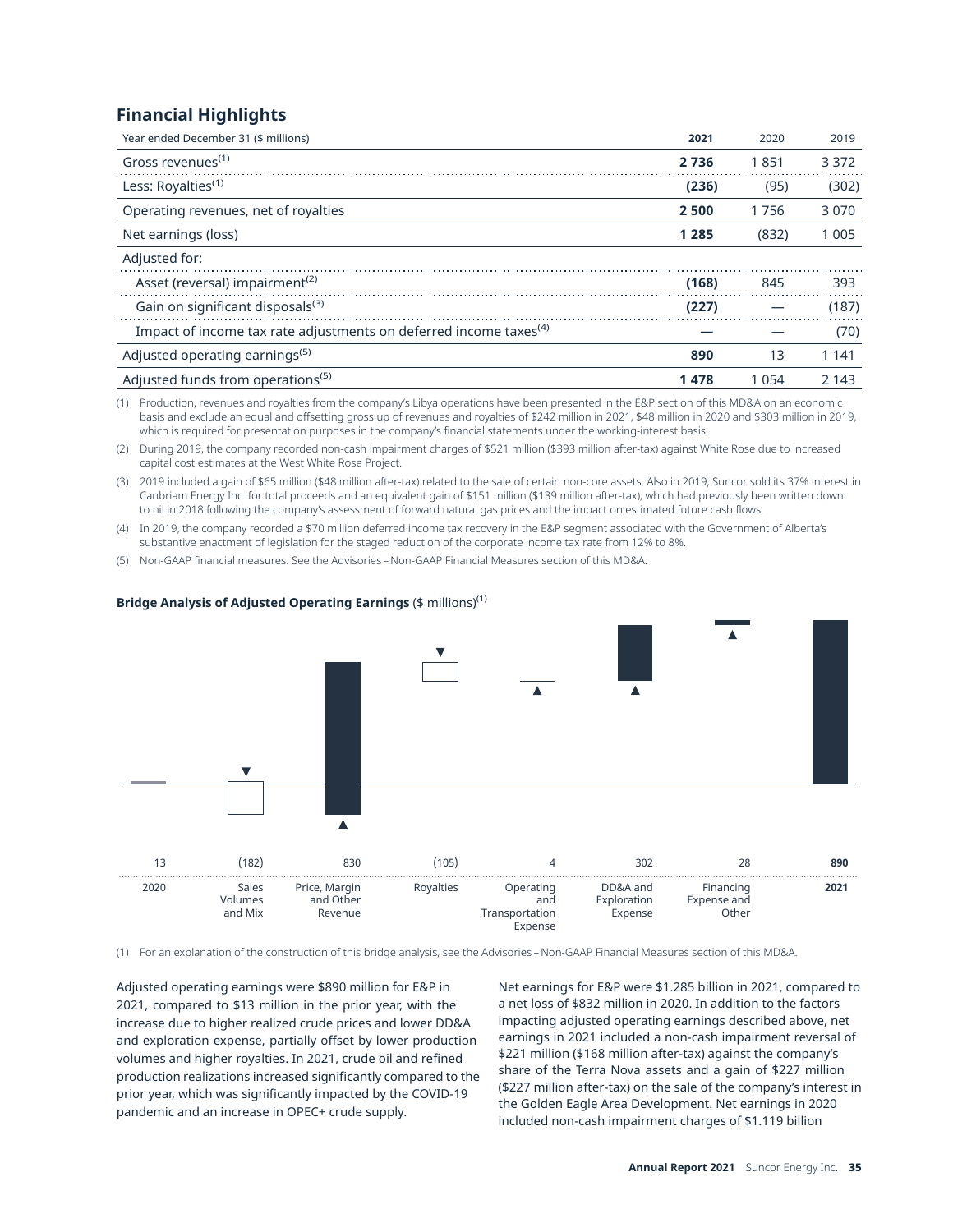## Financial Highlights

| Year ended December 31 ($ millions) | 2021 | 2020 | 2019 |
|---|---|---|---|
| Gross revenues[(1)] | **2 736** | 1 851 | 3 372 |
| Less: Royalties[(1)] | **(236)** | (95) | (302) |
| Operating revenues, net of royalties | **2 500** | 1 756 | 3 070 |
| Net earnings (loss) | **1 285** | (832) | 1 005 |
| Adjusted for: | | | |
| Asset (reversal) impairment[(2)] | **(168)** | 845 | 393 |
| Gain on significant disposals[(3)] | **(227)** | — | (187) |
| Impact of income tax rate adjustments on deferred income taxes[(4)] | **—** | — | (70) |
| Adjusted operating earnings[(5)] | **890** | 13 | 1 141 |
| Adjusted funds from operations[(5)] | **1 478** | 1 054 | 2 143 |

(1) Production, revenues and royalties from the company's Libya operations have been presented in the E&P section of this MD&A on an economic basis and exclude an equal and offsetting gross up of revenues and royalties of $242 million in 2021, $48 million in 2020 and $303 million in 2019, which is required for presentation purposes in the company's financial statements under the working-interest basis.

(2) During 2019, the company recorded non-cash impairment charges of $521 million ($393 million after-tax) against White Rose due to increased capital cost estimates at the West White Rose Project.

(3) 2019 included a gain of $65 million ($48 million after-tax) related to the sale of certain non-core assets. Also in 2019, Suncor sold its 37% interest in Canbriam Energy Inc. for total proceeds and an equivalent gain of $151 million ($139 million after-tax), which had previously been written down to nil in 2018 following the company's assessment of forward natural gas prices and the impact on estimated future cash flows.

(4) In 2019, the company recorded a $70 million deferred income tax recovery in the E&P segment associated with the Government of Alberta's substantive enactment of legislation for the staged reduction of the corporate income tax rate from 12% to 8%.

(5) Non-GAAP financial measures. See the Advisories – Non-GAAP Financial Measures section of this MD&A.

**Bridge Analysis of Adjusted Operating Earnings** ($ millions)[(1)]

13 — 2020
(182) — Sales Volumes and Mix
830 — Price, Margin and Other Revenue
(105) — Royalties
4 — Operating and Transportation Expense
302 — DD&A and Exploration Expense
28 — Financing Expense and Other
**890** — **2021**

(1) For an explanation of the construction of this bridge analysis, see the Advisories – Non-GAAP Financial Measures section of this MD&A.

Adjusted operating earnings were $890 million for E&P in 2021, compared to $13 million in the prior year, with the increase due to higher realized crude prices and lower DD&A and exploration expense, partially offset by lower production volumes and higher royalties. In 2021, crude oil and refined production realizations increased significantly compared to the prior year, which was significantly impacted by the COVID-19 pandemic and an increase in OPEC+ crude supply.

Net earnings for E&P were $1.285 billion in 2021, compared to a net loss of $832 million in 2020. In addition to the factors impacting adjusted operating earnings described above, net earnings in 2021 included a non-cash impairment reversal of $221 million ($168 million after-tax) against the company's share of the Terra Nova assets and a gain of $227 million ($227 million after-tax) on the sale of the company's interest in the Golden Eagle Area Development. Net earnings in 2020 included non-cash impairment charges of $1.119 billion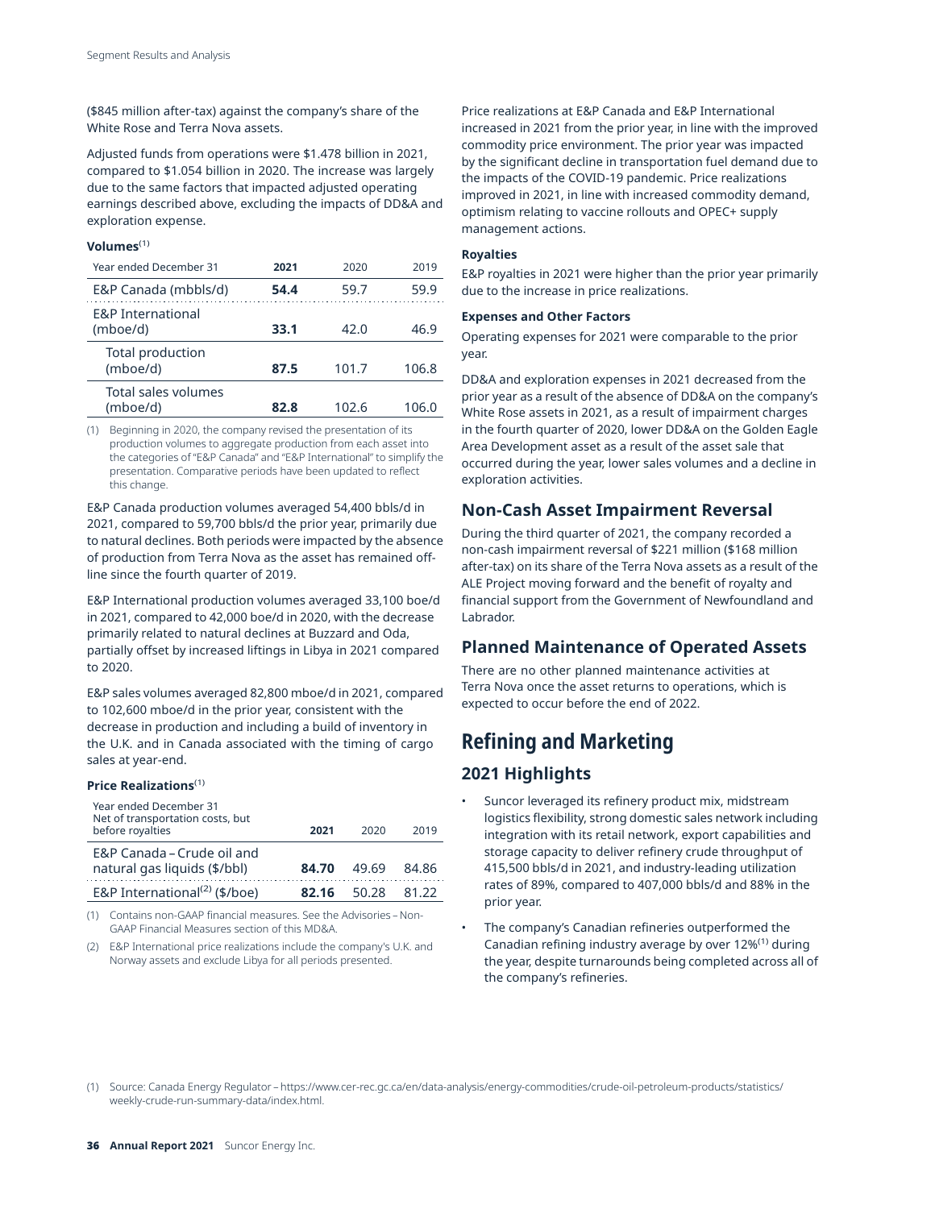($845 million after-tax) against the company's share of the White Rose and Terra Nova assets.

Adjusted funds from operations were $1.478 billion in 2021, compared to $1.054 billion in 2020. The increase was largely due to the same factors that impacted adjusted operating earnings described above, excluding the impacts of DD&A and exploration expense.

**Volumes**[1]

| Year ended December 31 | 2021 | 2020 | 2019 |
|---|---|---|---|
| E&P Canada (mbbls/d) | **54.4** | 59.7 | 59.9 |
| E&P International (mboe/d) | **33.1** | 42.0 | 46.9 |
| Total production (mboe/d) | **87.5** | 101.7 | 106.8 |
| Total sales volumes (mboe/d) | **82.8** | 102.6 | 106.0 |

(1) Beginning in 2020, the company revised the presentation of its production volumes to aggregate production from each asset into the categories of "E&P Canada" and "E&P International" to simplify the presentation. Comparative periods have been updated to reflect this change.

E&P Canada production volumes averaged 54,400 bbls/d in 2021, compared to 59,700 bbls/d the prior year, primarily due to natural declines. Both periods were impacted by the absence of production from Terra Nova as the asset has remained off-line since the fourth quarter of 2019.

E&P International production volumes averaged 33,100 boe/d in 2021, compared to 42,000 boe/d in 2020, with the decrease primarily related to natural declines at Buzzard and Oda, partially offset by increased liftings in Libya in 2021 compared to 2020.

E&P sales volumes averaged 82,800 mboe/d in 2021, compared to 102,600 mboe/d in the prior year, consistent with the decrease in production and including a build of inventory in the U.K. and in Canada associated with the timing of cargo sales at year-end.

**Price Realizations**[1]

| Year ended December 31 Net of transportation costs, but before royalties | 2021 | 2020 | 2019 |
|---|---|---|---|
| E&P Canada – Crude oil and natural gas liquids ($/bbl) | **84.70** | 49.69 | 84.86 |
| E&P International[2] ($/boe) | **82.16** | 50.28 | 81.22 |

(1) Contains non-GAAP financial measures. See the Advisories – Non-GAAP Financial Measures section of this MD&A.

(2) E&P International price realizations include the company's U.K. and Norway assets and exclude Libya for all periods presented.

Price realizations at E&P Canada and E&P International increased in 2021 from the prior year, in line with the improved commodity price environment. The prior year was impacted by the significant decline in transportation fuel demand due to the impacts of the COVID-19 pandemic. Price realizations improved in 2021, in line with increased commodity demand, optimism relating to vaccine rollouts and OPEC+ supply management actions.

**Royalties**

E&P royalties in 2021 were higher than the prior year primarily due to the increase in price realizations.

**Expenses and Other Factors**

Operating expenses for 2021 were comparable to the prior year.

DD&A and exploration expenses in 2021 decreased from the prior year as a result of the absence of DD&A on the company's White Rose assets in 2021, as a result of impairment charges in the fourth quarter of 2020, lower DD&A on the Golden Eagle Area Development asset as a result of the asset sale that occurred during the year, lower sales volumes and a decline in exploration activities.

## Non-Cash Asset Impairment Reversal

During the third quarter of 2021, the company recorded a non-cash impairment reversal of $221 million ($168 million after-tax) on its share of the Terra Nova assets as a result of the ALE Project moving forward and the benefit of royalty and financial support from the Government of Newfoundland and Labrador.

## Planned Maintenance of Operated Assets

There are no other planned maintenance activities at Terra Nova once the asset returns to operations, which is expected to occur before the end of 2022.

# Refining and Marketing

## 2021 Highlights

- Suncor leveraged its refinery product mix, midstream logistics flexibility, strong domestic sales network including integration with its retail network, export capabilities and storage capacity to deliver refinery crude throughput of 415,500 bbls/d in 2021, and industry-leading utilization rates of 89%, compared to 407,000 bbls/d and 88% in the prior year.
- The company's Canadian refineries outperformed the Canadian refining industry average by over 12%[1] during the year, despite turnarounds being completed across all of the company's refineries.

(1) Source: Canada Energy Regulator – https://www.cer-rec.gc.ca/en/data-analysis/energy-commodities/crude-oil-petroleum-products/statistics/weekly-crude-run-summary-data/index.html.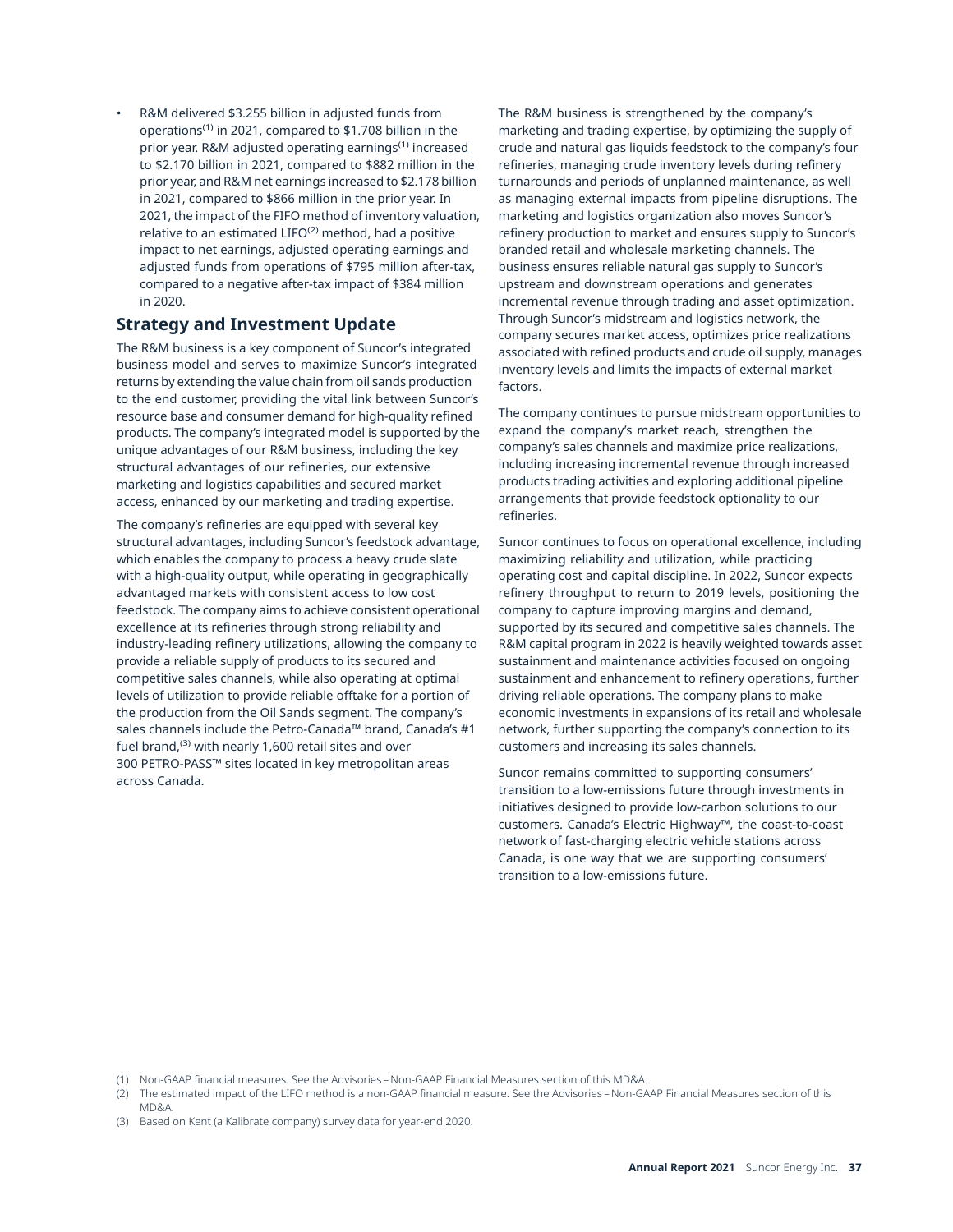- R&M delivered $3.255 billion in adjusted funds from operations[1] in 2021, compared to $1.708 billion in the prior year. R&M adjusted operating earnings[1] increased to $2.170 billion in 2021, compared to $882 million in the prior year, and R&M net earnings increased to $2.178 billion in 2021, compared to $866 million in the prior year. In 2021, the impact of the FIFO method of inventory valuation, relative to an estimated LIFO[2] method, had a positive impact to net earnings, adjusted operating earnings and adjusted funds from operations of $795 million after-tax, compared to a negative after-tax impact of $384 million in 2020.

## Strategy and Investment Update

The R&M business is a key component of Suncor's integrated business model and serves to maximize Suncor's integrated returns by extending the value chain from oil sands production to the end customer, providing the vital link between Suncor's resource base and consumer demand for high-quality refined products. The company's integrated model is supported by the unique advantages of our R&M business, including the key structural advantages of our refineries, our extensive marketing and logistics capabilities and secured market access, enhanced by our marketing and trading expertise.

The company's refineries are equipped with several key structural advantages, including Suncor's feedstock advantage, which enables the company to process a heavy crude slate with a high-quality output, while operating in geographically advantaged markets with consistent access to low cost feedstock. The company aims to achieve consistent operational excellence at its refineries through strong reliability and industry-leading refinery utilizations, allowing the company to provide a reliable supply of products to its secured and competitive sales channels, while also operating at optimal levels of utilization to provide reliable offtake for a portion of the production from the Oil Sands segment. The company's sales channels include the Petro-Canada™ brand, Canada's #1 fuel brand,[3] with nearly 1,600 retail sites and over 300 PETRO-PASS™ sites located in key metropolitan areas across Canada.

The R&M business is strengthened by the company's marketing and trading expertise, by optimizing the supply of crude and natural gas liquids feedstock to the company's four refineries, managing crude inventory levels during refinery turnarounds and periods of unplanned maintenance, as well as managing external impacts from pipeline disruptions. The marketing and logistics organization also moves Suncor's refinery production to market and ensures supply to Suncor's branded retail and wholesale marketing channels. The business ensures reliable natural gas supply to Suncor's upstream and downstream operations and generates incremental revenue through trading and asset optimization. Through Suncor's midstream and logistics network, the company secures market access, optimizes price realizations associated with refined products and crude oil supply, manages inventory levels and limits the impacts of external market factors.

The company continues to pursue midstream opportunities to expand the company's market reach, strengthen the company's sales channels and maximize price realizations, including increasing incremental revenue through increased products trading activities and exploring additional pipeline arrangements that provide feedstock optionality to our refineries.

Suncor continues to focus on operational excellence, including maximizing reliability and utilization, while practicing operating cost and capital discipline. In 2022, Suncor expects refinery throughput to return to 2019 levels, positioning the company to capture improving margins and demand, supported by its secured and competitive sales channels. The R&M capital program in 2022 is heavily weighted towards asset sustainment and maintenance activities focused on ongoing sustainment and enhancement to refinery operations, further driving reliable operations. The company plans to make economic investments in expansions of its retail and wholesale network, further supporting the company's connection to its customers and increasing its sales channels.

Suncor remains committed to supporting consumers' transition to a low-emissions future through investments in initiatives designed to provide low-carbon solutions to our customers. Canada's Electric Highway™, the coast-to-coast network of fast-charging electric vehicle stations across Canada, is one way that we are supporting consumers' transition to a low-emissions future.

(1) Non-GAAP financial measures. See the Advisories – Non-GAAP Financial Measures section of this MD&A.

(2) The estimated impact of the LIFO method is a non-GAAP financial measure. See the Advisories – Non-GAAP Financial Measures section of this MD&A.

(3) Based on Kent (a Kalibrate company) survey data for year-end 2020.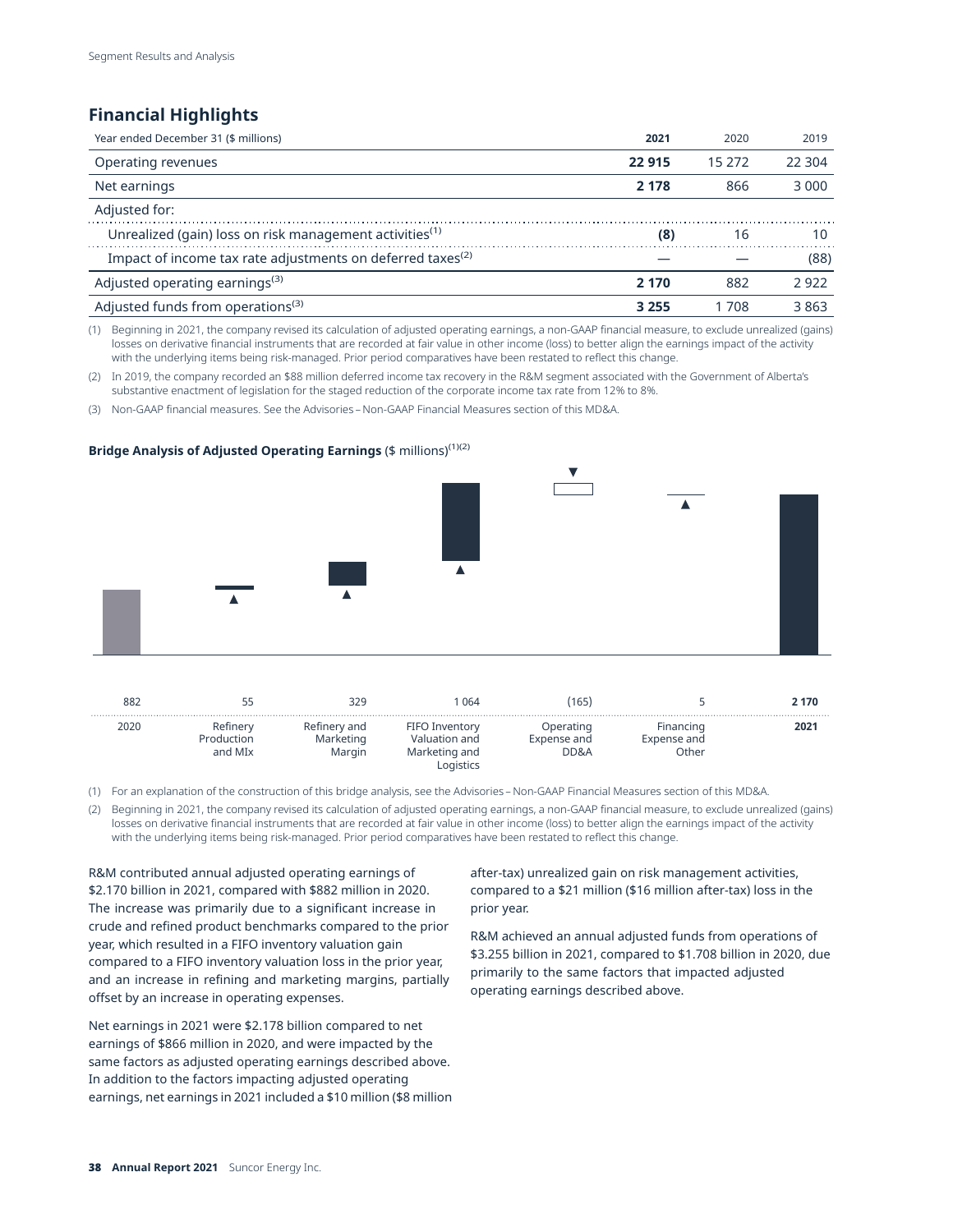## Financial Highlights

| Year ended December 31 ($ millions) | 2021 | 2020 | 2019 |
|---|---|---|---|
| Operating revenues | **22 915** | 15 272 | 22 304 |
| Net earnings | **2 178** | 866 | 3 000 |
| Adjusted for: | | | |
| Unrealized (gain) loss on risk management activities(1) | **(8)** | 16 | 10 |
| Impact of income tax rate adjustments on deferred taxes(2) | **—** | — | (88) |
| Adjusted operating earnings(3) | **2 170** | 882 | 2 922 |
| Adjusted funds from operations(3) | **3 255** | 1 708 | 3 863 |

(1) Beginning in 2021, the company revised its calculation of adjusted operating earnings, a non-GAAP financial measure, to exclude unrealized (gains) losses on derivative financial instruments that are recorded at fair value in other income (loss) to better align the earnings impact of the activity with the underlying items being risk-managed. Prior period comparatives have been restated to reflect this change.

(2) In 2019, the company recorded an $88 million deferred income tax recovery in the R&M segment associated with the Government of Alberta's substantive enactment of legislation for the staged reduction of the corporate income tax rate from 12% to 8%.

(3) Non-GAAP financial measures. See the Advisories – Non-GAAP Financial Measures section of this MD&A.

**Bridge Analysis of Adjusted Operating Earnings** ($ millions)(1)(2)

| 2020 | Refinery Production and MIx | Refinery and Marketing Margin | FIFO Inventory Valuation and Marketing and Logistics | Operating Expense and DD&A | Financing Expense and Other | 2021 |
|---|---|---|---|---|---|---|
| 882 | 55 | 329 | 1 064 | (165) | 5 | **2 170** |

(1) For an explanation of the construction of this bridge analysis, see the Advisories – Non-GAAP Financial Measures section of this MD&A.

(2) Beginning in 2021, the company revised its calculation of adjusted operating earnings, a non-GAAP financial measure, to exclude unrealized (gains) losses on derivative financial instruments that are recorded at fair value in other income (loss) to better align the earnings impact of the activity with the underlying items being risk-managed. Prior period comparatives have been restated to reflect this change.

R&M contributed annual adjusted operating earnings of $2.170 billion in 2021, compared with $882 million in 2020. The increase was primarily due to a significant increase in crude and refined product benchmarks compared to the prior year, which resulted in a FIFO inventory valuation gain compared to a FIFO inventory valuation loss in the prior year, and an increase in refining and marketing margins, partially offset by an increase in operating expenses.

Net earnings in 2021 were $2.178 billion compared to net earnings of $866 million in 2020, and were impacted by the same factors as adjusted operating earnings described above. In addition to the factors impacting adjusted operating earnings, net earnings in 2021 included a $10 million ($8 million after-tax) unrealized gain on risk management activities, compared to a $21 million ($16 million after-tax) loss in the prior year.

R&M achieved an annual adjusted funds from operations of $3.255 billion in 2021, compared to $1.708 billion in 2020, due primarily to the same factors that impacted adjusted operating earnings described above.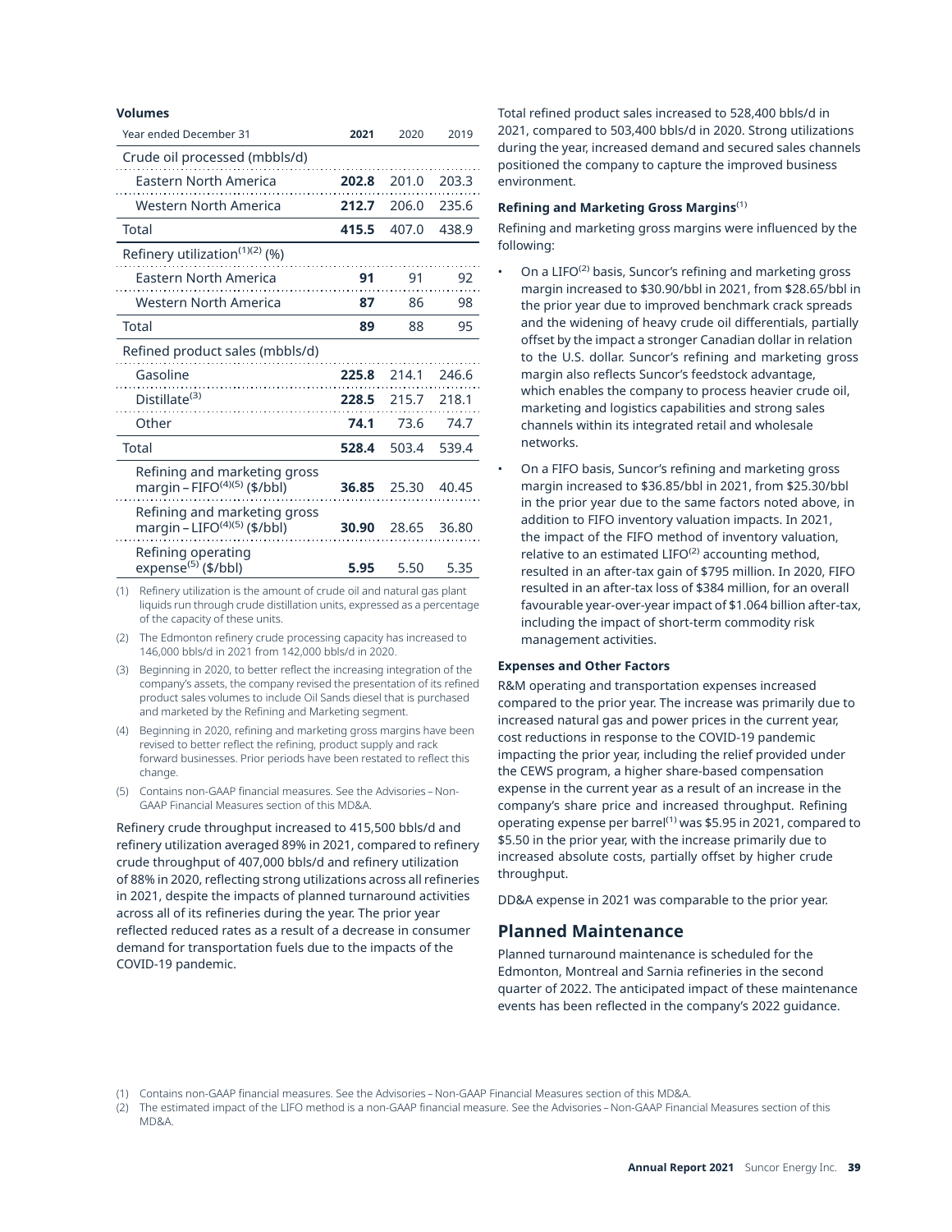**Volumes**

| Year ended December 31 | 2021 | 2020 | 2019 |
|---|---|---|---|
| Crude oil processed (mbbls/d) | | | |
| Eastern North America | **202.8** | 201.0 | 203.3 |
| Western North America | **212.7** | 206.0 | 235.6 |
| Total | **415.5** | 407.0 | 438.9 |
| Refinery utilization[(1)(2)] (%) | | | |
| Eastern North America | **91** | 91 | 92 |
| Western North America | **87** | 86 | 98 |
| Total | **89** | 88 | 95 |
| Refined product sales (mbbls/d) | | | |
| Gasoline | **225.8** | 214.1 | 246.6 |
| Distillate[(3)] | **228.5** | 215.7 | 218.1 |
| Other | **74.1** | 73.6 | 74.7 |
| Total | **528.4** | 503.4 | 539.4 |
| Refining and marketing gross margin – FIFO[(4)(5)] ($/bbl) | **36.85** | 25.30 | 40.45 |
| Refining and marketing gross margin – LIFO[(4)(5)] ($/bbl) | **30.90** | 28.65 | 36.80 |
| Refining operating expense[(5)] ($/bbl) | **5.95** | 5.50 | 5.35 |

(1) Refinery utilization is the amount of crude oil and natural gas plant liquids run through crude distillation units, expressed as a percentage of the capacity of these units.

(2) The Edmonton refinery crude processing capacity has increased to 146,000 bbls/d in 2021 from 142,000 bbls/d in 2020.

(3) Beginning in 2020, to better reflect the increasing integration of the company's assets, the company revised the presentation of its refined product sales volumes to include Oil Sands diesel that is purchased and marketed by the Refining and Marketing segment.

(4) Beginning in 2020, refining and marketing gross margins have been revised to better reflect the refining, product supply and rack forward businesses. Prior periods have been restated to reflect this change.

(5) Contains non-GAAP financial measures. See the Advisories – Non-GAAP Financial Measures section of this MD&A.

Refinery crude throughput increased to 415,500 bbls/d and refinery utilization averaged 89% in 2021, compared to refinery crude throughput of 407,000 bbls/d and refinery utilization of 88% in 2020, reflecting strong utilizations across all refineries in 2021, despite the impacts of planned turnaround activities across all of its refineries during the year. The prior year reflected reduced rates as a result of a decrease in consumer demand for transportation fuels due to the impacts of the COVID-19 pandemic.

Total refined product sales increased to 528,400 bbls/d in 2021, compared to 503,400 bbls/d in 2020. Strong utilizations during the year, increased demand and secured sales channels positioned the company to capture the improved business environment.

**Refining and Marketing Gross Margins**[(1)]

Refining and marketing gross margins were influenced by the following:

- On a LIFO[(2)] basis, Suncor's refining and marketing gross margin increased to $30.90/bbl in 2021, from $28.65/bbl in the prior year due to improved benchmark crack spreads and the widening of heavy crude oil differentials, partially offset by the impact a stronger Canadian dollar in relation to the U.S. dollar. Suncor's refining and marketing gross margin also reflects Suncor's feedstock advantage, which enables the company to process heavier crude oil, marketing and logistics capabilities and strong sales channels within its integrated retail and wholesale networks.
- On a FIFO basis, Suncor's refining and marketing gross margin increased to $36.85/bbl in 2021, from $25.30/bbl in the prior year due to the same factors noted above, in addition to FIFO inventory valuation impacts. In 2021, the impact of the FIFO method of inventory valuation, relative to an estimated LIFO[(2)] accounting method, resulted in an after-tax gain of $795 million. In 2020, FIFO resulted in an after-tax loss of $384 million, for an overall favourable year-over-year impact of $1.064 billion after-tax, including the impact of short-term commodity risk management activities.

**Expenses and Other Factors**

R&M operating and transportation expenses increased compared to the prior year. The increase was primarily due to increased natural gas and power prices in the current year, cost reductions in response to the COVID-19 pandemic impacting the prior year, including the relief provided under the CEWS program, a higher share-based compensation expense in the current year as a result of an increase in the company's share price and increased throughput. Refining operating expense per barrel[(1)] was $5.95 in 2021, compared to $5.50 in the prior year, with the increase primarily due to increased absolute costs, partially offset by higher crude throughput.

DD&A expense in 2021 was comparable to the prior year.

## Planned Maintenance

Planned turnaround maintenance is scheduled for the Edmonton, Montreal and Sarnia refineries in the second quarter of 2022. The anticipated impact of these maintenance events has been reflected in the company's 2022 guidance.

(1) Contains non-GAAP financial measures. See the Advisories – Non-GAAP Financial Measures section of this MD&A.

(2) The estimated impact of the LIFO method is a non-GAAP financial measure. See the Advisories – Non-GAAP Financial Measures section of this MD&A.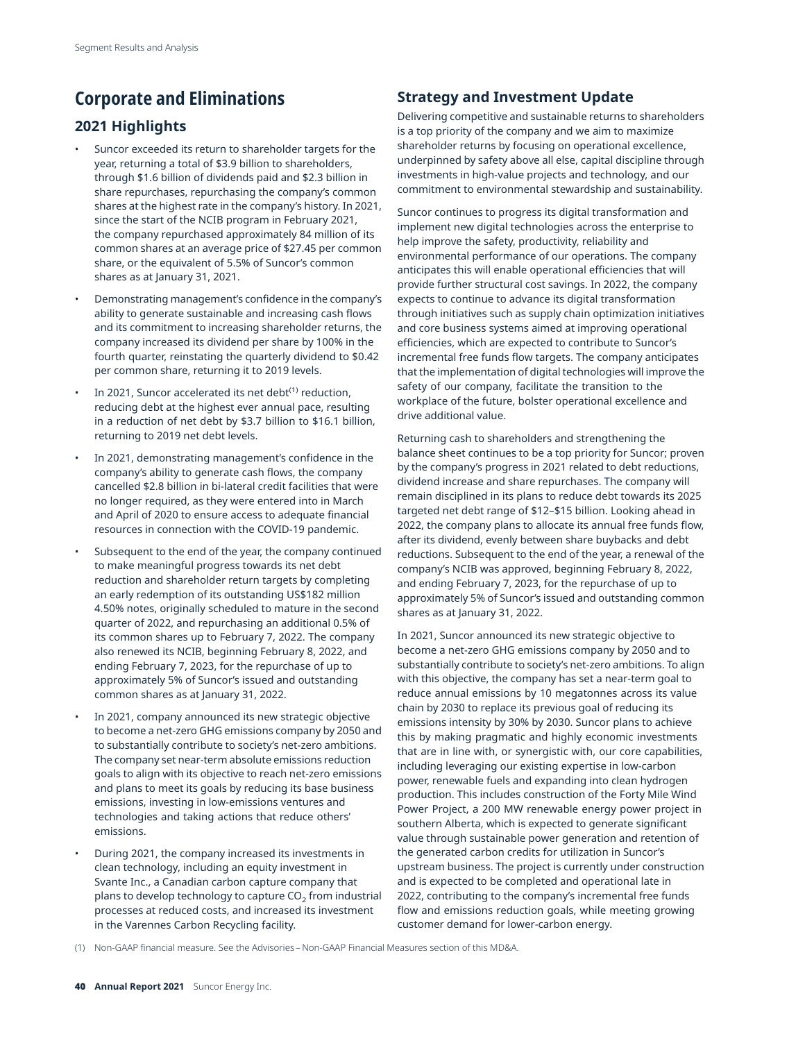# Corporate and Eliminations

## 2021 Highlights

- Suncor exceeded its return to shareholder targets for the year, returning a total of $3.9 billion to shareholders, through $1.6 billion of dividends paid and $2.3 billion in share repurchases, repurchasing the company's common shares at the highest rate in the company's history. In 2021, since the start of the NCIB program in February 2021, the company repurchased approximately 84 million of its common shares at an average price of $27.45 per common share, or the equivalent of 5.5% of Suncor's common shares as at January 31, 2021.
- Demonstrating management's confidence in the company's ability to generate sustainable and increasing cash flows and its commitment to increasing shareholder returns, the company increased its dividend per share by 100% in the fourth quarter, reinstating the quarterly dividend to $0.42 per common share, returning it to 2019 levels.
- In 2021, Suncor accelerated its net debt[(1)] reduction, reducing debt at the highest ever annual pace, resulting in a reduction of net debt by $3.7 billion to $16.1 billion, returning to 2019 net debt levels.
- In 2021, demonstrating management's confidence in the company's ability to generate cash flows, the company cancelled $2.8 billion in bi-lateral credit facilities that were no longer required, as they were entered into in March and April of 2020 to ensure access to adequate financial resources in connection with the COVID-19 pandemic.
- Subsequent to the end of the year, the company continued to make meaningful progress towards its net debt reduction and shareholder return targets by completing an early redemption of its outstanding US$182 million 4.50% notes, originally scheduled to mature in the second quarter of 2022, and repurchasing an additional 0.5% of its common shares up to February 7, 2022. The company also renewed its NCIB, beginning February 8, 2022, and ending February 7, 2023, for the repurchase of up to approximately 5% of Suncor's issued and outstanding common shares as at January 31, 2022.
- In 2021, company announced its new strategic objective to become a net-zero GHG emissions company by 2050 and to substantially contribute to society's net-zero ambitions. The company set near-term absolute emissions reduction goals to align with its objective to reach net-zero emissions and plans to meet its goals by reducing its base business emissions, investing in low-emissions ventures and technologies and taking actions that reduce others' emissions.
- During 2021, the company increased its investments in clean technology, including an equity investment in Svante Inc., a Canadian carbon capture company that plans to develop technology to capture $CO_2$ from industrial processes at reduced costs, and increased its investment in the Varennes Carbon Recycling facility.

## Strategy and Investment Update

Delivering competitive and sustainable returns to shareholders is a top priority of the company and we aim to maximize shareholder returns by focusing on operational excellence, underpinned by safety above all else, capital discipline through investments in high-value projects and technology, and our commitment to environmental stewardship and sustainability.

Suncor continues to progress its digital transformation and implement new digital technologies across the enterprise to help improve the safety, productivity, reliability and environmental performance of our operations. The company anticipates this will enable operational efficiencies that will provide further structural cost savings. In 2022, the company expects to continue to advance its digital transformation through initiatives such as supply chain optimization initiatives and core business systems aimed at improving operational efficiencies, which are expected to contribute to Suncor's incremental free funds flow targets. The company anticipates that the implementation of digital technologies will improve the safety of our company, facilitate the transition to the workplace of the future, bolster operational excellence and drive additional value.

Returning cash to shareholders and strengthening the balance sheet continues to be a top priority for Suncor; proven by the company's progress in 2021 related to debt reductions, dividend increase and share repurchases. The company will remain disciplined in its plans to reduce debt towards its 2025 targeted net debt range of $12–$15 billion. Looking ahead in 2022, the company plans to allocate its annual free funds flow, after its dividend, evenly between share buybacks and debt reductions. Subsequent to the end of the year, a renewal of the company's NCIB was approved, beginning February 8, 2022, and ending February 7, 2023, for the repurchase of up to approximately 5% of Suncor's issued and outstanding common shares as at January 31, 2022.

In 2021, Suncor announced its new strategic objective to become a net-zero GHG emissions company by 2050 and to substantially contribute to society's net-zero ambitions. To align with this objective, the company has set a near-term goal to reduce annual emissions by 10 megatonnes across its value chain by 2030 to replace its previous goal of reducing its emissions intensity by 30% by 2030. Suncor plans to achieve this by making pragmatic and highly economic investments that are in line with, or synergistic with, our core capabilities, including leveraging our existing expertise in low-carbon power, renewable fuels and expanding into clean hydrogen production. This includes construction of the Forty Mile Wind Power Project, a 200 MW renewable energy power project in southern Alberta, which is expected to generate significant value through sustainable power generation and retention of the generated carbon credits for utilization in Suncor's upstream business. The project is currently under construction and is expected to be completed and operational late in 2022, contributing to the company's incremental free funds flow and emissions reduction goals, while meeting growing customer demand for lower-carbon energy.

(1) Non-GAAP financial measure. See the Advisories – Non-GAAP Financial Measures section of this MD&A.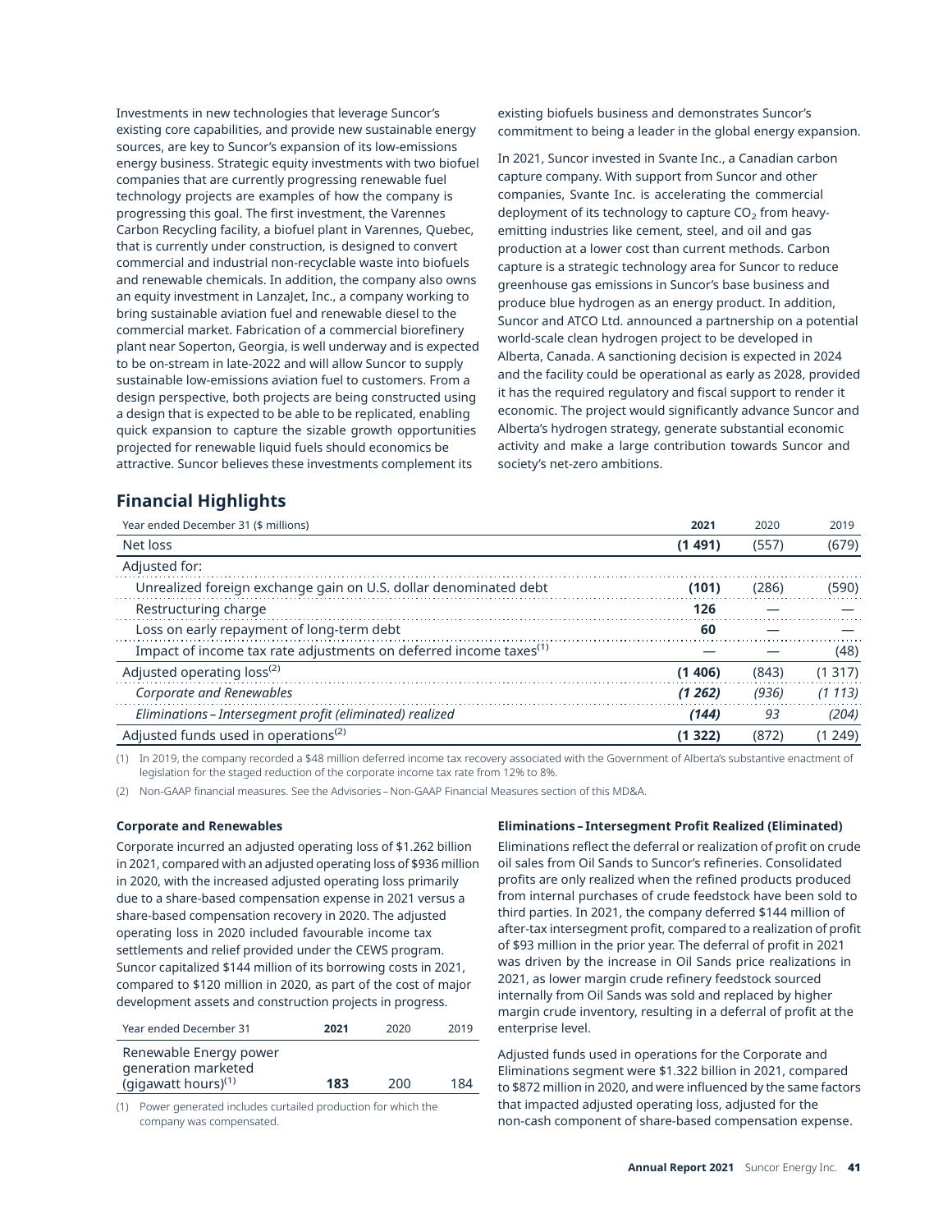Investments in new technologies that leverage Suncor's existing core capabilities, and provide new sustainable energy sources, are key to Suncor's expansion of its low-emissions energy business. Strategic equity investments with two biofuel companies that are currently progressing renewable fuel technology projects are examples of how the company is progressing this goal. The first investment, the Varennes Carbon Recycling facility, a biofuel plant in Varennes, Quebec, that is currently under construction, is designed to convert commercial and industrial non-recyclable waste into biofuels and renewable chemicals. In addition, the company also owns an equity investment in LanzaJet, Inc., a company working to bring sustainable aviation fuel and renewable diesel to the commercial market. Fabrication of a commercial biorefinery plant near Soperton, Georgia, is well underway and is expected to be on-stream in late-2022 and will allow Suncor to supply sustainable low-emissions aviation fuel to customers. From a design perspective, both projects are being constructed using a design that is expected to be able to be replicated, enabling quick expansion to capture the sizable growth opportunities projected for renewable liquid fuels should economics be attractive. Suncor believes these investments complement its existing biofuels business and demonstrates Suncor's commitment to being a leader in the global energy expansion.

In 2021, Suncor invested in Svante Inc., a Canadian carbon capture company. With support from Suncor and other companies, Svante Inc. is accelerating the commercial deployment of its technology to capture $CO_2$ from heavy-emitting industries like cement, steel, and oil and gas production at a lower cost than current methods. Carbon capture is a strategic technology area for Suncor to reduce greenhouse gas emissions in Suncor's base business and produce blue hydrogen as an energy product. In addition, Suncor and ATCO Ltd. announced a partnership on a potential world-scale clean hydrogen project to be developed in Alberta, Canada. A sanctioning decision is expected in 2024 and the facility could be operational as early as 2028, provided it has the required regulatory and fiscal support to render it economic. The project would significantly advance Suncor and Alberta's hydrogen strategy, generate substantial economic activity and make a large contribution towards Suncor and society's net-zero ambitions.

## Financial Highlights

| Year ended December 31 ($ millions) | **2021** | 2020 | 2019 |
|---|---|---|---|
| Net loss | **(1 491)** | (557) | (679) |
| Adjusted for: | | | |
| Unrealized foreign exchange gain on U.S. dollar denominated debt | **(101)** | (286) | (590) |
| Restructuring charge | **126** | — | — |
| Loss on early repayment of long-term debt | **60** | — | — |
| Impact of income tax rate adjustments on deferred income taxes[1] | **—** | — | (48) |
| Adjusted operating loss[2] | **(1 406)** | (843) | (1 317) |
| *Corporate and Renewables* | ***(1 262)*** | *(936)* | *(1 113)* |
| *Eliminations – Intersegment profit (eliminated) realized* | ***(144)*** | *93* | *(204)* |
| Adjusted funds used in operations[2] | **(1 322)** | (872) | (1 249) |

(1) In 2019, the company recorded a $48 million deferred income tax recovery associated with the Government of Alberta's substantive enactment of legislation for the staged reduction of the corporate income tax rate from 12% to 8%.

(2) Non-GAAP financial measures. See the Advisories – Non-GAAP Financial Measures section of this MD&A.

### Corporate and Renewables

Corporate incurred an adjusted operating loss of $1.262 billion in 2021, compared with an adjusted operating loss of $936 million in 2020, with the increased adjusted operating loss primarily due to a share-based compensation expense in 2021 versus a share-based compensation recovery in 2020. The adjusted operating loss in 2020 included favourable income tax settlements and relief provided under the CEWS program. Suncor capitalized $144 million of its borrowing costs in 2021, compared to $120 million in 2020, as part of the cost of major development assets and construction projects in progress.

| Year ended December 31 | **2021** | 2020 | 2019 |
|---|---|---|---|
| Renewable Energy power generation marketed (gigawatt hours)[1] | **183** | 200 | 184 |

(1) Power generated includes curtailed production for which the company was compensated.

### Eliminations – Intersegment Profit Realized (Eliminated)

Eliminations reflect the deferral or realization of profit on crude oil sales from Oil Sands to Suncor's refineries. Consolidated profits are only realized when the refined products produced from internal purchases of crude feedstock have been sold to third parties. In 2021, the company deferred $144 million of after-tax intersegment profit, compared to a realization of profit of $93 million in the prior year. The deferral of profit in 2021 was driven by the increase in Oil Sands price realizations in 2021, as lower margin crude refinery feedstock sourced internally from Oil Sands was sold and replaced by higher margin crude inventory, resulting in a deferral of profit at the enterprise level.

Adjusted funds used in operations for the Corporate and Eliminations segment were $1.322 billion in 2021, compared to $872 million in 2020, and were influenced by the same factors that impacted adjusted operating loss, adjusted for the non-cash component of share-based compensation expense.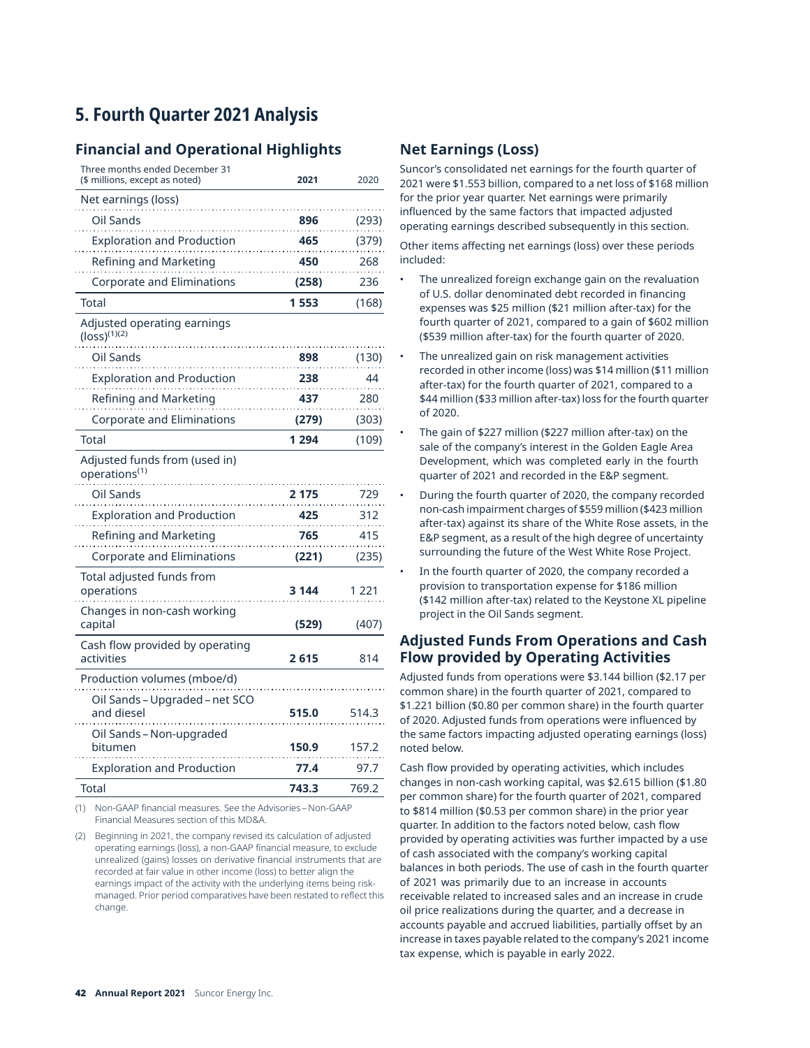# 5. Fourth Quarter 2021 Analysis

## Financial and Operational Highlights

| Three months ended December 31 ($ millions, except as noted) | 2021 | 2020 |
|---|---|---|
| Net earnings (loss) | | |
| Oil Sands | **896** | (293) |
| Exploration and Production | **465** | (379) |
| Refining and Marketing | **450** | 268 |
| Corporate and Eliminations | **(258)** | 236 |
| Total | **1 553** | (168) |
| Adjusted operating earnings (loss)[1][2] | | |
| Oil Sands | **898** | (130) |
| Exploration and Production | **238** | 44 |
| Refining and Marketing | **437** | 280 |
| Corporate and Eliminations | **(279)** | (303) |
| Total | **1 294** | (109) |
| Adjusted funds from (used in) operations[1] | | |
| Oil Sands | **2 175** | 729 |
| Exploration and Production | **425** | 312 |
| Refining and Marketing | **765** | 415 |
| Corporate and Eliminations | **(221)** | (235) |
| Total adjusted funds from operations | **3 144** | 1 221 |
| Changes in non-cash working capital | **(529)** | (407) |
| Cash flow provided by operating activities | **2 615** | 814 |
| Production volumes (mboe/d) | | |
| Oil Sands – Upgraded – net SCO and diesel | **515.0** | 514.3 |
| Oil Sands – Non-upgraded bitumen | **150.9** | 157.2 |
| Exploration and Production | **77.4** | 97.7 |
| Total | **743.3** | 769.2 |

(1) Non-GAAP financial measures. See the Advisories – Non-GAAP Financial Measures section of this MD&A.

(2) Beginning in 2021, the company revised its calculation of adjusted operating earnings (loss), a non-GAAP financial measure, to exclude unrealized (gains) losses on derivative financial instruments that are recorded at fair value in other income (loss) to better align the earnings impact of the activity with the underlying items being risk-managed. Prior period comparatives have been restated to reflect this change.

## Net Earnings (Loss)

Suncor's consolidated net earnings for the fourth quarter of 2021 were $1.553 billion, compared to a net loss of $168 million for the prior year quarter. Net earnings were primarily influenced by the same factors that impacted adjusted operating earnings described subsequently in this section.

Other items affecting net earnings (loss) over these periods included:

- The unrealized foreign exchange gain on the revaluation of U.S. dollar denominated debt recorded in financing expenses was $25 million ($21 million after-tax) for the fourth quarter of 2021, compared to a gain of $602 million ($539 million after-tax) for the fourth quarter of 2020.
- The unrealized gain on risk management activities recorded in other income (loss) was $14 million ($11 million after-tax) for the fourth quarter of 2021, compared to a $44 million ($33 million after-tax) loss for the fourth quarter of 2020.
- The gain of $227 million ($227 million after-tax) on the sale of the company's interest in the Golden Eagle Area Development, which was completed early in the fourth quarter of 2021 and recorded in the E&P segment.
- During the fourth quarter of 2020, the company recorded non-cash impairment charges of $559 million ($423 million after-tax) against its share of the White Rose assets, in the E&P segment, as a result of the high degree of uncertainty surrounding the future of the West White Rose Project.
- In the fourth quarter of 2020, the company recorded a provision to transportation expense for $186 million ($142 million after-tax) related to the Keystone XL pipeline project in the Oil Sands segment.

## Adjusted Funds From Operations and Cash Flow provided by Operating Activities

Adjusted funds from operations were $3.144 billion ($2.17 per common share) in the fourth quarter of 2021, compared to $1.221 billion ($0.80 per common share) in the fourth quarter of 2020. Adjusted funds from operations were influenced by the same factors impacting adjusted operating earnings (loss) noted below.

Cash flow provided by operating activities, which includes changes in non-cash working capital, was $2.615 billion ($1.80 per common share) for the fourth quarter of 2021, compared to $814 million ($0.53 per common share) in the prior year quarter. In addition to the factors noted below, cash flow provided by operating activities was further impacted by a use of cash associated with the company's working capital balances in both periods. The use of cash in the fourth quarter of 2021 was primarily due to an increase in accounts receivable related to increased sales and an increase in crude oil price realizations during the quarter, and a decrease in accounts payable and accrued liabilities, partially offset by an increase in taxes payable related to the company's 2021 income tax expense, which is payable in early 2022.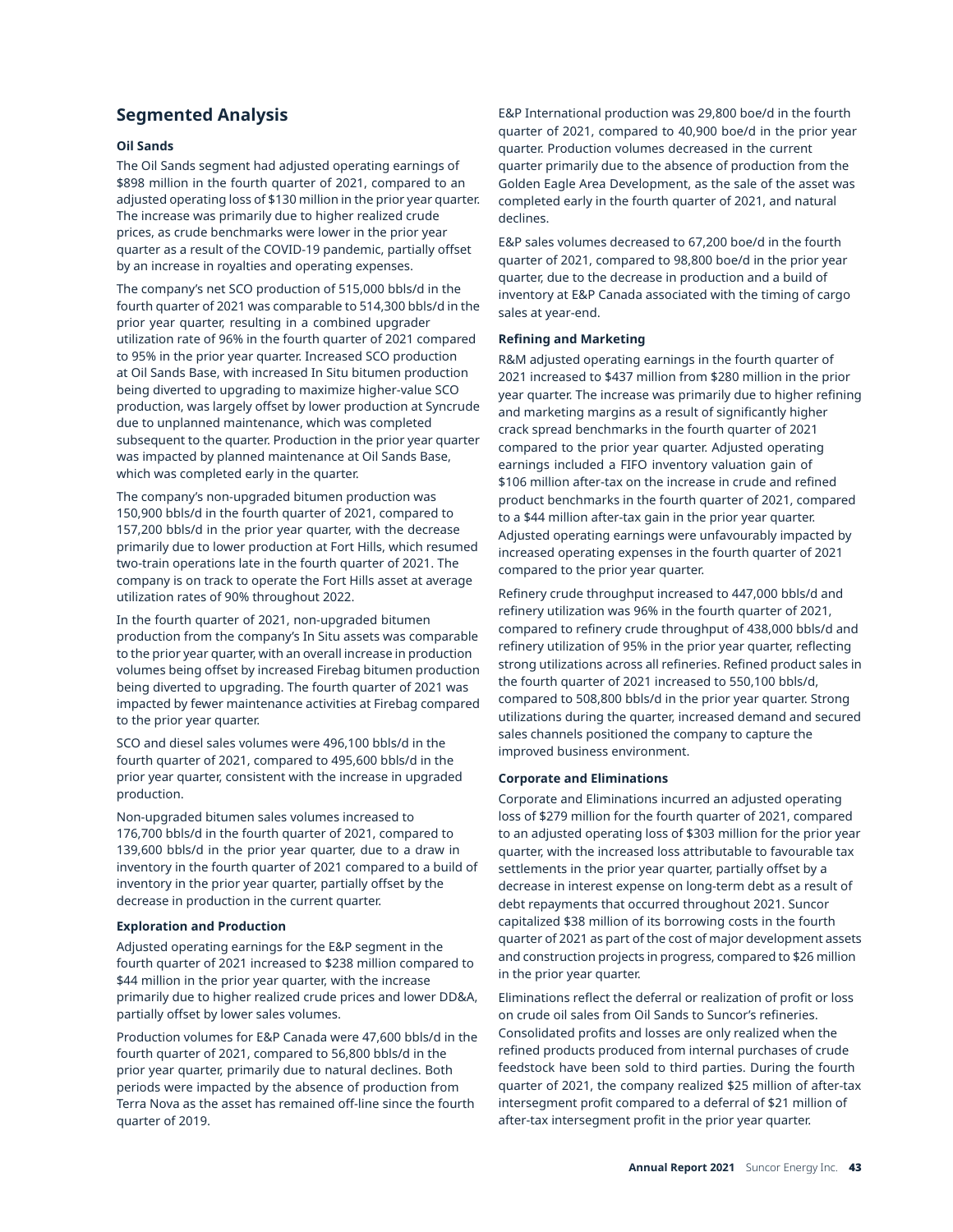## Segmented Analysis

### Oil Sands

The Oil Sands segment had adjusted operating earnings of $898 million in the fourth quarter of 2021, compared to an adjusted operating loss of $130 million in the prior year quarter. The increase was primarily due to higher realized crude prices, as crude benchmarks were lower in the prior year quarter as a result of the COVID-19 pandemic, partially offset by an increase in royalties and operating expenses.

The company's net SCO production of 515,000 bbls/d in the fourth quarter of 2021 was comparable to 514,300 bbls/d in the prior year quarter, resulting in a combined upgrader utilization rate of 96% in the fourth quarter of 2021 compared to 95% in the prior year quarter. Increased SCO production at Oil Sands Base, with increased In Situ bitumen production being diverted to upgrading to maximize higher-value SCO production, was largely offset by lower production at Syncrude due to unplanned maintenance, which was completed subsequent to the quarter. Production in the prior year quarter was impacted by planned maintenance at Oil Sands Base, which was completed early in the quarter.

The company's non-upgraded bitumen production was 150,900 bbls/d in the fourth quarter of 2021, compared to 157,200 bbls/d in the prior year quarter, with the decrease primarily due to lower production at Fort Hills, which resumed two-train operations late in the fourth quarter of 2021. The company is on track to operate the Fort Hills asset at average utilization rates of 90% throughout 2022.

In the fourth quarter of 2021, non-upgraded bitumen production from the company's In Situ assets was comparable to the prior year quarter, with an overall increase in production volumes being offset by increased Firebag bitumen production being diverted to upgrading. The fourth quarter of 2021 was impacted by fewer maintenance activities at Firebag compared to the prior year quarter.

SCO and diesel sales volumes were 496,100 bbls/d in the fourth quarter of 2021, compared to 495,600 bbls/d in the prior year quarter, consistent with the increase in upgraded production.

Non-upgraded bitumen sales volumes increased to 176,700 bbls/d in the fourth quarter of 2021, compared to 139,600 bbls/d in the prior year quarter, due to a draw in inventory in the fourth quarter of 2021 compared to a build of inventory in the prior year quarter, partially offset by the decrease in production in the current quarter.

### Exploration and Production

Adjusted operating earnings for the E&P segment in the fourth quarter of 2021 increased to $238 million compared to $44 million in the prior year quarter, with the increase primarily due to higher realized crude prices and lower DD&A, partially offset by lower sales volumes.

Production volumes for E&P Canada were 47,600 bbls/d in the fourth quarter of 2021, compared to 56,800 bbls/d in the prior year quarter, primarily due to natural declines. Both periods were impacted by the absence of production from Terra Nova as the asset has remained off-line since the fourth quarter of 2019.

E&P International production was 29,800 boe/d in the fourth quarter of 2021, compared to 40,900 boe/d in the prior year quarter. Production volumes decreased in the current quarter primarily due to the absence of production from the Golden Eagle Area Development, as the sale of the asset was completed early in the fourth quarter of 2021, and natural declines.

E&P sales volumes decreased to 67,200 boe/d in the fourth quarter of 2021, compared to 98,800 boe/d in the prior year quarter, due to the decrease in production and a build of inventory at E&P Canada associated with the timing of cargo sales at year-end.

### Refining and Marketing

R&M adjusted operating earnings in the fourth quarter of 2021 increased to $437 million from $280 million in the prior year quarter. The increase was primarily due to higher refining and marketing margins as a result of significantly higher crack spread benchmarks in the fourth quarter of 2021 compared to the prior year quarter. Adjusted operating earnings included a FIFO inventory valuation gain of $106 million after-tax on the increase in crude and refined product benchmarks in the fourth quarter of 2021, compared to a $44 million after-tax gain in the prior year quarter. Adjusted operating earnings were unfavourably impacted by increased operating expenses in the fourth quarter of 2021 compared to the prior year quarter.

Refinery crude throughput increased to 447,000 bbls/d and refinery utilization was 96% in the fourth quarter of 2021, compared to refinery crude throughput of 438,000 bbls/d and refinery utilization of 95% in the prior year quarter, reflecting strong utilizations across all refineries. Refined product sales in the fourth quarter of 2021 increased to 550,100 bbls/d, compared to 508,800 bbls/d in the prior year quarter. Strong utilizations during the quarter, increased demand and secured sales channels positioned the company to capture the improved business environment.

### Corporate and Eliminations

Corporate and Eliminations incurred an adjusted operating loss of $279 million for the fourth quarter of 2021, compared to an adjusted operating loss of $303 million for the prior year quarter, with the increased loss attributable to favourable tax settlements in the prior year quarter, partially offset by a decrease in interest expense on long-term debt as a result of debt repayments that occurred throughout 2021. Suncor capitalized $38 million of its borrowing costs in the fourth quarter of 2021 as part of the cost of major development assets and construction projects in progress, compared to $26 million in the prior year quarter.

Eliminations reflect the deferral or realization of profit or loss on crude oil sales from Oil Sands to Suncor's refineries. Consolidated profits and losses are only realized when the refined products produced from internal purchases of crude feedstock have been sold to third parties. During the fourth quarter of 2021, the company realized $25 million of after-tax intersegment profit compared to a deferral of $21 million of after-tax intersegment profit in the prior year quarter.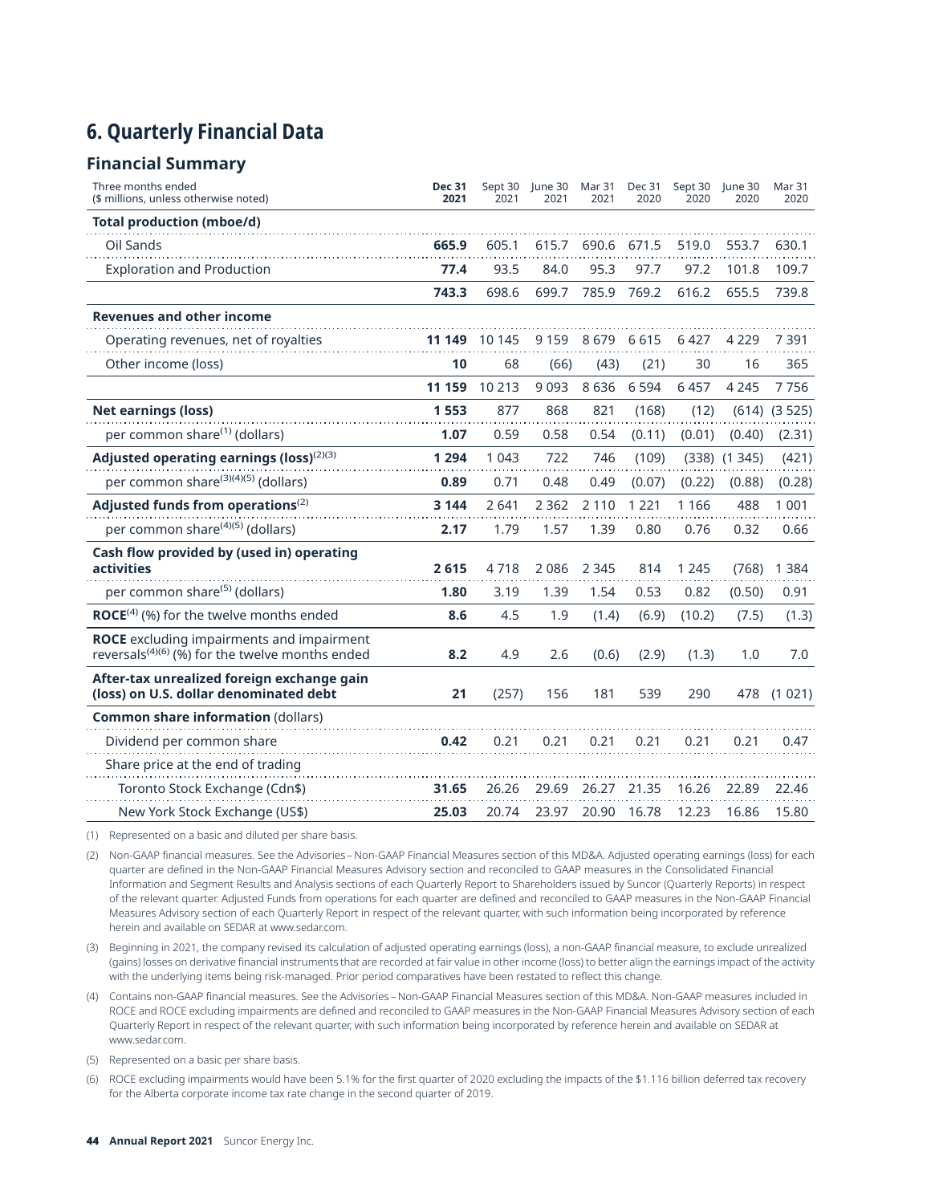# 6. Quarterly Financial Data

## Financial Summary

| Three months ended ($ millions, unless otherwise noted) | **Dec 31 2021** | Sept 30 2021 | June 30 2021 | Mar 31 2021 | Dec 31 2020 | Sept 30 2020 | June 30 2020 | Mar 31 2020 |
|---|---|---|---|---|---|---|---|---|
| **Total production (mboe/d)** | | | | | | | | |
| Oil Sands | **665.9** | 605.1 | 615.7 | 690.6 | 671.5 | 519.0 | 553.7 | 630.1 |
| Exploration and Production | **77.4** | 93.5 | 84.0 | 95.3 | 97.7 | 97.2 | 101.8 | 109.7 |
| | **743.3** | 698.6 | 699.7 | 785.9 | 769.2 | 616.2 | 655.5 | 739.8 |
| **Revenues and other income** | | | | | | | | |
| Operating revenues, net of royalties | **11 149** | 10 145 | 9 159 | 8 679 | 6 615 | 6 427 | 4 229 | 7 391 |
| Other income (loss) | **10** | 68 | (66) | (43) | (21) | 30 | 16 | 365 |
| | **11 159** | 10 213 | 9 093 | 8 636 | 6 594 | 6 457 | 4 245 | 7 756 |
| **Net earnings (loss)** | **1 553** | 877 | 868 | 821 | (168) | (12) | (614) | (3 525) |
| per common share[(1)] (dollars) | **1.07** | 0.59 | 0.58 | 0.54 | (0.11) | (0.01) | (0.40) | (2.31) |
| **Adjusted operating earnings (loss)**[(2)(3)] | **1 294** | 1 043 | 722 | 746 | (109) | (338) | (1 345) | (421) |
| per common share[(3)(4)(5)] (dollars) | **0.89** | 0.71 | 0.48 | 0.49 | (0.07) | (0.22) | (0.88) | (0.28) |
| **Adjusted funds from operations**[(2)] | **3 144** | 2 641 | 2 362 | 2 110 | 1 221 | 1 166 | 488 | 1 001 |
| per common share[(4)(5)] (dollars) | **2.17** | 1.79 | 1.57 | 1.39 | 0.80 | 0.76 | 0.32 | 0.66 |
| **Cash flow provided by (used in) operating activities** | **2 615** | 4 718 | 2 086 | 2 345 | 814 | 1 245 | (768) | 1 384 |
| per common share[(5)] (dollars) | **1.80** | 3.19 | 1.39 | 1.54 | 0.53 | 0.82 | (0.50) | 0.91 |
| **ROCE**[(4)] (%) for the twelve months ended | **8.6** | 4.5 | 1.9 | (1.4) | (6.9) | (10.2) | (7.5) | (1.3) |
| **ROCE** excluding impairments and impairment reversals[(4)(6)] (%) for the twelve months ended | **8.2** | 4.9 | 2.6 | (0.6) | (2.9) | (1.3) | 1.0 | 7.0 |
| **After-tax unrealized foreign exchange gain (loss) on U.S. dollar denominated debt** | **21** | (257) | 156 | 181 | 539 | 290 | 478 | (1 021) |
| **Common share information** (dollars) | | | | | | | | |
| Dividend per common share | **0.42** | 0.21 | 0.21 | 0.21 | 0.21 | 0.21 | 0.21 | 0.47 |
| Share price at the end of trading | | | | | | | | |
| Toronto Stock Exchange (Cdn$) | **31.65** | 26.26 | 29.69 | 26.27 | 21.35 | 16.26 | 22.89 | 22.46 |
| New York Stock Exchange (US$) | **25.03** | 20.74 | 23.97 | 20.90 | 16.78 | 12.23 | 16.86 | 15.80 |

(1) Represented on a basic and diluted per share basis.

(2) Non-GAAP financial measures. See the Advisories – Non-GAAP Financial Measures section of this MD&A. Adjusted operating earnings (loss) for each quarter are defined in the Non-GAAP Financial Measures Advisory section and reconciled to GAAP measures in the Consolidated Financial Information and Segment Results and Analysis sections of each Quarterly Report to Shareholders issued by Suncor (Quarterly Reports) in respect of the relevant quarter. Adjusted Funds from operations for each quarter are defined and reconciled to GAAP measures in the Non-GAAP Financial Measures Advisory section of each Quarterly Report in respect of the relevant quarter, with such information being incorporated by reference herein and available on SEDAR at www.sedar.com.

(3) Beginning in 2021, the company revised its calculation of adjusted operating earnings (loss), a non-GAAP financial measure, to exclude unrealized (gains) losses on derivative financial instruments that are recorded at fair value in other income (loss) to better align the earnings impact of the activity with the underlying items being risk-managed. Prior period comparatives have been restated to reflect this change.

(4) Contains non-GAAP financial measures. See the Advisories – Non-GAAP Financial Measures section of this MD&A. Non-GAAP measures included in ROCE and ROCE excluding impairments are defined and reconciled to GAAP measures in the Non-GAAP Financial Measures Advisory section of each Quarterly Report in respect of the relevant quarter, with such information being incorporated by reference herein and available on SEDAR at www.sedar.com.

(5) Represented on a basic per share basis.

(6) ROCE excluding impairments would have been 5.1% for the first quarter of 2020 excluding the impacts of the $1.116 billion deferred tax recovery for the Alberta corporate income tax rate change in the second quarter of 2019.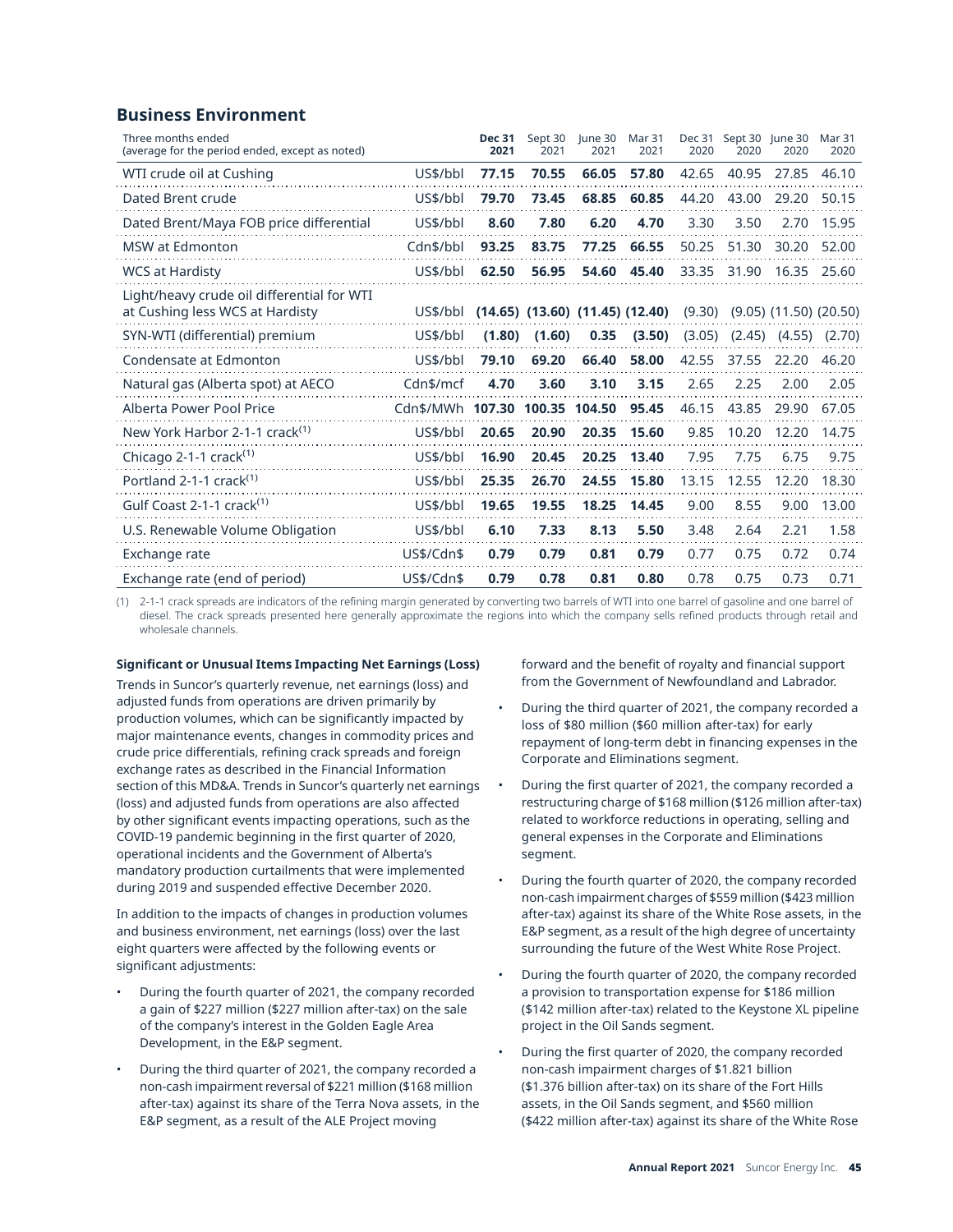## Business Environment

| Three months ended (average for the period ended, except as noted) | | **Dec 31 2021** | Sept 30 2021 | June 30 2021 | Mar 31 2021 | Dec 31 2020 | Sept 30 2020 | June 30 2020 | Mar 31 2020 |
|---|---|---|---|---|---|---|---|---|---|
| WTI crude oil at Cushing | US$/bbl | **77.15** | **70.55** | **66.05** | **57.80** | 42.65 | 40.95 | 27.85 | 46.10 |
| Dated Brent crude | US$/bbl | **79.70** | **73.45** | **68.85** | **60.85** | 44.20 | 43.00 | 29.20 | 50.15 |
| Dated Brent/Maya FOB price differential | US$/bbl | **8.60** | **7.80** | **6.20** | **4.70** | 3.30 | 3.50 | 2.70 | 15.95 |
| MSW at Edmonton | Cdn$/bbl | **93.25** | **83.75** | **77.25** | **66.55** | 50.25 | 51.30 | 30.20 | 52.00 |
| WCS at Hardisty | US$/bbl | **62.50** | **56.95** | **54.60** | **45.40** | 33.35 | 31.90 | 16.35 | 25.60 |
| Light/heavy crude oil differential for WTI at Cushing less WCS at Hardisty | US$/bbl | **(14.65)** | **(13.60)** | **(11.45)** | **(12.40)** | (9.30) | (9.05) | (11.50) | (20.50) |
| SYN-WTI (differential) premium | US$/bbl | **(1.80)** | **(1.60)** | **0.35** | **(3.50)** | (3.05) | (2.45) | (4.55) | (2.70) |
| Condensate at Edmonton | US$/bbl | **79.10** | **69.20** | **66.40** | **58.00** | 42.55 | 37.55 | 22.20 | 46.20 |
| Natural gas (Alberta spot) at AECO | Cdn$/mcf | **4.70** | **3.60** | **3.10** | **3.15** | 2.65 | 2.25 | 2.00 | 2.05 |
| Alberta Power Pool Price | Cdn$/MWh | **107.30** | **100.35** | **104.50** | **95.45** | 46.15 | 43.85 | 29.90 | 67.05 |
| New York Harbor 2-1-1 crack(1) | US$/bbl | **20.65** | **20.90** | **20.35** | **15.60** | 9.85 | 10.20 | 12.20 | 14.75 |
| Chicago 2-1-1 crack(1) | US$/bbl | **16.90** | **20.45** | **20.25** | **13.40** | 7.95 | 7.75 | 6.75 | 9.75 |
| Portland 2-1-1 crack(1) | US$/bbl | **25.35** | **26.70** | **24.55** | **15.80** | 13.15 | 12.55 | 12.20 | 18.30 |
| Gulf Coast 2-1-1 crack(1) | US$/bbl | **19.65** | **19.55** | **18.25** | **14.45** | 9.00 | 8.55 | 9.00 | 13.00 |
| U.S. Renewable Volume Obligation | US$/bbl | **6.10** | **7.33** | **8.13** | **5.50** | 3.48 | 2.64 | 2.21 | 1.58 |
| Exchange rate | US$/Cdn$ | **0.79** | **0.79** | **0.81** | **0.79** | 0.77 | 0.75 | 0.72 | 0.74 |
| Exchange rate (end of period) | US$/Cdn$ | **0.79** | **0.78** | **0.81** | **0.80** | 0.78 | 0.75 | 0.73 | 0.71 |

(1) 2-1-1 crack spreads are indicators of the refining margin generated by converting two barrels of WTI into one barrel of gasoline and one barrel of diesel. The crack spreads presented here generally approximate the regions into which the company sells refined products through retail and wholesale channels.

**Significant or Unusual Items Impacting Net Earnings (Loss)**

Trends in Suncor's quarterly revenue, net earnings (loss) and adjusted funds from operations are driven primarily by production volumes, which can be significantly impacted by major maintenance events, changes in commodity prices and crude price differentials, refining crack spreads and foreign exchange rates as described in the Financial Information section of this MD&A. Trends in Suncor's quarterly net earnings (loss) and adjusted funds from operations are also affected by other significant events impacting operations, such as the COVID-19 pandemic beginning in the first quarter of 2020, operational incidents and the Government of Alberta's mandatory production curtailments that were implemented during 2019 and suspended effective December 2020.

In addition to the impacts of changes in production volumes and business environment, net earnings (loss) over the last eight quarters were affected by the following events or significant adjustments:

- During the fourth quarter of 2021, the company recorded a gain of $227 million ($227 million after-tax) on the sale of the company's interest in the Golden Eagle Area Development, in the E&P segment.
- During the third quarter of 2021, the company recorded a non-cash impairment reversal of $221 million ($168 million after-tax) against its share of the Terra Nova assets, in the E&P segment, as a result of the ALE Project moving forward and the benefit of royalty and financial support from the Government of Newfoundland and Labrador.
- During the third quarter of 2021, the company recorded a loss of $80 million ($60 million after-tax) for early repayment of long-term debt in financing expenses in the Corporate and Eliminations segment.
- During the first quarter of 2021, the company recorded a restructuring charge of $168 million ($126 million after-tax) related to workforce reductions in operating, selling and general expenses in the Corporate and Eliminations segment.
- During the fourth quarter of 2020, the company recorded non-cash impairment charges of $559 million ($423 million after-tax) against its share of the White Rose assets, in the E&P segment, as a result of the high degree of uncertainty surrounding the future of the West White Rose Project.
- During the fourth quarter of 2020, the company recorded a provision to transportation expense for $186 million ($142 million after-tax) related to the Keystone XL pipeline project in the Oil Sands segment.
- During the first quarter of 2020, the company recorded non-cash impairment charges of $1.821 billion ($1.376 billion after-tax) on its share of the Fort Hills assets, in the Oil Sands segment, and $560 million ($422 million after-tax) against its share of the White Rose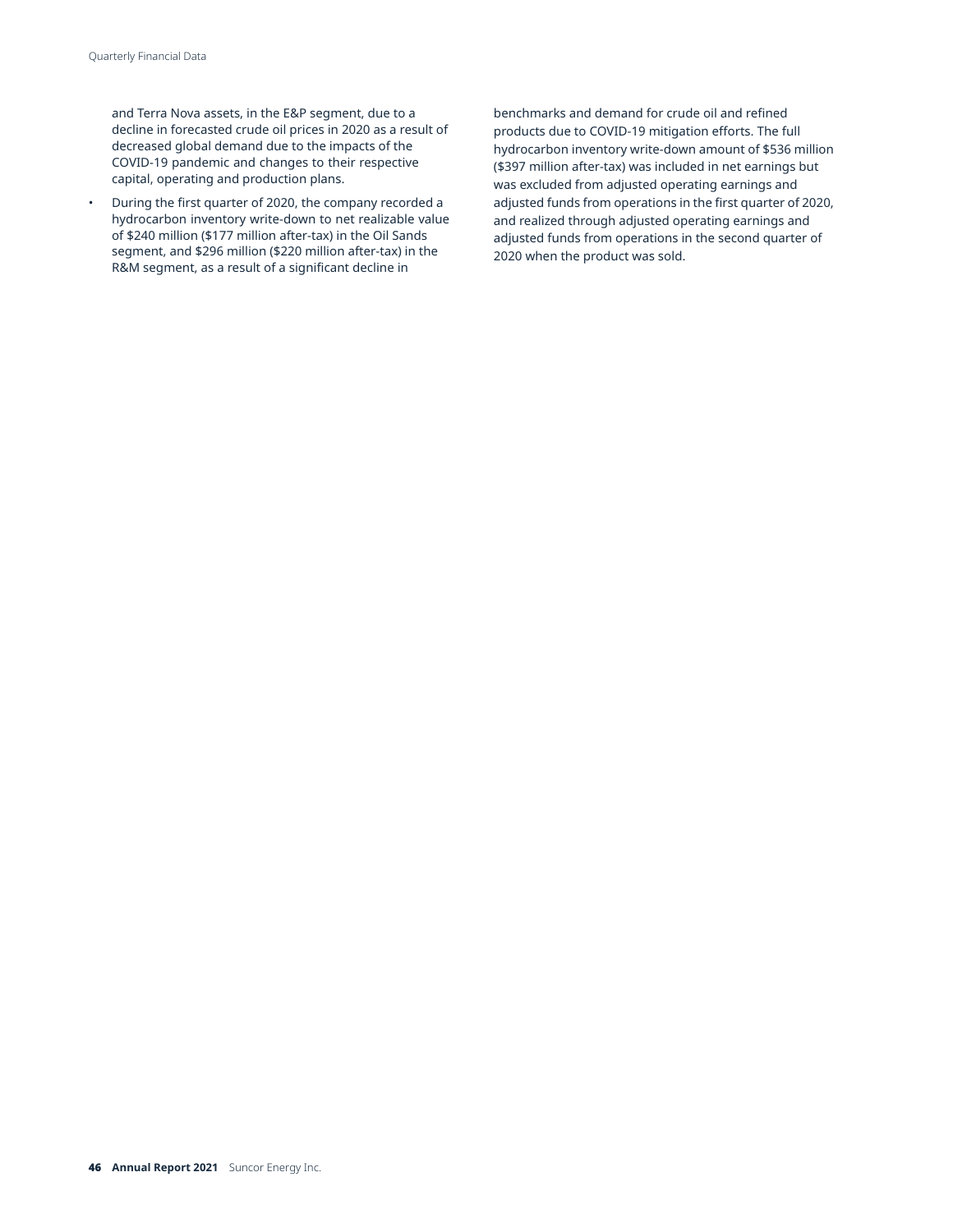and Terra Nova assets, in the E&P segment, due to a decline in forecasted crude oil prices in 2020 as a result of decreased global demand due to the impacts of the COVID-19 pandemic and changes to their respective capital, operating and production plans.

- During the first quarter of 2020, the company recorded a hydrocarbon inventory write-down to net realizable value of $240 million ($177 million after-tax) in the Oil Sands segment, and $296 million ($220 million after-tax) in the R&M segment, as a result of a significant decline in benchmarks and demand for crude oil and refined products due to COVID-19 mitigation efforts. The full hydrocarbon inventory write-down amount of $536 million ($397 million after-tax) was included in net earnings but was excluded from adjusted operating earnings and adjusted funds from operations in the first quarter of 2020, and realized through adjusted operating earnings and adjusted funds from operations in the second quarter of 2020 when the product was sold.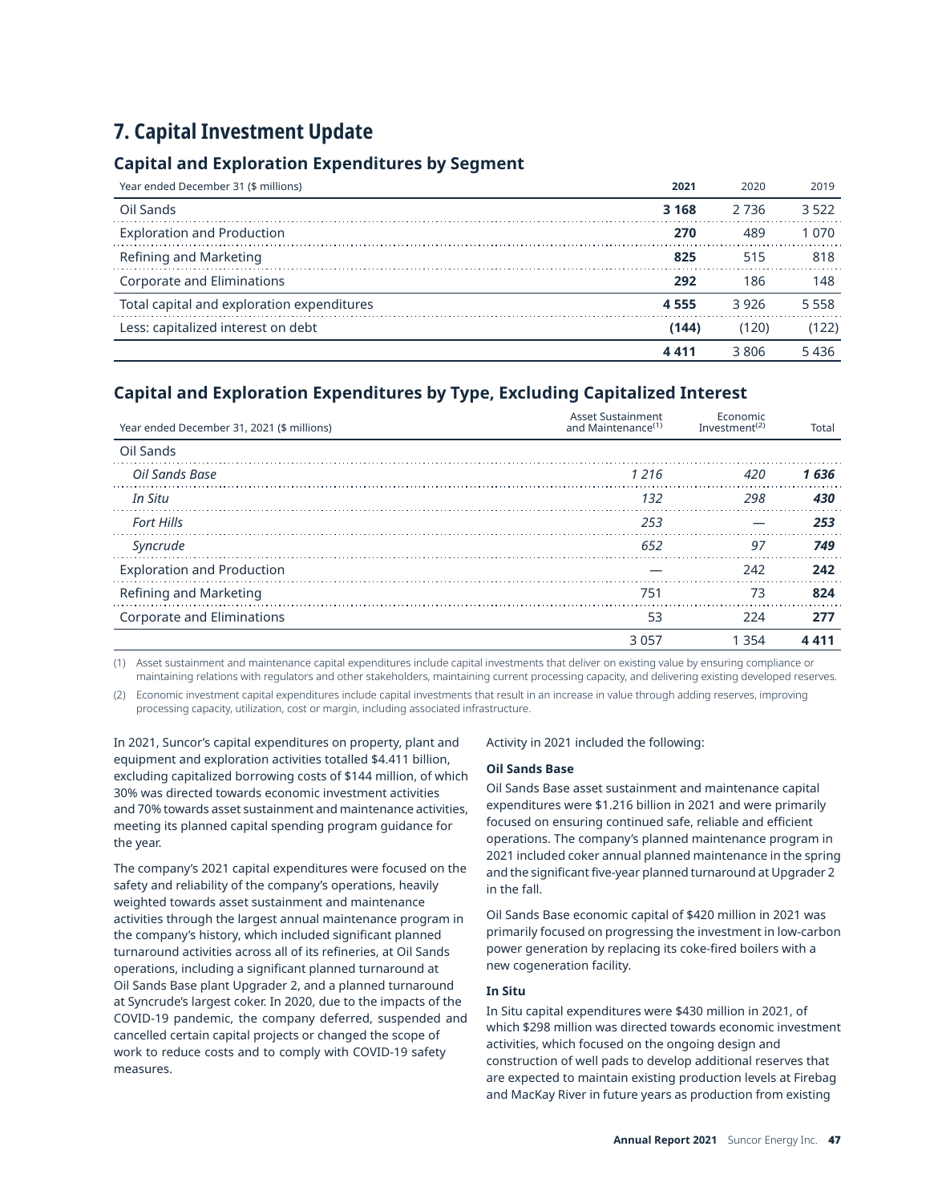## 7. Capital Investment Update

### Capital and Exploration Expenditures by Segment

| Year ended December 31 ($ millions) | **2021** | 2020 | 2019 |
|---|---|---|---|
| Oil Sands | **3 168** | 2 736 | 3 522 |
| Exploration and Production | **270** | 489 | 1 070 |
| Refining and Marketing | **825** | 515 | 818 |
| Corporate and Eliminations | **292** | 186 | 148 |
| Total capital and exploration expenditures | **4 555** | 3 926 | 5 558 |
| Less: capitalized interest on debt | **(144)** | (120) | (122) |
| | **4 411** | 3 806 | 5 436 |

### Capital and Exploration Expenditures by Type, Excluding Capitalized Interest

| Year ended December 31, 2021 ($ millions) | Asset Sustainment and Maintenance[1] | Economic Investment[2] | Total |
|---|---|---|---|
| Oil Sands | | | |
| *Oil Sands Base* | *1 216* | *420* | ***1 636*** |
| *In Situ* | *132* | *298* | ***430*** |
| *Fort Hills* | *253* | *—* | ***253*** |
| *Syncrude* | *652* | *97* | ***749*** |
| Exploration and Production | — | 242 | **242** |
| Refining and Marketing | 751 | 73 | **824** |
| Corporate and Eliminations | 53 | 224 | **277** |
| | 3 057 | 1 354 | **4 411** |

(1) Asset sustainment and maintenance capital expenditures include capital investments that deliver on existing value by ensuring compliance or maintaining relations with regulators and other stakeholders, maintaining current processing capacity, and delivering existing developed reserves.

(2) Economic investment capital expenditures include capital investments that result in an increase in value through adding reserves, improving processing capacity, utilization, cost or margin, including associated infrastructure.

In 2021, Suncor's capital expenditures on property, plant and equipment and exploration activities totalled $4.411 billion, excluding capitalized borrowing costs of $144 million, of which 30% was directed towards economic investment activities and 70% towards asset sustainment and maintenance activities, meeting its planned capital spending program guidance for the year.

The company's 2021 capital expenditures were focused on the safety and reliability of the company's operations, heavily weighted towards asset sustainment and maintenance activities through the largest annual maintenance program in the company's history, which included significant planned turnaround activities across all of its refineries, at Oil Sands operations, including a significant planned turnaround at Oil Sands Base plant Upgrader 2, and a planned turnaround at Syncrude's largest coker. In 2020, due to the impacts of the COVID-19 pandemic, the company deferred, suspended and cancelled certain capital projects or changed the scope of work to reduce costs and to comply with COVID-19 safety measures.

Activity in 2021 included the following:

**Oil Sands Base**

Oil Sands Base asset sustainment and maintenance capital expenditures were $1.216 billion in 2021 and were primarily focused on ensuring continued safe, reliable and efficient operations. The company's planned maintenance program in 2021 included coker annual planned maintenance in the spring and the significant five-year planned turnaround at Upgrader 2 in the fall.

Oil Sands Base economic capital of $420 million in 2021 was primarily focused on progressing the investment in low-carbon power generation by replacing its coke-fired boilers with a new cogeneration facility.

**In Situ**

In Situ capital expenditures were $430 million in 2021, of which $298 million was directed towards economic investment activities, which focused on the ongoing design and construction of well pads to develop additional reserves that are expected to maintain existing production levels at Firebag and MacKay River in future years as production from existing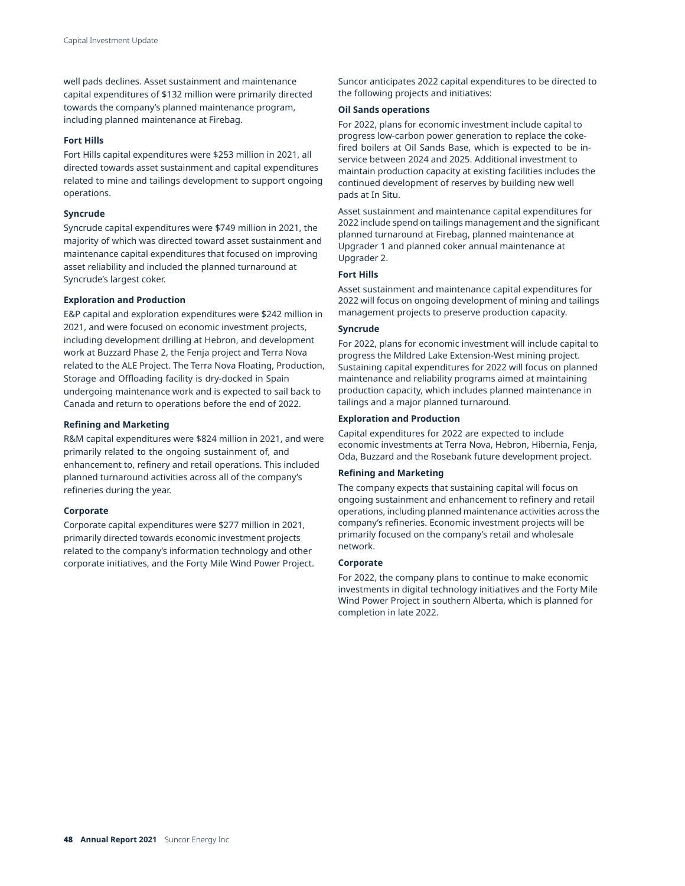well pads declines. Asset sustainment and maintenance capital expenditures of $132 million were primarily directed towards the company's planned maintenance program, including planned maintenance at Firebag.

**Fort Hills**

Fort Hills capital expenditures were $253 million in 2021, all directed towards asset sustainment and capital expenditures related to mine and tailings development to support ongoing operations.

**Syncrude**

Syncrude capital expenditures were $749 million in 2021, the majority of which was directed toward asset sustainment and maintenance capital expenditures that focused on improving asset reliability and included the planned turnaround at Syncrude's largest coker.

**Exploration and Production**

E&P capital and exploration expenditures were $242 million in 2021, and were focused on economic investment projects, including development drilling at Hebron, and development work at Buzzard Phase 2, the Fenja project and Terra Nova related to the ALE Project. The Terra Nova Floating, Production, Storage and Offloading facility is dry-docked in Spain undergoing maintenance work and is expected to sail back to Canada and return to operations before the end of 2022.

**Refining and Marketing**

R&M capital expenditures were $824 million in 2021, and were primarily related to the ongoing sustainment of, and enhancement to, refinery and retail operations. This included planned turnaround activities across all of the company's refineries during the year.

**Corporate**

Corporate capital expenditures were $277 million in 2021, primarily directed towards economic investment projects related to the company's information technology and other corporate initiatives, and the Forty Mile Wind Power Project.

Suncor anticipates 2022 capital expenditures to be directed to the following projects and initiatives:

**Oil Sands operations**

For 2022, plans for economic investment include capital to progress low-carbon power generation to replace the coke-fired boilers at Oil Sands Base, which is expected to be in-service between 2024 and 2025. Additional investment to maintain production capacity at existing facilities includes the continued development of reserves by building new well pads at In Situ.

Asset sustainment and maintenance capital expenditures for 2022 include spend on tailings management and the significant planned turnaround at Firebag, planned maintenance at Upgrader 1 and planned coker annual maintenance at Upgrader 2.

**Fort Hills**

Asset sustainment and maintenance capital expenditures for 2022 will focus on ongoing development of mining and tailings management projects to preserve production capacity.

**Syncrude**

For 2022, plans for economic investment will include capital to progress the Mildred Lake Extension-West mining project. Sustaining capital expenditures for 2022 will focus on planned maintenance and reliability programs aimed at maintaining production capacity, which includes planned maintenance in tailings and a major planned turnaround.

**Exploration and Production**

Capital expenditures for 2022 are expected to include economic investments at Terra Nova, Hebron, Hibernia, Fenja, Oda, Buzzard and the Rosebank future development project.

**Refining and Marketing**

The company expects that sustaining capital will focus on ongoing sustainment and enhancement to refinery and retail operations, including planned maintenance activities across the company's refineries. Economic investment projects will be primarily focused on the company's retail and wholesale network.

**Corporate**

For 2022, the company plans to continue to make economic investments in digital technology initiatives and the Forty Mile Wind Power Project in southern Alberta, which is planned for completion in late 2022.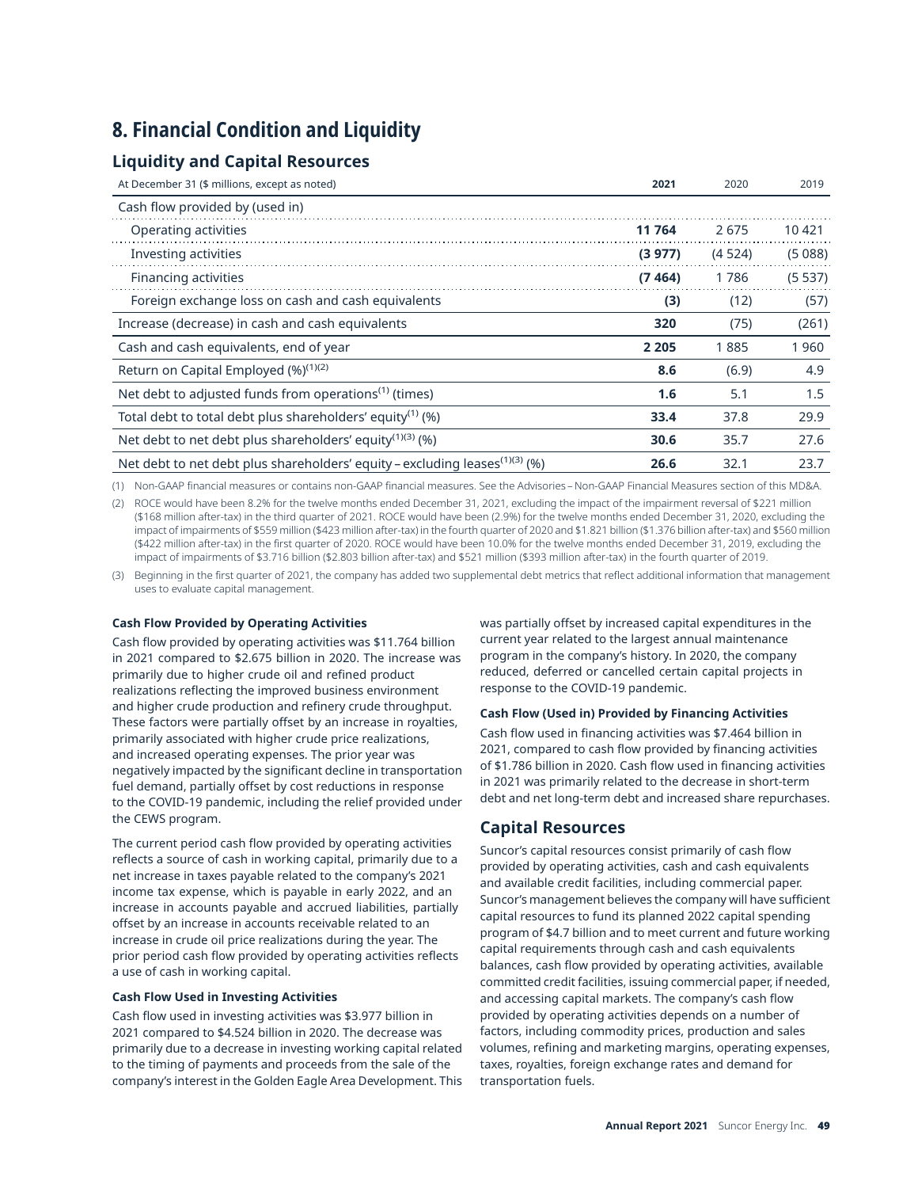# 8. Financial Condition and Liquidity

## Liquidity and Capital Resources

| At December 31 ($ millions, except as noted) | 2021 | 2020 | 2019 |
|---|---|---|---|
| Cash flow provided by (used in) | | | |
| Operating activities | **11 764** | 2 675 | 10 421 |
| Investing activities | **(3 977)** | (4 524) | (5 088) |
| Financing activities | **(7 464)** | 1 786 | (5 537) |
| Foreign exchange loss on cash and cash equivalents | **(3)** | (12) | (57) |
| Increase (decrease) in cash and cash equivalents | **320** | (75) | (261) |
| Cash and cash equivalents, end of year | **2 205** | 1 885 | 1 960 |
| Return on Capital Employed (%)[1][2] | **8.6** | (6.9) | 4.9 |
| Net debt to adjusted funds from operations[1] (times) | **1.6** | 5.1 | 1.5 |
| Total debt to total debt plus shareholders' equity[1] (%) | **33.4** | 37.8 | 29.9 |
| Net debt to net debt plus shareholders' equity[1][3] (%) | **30.6** | 35.7 | 27.6 |
| Net debt to net debt plus shareholders' equity – excluding leases[1][3] (%) | **26.6** | 32.1 | 23.7 |

(1) Non-GAAP financial measures or contains non-GAAP financial measures. See the Advisories – Non-GAAP Financial Measures section of this MD&A.

(2) ROCE would have been 8.2% for the twelve months ended December 31, 2021, excluding the impact of the impairment reversal of $221 million ($168 million after-tax) in the third quarter of 2021. ROCE would have been (2.9%) for the twelve months ended December 31, 2020, excluding the impact of impairments of $559 million ($423 million after-tax) in the fourth quarter of 2020 and $1.821 billion ($1.376 billion after-tax) and $560 million ($422 million after-tax) in the first quarter of 2020. ROCE would have been 10.0% for the twelve months ended December 31, 2019, excluding the impact of impairments of $3.716 billion ($2.803 billion after-tax) and $521 million ($393 million after-tax) in the fourth quarter of 2019.

(3) Beginning in the first quarter of 2021, the company has added two supplemental debt metrics that reflect additional information that management uses to evaluate capital management.

**Cash Flow Provided by Operating Activities**

Cash flow provided by operating activities was $11.764 billion in 2021 compared to $2.675 billion in 2020. The increase was primarily due to higher crude oil and refined product realizations reflecting the improved business environment and higher crude production and refinery crude throughput. These factors were partially offset by an increase in royalties, primarily associated with higher crude price realizations, and increased operating expenses. The prior year was negatively impacted by the significant decline in transportation fuel demand, partially offset by cost reductions in response to the COVID-19 pandemic, including the relief provided under the CEWS program.

The current period cash flow provided by operating activities reflects a source of cash in working capital, primarily due to a net increase in taxes payable related to the company's 2021 income tax expense, which is payable in early 2022, and an increase in accounts payable and accrued liabilities, partially offset by an increase in accounts receivable related to an increase in crude oil price realizations during the year. The prior period cash flow provided by operating activities reflects a use of cash in working capital.

**Cash Flow Used in Investing Activities**

Cash flow used in investing activities was $3.977 billion in 2021 compared to $4.524 billion in 2020. The decrease was primarily due to a decrease in investing working capital related to the timing of payments and proceeds from the sale of the company's interest in the Golden Eagle Area Development. This was partially offset by increased capital expenditures in the current year related to the largest annual maintenance program in the company's history. In 2020, the company reduced, deferred or cancelled certain capital projects in response to the COVID-19 pandemic.

**Cash Flow (Used in) Provided by Financing Activities**

Cash flow used in financing activities was $7.464 billion in 2021, compared to cash flow provided by financing activities of $1.786 billion in 2020. Cash flow used in financing activities in 2021 was primarily related to the decrease in short-term debt and net long-term debt and increased share repurchases.

## Capital Resources

Suncor's capital resources consist primarily of cash flow provided by operating activities, cash and cash equivalents and available credit facilities, including commercial paper. Suncor's management believes the company will have sufficient capital resources to fund its planned 2022 capital spending program of $4.7 billion and to meet current and future working capital requirements through cash and cash equivalents balances, cash flow provided by operating activities, available committed credit facilities, issuing commercial paper, if needed, and accessing capital markets. The company's cash flow provided by operating activities depends on a number of factors, including commodity prices, production and sales volumes, refining and marketing margins, operating expenses, taxes, royalties, foreign exchange rates and demand for transportation fuels.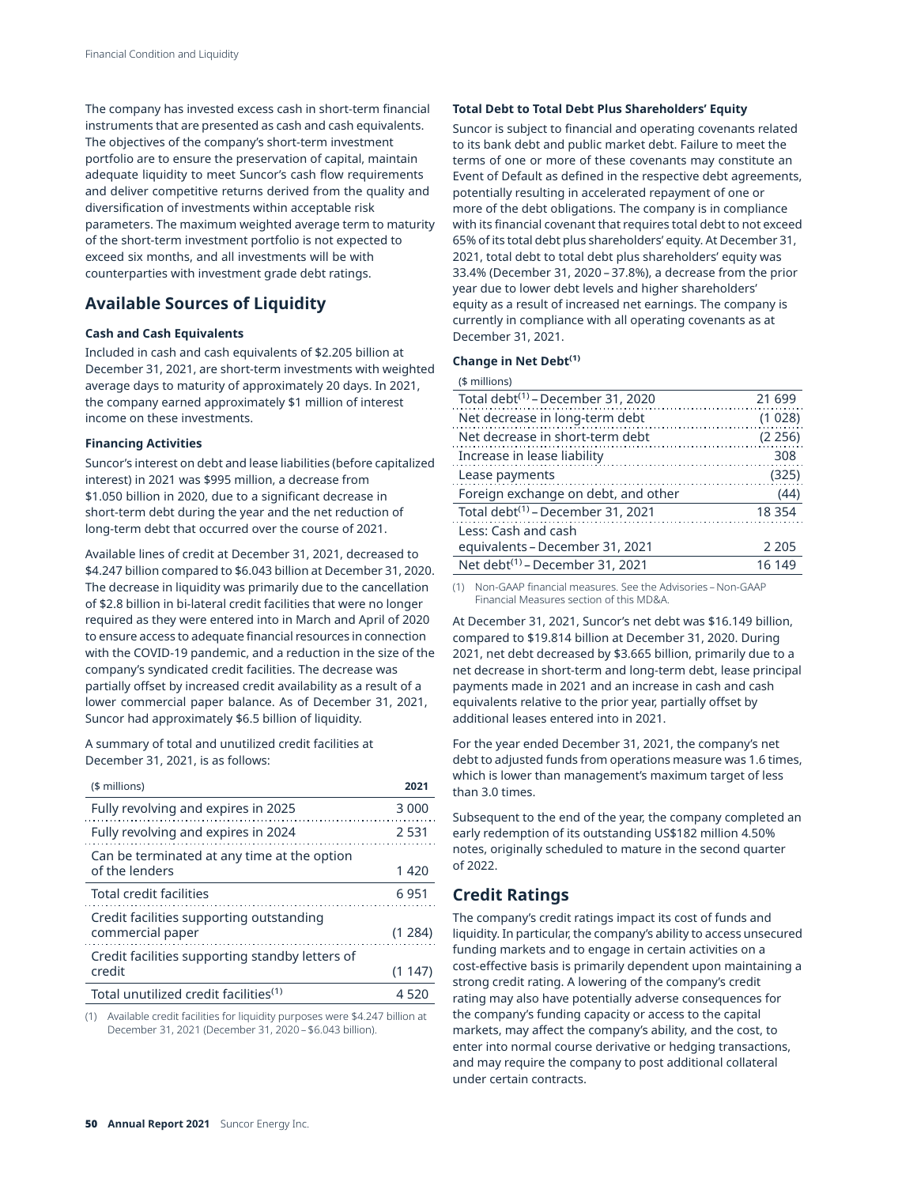The company has invested excess cash in short-term financial instruments that are presented as cash and cash equivalents. The objectives of the company's short-term investment portfolio are to ensure the preservation of capital, maintain adequate liquidity to meet Suncor's cash flow requirements and deliver competitive returns derived from the quality and diversification of investments within acceptable risk parameters. The maximum weighted average term to maturity of the short-term investment portfolio is not expected to exceed six months, and all investments will be with counterparties with investment grade debt ratings.

## Available Sources of Liquidity

**Cash and Cash Equivalents**

Included in cash and cash equivalents of $2.205 billion at December 31, 2021, are short-term investments with weighted average days to maturity of approximately 20 days. In 2021, the company earned approximately $1 million of interest income on these investments.

**Financing Activities**

Suncor's interest on debt and lease liabilities (before capitalized interest) in 2021 was $995 million, a decrease from $1.050 billion in 2020, due to a significant decrease in short-term debt during the year and the net reduction of long-term debt that occurred over the course of 2021.

Available lines of credit at December 31, 2021, decreased to $4.247 billion compared to $6.043 billion at December 31, 2020. The decrease in liquidity was primarily due to the cancellation of $2.8 billion in bi-lateral credit facilities that were no longer required as they were entered into in March and April of 2020 to ensure access to adequate financial resources in connection with the COVID-19 pandemic, and a reduction in the size of the company's syndicated credit facilities. The decrease was partially offset by increased credit availability as a result of a lower commercial paper balance. As of December 31, 2021, Suncor had approximately $6.5 billion of liquidity.

A summary of total and unutilized credit facilities at December 31, 2021, is as follows:

| ($ millions) | 2021 |
|---|---|
| Fully revolving and expires in 2025 | 3 000 |
| Fully revolving and expires in 2024 | 2 531 |
| Can be terminated at any time at the option of the lenders | 1 420 |
| Total credit facilities | 6 951 |
| Credit facilities supporting outstanding commercial paper | (1 284) |
| Credit facilities supporting standby letters of credit | (1 147) |
| Total unutilized credit facilities[(1)] | 4 520 |

(1) Available credit facilities for liquidity purposes were $4.247 billion at December 31, 2021 (December 31, 2020 – $6.043 billion).

**Total Debt to Total Debt Plus Shareholders' Equity**

Suncor is subject to financial and operating covenants related to its bank debt and public market debt. Failure to meet the terms of one or more of these covenants may constitute an Event of Default as defined in the respective debt agreements, potentially resulting in accelerated repayment of one or more of the debt obligations. The company is in compliance with its financial covenant that requires total debt to not exceed 65% of its total debt plus shareholders' equity. At December 31, 2021, total debt to total debt plus shareholders' equity was 33.4% (December 31, 2020 – 37.8%), a decrease from the prior year due to lower debt levels and higher shareholders' equity as a result of increased net earnings. The company is currently in compliance with all operating covenants as at December 31, 2021.

**Change in Net Debt[(1)]**

| ($ millions) | |
|---|---|
| Total debt[(1)] – December 31, 2020 | 21 699 |
| Net decrease in long-term debt | (1 028) |
| Net decrease in short-term debt | (2 256) |
| Increase in lease liability | 308 |
| Lease payments | (325) |
| Foreign exchange on debt, and other | (44) |
| Total debt[(1)] – December 31, 2021 | 18 354 |
| Less: Cash and cash equivalents – December 31, 2021 | 2 205 |
| Net debt[(1)] – December 31, 2021 | 16 149 |

(1) Non-GAAP financial measures. See the Advisories – Non-GAAP Financial Measures section of this MD&A.

At December 31, 2021, Suncor's net debt was $16.149 billion, compared to $19.814 billion at December 31, 2020. During 2021, net debt decreased by $3.665 billion, primarily due to a net decrease in short-term and long-term debt, lease principal payments made in 2021 and an increase in cash and cash equivalents relative to the prior year, partially offset by additional leases entered into in 2021.

For the year ended December 31, 2021, the company's net debt to adjusted funds from operations measure was 1.6 times, which is lower than management's maximum target of less than 3.0 times.

Subsequent to the end of the year, the company completed an early redemption of its outstanding US$182 million 4.50% notes, originally scheduled to mature in the second quarter of 2022.

## Credit Ratings

The company's credit ratings impact its cost of funds and liquidity. In particular, the company's ability to access unsecured funding markets and to engage in certain activities on a cost-effective basis is primarily dependent upon maintaining a strong credit rating. A lowering of the company's credit rating may also have potentially adverse consequences for the company's funding capacity or access to the capital markets, may affect the company's ability, and the cost, to enter into normal course derivative or hedging transactions, and may require the company to post additional collateral under certain contracts.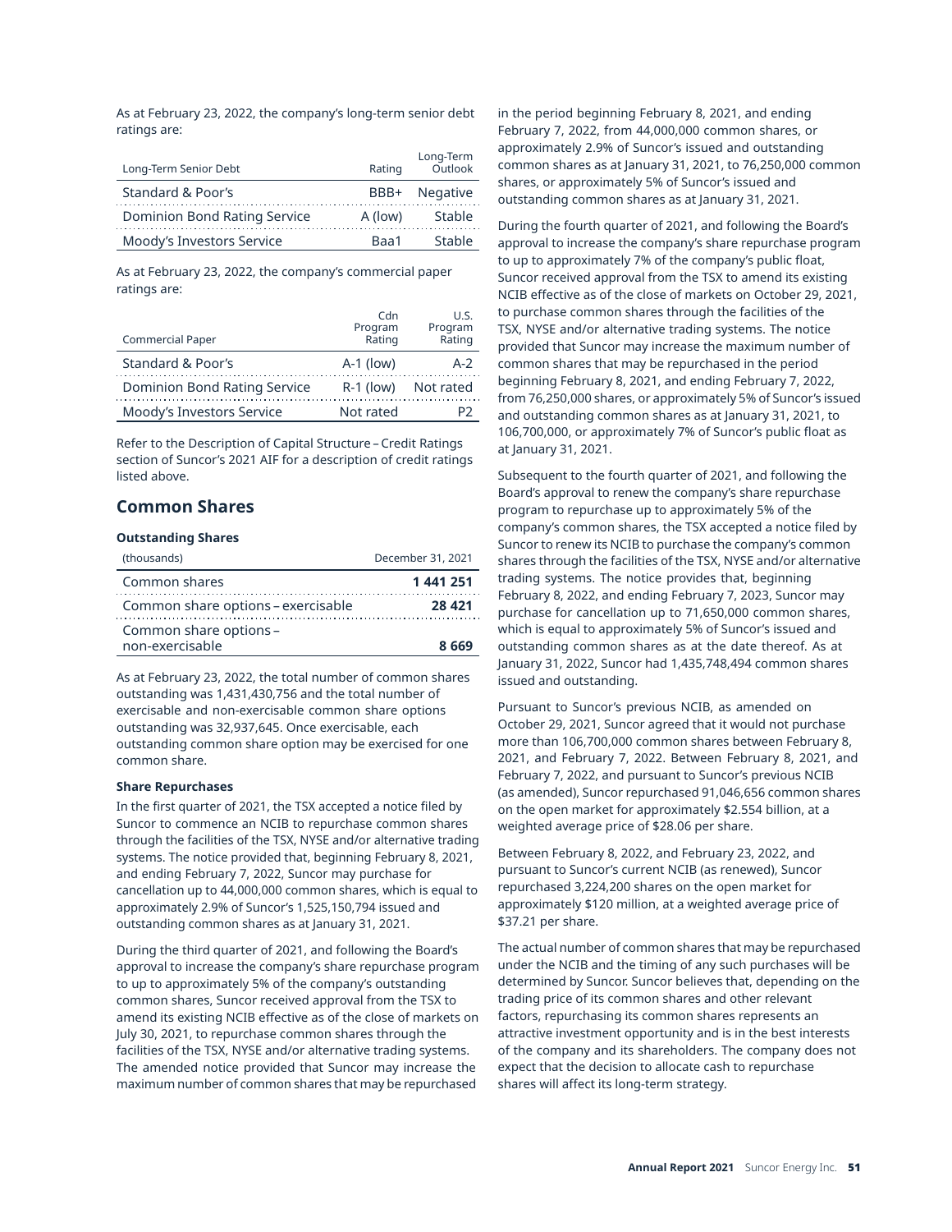As at February 23, 2022, the company's long-term senior debt ratings are:

| Long-Term Senior Debt | Rating | Long-Term Outlook |
|---|---|---|
| Standard & Poor's | BBB+ | Negative |
| Dominion Bond Rating Service | A (low) | Stable |
| Moody's Investors Service | Baa1 | Stable |

As at February 23, 2022, the company's commercial paper ratings are:

| Commercial Paper | Cdn Program Rating | U.S. Program Rating |
|---|---|---|
| Standard & Poor's | A-1 (low) | A-2 |
| Dominion Bond Rating Service | R-1 (low) | Not rated |
| Moody's Investors Service | Not rated | P2 |

Refer to the Description of Capital Structure – Credit Ratings section of Suncor's 2021 AIF for a description of credit ratings listed above.

## Common Shares

### Outstanding Shares

| (thousands) | December 31, 2021 |
|---|---|
| Common shares | **1 441 251** |
| Common share options – exercisable | **28 421** |
| Common share options – non-exercisable | **8 669** |

As at February 23, 2022, the total number of common shares outstanding was 1,431,430,756 and the total number of exercisable and non-exercisable common share options outstanding was 32,937,645. Once exercisable, each outstanding common share option may be exercised for one common share.

### Share Repurchases

In the first quarter of 2021, the TSX accepted a notice filed by Suncor to commence an NCIB to repurchase common shares through the facilities of the TSX, NYSE and/or alternative trading systems. The notice provided that, beginning February 8, 2021, and ending February 7, 2022, Suncor may purchase for cancellation up to 44,000,000 common shares, which is equal to approximately 2.9% of Suncor's 1,525,150,794 issued and outstanding common shares as at January 31, 2021.

During the third quarter of 2021, and following the Board's approval to increase the company's share repurchase program to up to approximately 5% of the company's outstanding common shares, Suncor received approval from the TSX to amend its existing NCIB effective as of the close of markets on July 30, 2021, to repurchase common shares through the facilities of the TSX, NYSE and/or alternative trading systems. The amended notice provided that Suncor may increase the maximum number of common shares that may be repurchased in the period beginning February 8, 2021, and ending February 7, 2022, from 44,000,000 common shares, or approximately 2.9% of Suncor's issued and outstanding common shares as at January 31, 2021, to 76,250,000 common shares, or approximately 5% of Suncor's issued and outstanding common shares as at January 31, 2021.

During the fourth quarter of 2021, and following the Board's approval to increase the company's share repurchase program to up to approximately 7% of the company's public float, Suncor received approval from the TSX to amend its existing NCIB effective as of the close of markets on October 29, 2021, to purchase common shares through the facilities of the TSX, NYSE and/or alternative trading systems. The notice provided that Suncor may increase the maximum number of common shares that may be repurchased in the period beginning February 8, 2021, and ending February 7, 2022, from 76,250,000 shares, or approximately 5% of Suncor's issued and outstanding common shares as at January 31, 2021, to 106,700,000, or approximately 7% of Suncor's public float as at January 31, 2021.

Subsequent to the fourth quarter of 2021, and following the Board's approval to renew the company's share repurchase program to repurchase up to approximately 5% of the company's common shares, the TSX accepted a notice filed by Suncor to renew its NCIB to purchase the company's common shares through the facilities of the TSX, NYSE and/or alternative trading systems. The notice provides that, beginning February 8, 2022, and ending February 7, 2023, Suncor may purchase for cancellation up to 71,650,000 common shares, which is equal to approximately 5% of Suncor's issued and outstanding common shares as at the date thereof. As at January 31, 2022, Suncor had 1,435,748,494 common shares issued and outstanding.

Pursuant to Suncor's previous NCIB, as amended on October 29, 2021, Suncor agreed that it would not purchase more than 106,700,000 common shares between February 8, 2021, and February 7, 2022. Between February 8, 2021, and February 7, 2022, and pursuant to Suncor's previous NCIB (as amended), Suncor repurchased 91,046,656 common shares on the open market for approximately $2.554 billion, at a weighted average price of $28.06 per share.

Between February 8, 2022, and February 23, 2022, and pursuant to Suncor's current NCIB (as renewed), Suncor repurchased 3,224,200 shares on the open market for approximately $120 million, at a weighted average price of $37.21 per share.

The actual number of common shares that may be repurchased under the NCIB and the timing of any such purchases will be determined by Suncor. Suncor believes that, depending on the trading price of its common shares and other relevant factors, repurchasing its common shares represents an attractive investment opportunity and is in the best interests of the company and its shareholders. The company does not expect that the decision to allocate cash to repurchase shares will affect its long-term strategy.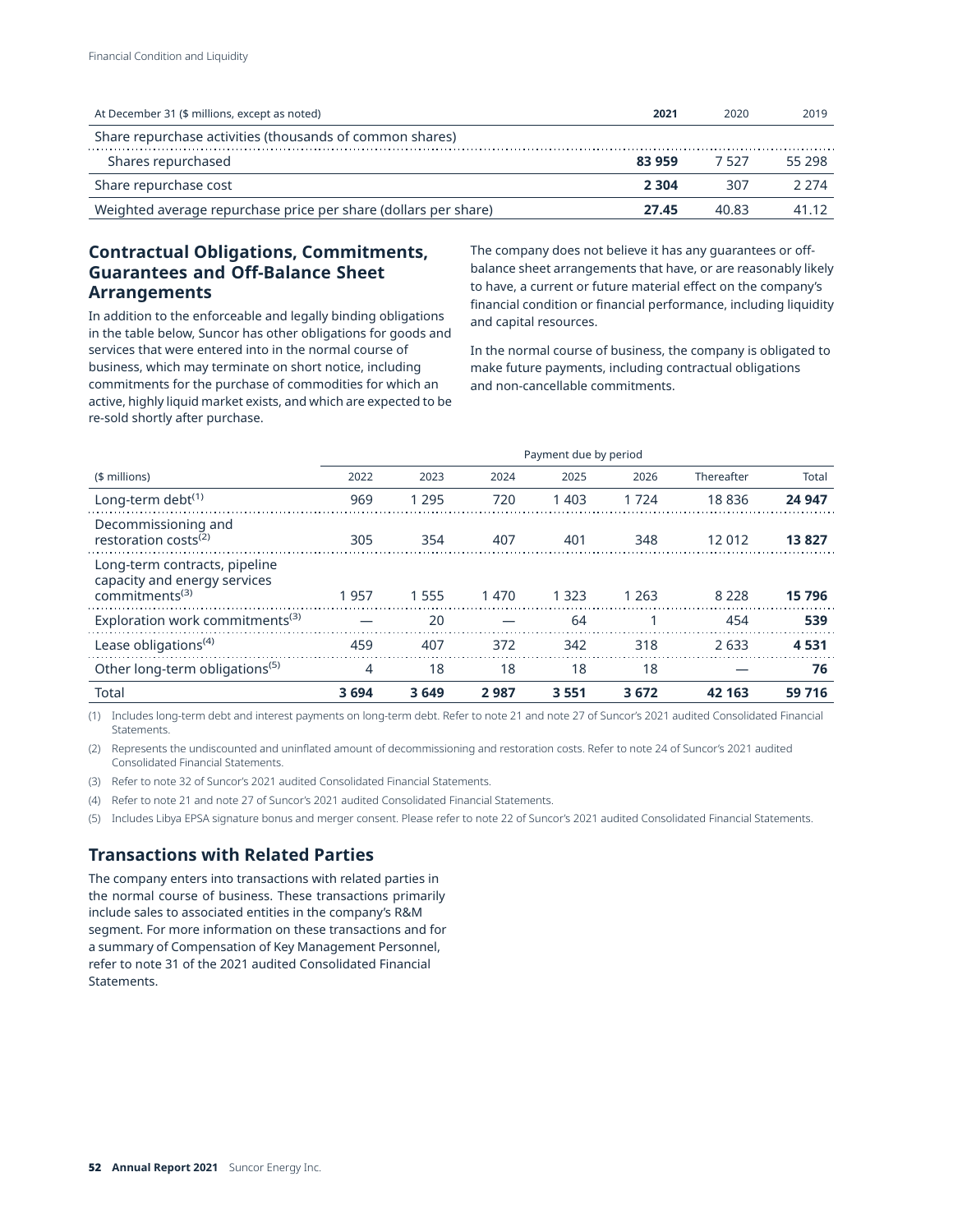| At December 31 ($ millions, except as noted) | **2021** | 2020 | 2019 |
|---|---|---|---|
| Share repurchase activities (thousands of common shares) | | | |
| Shares repurchased | **83 959** | 7 527 | 55 298 |
| Share repurchase cost | **2 304** | 307 | 2 274 |
| Weighted average repurchase price per share (dollars per share) | **27.45** | 40.83 | 41.12 |

## Contractual Obligations, Commitments, Guarantees and Off-Balance Sheet Arrangements

In addition to the enforceable and legally binding obligations in the table below, Suncor has other obligations for goods and services that were entered into in the normal course of business, which may terminate on short notice, including commitments for the purchase of commodities for which an active, highly liquid market exists, and which are expected to be re-sold shortly after purchase.

The company does not believe it has any guarantees or off-balance sheet arrangements that have, or are reasonably likely to have, a current or future material effect on the company's financial condition or financial performance, including liquidity and capital resources.

In the normal course of business, the company is obligated to make future payments, including contractual obligations and non-cancellable commitments.

| | Payment due by period | | | | | | |
|---|---|---|---|---|---|---|---|
| ($ millions) | 2022 | 2023 | 2024 | 2025 | 2026 | Thereafter | Total |
| Long-term debt(1) | 969 | 1 295 | 720 | 1 403 | 1 724 | 18 836 | **24 947** |
| Decommissioning and restoration costs(2) | 305 | 354 | 407 | 401 | 348 | 12 012 | **13 827** |
| Long-term contracts, pipeline capacity and energy services commitments(3) | 1 957 | 1 555 | 1 470 | 1 323 | 1 263 | 8 228 | **15 796** |
| Exploration work commitments(3) | — | 20 | — | 64 | 1 | 454 | **539** |
| Lease obligations(4) | 459 | 407 | 372 | 342 | 318 | 2 633 | **4 531** |
| Other long-term obligations(5) | 4 | 18 | 18 | 18 | 18 | — | **76** |
| Total | **3 694** | **3 649** | **2 987** | **3 551** | **3 672** | **42 163** | **59 716** |

(1) Includes long-term debt and interest payments on long-term debt. Refer to note 21 and note 27 of Suncor's 2021 audited Consolidated Financial Statements.

(2) Represents the undiscounted and uninflated amount of decommissioning and restoration costs. Refer to note 24 of Suncor's 2021 audited Consolidated Financial Statements.

(3) Refer to note 32 of Suncor's 2021 audited Consolidated Financial Statements.

(4) Refer to note 21 and note 27 of Suncor's 2021 audited Consolidated Financial Statements.

(5) Includes Libya EPSA signature bonus and merger consent. Please refer to note 22 of Suncor's 2021 audited Consolidated Financial Statements.

## Transactions with Related Parties

The company enters into transactions with related parties in the normal course of business. These transactions primarily include sales to associated entities in the company's R&M segment. For more information on these transactions and for a summary of Compensation of Key Management Personnel, refer to note 31 of the 2021 audited Consolidated Financial Statements.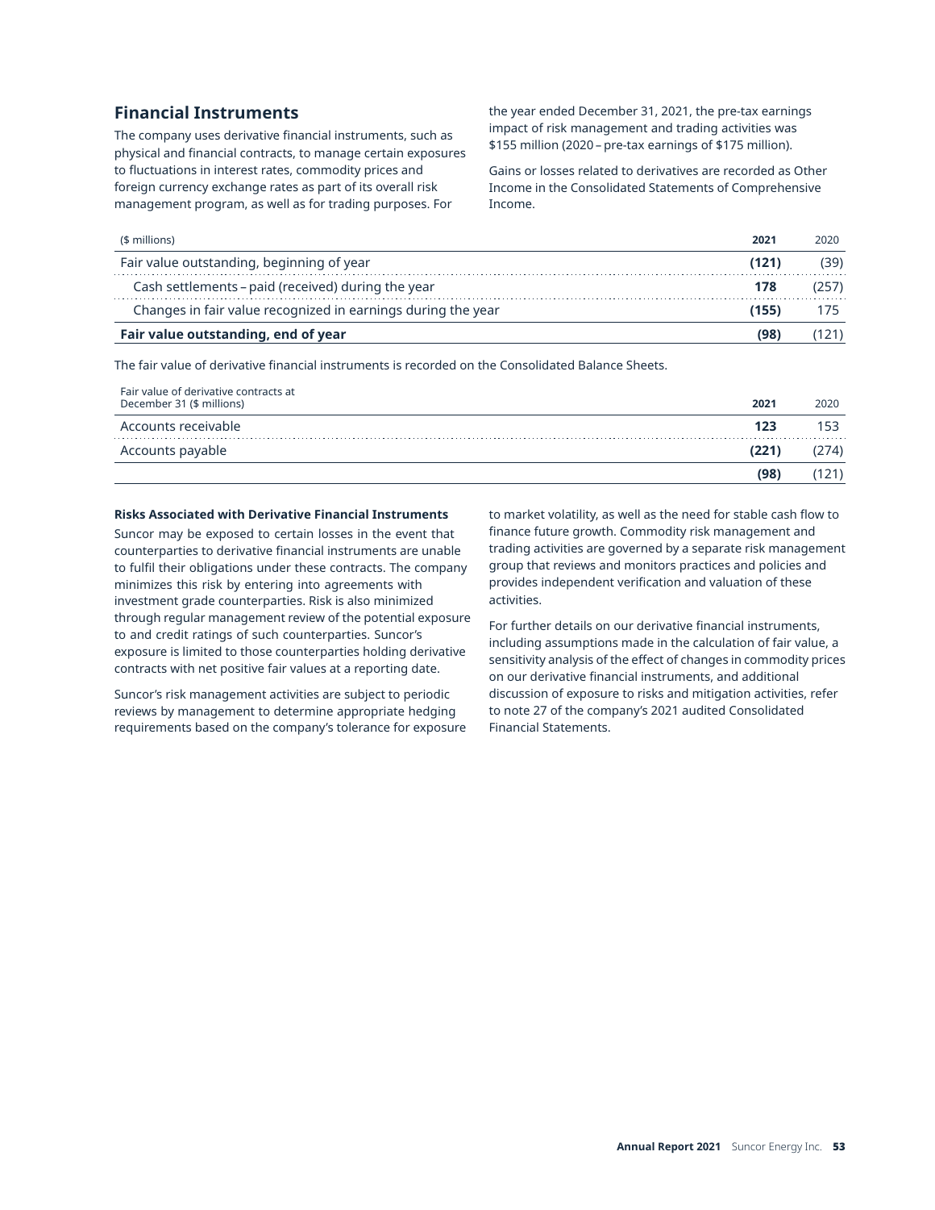## Financial Instruments

The company uses derivative financial instruments, such as physical and financial contracts, to manage certain exposures to fluctuations in interest rates, commodity prices and foreign currency exchange rates as part of its overall risk management program, as well as for trading purposes. For the year ended December 31, 2021, the pre-tax earnings impact of risk management and trading activities was $155 million (2020 – pre-tax earnings of $175 million).

Gains or losses related to derivatives are recorded as Other Income in the Consolidated Statements of Comprehensive Income.

| ($ millions) | **2021** | 2020 |
|---|---|---|
| Fair value outstanding, beginning of year | **(121)** | (39) |
| Cash settlements – paid (received) during the year | **178** | (257) |
| Changes in fair value recognized in earnings during the year | **(155)** | 175 |
| **Fair value outstanding, end of year** | **(98)** | (121) |

The fair value of derivative financial instruments is recorded on the Consolidated Balance Sheets.

| Fair value of derivative contracts at December 31 ($ millions) | **2021** | 2020 |
|---|---|---|
| Accounts receivable | **123** | 153 |
| Accounts payable | **(221)** | (274) |
| | **(98)** | (121) |

**Risks Associated with Derivative Financial Instruments**

Suncor may be exposed to certain losses in the event that counterparties to derivative financial instruments are unable to fulfil their obligations under these contracts. The company minimizes this risk by entering into agreements with investment grade counterparties. Risk is also minimized through regular management review of the potential exposure to and credit ratings of such counterparties. Suncor's exposure is limited to those counterparties holding derivative contracts with net positive fair values at a reporting date.

Suncor's risk management activities are subject to periodic reviews by management to determine appropriate hedging requirements based on the company's tolerance for exposure to market volatility, as well as the need for stable cash flow to finance future growth. Commodity risk management and trading activities are governed by a separate risk management group that reviews and monitors practices and policies and provides independent verification and valuation of these activities.

For further details on our derivative financial instruments, including assumptions made in the calculation of fair value, a sensitivity analysis of the effect of changes in commodity prices on our derivative financial instruments, and additional discussion of exposure to risks and mitigation activities, refer to note 27 of the company's 2021 audited Consolidated Financial Statements.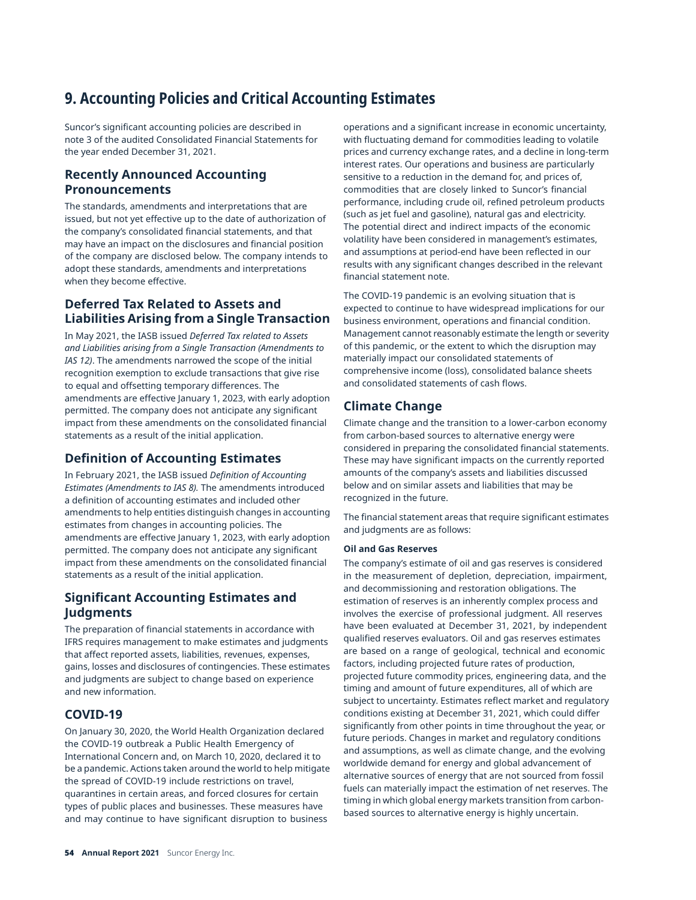# 9. Accounting Policies and Critical Accounting Estimates

Suncor's significant accounting policies are described in note 3 of the audited Consolidated Financial Statements for the year ended December 31, 2021.

## Recently Announced Accounting Pronouncements

The standards, amendments and interpretations that are issued, but not yet effective up to the date of authorization of the company's consolidated financial statements, and that may have an impact on the disclosures and financial position of the company are disclosed below. The company intends to adopt these standards, amendments and interpretations when they become effective.

## Deferred Tax Related to Assets and Liabilities Arising from a Single Transaction

In May 2021, the IASB issued *Deferred Tax related to Assets and Liabilities arising from a Single Transaction (Amendments to IAS 12)*. The amendments narrowed the scope of the initial recognition exemption to exclude transactions that give rise to equal and offsetting temporary differences. The amendments are effective January 1, 2023, with early adoption permitted. The company does not anticipate any significant impact from these amendments on the consolidated financial statements as a result of the initial application.

## Definition of Accounting Estimates

In February 2021, the IASB issued *Definition of Accounting Estimates (Amendments to IAS 8).* The amendments introduced a definition of accounting estimates and included other amendments to help entities distinguish changes in accounting estimates from changes in accounting policies. The amendments are effective January 1, 2023, with early adoption permitted. The company does not anticipate any significant impact from these amendments on the consolidated financial statements as a result of the initial application.

## Significant Accounting Estimates and Judgments

The preparation of financial statements in accordance with IFRS requires management to make estimates and judgments that affect reported assets, liabilities, revenues, expenses, gains, losses and disclosures of contingencies. These estimates and judgments are subject to change based on experience and new information.

## COVID-19

On January 30, 2020, the World Health Organization declared the COVID-19 outbreak a Public Health Emergency of International Concern and, on March 10, 2020, declared it to be a pandemic. Actions taken around the world to help mitigate the spread of COVID-19 include restrictions on travel, quarantines in certain areas, and forced closures for certain types of public places and businesses. These measures have and may continue to have significant disruption to business operations and a significant increase in economic uncertainty, with fluctuating demand for commodities leading to volatile prices and currency exchange rates, and a decline in long-term interest rates. Our operations and business are particularly sensitive to a reduction in the demand for, and prices of, commodities that are closely linked to Suncor's financial performance, including crude oil, refined petroleum products (such as jet fuel and gasoline), natural gas and electricity. The potential direct and indirect impacts of the economic volatility have been considered in management's estimates, and assumptions at period-end have been reflected in our results with any significant changes described in the relevant financial statement note.

The COVID-19 pandemic is an evolving situation that is expected to continue to have widespread implications for our business environment, operations and financial condition. Management cannot reasonably estimate the length or severity of this pandemic, or the extent to which the disruption may materially impact our consolidated statements of comprehensive income (loss), consolidated balance sheets and consolidated statements of cash flows.

## Climate Change

Climate change and the transition to a lower-carbon economy from carbon-based sources to alternative energy were considered in preparing the consolidated financial statements. These may have significant impacts on the currently reported amounts of the company's assets and liabilities discussed below and on similar assets and liabilities that may be recognized in the future.

The financial statement areas that require significant estimates and judgments are as follows:

#### Oil and Gas Reserves

The company's estimate of oil and gas reserves is considered in the measurement of depletion, depreciation, impairment, and decommissioning and restoration obligations. The estimation of reserves is an inherently complex process and involves the exercise of professional judgment. All reserves have been evaluated at December 31, 2021, by independent qualified reserves evaluators. Oil and gas reserves estimates are based on a range of geological, technical and economic factors, including projected future rates of production, projected future commodity prices, engineering data, and the timing and amount of future expenditures, all of which are subject to uncertainty. Estimates reflect market and regulatory conditions existing at December 31, 2021, which could differ significantly from other points in time throughout the year, or future periods. Changes in market and regulatory conditions and assumptions, as well as climate change, and the evolving worldwide demand for energy and global advancement of alternative sources of energy that are not sourced from fossil fuels can materially impact the estimation of net reserves. The timing in which global energy markets transition from carbon-based sources to alternative energy is highly uncertain.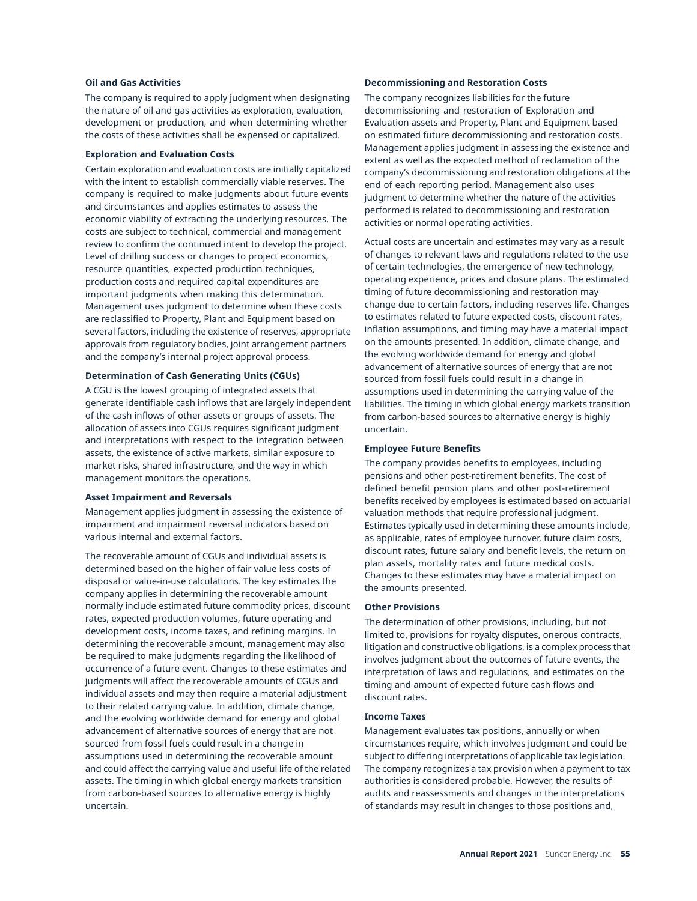**Oil and Gas Activities**

The company is required to apply judgment when designating the nature of oil and gas activities as exploration, evaluation, development or production, and when determining whether the costs of these activities shall be expensed or capitalized.

**Exploration and Evaluation Costs**

Certain exploration and evaluation costs are initially capitalized with the intent to establish commercially viable reserves. The company is required to make judgments about future events and circumstances and applies estimates to assess the economic viability of extracting the underlying resources. The costs are subject to technical, commercial and management review to confirm the continued intent to develop the project. Level of drilling success or changes to project economics, resource quantities, expected production techniques, production costs and required capital expenditures are important judgments when making this determination. Management uses judgment to determine when these costs are reclassified to Property, Plant and Equipment based on several factors, including the existence of reserves, appropriate approvals from regulatory bodies, joint arrangement partners and the company's internal project approval process.

**Determination of Cash Generating Units (CGUs)**

A CGU is the lowest grouping of integrated assets that generate identifiable cash inflows that are largely independent of the cash inflows of other assets or groups of assets. The allocation of assets into CGUs requires significant judgment and interpretations with respect to the integration between assets, the existence of active markets, similar exposure to market risks, shared infrastructure, and the way in which management monitors the operations.

**Asset Impairment and Reversals**

Management applies judgment in assessing the existence of impairment and impairment reversal indicators based on various internal and external factors.

The recoverable amount of CGUs and individual assets is determined based on the higher of fair value less costs of disposal or value-in-use calculations. The key estimates the company applies in determining the recoverable amount normally include estimated future commodity prices, discount rates, expected production volumes, future operating and development costs, income taxes, and refining margins. In determining the recoverable amount, management may also be required to make judgments regarding the likelihood of occurrence of a future event. Changes to these estimates and judgments will affect the recoverable amounts of CGUs and individual assets and may then require a material adjustment to their related carrying value. In addition, climate change, and the evolving worldwide demand for energy and global advancement of alternative sources of energy that are not sourced from fossil fuels could result in a change in assumptions used in determining the recoverable amount and could affect the carrying value and useful life of the related assets. The timing in which global energy markets transition from carbon-based sources to alternative energy is highly uncertain.

**Decommissioning and Restoration Costs**

The company recognizes liabilities for the future decommissioning and restoration of Exploration and Evaluation assets and Property, Plant and Equipment based on estimated future decommissioning and restoration costs. Management applies judgment in assessing the existence and extent as well as the expected method of reclamation of the company's decommissioning and restoration obligations at the end of each reporting period. Management also uses judgment to determine whether the nature of the activities performed is related to decommissioning and restoration activities or normal operating activities.

Actual costs are uncertain and estimates may vary as a result of changes to relevant laws and regulations related to the use of certain technologies, the emergence of new technology, operating experience, prices and closure plans. The estimated timing of future decommissioning and restoration may change due to certain factors, including reserves life. Changes to estimates related to future expected costs, discount rates, inflation assumptions, and timing may have a material impact on the amounts presented. In addition, climate change, and the evolving worldwide demand for energy and global advancement of alternative sources of energy that are not sourced from fossil fuels could result in a change in assumptions used in determining the carrying value of the liabilities. The timing in which global energy markets transition from carbon-based sources to alternative energy is highly uncertain.

**Employee Future Benefits**

The company provides benefits to employees, including pensions and other post-retirement benefits. The cost of defined benefit pension plans and other post-retirement benefits received by employees is estimated based on actuarial valuation methods that require professional judgment. Estimates typically used in determining these amounts include, as applicable, rates of employee turnover, future claim costs, discount rates, future salary and benefit levels, the return on plan assets, mortality rates and future medical costs. Changes to these estimates may have a material impact on the amounts presented.

**Other Provisions**

The determination of other provisions, including, but not limited to, provisions for royalty disputes, onerous contracts, litigation and constructive obligations, is a complex process that involves judgment about the outcomes of future events, the interpretation of laws and regulations, and estimates on the timing and amount of expected future cash flows and discount rates.

**Income Taxes**

Management evaluates tax positions, annually or when circumstances require, which involves judgment and could be subject to differing interpretations of applicable tax legislation. The company recognizes a tax provision when a payment to tax authorities is considered probable. However, the results of audits and reassessments and changes in the interpretations of standards may result in changes to those positions and,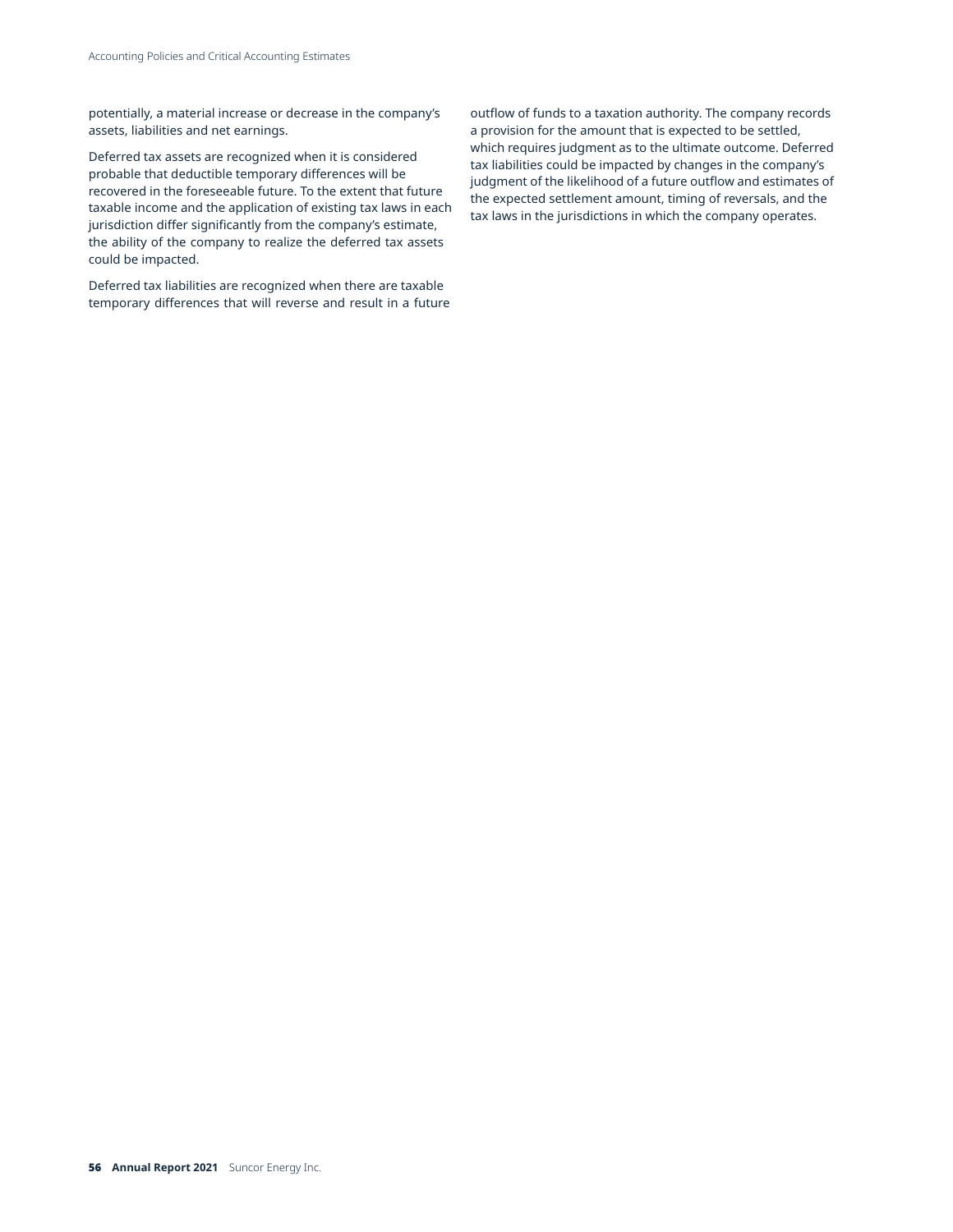potentially, a material increase or decrease in the company's assets, liabilities and net earnings.

Deferred tax assets are recognized when it is considered probable that deductible temporary differences will be recovered in the foreseeable future. To the extent that future taxable income and the application of existing tax laws in each jurisdiction differ significantly from the company's estimate, the ability of the company to realize the deferred tax assets could be impacted.

Deferred tax liabilities are recognized when there are taxable temporary differences that will reverse and result in a future outflow of funds to a taxation authority. The company records a provision for the amount that is expected to be settled, which requires judgment as to the ultimate outcome. Deferred tax liabilities could be impacted by changes in the company's judgment of the likelihood of a future outflow and estimates of the expected settlement amount, timing of reversals, and the tax laws in the jurisdictions in which the company operates.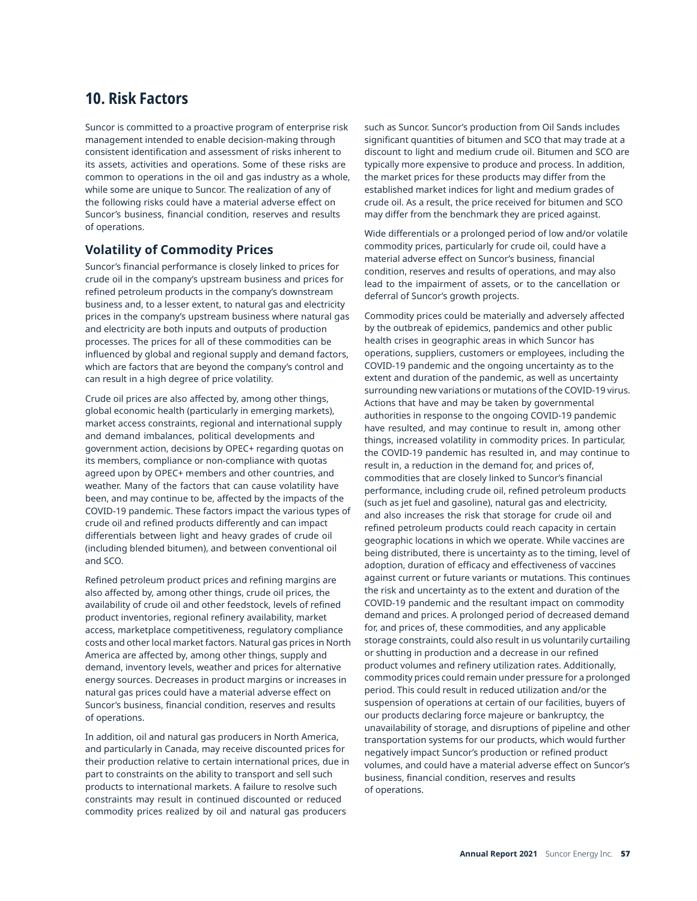## 10. Risk Factors

Suncor is committed to a proactive program of enterprise risk management intended to enable decision-making through consistent identification and assessment of risks inherent to its assets, activities and operations. Some of these risks are common to operations in the oil and gas industry as a whole, while some are unique to Suncor. The realization of any of the following risks could have a material adverse effect on Suncor's business, financial condition, reserves and results of operations.

### Volatility of Commodity Prices

Suncor's financial performance is closely linked to prices for crude oil in the company's upstream business and prices for refined petroleum products in the company's downstream business and, to a lesser extent, to natural gas and electricity prices in the company's upstream business where natural gas and electricity are both inputs and outputs of production processes. The prices for all of these commodities can be influenced by global and regional supply and demand factors, which are factors that are beyond the company's control and can result in a high degree of price volatility.

Crude oil prices are also affected by, among other things, global economic health (particularly in emerging markets), market access constraints, regional and international supply and demand imbalances, political developments and government action, decisions by OPEC+ regarding quotas on its members, compliance or non-compliance with quotas agreed upon by OPEC+ members and other countries, and weather. Many of the factors that can cause volatility have been, and may continue to be, affected by the impacts of the COVID-19 pandemic. These factors impact the various types of crude oil and refined products differently and can impact differentials between light and heavy grades of crude oil (including blended bitumen), and between conventional oil and SCO.

Refined petroleum product prices and refining margins are also affected by, among other things, crude oil prices, the availability of crude oil and other feedstock, levels of refined product inventories, regional refinery availability, market access, marketplace competitiveness, regulatory compliance costs and other local market factors. Natural gas prices in North America are affected by, among other things, supply and demand, inventory levels, weather and prices for alternative energy sources. Decreases in product margins or increases in natural gas prices could have a material adverse effect on Suncor's business, financial condition, reserves and results of operations.

In addition, oil and natural gas producers in North America, and particularly in Canada, may receive discounted prices for their production relative to certain international prices, due in part to constraints on the ability to transport and sell such products to international markets. A failure to resolve such constraints may result in continued discounted or reduced commodity prices realized by oil and natural gas producers such as Suncor. Suncor's production from Oil Sands includes significant quantities of bitumen and SCO that may trade at a discount to light and medium crude oil. Bitumen and SCO are typically more expensive to produce and process. In addition, the market prices for these products may differ from the established market indices for light and medium grades of crude oil. As a result, the price received for bitumen and SCO may differ from the benchmark they are priced against.

Wide differentials or a prolonged period of low and/or volatile commodity prices, particularly for crude oil, could have a material adverse effect on Suncor's business, financial condition, reserves and results of operations, and may also lead to the impairment of assets, or to the cancellation or deferral of Suncor's growth projects.

Commodity prices could be materially and adversely affected by the outbreak of epidemics, pandemics and other public health crises in geographic areas in which Suncor has operations, suppliers, customers or employees, including the COVID-19 pandemic and the ongoing uncertainty as to the extent and duration of the pandemic, as well as uncertainty surrounding new variations or mutations of the COVID-19 virus. Actions that have and may be taken by governmental authorities in response to the ongoing COVID-19 pandemic have resulted, and may continue to result in, among other things, increased volatility in commodity prices. In particular, the COVID-19 pandemic has resulted in, and may continue to result in, a reduction in the demand for, and prices of, commodities that are closely linked to Suncor's financial performance, including crude oil, refined petroleum products (such as jet fuel and gasoline), natural gas and electricity, and also increases the risk that storage for crude oil and refined petroleum products could reach capacity in certain geographic locations in which we operate. While vaccines are being distributed, there is uncertainty as to the timing, level of adoption, duration of efficacy and effectiveness of vaccines against current or future variants or mutations. This continues the risk and uncertainty as to the extent and duration of the COVID-19 pandemic and the resultant impact on commodity demand and prices. A prolonged period of decreased demand for, and prices of, these commodities, and any applicable storage constraints, could also result in us voluntarily curtailing or shutting in production and a decrease in our refined product volumes and refinery utilization rates. Additionally, commodity prices could remain under pressure for a prolonged period. This could result in reduced utilization and/or the suspension of operations at certain of our facilities, buyers of our products declaring force majeure or bankruptcy, the unavailability of storage, and disruptions of pipeline and other transportation systems for our products, which would further negatively impact Suncor's production or refined product volumes, and could have a material adverse effect on Suncor's business, financial condition, reserves and results of operations.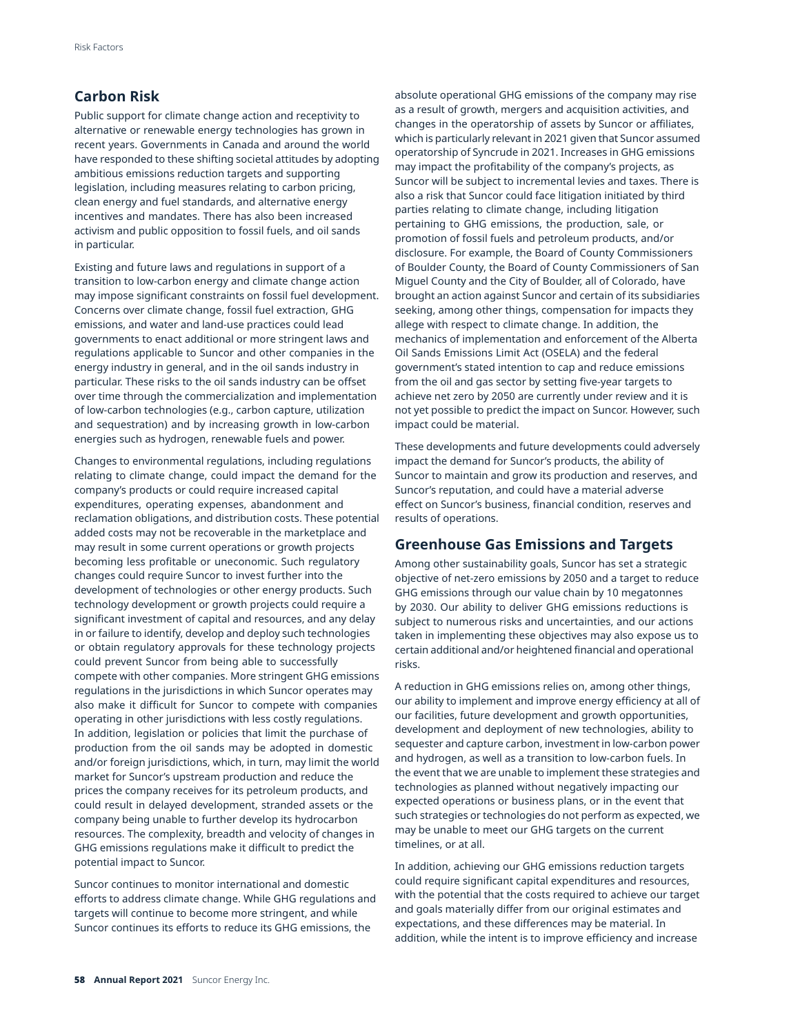## Carbon Risk

Public support for climate change action and receptivity to alternative or renewable energy technologies has grown in recent years. Governments in Canada and around the world have responded to these shifting societal attitudes by adopting ambitious emissions reduction targets and supporting legislation, including measures relating to carbon pricing, clean energy and fuel standards, and alternative energy incentives and mandates. There has also been increased activism and public opposition to fossil fuels, and oil sands in particular.

Existing and future laws and regulations in support of a transition to low-carbon energy and climate change action may impose significant constraints on fossil fuel development. Concerns over climate change, fossil fuel extraction, GHG emissions, and water and land-use practices could lead governments to enact additional or more stringent laws and regulations applicable to Suncor and other companies in the energy industry in general, and in the oil sands industry in particular. These risks to the oil sands industry can be offset over time through the commercialization and implementation of low-carbon technologies (e.g., carbon capture, utilization and sequestration) and by increasing growth in low-carbon energies such as hydrogen, renewable fuels and power.

Changes to environmental regulations, including regulations relating to climate change, could impact the demand for the company's products or could require increased capital expenditures, operating expenses, abandonment and reclamation obligations, and distribution costs. These potential added costs may not be recoverable in the marketplace and may result in some current operations or growth projects becoming less profitable or uneconomic. Such regulatory changes could require Suncor to invest further into the development of technologies or other energy products. Such technology development or growth projects could require a significant investment of capital and resources, and any delay in or failure to identify, develop and deploy such technologies or obtain regulatory approvals for these technology projects could prevent Suncor from being able to successfully compete with other companies. More stringent GHG emissions regulations in the jurisdictions in which Suncor operates may also make it difficult for Suncor to compete with companies operating in other jurisdictions with less costly regulations. In addition, legislation or policies that limit the purchase of production from the oil sands may be adopted in domestic and/or foreign jurisdictions, which, in turn, may limit the world market for Suncor's upstream production and reduce the prices the company receives for its petroleum products, and could result in delayed development, stranded assets or the company being unable to further develop its hydrocarbon resources. The complexity, breadth and velocity of changes in GHG emissions regulations make it difficult to predict the potential impact to Suncor.

Suncor continues to monitor international and domestic efforts to address climate change. While GHG regulations and targets will continue to become more stringent, and while Suncor continues its efforts to reduce its GHG emissions, the absolute operational GHG emissions of the company may rise as a result of growth, mergers and acquisition activities, and changes in the operatorship of assets by Suncor or affiliates, which is particularly relevant in 2021 given that Suncor assumed operatorship of Syncrude in 2021. Increases in GHG emissions may impact the profitability of the company's projects, as Suncor will be subject to incremental levies and taxes. There is also a risk that Suncor could face litigation initiated by third parties relating to climate change, including litigation pertaining to GHG emissions, the production, sale, or promotion of fossil fuels and petroleum products, and/or disclosure. For example, the Board of County Commissioners of Boulder County, the Board of County Commissioners of San Miguel County and the City of Boulder, all of Colorado, have brought an action against Suncor and certain of its subsidiaries seeking, among other things, compensation for impacts they allege with respect to climate change. In addition, the mechanics of implementation and enforcement of the Alberta Oil Sands Emissions Limit Act (OSELA) and the federal government's stated intention to cap and reduce emissions from the oil and gas sector by setting five-year targets to achieve net zero by 2050 are currently under review and it is not yet possible to predict the impact on Suncor. However, such impact could be material.

These developments and future developments could adversely impact the demand for Suncor's products, the ability of Suncor to maintain and grow its production and reserves, and Suncor's reputation, and could have a material adverse effect on Suncor's business, financial condition, reserves and results of operations.

## Greenhouse Gas Emissions and Targets

Among other sustainability goals, Suncor has set a strategic objective of net-zero emissions by 2050 and a target to reduce GHG emissions through our value chain by 10 megatonnes by 2030. Our ability to deliver GHG emissions reductions is subject to numerous risks and uncertainties, and our actions taken in implementing these objectives may also expose us to certain additional and/or heightened financial and operational risks.

A reduction in GHG emissions relies on, among other things, our ability to implement and improve energy efficiency at all of our facilities, future development and growth opportunities, development and deployment of new technologies, ability to sequester and capture carbon, investment in low-carbon power and hydrogen, as well as a transition to low-carbon fuels. In the event that we are unable to implement these strategies and technologies as planned without negatively impacting our expected operations or business plans, or in the event that such strategies or technologies do not perform as expected, we may be unable to meet our GHG targets on the current timelines, or at all.

In addition, achieving our GHG emissions reduction targets could require significant capital expenditures and resources, with the potential that the costs required to achieve our target and goals materially differ from our original estimates and expectations, and these differences may be material. In addition, while the intent is to improve efficiency and increase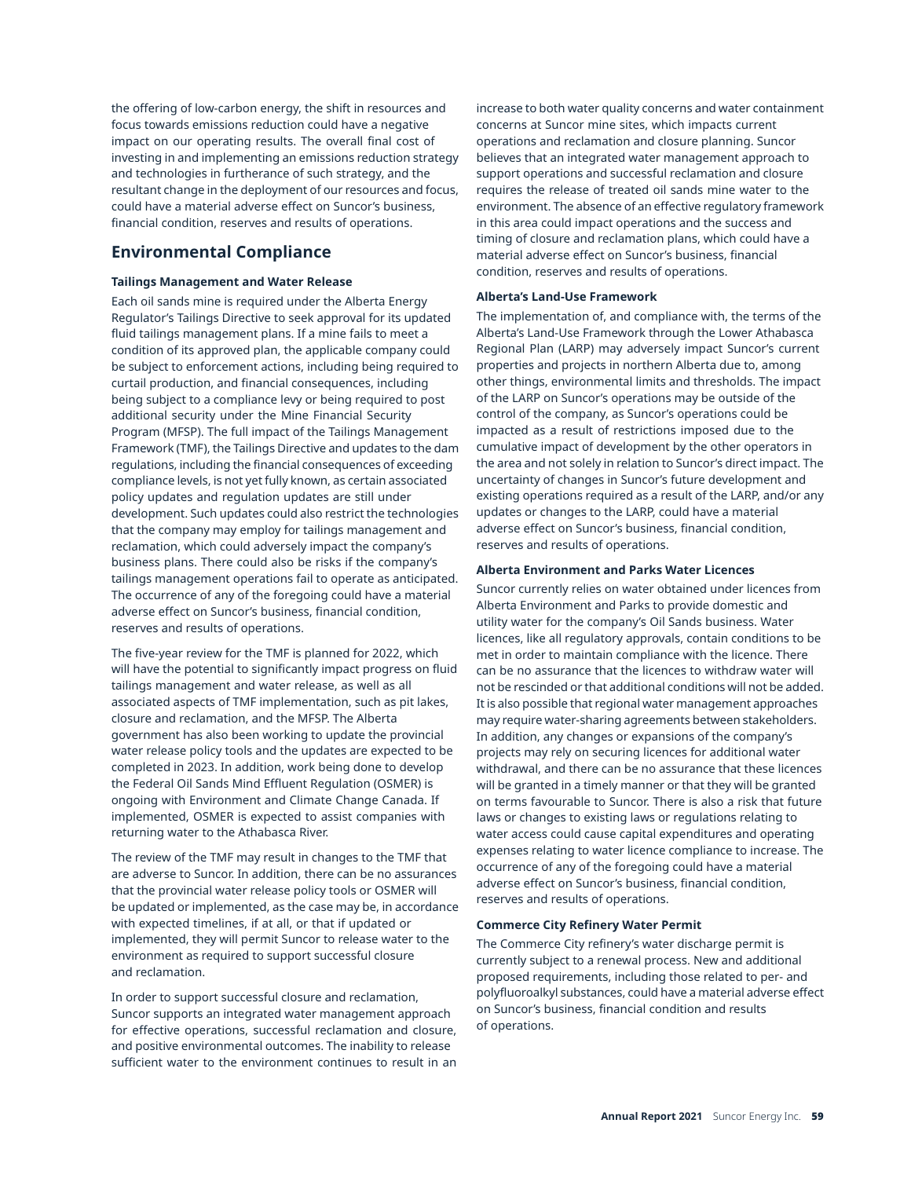the offering of low-carbon energy, the shift in resources and focus towards emissions reduction could have a negative impact on our operating results. The overall final cost of investing in and implementing an emissions reduction strategy and technologies in furtherance of such strategy, and the resultant change in the deployment of our resources and focus, could have a material adverse effect on Suncor's business, financial condition, reserves and results of operations.

## Environmental Compliance

**Tailings Management and Water Release**

Each oil sands mine is required under the Alberta Energy Regulator's Tailings Directive to seek approval for its updated fluid tailings management plans. If a mine fails to meet a condition of its approved plan, the applicable company could be subject to enforcement actions, including being required to curtail production, and financial consequences, including being subject to a compliance levy or being required to post additional security under the Mine Financial Security Program (MFSP). The full impact of the Tailings Management Framework (TMF), the Tailings Directive and updates to the dam regulations, including the financial consequences of exceeding compliance levels, is not yet fully known, as certain associated policy updates and regulation updates are still under development. Such updates could also restrict the technologies that the company may employ for tailings management and reclamation, which could adversely impact the company's business plans. There could also be risks if the company's tailings management operations fail to operate as anticipated. The occurrence of any of the foregoing could have a material adverse effect on Suncor's business, financial condition, reserves and results of operations.

The five-year review for the TMF is planned for 2022, which will have the potential to significantly impact progress on fluid tailings management and water release, as well as all associated aspects of TMF implementation, such as pit lakes, closure and reclamation, and the MFSP. The Alberta government has also been working to update the provincial water release policy tools and the updates are expected to be completed in 2023. In addition, work being done to develop the Federal Oil Sands Mind Effluent Regulation (OSMER) is ongoing with Environment and Climate Change Canada. If implemented, OSMER is expected to assist companies with returning water to the Athabasca River.

The review of the TMF may result in changes to the TMF that are adverse to Suncor. In addition, there can be no assurances that the provincial water release policy tools or OSMER will be updated or implemented, as the case may be, in accordance with expected timelines, if at all, or that if updated or implemented, they will permit Suncor to release water to the environment as required to support successful closure and reclamation.

In order to support successful closure and reclamation, Suncor supports an integrated water management approach for effective operations, successful reclamation and closure, and positive environmental outcomes. The inability to release sufficient water to the environment continues to result in an increase to both water quality concerns and water containment concerns at Suncor mine sites, which impacts current operations and reclamation and closure planning. Suncor believes that an integrated water management approach to support operations and successful reclamation and closure requires the release of treated oil sands mine water to the environment. The absence of an effective regulatory framework in this area could impact operations and the success and timing of closure and reclamation plans, which could have a material adverse effect on Suncor's business, financial condition, reserves and results of operations.

**Alberta's Land-Use Framework**

The implementation of, and compliance with, the terms of the Alberta's Land-Use Framework through the Lower Athabasca Regional Plan (LARP) may adversely impact Suncor's current properties and projects in northern Alberta due to, among other things, environmental limits and thresholds. The impact of the LARP on Suncor's operations may be outside of the control of the company, as Suncor's operations could be impacted as a result of restrictions imposed due to the cumulative impact of development by the other operators in the area and not solely in relation to Suncor's direct impact. The uncertainty of changes in Suncor's future development and existing operations required as a result of the LARP, and/or any updates or changes to the LARP, could have a material adverse effect on Suncor's business, financial condition, reserves and results of operations.

**Alberta Environment and Parks Water Licences**

Suncor currently relies on water obtained under licences from Alberta Environment and Parks to provide domestic and utility water for the company's Oil Sands business. Water licences, like all regulatory approvals, contain conditions to be met in order to maintain compliance with the licence. There can be no assurance that the licences to withdraw water will not be rescinded or that additional conditions will not be added. It is also possible that regional water management approaches may require water-sharing agreements between stakeholders. In addition, any changes or expansions of the company's projects may rely on securing licences for additional water withdrawal, and there can be no assurance that these licences will be granted in a timely manner or that they will be granted on terms favourable to Suncor. There is also a risk that future laws or changes to existing laws or regulations relating to water access could cause capital expenditures and operating expenses relating to water licence compliance to increase. The occurrence of any of the foregoing could have a material adverse effect on Suncor's business, financial condition, reserves and results of operations.

**Commerce City Refinery Water Permit**

The Commerce City refinery's water discharge permit is currently subject to a renewal process. New and additional proposed requirements, including those related to per- and polyfluoroalkyl substances, could have a material adverse effect on Suncor's business, financial condition and results of operations.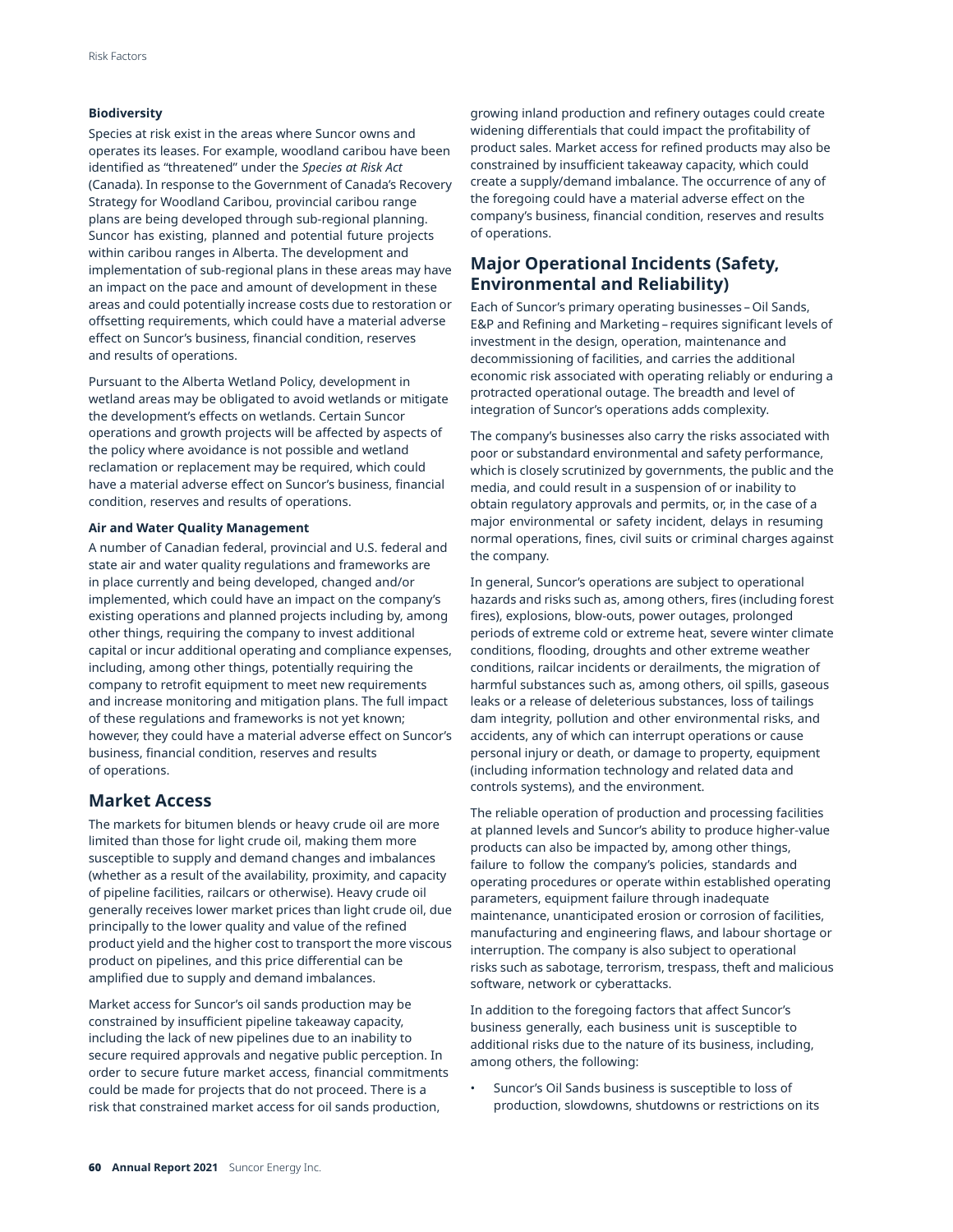#### Biodiversity

Species at risk exist in the areas where Suncor owns and operates its leases. For example, woodland caribou have been identified as "threatened" under the *Species at Risk Act* (Canada). In response to the Government of Canada's Recovery Strategy for Woodland Caribou, provincial caribou range plans are being developed through sub-regional planning. Suncor has existing, planned and potential future projects within caribou ranges in Alberta. The development and implementation of sub-regional plans in these areas may have an impact on the pace and amount of development in these areas and could potentially increase costs due to restoration or offsetting requirements, which could have a material adverse effect on Suncor's business, financial condition, reserves and results of operations.

Pursuant to the Alberta Wetland Policy, development in wetland areas may be obligated to avoid wetlands or mitigate the development's effects on wetlands. Certain Suncor operations and growth projects will be affected by aspects of the policy where avoidance is not possible and wetland reclamation or replacement may be required, which could have a material adverse effect on Suncor's business, financial condition, reserves and results of operations.

#### Air and Water Quality Management

A number of Canadian federal, provincial and U.S. federal and state air and water quality regulations and frameworks are in place currently and being developed, changed and/or implemented, which could have an impact on the company's existing operations and planned projects including by, among other things, requiring the company to invest additional capital or incur additional operating and compliance expenses, including, among other things, potentially requiring the company to retrofit equipment to meet new requirements and increase monitoring and mitigation plans. The full impact of these regulations and frameworks is not yet known; however, they could have a material adverse effect on Suncor's business, financial condition, reserves and results of operations.

## Market Access

The markets for bitumen blends or heavy crude oil are more limited than those for light crude oil, making them more susceptible to supply and demand changes and imbalances (whether as a result of the availability, proximity, and capacity of pipeline facilities, railcars or otherwise). Heavy crude oil generally receives lower market prices than light crude oil, due principally to the lower quality and value of the refined product yield and the higher cost to transport the more viscous product on pipelines, and this price differential can be amplified due to supply and demand imbalances.

Market access for Suncor's oil sands production may be constrained by insufficient pipeline takeaway capacity, including the lack of new pipelines due to an inability to secure required approvals and negative public perception. In order to secure future market access, financial commitments could be made for projects that do not proceed. There is a risk that constrained market access for oil sands production, growing inland production and refinery outages could create widening differentials that could impact the profitability of product sales. Market access for refined products may also be constrained by insufficient takeaway capacity, which could create a supply/demand imbalance. The occurrence of any of the foregoing could have a material adverse effect on the company's business, financial condition, reserves and results of operations.

## Major Operational Incidents (Safety, Environmental and Reliability)

Each of Suncor's primary operating businesses – Oil Sands, E&P and Refining and Marketing – requires significant levels of investment in the design, operation, maintenance and decommissioning of facilities, and carries the additional economic risk associated with operating reliably or enduring a protracted operational outage. The breadth and level of integration of Suncor's operations adds complexity.

The company's businesses also carry the risks associated with poor or substandard environmental and safety performance, which is closely scrutinized by governments, the public and the media, and could result in a suspension of or inability to obtain regulatory approvals and permits, or, in the case of a major environmental or safety incident, delays in resuming normal operations, fines, civil suits or criminal charges against the company.

In general, Suncor's operations are subject to operational hazards and risks such as, among others, fires (including forest fires), explosions, blow-outs, power outages, prolonged periods of extreme cold or extreme heat, severe winter climate conditions, flooding, droughts and other extreme weather conditions, railcar incidents or derailments, the migration of harmful substances such as, among others, oil spills, gaseous leaks or a release of deleterious substances, loss of tailings dam integrity, pollution and other environmental risks, and accidents, any of which can interrupt operations or cause personal injury or death, or damage to property, equipment (including information technology and related data and controls systems), and the environment.

The reliable operation of production and processing facilities at planned levels and Suncor's ability to produce higher-value products can also be impacted by, among other things, failure to follow the company's policies, standards and operating procedures or operate within established operating parameters, equipment failure through inadequate maintenance, unanticipated erosion or corrosion of facilities, manufacturing and engineering flaws, and labour shortage or interruption. The company is also subject to operational risks such as sabotage, terrorism, trespass, theft and malicious software, network or cyberattacks.

In addition to the foregoing factors that affect Suncor's business generally, each business unit is susceptible to additional risks due to the nature of its business, including, among others, the following:

- Suncor's Oil Sands business is susceptible to loss of production, slowdowns, shutdowns or restrictions on its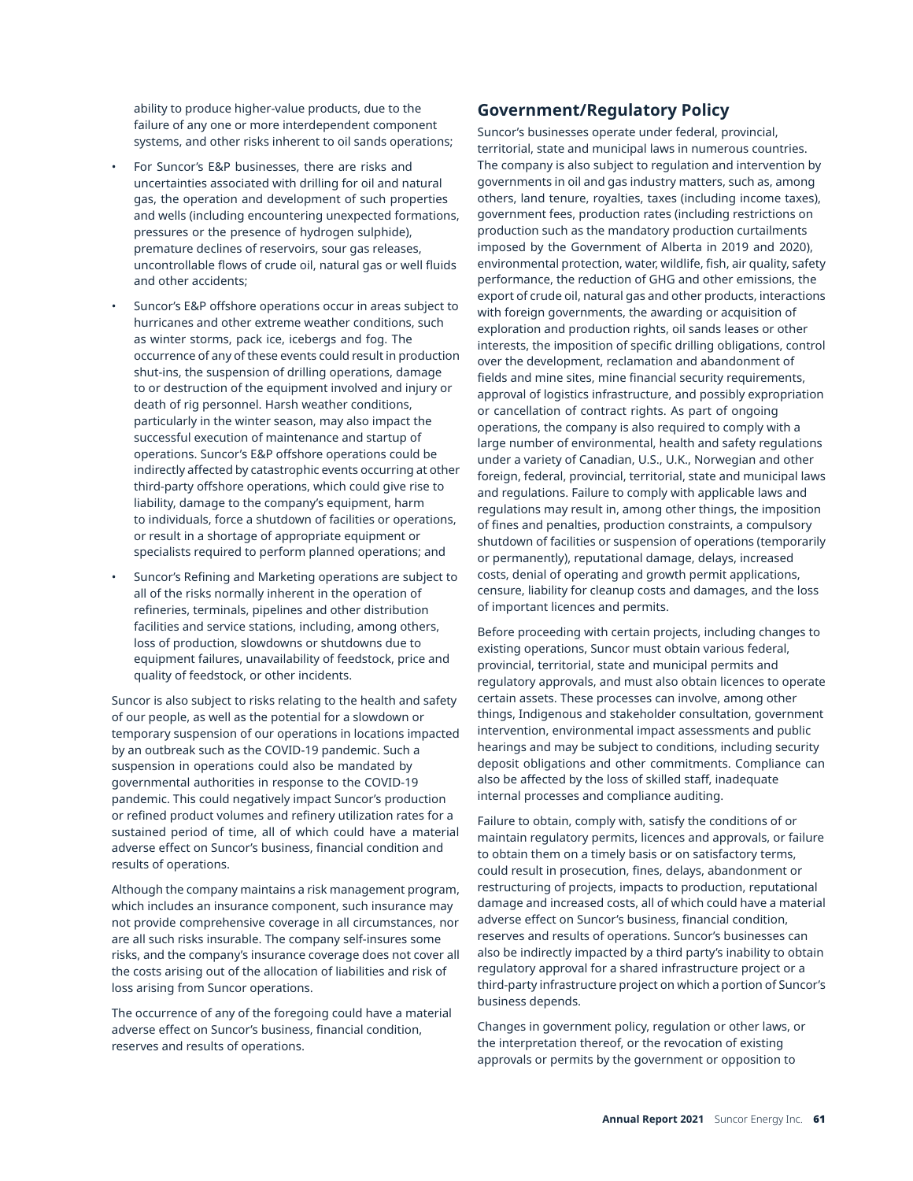ability to produce higher-value products, due to the failure of any one or more interdependent component systems, and other risks inherent to oil sands operations;

- For Suncor's E&P businesses, there are risks and uncertainties associated with drilling for oil and natural gas, the operation and development of such properties and wells (including encountering unexpected formations, pressures or the presence of hydrogen sulphide), premature declines of reservoirs, sour gas releases, uncontrollable flows of crude oil, natural gas or well fluids and other accidents;
- Suncor's E&P offshore operations occur in areas subject to hurricanes and other extreme weather conditions, such as winter storms, pack ice, icebergs and fog. The occurrence of any of these events could result in production shut-ins, the suspension of drilling operations, damage to or destruction of the equipment involved and injury or death of rig personnel. Harsh weather conditions, particularly in the winter season, may also impact the successful execution of maintenance and startup of operations. Suncor's E&P offshore operations could be indirectly affected by catastrophic events occurring at other third-party offshore operations, which could give rise to liability, damage to the company's equipment, harm to individuals, force a shutdown of facilities or operations, or result in a shortage of appropriate equipment or specialists required to perform planned operations; and
- Suncor's Refining and Marketing operations are subject to all of the risks normally inherent in the operation of refineries, terminals, pipelines and other distribution facilities and service stations, including, among others, loss of production, slowdowns or shutdowns due to equipment failures, unavailability of feedstock, price and quality of feedstock, or other incidents.

Suncor is also subject to risks relating to the health and safety of our people, as well as the potential for a slowdown or temporary suspension of our operations in locations impacted by an outbreak such as the COVID-19 pandemic. Such a suspension in operations could also be mandated by governmental authorities in response to the COVID-19 pandemic. This could negatively impact Suncor's production or refined product volumes and refinery utilization rates for a sustained period of time, all of which could have a material adverse effect on Suncor's business, financial condition and results of operations.

Although the company maintains a risk management program, which includes an insurance component, such insurance may not provide comprehensive coverage in all circumstances, nor are all such risks insurable. The company self-insures some risks, and the company's insurance coverage does not cover all the costs arising out of the allocation of liabilities and risk of loss arising from Suncor operations.

The occurrence of any of the foregoing could have a material adverse effect on Suncor's business, financial condition, reserves and results of operations.

## Government/Regulatory Policy

Suncor's businesses operate under federal, provincial, territorial, state and municipal laws in numerous countries. The company is also subject to regulation and intervention by governments in oil and gas industry matters, such as, among others, land tenure, royalties, taxes (including income taxes), government fees, production rates (including restrictions on production such as the mandatory production curtailments imposed by the Government of Alberta in 2019 and 2020), environmental protection, water, wildlife, fish, air quality, safety performance, the reduction of GHG and other emissions, the export of crude oil, natural gas and other products, interactions with foreign governments, the awarding or acquisition of exploration and production rights, oil sands leases or other interests, the imposition of specific drilling obligations, control over the development, reclamation and abandonment of fields and mine sites, mine financial security requirements, approval of logistics infrastructure, and possibly expropriation or cancellation of contract rights. As part of ongoing operations, the company is also required to comply with a large number of environmental, health and safety regulations under a variety of Canadian, U.S., U.K., Norwegian and other foreign, federal, provincial, territorial, state and municipal laws and regulations. Failure to comply with applicable laws and regulations may result in, among other things, the imposition of fines and penalties, production constraints, a compulsory shutdown of facilities or suspension of operations (temporarily or permanently), reputational damage, delays, increased costs, denial of operating and growth permit applications, censure, liability for cleanup costs and damages, and the loss of important licences and permits.

Before proceeding with certain projects, including changes to existing operations, Suncor must obtain various federal, provincial, territorial, state and municipal permits and regulatory approvals, and must also obtain licences to operate certain assets. These processes can involve, among other things, Indigenous and stakeholder consultation, government intervention, environmental impact assessments and public hearings and may be subject to conditions, including security deposit obligations and other commitments. Compliance can also be affected by the loss of skilled staff, inadequate internal processes and compliance auditing.

Failure to obtain, comply with, satisfy the conditions of or maintain regulatory permits, licences and approvals, or failure to obtain them on a timely basis or on satisfactory terms, could result in prosecution, fines, delays, abandonment or restructuring of projects, impacts to production, reputational damage and increased costs, all of which could have a material adverse effect on Suncor's business, financial condition, reserves and results of operations. Suncor's businesses can also be indirectly impacted by a third party's inability to obtain regulatory approval for a shared infrastructure project or a third-party infrastructure project on which a portion of Suncor's business depends.

Changes in government policy, regulation or other laws, or the interpretation thereof, or the revocation of existing approvals or permits by the government or opposition to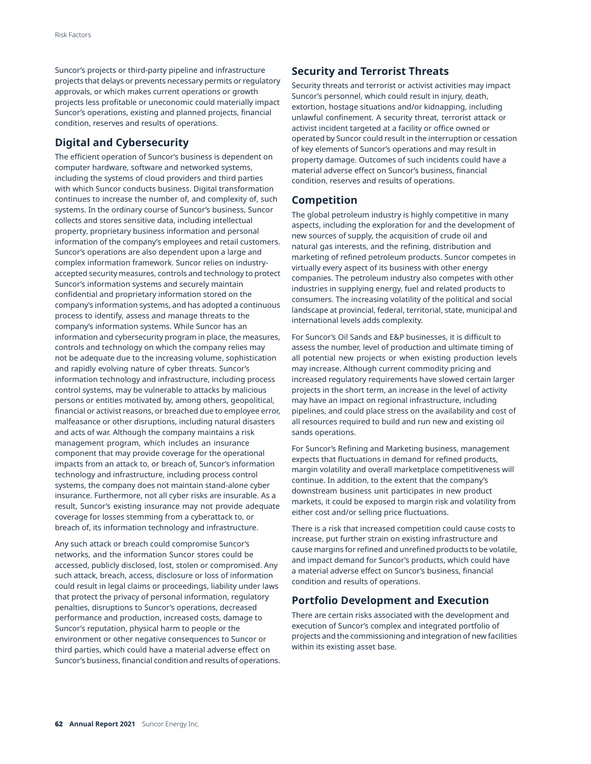Suncor's projects or third-party pipeline and infrastructure projects that delays or prevents necessary permits or regulatory approvals, or which makes current operations or growth projects less profitable or uneconomic could materially impact Suncor's operations, existing and planned projects, financial condition, reserves and results of operations.

## Digital and Cybersecurity

The efficient operation of Suncor's business is dependent on computer hardware, software and networked systems, including the systems of cloud providers and third parties with which Suncor conducts business. Digital transformation continues to increase the number of, and complexity of, such systems. In the ordinary course of Suncor's business, Suncor collects and stores sensitive data, including intellectual property, proprietary business information and personal information of the company's employees and retail customers. Suncor's operations are also dependent upon a large and complex information framework. Suncor relies on industry-accepted security measures, controls and technology to protect Suncor's information systems and securely maintain confidential and proprietary information stored on the company's information systems, and has adopted a continuous process to identify, assess and manage threats to the company's information systems. While Suncor has an information and cybersecurity program in place, the measures, controls and technology on which the company relies may not be adequate due to the increasing volume, sophistication and rapidly evolving nature of cyber threats. Suncor's information technology and infrastructure, including process control systems, may be vulnerable to attacks by malicious persons or entities motivated by, among others, geopolitical, financial or activist reasons, or breached due to employee error, malfeasance or other disruptions, including natural disasters and acts of war. Although the company maintains a risk management program, which includes an insurance component that may provide coverage for the operational impacts from an attack to, or breach of, Suncor's information technology and infrastructure, including process control systems, the company does not maintain stand-alone cyber insurance. Furthermore, not all cyber risks are insurable. As a result, Suncor's existing insurance may not provide adequate coverage for losses stemming from a cyberattack to, or breach of, its information technology and infrastructure.

Any such attack or breach could compromise Suncor's networks, and the information Suncor stores could be accessed, publicly disclosed, lost, stolen or compromised. Any such attack, breach, access, disclosure or loss of information could result in legal claims or proceedings, liability under laws that protect the privacy of personal information, regulatory penalties, disruptions to Suncor's operations, decreased performance and production, increased costs, damage to Suncor's reputation, physical harm to people or the environment or other negative consequences to Suncor or third parties, which could have a material adverse effect on Suncor's business, financial condition and results of operations.

## Security and Terrorist Threats

Security threats and terrorist or activist activities may impact Suncor's personnel, which could result in injury, death, extortion, hostage situations and/or kidnapping, including unlawful confinement. A security threat, terrorist attack or activist incident targeted at a facility or office owned or operated by Suncor could result in the interruption or cessation of key elements of Suncor's operations and may result in property damage. Outcomes of such incidents could have a material adverse effect on Suncor's business, financial condition, reserves and results of operations.

## Competition

The global petroleum industry is highly competitive in many aspects, including the exploration for and the development of new sources of supply, the acquisition of crude oil and natural gas interests, and the refining, distribution and marketing of refined petroleum products. Suncor competes in virtually every aspect of its business with other energy companies. The petroleum industry also competes with other industries in supplying energy, fuel and related products to consumers. The increasing volatility of the political and social landscape at provincial, federal, territorial, state, municipal and international levels adds complexity.

For Suncor's Oil Sands and E&P businesses, it is difficult to assess the number, level of production and ultimate timing of all potential new projects or when existing production levels may increase. Although current commodity pricing and increased regulatory requirements have slowed certain larger projects in the short term, an increase in the level of activity may have an impact on regional infrastructure, including pipelines, and could place stress on the availability and cost of all resources required to build and run new and existing oil sands operations.

For Suncor's Refining and Marketing business, management expects that fluctuations in demand for refined products, margin volatility and overall marketplace competitiveness will continue. In addition, to the extent that the company's downstream business unit participates in new product markets, it could be exposed to margin risk and volatility from either cost and/or selling price fluctuations.

There is a risk that increased competition could cause costs to increase, put further strain on existing infrastructure and cause margins for refined and unrefined products to be volatile, and impact demand for Suncor's products, which could have a material adverse effect on Suncor's business, financial condition and results of operations.

## Portfolio Development and Execution

There are certain risks associated with the development and execution of Suncor's complex and integrated portfolio of projects and the commissioning and integration of new facilities within its existing asset base.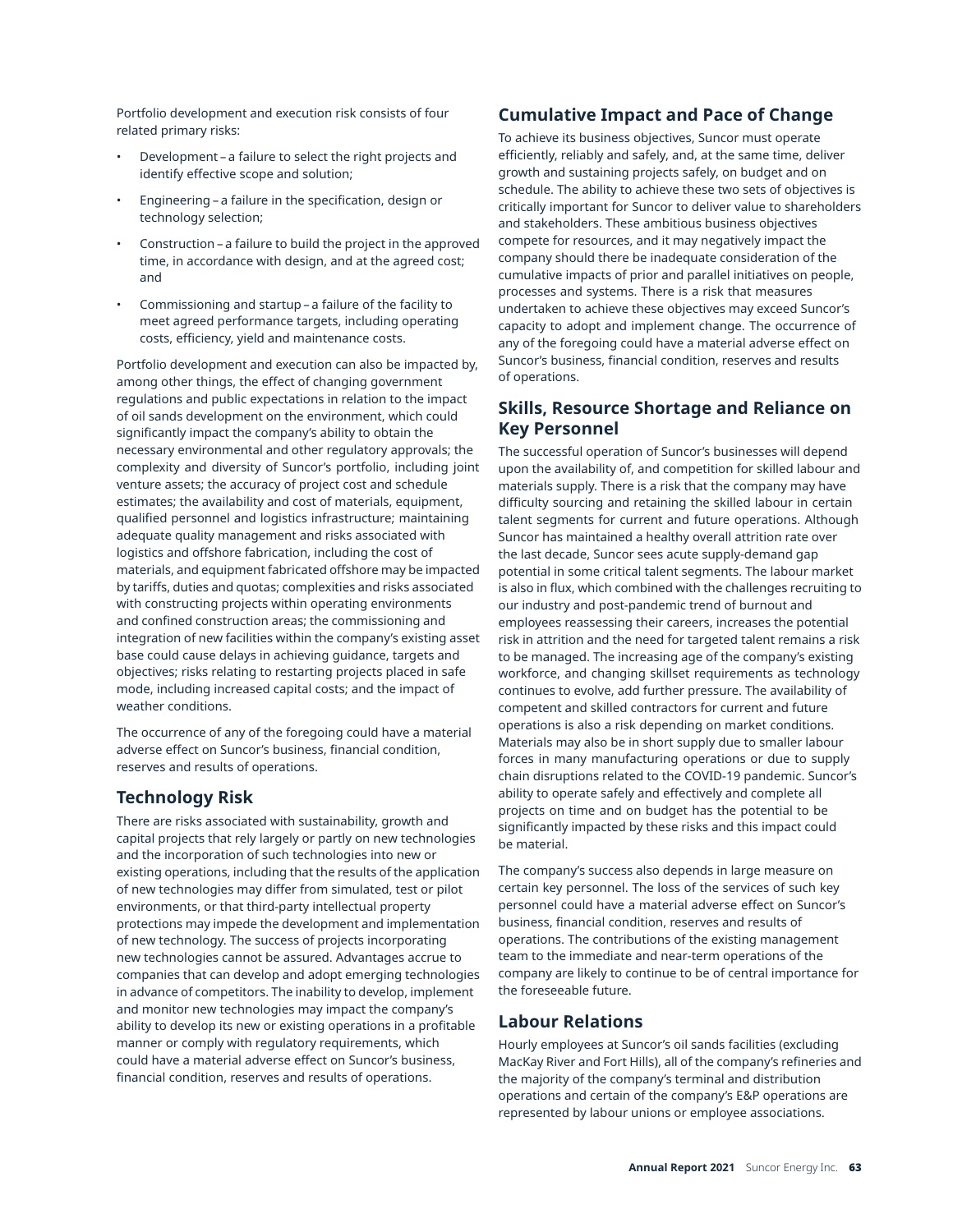Portfolio development and execution risk consists of four related primary risks:

- Development – a failure to select the right projects and identify effective scope and solution;
- Engineering – a failure in the specification, design or technology selection;
- Construction – a failure to build the project in the approved time, in accordance with design, and at the agreed cost; and
- Commissioning and startup – a failure of the facility to meet agreed performance targets, including operating costs, efficiency, yield and maintenance costs.

Portfolio development and execution can also be impacted by, among other things, the effect of changing government regulations and public expectations in relation to the impact of oil sands development on the environment, which could significantly impact the company's ability to obtain the necessary environmental and other regulatory approvals; the complexity and diversity of Suncor's portfolio, including joint venture assets; the accuracy of project cost and schedule estimates; the availability and cost of materials, equipment, qualified personnel and logistics infrastructure; maintaining adequate quality management and risks associated with logistics and offshore fabrication, including the cost of materials, and equipment fabricated offshore may be impacted by tariffs, duties and quotas; complexities and risks associated with constructing projects within operating environments and confined construction areas; the commissioning and integration of new facilities within the company's existing asset base could cause delays in achieving guidance, targets and objectives; risks relating to restarting projects placed in safe mode, including increased capital costs; and the impact of weather conditions.

The occurrence of any of the foregoing could have a material adverse effect on Suncor's business, financial condition, reserves and results of operations.

## Technology Risk

There are risks associated with sustainability, growth and capital projects that rely largely or partly on new technologies and the incorporation of such technologies into new or existing operations, including that the results of the application of new technologies may differ from simulated, test or pilot environments, or that third-party intellectual property protections may impede the development and implementation of new technology. The success of projects incorporating new technologies cannot be assured. Advantages accrue to companies that can develop and adopt emerging technologies in advance of competitors. The inability to develop, implement and monitor new technologies may impact the company's ability to develop its new or existing operations in a profitable manner or comply with regulatory requirements, which could have a material adverse effect on Suncor's business, financial condition, reserves and results of operations.

## Cumulative Impact and Pace of Change

To achieve its business objectives, Suncor must operate efficiently, reliably and safely, and, at the same time, deliver growth and sustaining projects safely, on budget and on schedule. The ability to achieve these two sets of objectives is critically important for Suncor to deliver value to shareholders and stakeholders. These ambitious business objectives compete for resources, and it may negatively impact the company should there be inadequate consideration of the cumulative impacts of prior and parallel initiatives on people, processes and systems. There is a risk that measures undertaken to achieve these objectives may exceed Suncor's capacity to adopt and implement change. The occurrence of any of the foregoing could have a material adverse effect on Suncor's business, financial condition, reserves and results of operations.

## Skills, Resource Shortage and Reliance on Key Personnel

The successful operation of Suncor's businesses will depend upon the availability of, and competition for skilled labour and materials supply. There is a risk that the company may have difficulty sourcing and retaining the skilled labour in certain talent segments for current and future operations. Although Suncor has maintained a healthy overall attrition rate over the last decade, Suncor sees acute supply-demand gap potential in some critical talent segments. The labour market is also in flux, which combined with the challenges recruiting to our industry and post-pandemic trend of burnout and employees reassessing their careers, increases the potential risk in attrition and the need for targeted talent remains a risk to be managed. The increasing age of the company's existing workforce, and changing skillset requirements as technology continues to evolve, add further pressure. The availability of competent and skilled contractors for current and future operations is also a risk depending on market conditions. Materials may also be in short supply due to smaller labour forces in many manufacturing operations or due to supply chain disruptions related to the COVID-19 pandemic. Suncor's ability to operate safely and effectively and complete all projects on time and on budget has the potential to be significantly impacted by these risks and this impact could be material.

The company's success also depends in large measure on certain key personnel. The loss of the services of such key personnel could have a material adverse effect on Suncor's business, financial condition, reserves and results of operations. The contributions of the existing management team to the immediate and near-term operations of the company are likely to continue to be of central importance for the foreseeable future.

## Labour Relations

Hourly employees at Suncor's oil sands facilities (excluding MacKay River and Fort Hills), all of the company's refineries and the majority of the company's terminal and distribution operations and certain of the company's E&P operations are represented by labour unions or employee associations.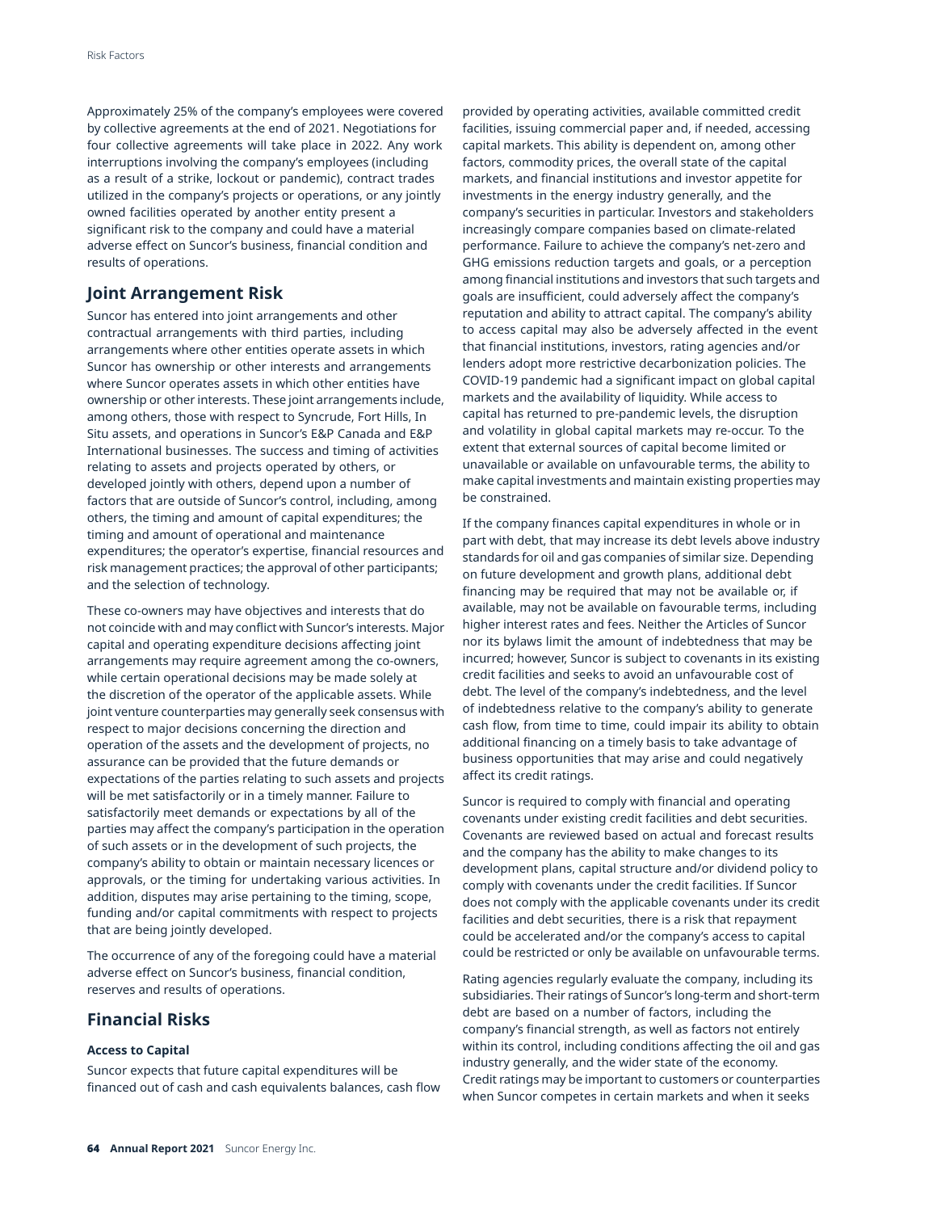Approximately 25% of the company's employees were covered by collective agreements at the end of 2021. Negotiations for four collective agreements will take place in 2022. Any work interruptions involving the company's employees (including as a result of a strike, lockout or pandemic), contract trades utilized in the company's projects or operations, or any jointly owned facilities operated by another entity present a significant risk to the company and could have a material adverse effect on Suncor's business, financial condition and results of operations.

## Joint Arrangement Risk

Suncor has entered into joint arrangements and other contractual arrangements with third parties, including arrangements where other entities operate assets in which Suncor has ownership or other interests and arrangements where Suncor operates assets in which other entities have ownership or other interests. These joint arrangements include, among others, those with respect to Syncrude, Fort Hills, In Situ assets, and operations in Suncor's E&P Canada and E&P International businesses. The success and timing of activities relating to assets and projects operated by others, or developed jointly with others, depend upon a number of factors that are outside of Suncor's control, including, among others, the timing and amount of capital expenditures; the timing and amount of operational and maintenance expenditures; the operator's expertise, financial resources and risk management practices; the approval of other participants; and the selection of technology.

These co-owners may have objectives and interests that do not coincide with and may conflict with Suncor's interests. Major capital and operating expenditure decisions affecting joint arrangements may require agreement among the co-owners, while certain operational decisions may be made solely at the discretion of the operator of the applicable assets. While joint venture counterparties may generally seek consensus with respect to major decisions concerning the direction and operation of the assets and the development of projects, no assurance can be provided that the future demands or expectations of the parties relating to such assets and projects will be met satisfactorily or in a timely manner. Failure to satisfactorily meet demands or expectations by all of the parties may affect the company's participation in the operation of such assets or in the development of such projects, the company's ability to obtain or maintain necessary licences or approvals, or the timing for undertaking various activities. In addition, disputes may arise pertaining to the timing, scope, funding and/or capital commitments with respect to projects that are being jointly developed.

The occurrence of any of the foregoing could have a material adverse effect on Suncor's business, financial condition, reserves and results of operations.

## Financial Risks

### Access to Capital

Suncor expects that future capital expenditures will be financed out of cash and cash equivalents balances, cash flow provided by operating activities, available committed credit facilities, issuing commercial paper and, if needed, accessing capital markets. This ability is dependent on, among other factors, commodity prices, the overall state of the capital markets, and financial institutions and investor appetite for investments in the energy industry generally, and the company's securities in particular. Investors and stakeholders increasingly compare companies based on climate-related performance. Failure to achieve the company's net-zero and GHG emissions reduction targets and goals, or a perception among financial institutions and investors that such targets and goals are insufficient, could adversely affect the company's reputation and ability to attract capital. The company's ability to access capital may also be adversely affected in the event that financial institutions, investors, rating agencies and/or lenders adopt more restrictive decarbonization policies. The COVID-19 pandemic had a significant impact on global capital markets and the availability of liquidity. While access to capital has returned to pre-pandemic levels, the disruption and volatility in global capital markets may re-occur. To the extent that external sources of capital become limited or unavailable or available on unfavourable terms, the ability to make capital investments and maintain existing properties may be constrained.

If the company finances capital expenditures in whole or in part with debt, that may increase its debt levels above industry standards for oil and gas companies of similar size. Depending on future development and growth plans, additional debt financing may be required that may not be available or, if available, may not be available on favourable terms, including higher interest rates and fees. Neither the Articles of Suncor nor its bylaws limit the amount of indebtedness that may be incurred; however, Suncor is subject to covenants in its existing credit facilities and seeks to avoid an unfavourable cost of debt. The level of the company's indebtedness, and the level of indebtedness relative to the company's ability to generate cash flow, from time to time, could impair its ability to obtain additional financing on a timely basis to take advantage of business opportunities that may arise and could negatively affect its credit ratings.

Suncor is required to comply with financial and operating covenants under existing credit facilities and debt securities. Covenants are reviewed based on actual and forecast results and the company has the ability to make changes to its development plans, capital structure and/or dividend policy to comply with covenants under the credit facilities. If Suncor does not comply with the applicable covenants under its credit facilities and debt securities, there is a risk that repayment could be accelerated and/or the company's access to capital could be restricted or only be available on unfavourable terms.

Rating agencies regularly evaluate the company, including its subsidiaries. Their ratings of Suncor's long-term and short-term debt are based on a number of factors, including the company's financial strength, as well as factors not entirely within its control, including conditions affecting the oil and gas industry generally, and the wider state of the economy. Credit ratings may be important to customers or counterparties when Suncor competes in certain markets and when it seeks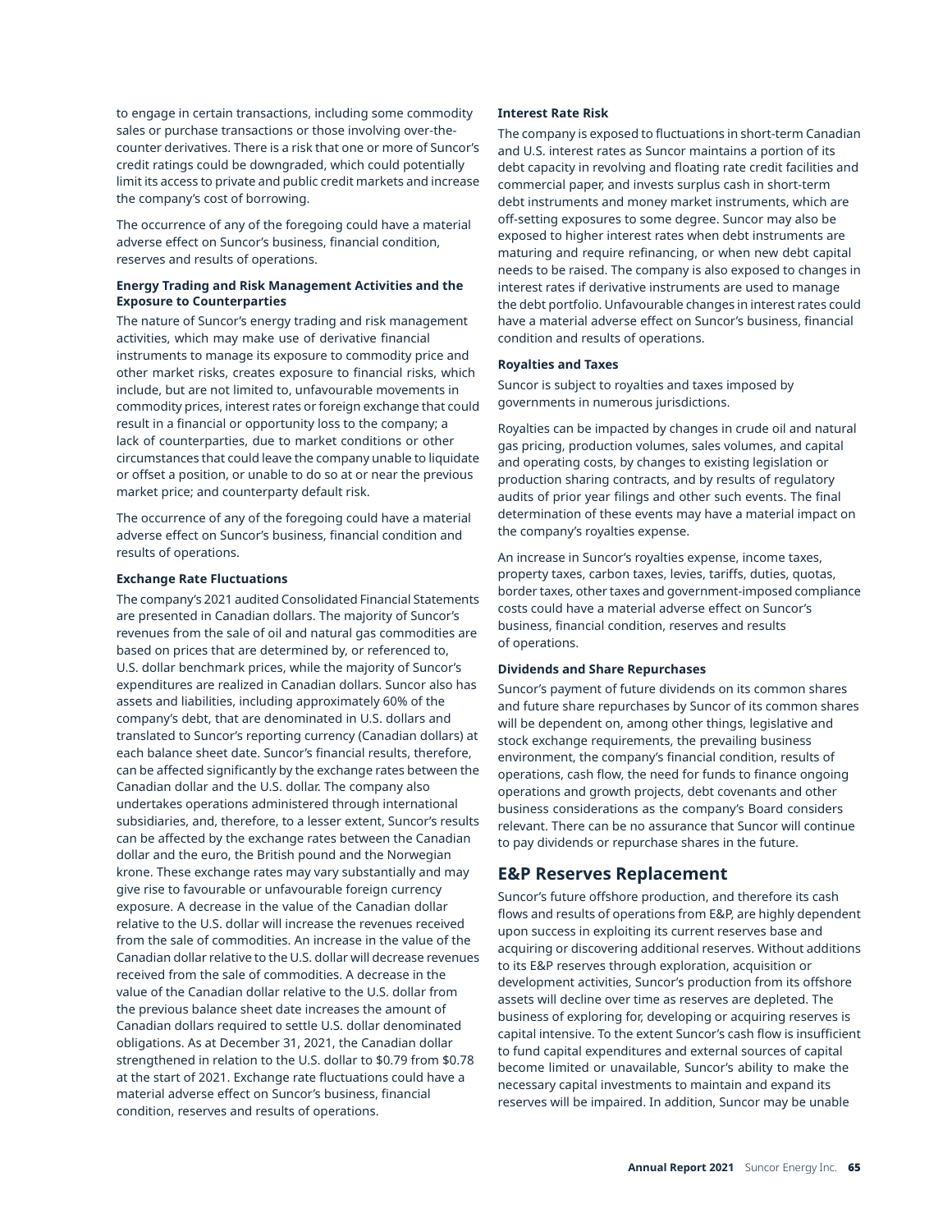to engage in certain transactions, including some commodity sales or purchase transactions or those involving over-the-counter derivatives. There is a risk that one or more of Suncor's credit ratings could be downgraded, which could potentially limit its access to private and public credit markets and increase the company's cost of borrowing.

The occurrence of any of the foregoing could have a material adverse effect on Suncor's business, financial condition, reserves and results of operations.

**Energy Trading and Risk Management Activities and the Exposure to Counterparties**

The nature of Suncor's energy trading and risk management activities, which may make use of derivative financial instruments to manage its exposure to commodity price and other market risks, creates exposure to financial risks, which include, but are not limited to, unfavourable movements in commodity prices, interest rates or foreign exchange that could result in a financial or opportunity loss to the company; a lack of counterparties, due to market conditions or other circumstances that could leave the company unable to liquidate or offset a position, or unable to do so at or near the previous market price; and counterparty default risk.

The occurrence of any of the foregoing could have a material adverse effect on Suncor's business, financial condition and results of operations.

**Exchange Rate Fluctuations**

The company's 2021 audited Consolidated Financial Statements are presented in Canadian dollars. The majority of Suncor's revenues from the sale of oil and natural gas commodities are based on prices that are determined by, or referenced to, U.S. dollar benchmark prices, while the majority of Suncor's expenditures are realized in Canadian dollars. Suncor also has assets and liabilities, including approximately 60% of the company's debt, that are denominated in U.S. dollars and translated to Suncor's reporting currency (Canadian dollars) at each balance sheet date. Suncor's financial results, therefore, can be affected significantly by the exchange rates between the Canadian dollar and the U.S. dollar. The company also undertakes operations administered through international subsidiaries, and, therefore, to a lesser extent, Suncor's results can be affected by the exchange rates between the Canadian dollar and the euro, the British pound and the Norwegian krone. These exchange rates may vary substantially and may give rise to favourable or unfavourable foreign currency exposure. A decrease in the value of the Canadian dollar relative to the U.S. dollar will increase the revenues received from the sale of commodities. An increase in the value of the Canadian dollar relative to the U.S. dollar will decrease revenues received from the sale of commodities. A decrease in the value of the Canadian dollar relative to the U.S. dollar from the previous balance sheet date increases the amount of Canadian dollars required to settle U.S. dollar denominated obligations. As at December 31, 2021, the Canadian dollar strengthened in relation to the U.S. dollar to $0.79 from $0.78 at the start of 2021. Exchange rate fluctuations could have a material adverse effect on Suncor's business, financial condition, reserves and results of operations.

**Interest Rate Risk**

The company is exposed to fluctuations in short-term Canadian and U.S. interest rates as Suncor maintains a portion of its debt capacity in revolving and floating rate credit facilities and commercial paper, and invests surplus cash in short-term debt instruments and money market instruments, which are off-setting exposures to some degree. Suncor may also be exposed to higher interest rates when debt instruments are maturing and require refinancing, or when new debt capital needs to be raised. The company is also exposed to changes in interest rates if derivative instruments are used to manage the debt portfolio. Unfavourable changes in interest rates could have a material adverse effect on Suncor's business, financial condition and results of operations.

**Royalties and Taxes**

Suncor is subject to royalties and taxes imposed by governments in numerous jurisdictions.

Royalties can be impacted by changes in crude oil and natural gas pricing, production volumes, sales volumes, and capital and operating costs, by changes to existing legislation or production sharing contracts, and by results of regulatory audits of prior year filings and other such events. The final determination of these events may have a material impact on the company's royalties expense.

An increase in Suncor's royalties expense, income taxes, property taxes, carbon taxes, levies, tariffs, duties, quotas, border taxes, other taxes and government-imposed compliance costs could have a material adverse effect on Suncor's business, financial condition, reserves and results of operations.

**Dividends and Share Repurchases**

Suncor's payment of future dividends on its common shares and future share repurchases by Suncor of its common shares will be dependent on, among other things, legislative and stock exchange requirements, the prevailing business environment, the company's financial condition, results of operations, cash flow, the need for funds to finance ongoing operations and growth projects, debt covenants and other business considerations as the company's Board considers relevant. There can be no assurance that Suncor will continue to pay dividends or repurchase shares in the future.

## E&P Reserves Replacement

Suncor's future offshore production, and therefore its cash flows and results of operations from E&P, are highly dependent upon success in exploiting its current reserves base and acquiring or discovering additional reserves. Without additions to its E&P reserves through exploration, acquisition or development activities, Suncor's production from its offshore assets will decline over time as reserves are depleted. The business of exploring for, developing or acquiring reserves is capital intensive. To the extent Suncor's cash flow is insufficient to fund capital expenditures and external sources of capital become limited or unavailable, Suncor's ability to make the necessary capital investments to maintain and expand its reserves will be impaired. In addition, Suncor may be unable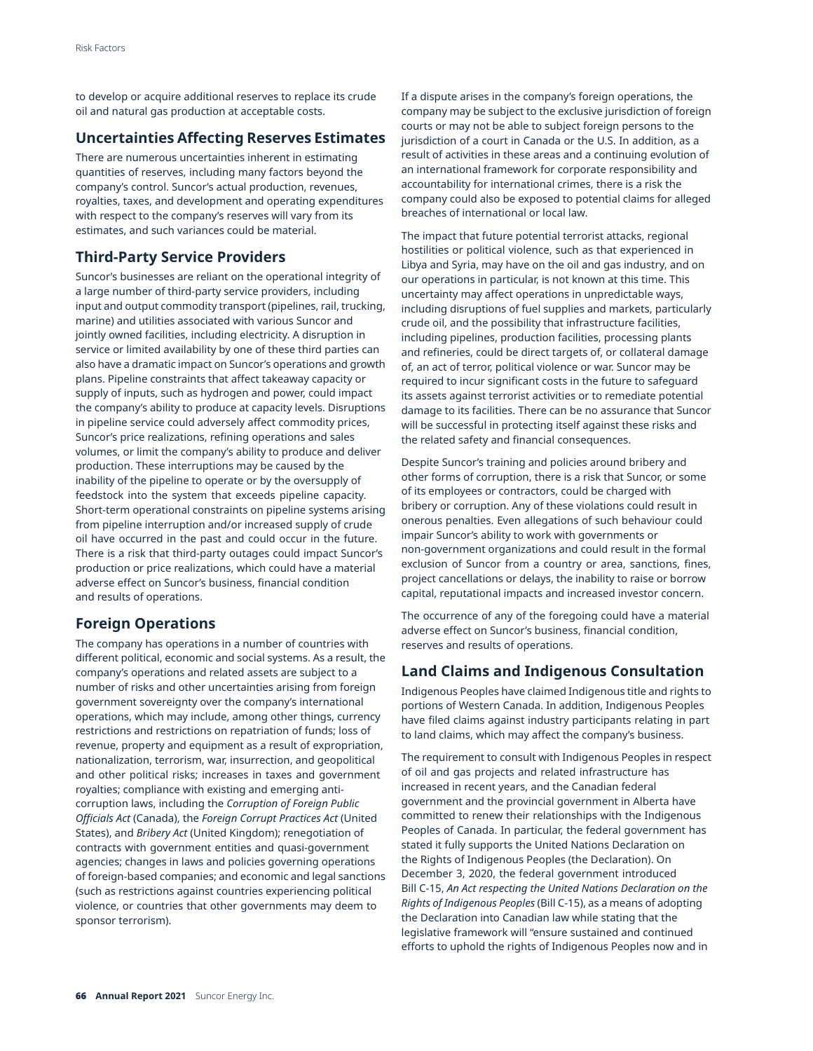to develop or acquire additional reserves to replace its crude oil and natural gas production at acceptable costs.

## Uncertainties Affecting Reserves Estimates

There are numerous uncertainties inherent in estimating quantities of reserves, including many factors beyond the company's control. Suncor's actual production, revenues, royalties, taxes, and development and operating expenditures with respect to the company's reserves will vary from its estimates, and such variances could be material.

## Third-Party Service Providers

Suncor's businesses are reliant on the operational integrity of a large number of third-party service providers, including input and output commodity transport (pipelines, rail, trucking, marine) and utilities associated with various Suncor and jointly owned facilities, including electricity. A disruption in service or limited availability by one of these third parties can also have a dramatic impact on Suncor's operations and growth plans. Pipeline constraints that affect takeaway capacity or supply of inputs, such as hydrogen and power, could impact the company's ability to produce at capacity levels. Disruptions in pipeline service could adversely affect commodity prices, Suncor's price realizations, refining operations and sales volumes, or limit the company's ability to produce and deliver production. These interruptions may be caused by the inability of the pipeline to operate or by the oversupply of feedstock into the system that exceeds pipeline capacity. Short-term operational constraints on pipeline systems arising from pipeline interruption and/or increased supply of crude oil have occurred in the past and could occur in the future. There is a risk that third-party outages could impact Suncor's production or price realizations, which could have a material adverse effect on Suncor's business, financial condition and results of operations.

## Foreign Operations

The company has operations in a number of countries with different political, economic and social systems. As a result, the company's operations and related assets are subject to a number of risks and other uncertainties arising from foreign government sovereignty over the company's international operations, which may include, among other things, currency restrictions and restrictions on repatriation of funds; loss of revenue, property and equipment as a result of expropriation, nationalization, terrorism, war, insurrection, and geopolitical and other political risks; increases in taxes and government royalties; compliance with existing and emerging anti-corruption laws, including the *Corruption of Foreign Public Officials Act* (Canada), the *Foreign Corrupt Practices Act* (United States), and *Bribery Act* (United Kingdom); renegotiation of contracts with government entities and quasi-government agencies; changes in laws and policies governing operations of foreign-based companies; and economic and legal sanctions (such as restrictions against countries experiencing political violence, or countries that other governments may deem to sponsor terrorism).

If a dispute arises in the company's foreign operations, the company may be subject to the exclusive jurisdiction of foreign courts or may not be able to subject foreign persons to the jurisdiction of a court in Canada or the U.S. In addition, as a result of activities in these areas and a continuing evolution of an international framework for corporate responsibility and accountability for international crimes, there is a risk the company could also be exposed to potential claims for alleged breaches of international or local law.

The impact that future potential terrorist attacks, regional hostilities or political violence, such as that experienced in Libya and Syria, may have on the oil and gas industry, and on our operations in particular, is not known at this time. This uncertainty may affect operations in unpredictable ways, including disruptions of fuel supplies and markets, particularly crude oil, and the possibility that infrastructure facilities, including pipelines, production facilities, processing plants and refineries, could be direct targets of, or collateral damage of, an act of terror, political violence or war. Suncor may be required to incur significant costs in the future to safeguard its assets against terrorist activities or to remediate potential damage to its facilities. There can be no assurance that Suncor will be successful in protecting itself against these risks and the related safety and financial consequences.

Despite Suncor's training and policies around bribery and other forms of corruption, there is a risk that Suncor, or some of its employees or contractors, could be charged with bribery or corruption. Any of these violations could result in onerous penalties. Even allegations of such behaviour could impair Suncor's ability to work with governments or non-government organizations and could result in the formal exclusion of Suncor from a country or area, sanctions, fines, project cancellations or delays, the inability to raise or borrow capital, reputational impacts and increased investor concern.

The occurrence of any of the foregoing could have a material adverse effect on Suncor's business, financial condition, reserves and results of operations.

## Land Claims and Indigenous Consultation

Indigenous Peoples have claimed Indigenous title and rights to portions of Western Canada. In addition, Indigenous Peoples have filed claims against industry participants relating in part to land claims, which may affect the company's business.

The requirement to consult with Indigenous Peoples in respect of oil and gas projects and related infrastructure has increased in recent years, and the Canadian federal government and the provincial government in Alberta have committed to renew their relationships with the Indigenous Peoples of Canada. In particular, the federal government has stated it fully supports the United Nations Declaration on the Rights of Indigenous Peoples (the Declaration). On December 3, 2020, the federal government introduced Bill C-15, *An Act respecting the United Nations Declaration on the Rights of Indigenous Peoples* (Bill C-15), as a means of adopting the Declaration into Canadian law while stating that the legislative framework will "ensure sustained and continued efforts to uphold the rights of Indigenous Peoples now and in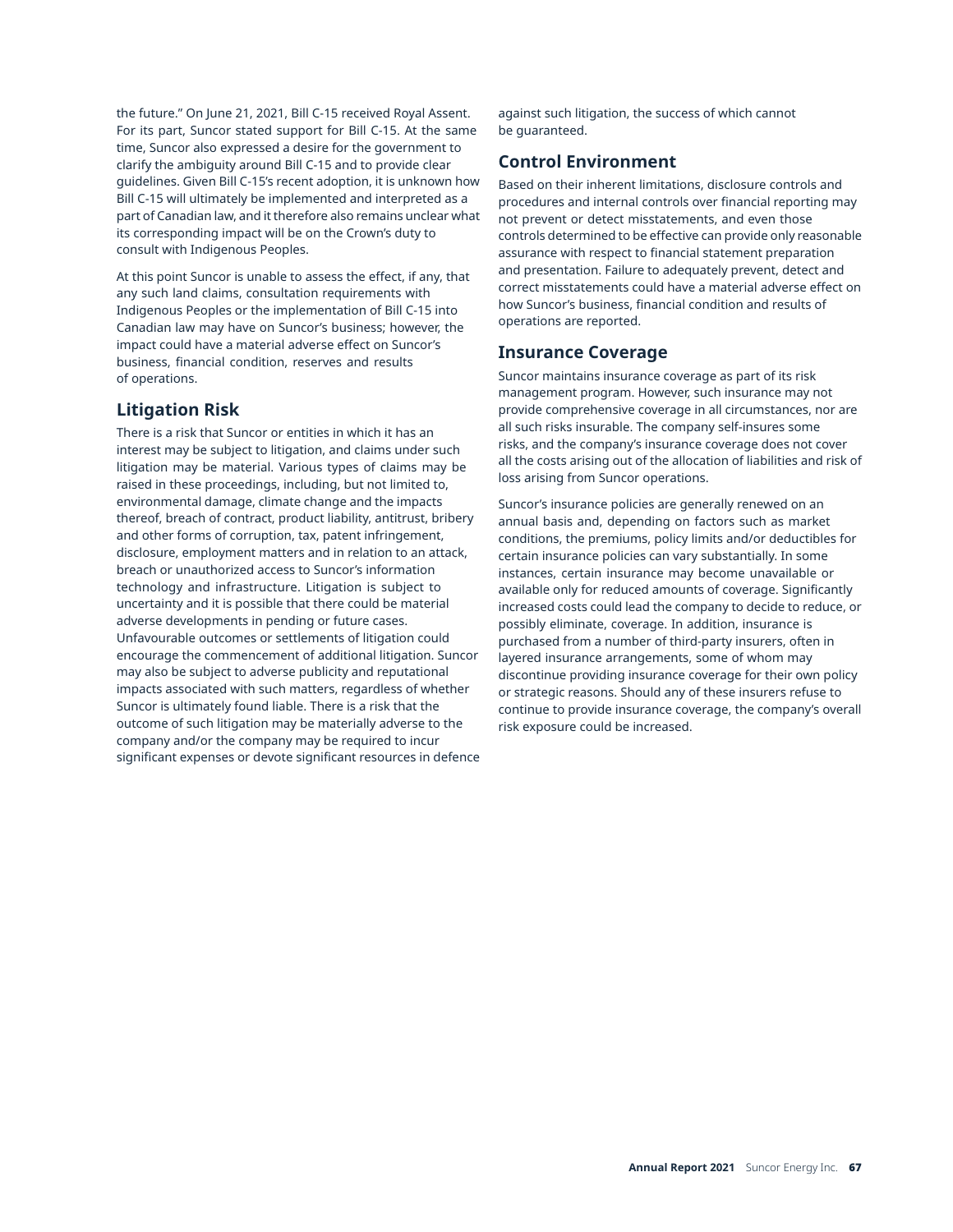the future." On June 21, 2021, Bill C-15 received Royal Assent. For its part, Suncor stated support for Bill C-15. At the same time, Suncor also expressed a desire for the government to clarify the ambiguity around Bill C-15 and to provide clear guidelines. Given Bill C-15's recent adoption, it is unknown how Bill C-15 will ultimately be implemented and interpreted as a part of Canadian law, and it therefore also remains unclear what its corresponding impact will be on the Crown's duty to consult with Indigenous Peoples.

At this point Suncor is unable to assess the effect, if any, that any such land claims, consultation requirements with Indigenous Peoples or the implementation of Bill C-15 into Canadian law may have on Suncor's business; however, the impact could have a material adverse effect on Suncor's business, financial condition, reserves and results of operations.

## Litigation Risk

There is a risk that Suncor or entities in which it has an interest may be subject to litigation, and claims under such litigation may be material. Various types of claims may be raised in these proceedings, including, but not limited to, environmental damage, climate change and the impacts thereof, breach of contract, product liability, antitrust, bribery and other forms of corruption, tax, patent infringement, disclosure, employment matters and in relation to an attack, breach or unauthorized access to Suncor's information technology and infrastructure. Litigation is subject to uncertainty and it is possible that there could be material adverse developments in pending or future cases. Unfavourable outcomes or settlements of litigation could encourage the commencement of additional litigation. Suncor may also be subject to adverse publicity and reputational impacts associated with such matters, regardless of whether Suncor is ultimately found liable. There is a risk that the outcome of such litigation may be materially adverse to the company and/or the company may be required to incur significant expenses or devote significant resources in defence against such litigation, the success of which cannot be guaranteed.

## Control Environment

Based on their inherent limitations, disclosure controls and procedures and internal controls over financial reporting may not prevent or detect misstatements, and even those controls determined to be effective can provide only reasonable assurance with respect to financial statement preparation and presentation. Failure to adequately prevent, detect and correct misstatements could have a material adverse effect on how Suncor's business, financial condition and results of operations are reported.

## Insurance Coverage

Suncor maintains insurance coverage as part of its risk management program. However, such insurance may not provide comprehensive coverage in all circumstances, nor are all such risks insurable. The company self-insures some risks, and the company's insurance coverage does not cover all the costs arising out of the allocation of liabilities and risk of loss arising from Suncor operations.

Suncor's insurance policies are generally renewed on an annual basis and, depending on factors such as market conditions, the premiums, policy limits and/or deductibles for certain insurance policies can vary substantially. In some instances, certain insurance may become unavailable or available only for reduced amounts of coverage. Significantly increased costs could lead the company to decide to reduce, or possibly eliminate, coverage. In addition, insurance is purchased from a number of third-party insurers, often in layered insurance arrangements, some of whom may discontinue providing insurance coverage for their own policy or strategic reasons. Should any of these insurers refuse to continue to provide insurance coverage, the company's overall risk exposure could be increased.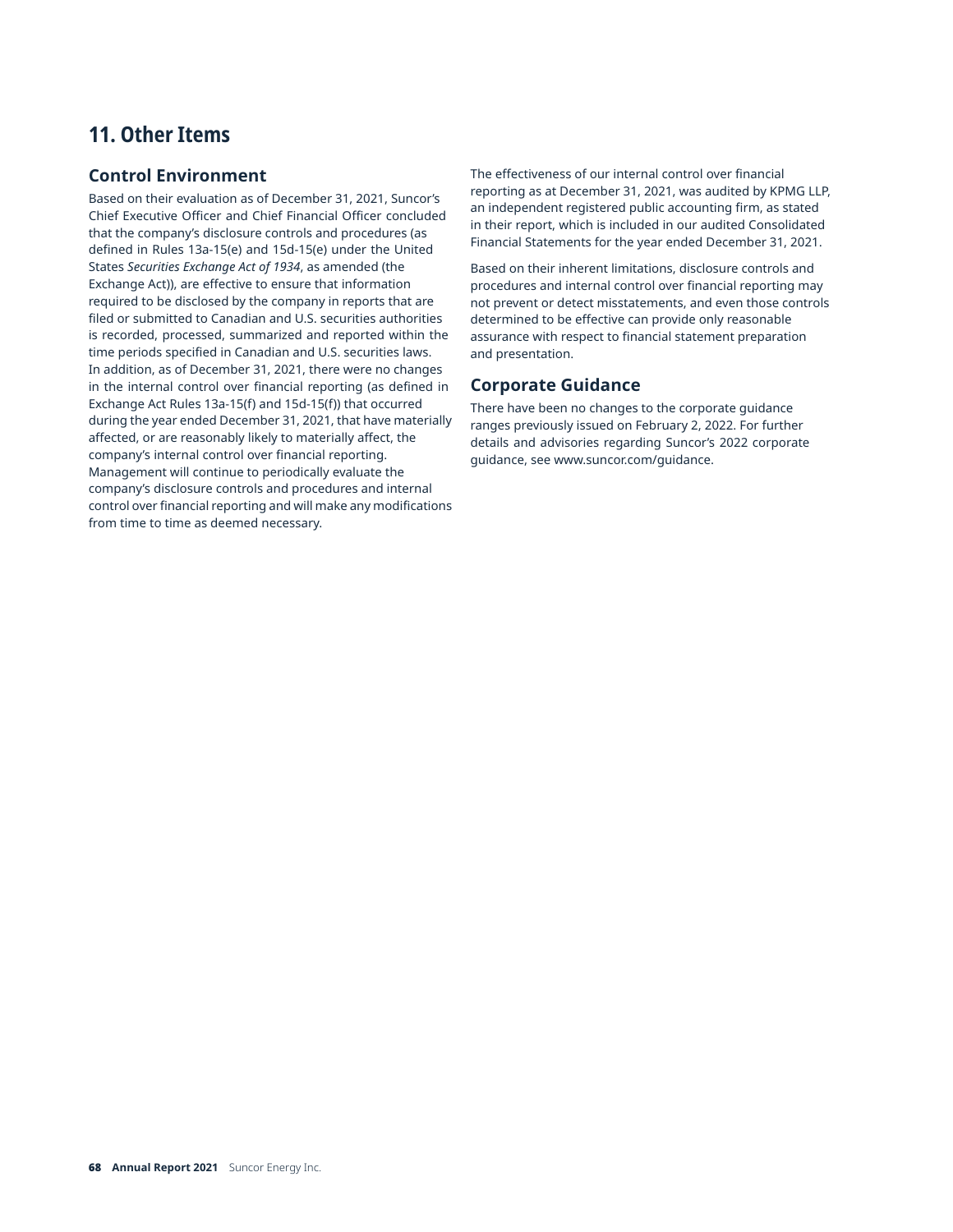# 11. Other Items

## Control Environment

Based on their evaluation as of December 31, 2021, Suncor's Chief Executive Officer and Chief Financial Officer concluded that the company's disclosure controls and procedures (as defined in Rules 13a-15(e) and 15d-15(e) under the United States *Securities Exchange Act of 1934*, as amended (the Exchange Act)), are effective to ensure that information required to be disclosed by the company in reports that are filed or submitted to Canadian and U.S. securities authorities is recorded, processed, summarized and reported within the time periods specified in Canadian and U.S. securities laws. In addition, as of December 31, 2021, there were no changes in the internal control over financial reporting (as defined in Exchange Act Rules 13a-15(f) and 15d-15(f)) that occurred during the year ended December 31, 2021, that have materially affected, or are reasonably likely to materially affect, the company's internal control over financial reporting. Management will continue to periodically evaluate the company's disclosure controls and procedures and internal control over financial reporting and will make any modifications from time to time as deemed necessary.

The effectiveness of our internal control over financial reporting as at December 31, 2021, was audited by KPMG LLP, an independent registered public accounting firm, as stated in their report, which is included in our audited Consolidated Financial Statements for the year ended December 31, 2021.

Based on their inherent limitations, disclosure controls and procedures and internal control over financial reporting may not prevent or detect misstatements, and even those controls determined to be effective can provide only reasonable assurance with respect to financial statement preparation and presentation.

## Corporate Guidance

There have been no changes to the corporate guidance ranges previously issued on February 2, 2022. For further details and advisories regarding Suncor's 2022 corporate guidance, see www.suncor.com/guidance.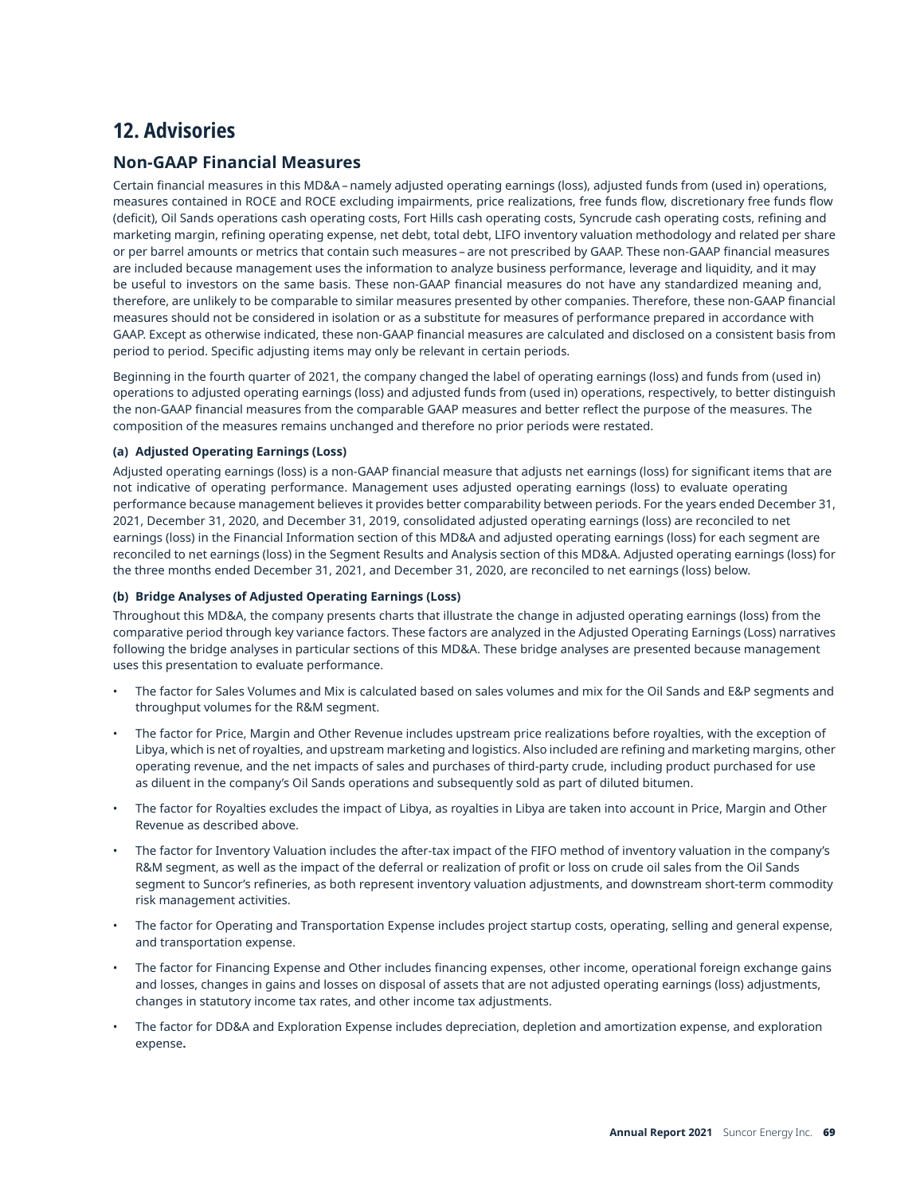# 12. Advisories

## Non-GAAP Financial Measures

Certain financial measures in this MD&A – namely adjusted operating earnings (loss), adjusted funds from (used in) operations, measures contained in ROCE and ROCE excluding impairments, price realizations, free funds flow, discretionary free funds flow (deficit), Oil Sands operations cash operating costs, Fort Hills cash operating costs, Syncrude cash operating costs, refining and marketing margin, refining operating expense, net debt, total debt, LIFO inventory valuation methodology and related per share or per barrel amounts or metrics that contain such measures – are not prescribed by GAAP. These non-GAAP financial measures are included because management uses the information to analyze business performance, leverage and liquidity, and it may be useful to investors on the same basis. These non-GAAP financial measures do not have any standardized meaning and, therefore, are unlikely to be comparable to similar measures presented by other companies. Therefore, these non-GAAP financial measures should not be considered in isolation or as a substitute for measures of performance prepared in accordance with GAAP. Except as otherwise indicated, these non-GAAP financial measures are calculated and disclosed on a consistent basis from period to period. Specific adjusting items may only be relevant in certain periods.

Beginning in the fourth quarter of 2021, the company changed the label of operating earnings (loss) and funds from (used in) operations to adjusted operating earnings (loss) and adjusted funds from (used in) operations, respectively, to better distinguish the non-GAAP financial measures from the comparable GAAP measures and better reflect the purpose of the measures. The composition of the measures remains unchanged and therefore no prior periods were restated.

**(a) Adjusted Operating Earnings (Loss)**

Adjusted operating earnings (loss) is a non-GAAP financial measure that adjusts net earnings (loss) for significant items that are not indicative of operating performance. Management uses adjusted operating earnings (loss) to evaluate operating performance because management believes it provides better comparability between periods. For the years ended December 31, 2021, December 31, 2020, and December 31, 2019, consolidated adjusted operating earnings (loss) are reconciled to net earnings (loss) in the Financial Information section of this MD&A and adjusted operating earnings (loss) for each segment are reconciled to net earnings (loss) in the Segment Results and Analysis section of this MD&A. Adjusted operating earnings (loss) for the three months ended December 31, 2021, and December 31, 2020, are reconciled to net earnings (loss) below.

**(b) Bridge Analyses of Adjusted Operating Earnings (Loss)**

Throughout this MD&A, the company presents charts that illustrate the change in adjusted operating earnings (loss) from the comparative period through key variance factors. These factors are analyzed in the Adjusted Operating Earnings (Loss) narratives following the bridge analyses in particular sections of this MD&A. These bridge analyses are presented because management uses this presentation to evaluate performance.

- The factor for Sales Volumes and Mix is calculated based on sales volumes and mix for the Oil Sands and E&P segments and throughput volumes for the R&M segment.
- The factor for Price, Margin and Other Revenue includes upstream price realizations before royalties, with the exception of Libya, which is net of royalties, and upstream marketing and logistics. Also included are refining and marketing margins, other operating revenue, and the net impacts of sales and purchases of third-party crude, including product purchased for use as diluent in the company's Oil Sands operations and subsequently sold as part of diluted bitumen.
- The factor for Royalties excludes the impact of Libya, as royalties in Libya are taken into account in Price, Margin and Other Revenue as described above.
- The factor for Inventory Valuation includes the after-tax impact of the FIFO method of inventory valuation in the company's R&M segment, as well as the impact of the deferral or realization of profit or loss on crude oil sales from the Oil Sands segment to Suncor's refineries, as both represent inventory valuation adjustments, and downstream short-term commodity risk management activities.
- The factor for Operating and Transportation Expense includes project startup costs, operating, selling and general expense, and transportation expense.
- The factor for Financing Expense and Other includes financing expenses, other income, operational foreign exchange gains and losses, changes in gains and losses on disposal of assets that are not adjusted operating earnings (loss) adjustments, changes in statutory income tax rates, and other income tax adjustments.
- The factor for DD&A and Exploration Expense includes depreciation, depletion and amortization expense, and exploration expense.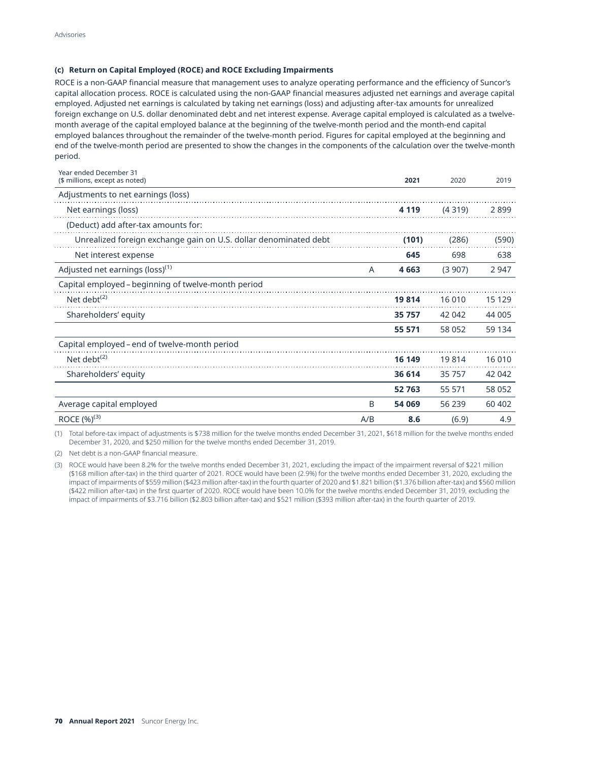### (c) Return on Capital Employed (ROCE) and ROCE Excluding Impairments

ROCE is a non-GAAP financial measure that management uses to analyze operating performance and the efficiency of Suncor's capital allocation process. ROCE is calculated using the non-GAAP financial measures adjusted net earnings and average capital employed. Adjusted net earnings is calculated by taking net earnings (loss) and adjusting after-tax amounts for unrealized foreign exchange on U.S. dollar denominated debt and net interest expense. Average capital employed is calculated as a twelve-month average of the capital employed balance at the beginning of the twelve-month period and the month-end capital employed balances throughout the remainder of the twelve-month period. Figures for capital employed at the beginning and end of the twelve-month period are presented to show the changes in the components of the calculation over the twelve-month period.

| Year ended December 31 ($ millions, except as noted) | | 2021 | 2020 | 2019 |
|---|---|---|---|---|
| Adjustments to net earnings (loss) | | | | |
| Net earnings (loss) | | **4 119** | (4 319) | 2 899 |
| (Deduct) add after-tax amounts for: | | | | |
| Unrealized foreign exchange gain on U.S. dollar denominated debt | | **(101)** | (286) | (590) |
| Net interest expense | | **645** | 698 | 638 |
| Adjusted net earnings (loss)[1] | A | **4 663** | (3 907) | 2 947 |
| Capital employed – beginning of twelve-month period | | | | |
| Net debt[2] | | **19 814** | 16 010 | 15 129 |
| Shareholders' equity | | **35 757** | 42 042 | 44 005 |
| | | **55 571** | 58 052 | 59 134 |
| Capital employed – end of twelve-month period | | | | |
| Net debt[2] | | **16 149** | 19 814 | 16 010 |
| Shareholders' equity | | **36 614** | 35 757 | 42 042 |
| | | **52 763** | 55 571 | 58 052 |
| Average capital employed | B | **54 069** | 56 239 | 60 402 |
| ROCE (%)[3] | A/B | **8.6** | (6.9) | 4.9 |

(1) Total before-tax impact of adjustments is $738 million for the twelve months ended December 31, 2021, $618 million for the twelve months ended December 31, 2020, and $250 million for the twelve months ended December 31, 2019.

(2) Net debt is a non-GAAP financial measure.

(3) ROCE would have been 8.2% for the twelve months ended December 31, 2021, excluding the impact of the impairment reversal of $221 million ($168 million after-tax) in the third quarter of 2021. ROCE would have been (2.9%) for the twelve months ended December 31, 2020, excluding the impact of impairments of $559 million ($423 million after-tax) in the fourth quarter of 2020 and $1.821 billion ($1.376 billion after-tax) and $560 million ($422 million after-tax) in the first quarter of 2020. ROCE would have been 10.0% for the twelve months ended December 31, 2019, excluding the impact of impairments of $3.716 billion ($2.803 billion after-tax) and $521 million ($393 million after-tax) in the fourth quarter of 2019.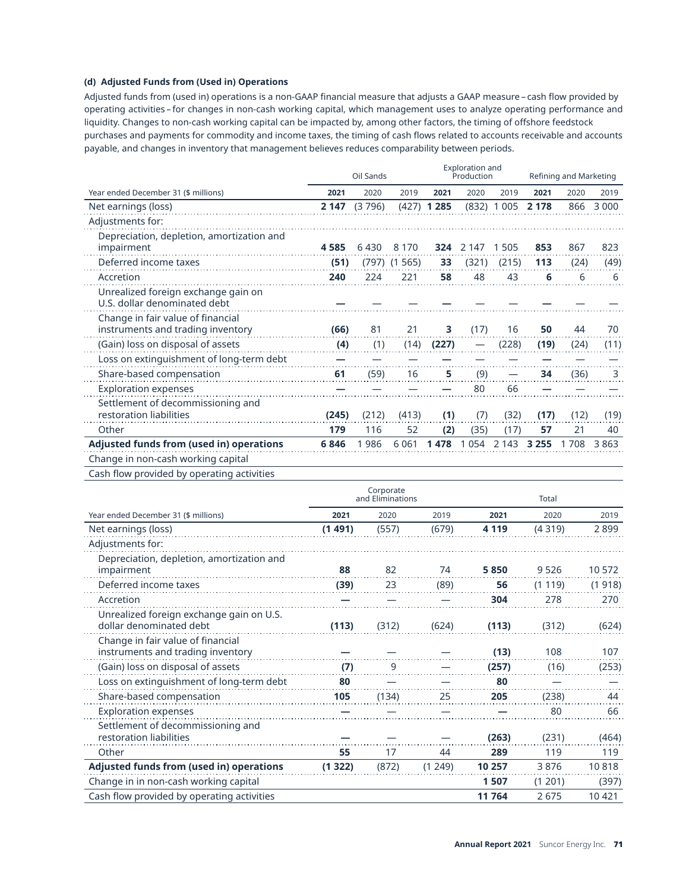### (d) Adjusted Funds from (Used in) Operations

Adjusted funds from (used in) operations is a non-GAAP financial measure that adjusts a GAAP measure – cash flow provided by operating activities – for changes in non-cash working capital, which management uses to analyze operating performance and liquidity. Changes to non-cash working capital can be impacted by, among other factors, the timing of offshore feedstock purchases and payments for commodity and income taxes, the timing of cash flows related to accounts receivable and accounts payable, and changes in inventory that management believes reduces comparability between periods.

| | Oil Sands | | | Exploration and Production | | | Refining and Marketing | | |
|---|---|---|---|---|---|---|---|---|---|
| Year ended December 31 ($ millions) | **2021** | 2020 | 2019 | **2021** | 2020 | 2019 | **2021** | 2020 | 2019 |
| Net earnings (loss) | **2 147** | (3 796) | (427) | **1 285** | (832) | 1 005 | **2 178** | 866 | 3 000 |
| Adjustments for: | | | | | | | | | |
| Depreciation, depletion, amortization and impairment | **4 585** | 6 430 | 8 170 | **324** | 2 147 | 1 505 | **853** | 867 | 823 |
| Deferred income taxes | **(51)** | (797) | (1 565) | **33** | (321) | (215) | **113** | (24) | (49) |
| Accretion | **240** | 224 | 221 | **58** | 48 | 43 | **6** | 6 | 6 |
| Unrealized foreign exchange gain on U.S. dollar denominated debt | **—** | — | — | **—** | — | — | **—** | — | — |
| Change in fair value of financial instruments and trading inventory | **(66)** | 81 | 21 | **3** | (17) | 16 | **50** | 44 | 70 |
| (Gain) loss on disposal of assets | **(4)** | (1) | (14) | **(227)** | — | (228) | **(19)** | (24) | (11) |
| Loss on extinguishment of long-term debt | **—** | — | — | **—** | — | — | **—** | — | — |
| Share-based compensation | **61** | (59) | 16 | **5** | (9) | — | **34** | (36) | 3 |
| Exploration expenses | **—** | — | — | **—** | 80 | 66 | **—** | — | — |
| Settlement of decommissioning and restoration liabilities | **(245)** | (212) | (413) | **(1)** | (7) | (32) | **(17)** | (12) | (19) |
| Other | **179** | 116 | 52 | **(2)** | (35) | (17) | **57** | 21 | 40 |
| **Adjusted funds from (used in) operations** | **6 846** | 1 986 | 6 061 | **1 478** | 1 054 | 2 143 | **3 255** | 1 708 | 3 863 |
| Change in non-cash working capital | | | | | | | | | |
| Cash flow provided by operating activities | | | | | | | | | |

| | Corporate and Eliminations | | | Total | | |
|---|---|---|---|---|---|---|
| Year ended December 31 ($ millions) | **2021** | 2020 | 2019 | **2021** | 2020 | 2019 |
| Net earnings (loss) | **(1 491)** | (557) | (679) | **4 119** | (4 319) | 2 899 |
| Adjustments for: | | | | | | |
| Depreciation, depletion, amortization and impairment | **88** | 82 | 74 | **5 850** | 9 526 | 10 572 |
| Deferred income taxes | **(39)** | 23 | (89) | **56** | (1 119) | (1 918) |
| Accretion | **—** | — | — | **304** | 278 | 270 |
| Unrealized foreign exchange gain on U.S. dollar denominated debt | **(113)** | (312) | (624) | **(113)** | (312) | (624) |
| Change in fair value of financial instruments and trading inventory | **—** | — | — | **(13)** | 108 | 107 |
| (Gain) loss on disposal of assets | **(7)** | 9 | — | **(257)** | (16) | (253) |
| Loss on extinguishment of long-term debt | **80** | — | — | **80** | — | — |
| Share-based compensation | **105** | (134) | 25 | **205** | (238) | 44 |
| Exploration expenses | **—** | — | — | **—** | 80 | 66 |
| Settlement of decommissioning and restoration liabilities | **—** | — | — | **(263)** | (231) | (464) |
| Other | **55** | 17 | 44 | **289** | 119 | 119 |
| **Adjusted funds from (used in) operations** | **(1 322)** | (872) | (1 249) | **10 257** | 3 876 | 10 818 |
| Change in in non-cash working capital | | | | **1 507** | (1 201) | (397) |
| Cash flow provided by operating activities | | | | **11 764** | 2 675 | 10 421 |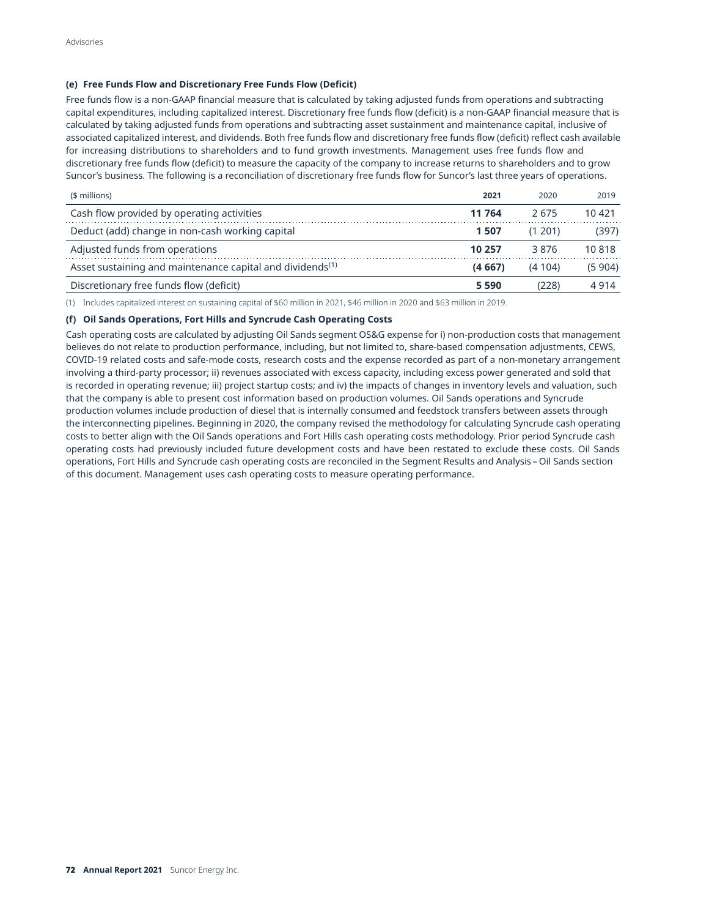#### (e) Free Funds Flow and Discretionary Free Funds Flow (Deficit)

Free funds flow is a non-GAAP financial measure that is calculated by taking adjusted funds from operations and subtracting capital expenditures, including capitalized interest. Discretionary free funds flow (deficit) is a non-GAAP financial measure that is calculated by taking adjusted funds from operations and subtracting asset sustainment and maintenance capital, inclusive of associated capitalized interest, and dividends. Both free funds flow and discretionary free funds flow (deficit) reflect cash available for increasing distributions to shareholders and to fund growth investments. Management uses free funds flow and discretionary free funds flow (deficit) to measure the capacity of the company to increase returns to shareholders and to grow Suncor's business. The following is a reconciliation of discretionary free funds flow for Suncor's last three years of operations.

| ($ millions) | **2021** | 2020 | 2019 |
|---|---|---|---|
| Cash flow provided by operating activities | **11 764** | 2 675 | 10 421 |
| Deduct (add) change in non-cash working capital | **1 507** | (1 201) | (397) |
| Adjusted funds from operations | **10 257** | 3 876 | 10 818 |
| Asset sustaining and maintenance capital and dividends[1] | **(4 667)** | (4 104) | (5 904) |
| Discretionary free funds flow (deficit) | **5 590** | (228) | 4 914 |

(1) Includes capitalized interest on sustaining capital of $60 million in 2021, $46 million in 2020 and $63 million in 2019.

#### (f) Oil Sands Operations, Fort Hills and Syncrude Cash Operating Costs

Cash operating costs are calculated by adjusting Oil Sands segment OS&G expense for i) non-production costs that management believes do not relate to production performance, including, but not limited to, share-based compensation adjustments, CEWS, COVID-19 related costs and safe-mode costs, research costs and the expense recorded as part of a non-monetary arrangement involving a third-party processor; ii) revenues associated with excess capacity, including excess power generated and sold that is recorded in operating revenue; iii) project startup costs; and iv) the impacts of changes in inventory levels and valuation, such that the company is able to present cost information based on production volumes. Oil Sands operations and Syncrude production volumes include production of diesel that is internally consumed and feedstock transfers between assets through the interconnecting pipelines. Beginning in 2020, the company revised the methodology for calculating Syncrude cash operating costs to better align with the Oil Sands operations and Fort Hills cash operating costs methodology. Prior period Syncrude cash operating costs had previously included future development costs and have been restated to exclude these costs. Oil Sands operations, Fort Hills and Syncrude cash operating costs are reconciled in the Segment Results and Analysis – Oil Sands section of this document. Management uses cash operating costs to measure operating performance.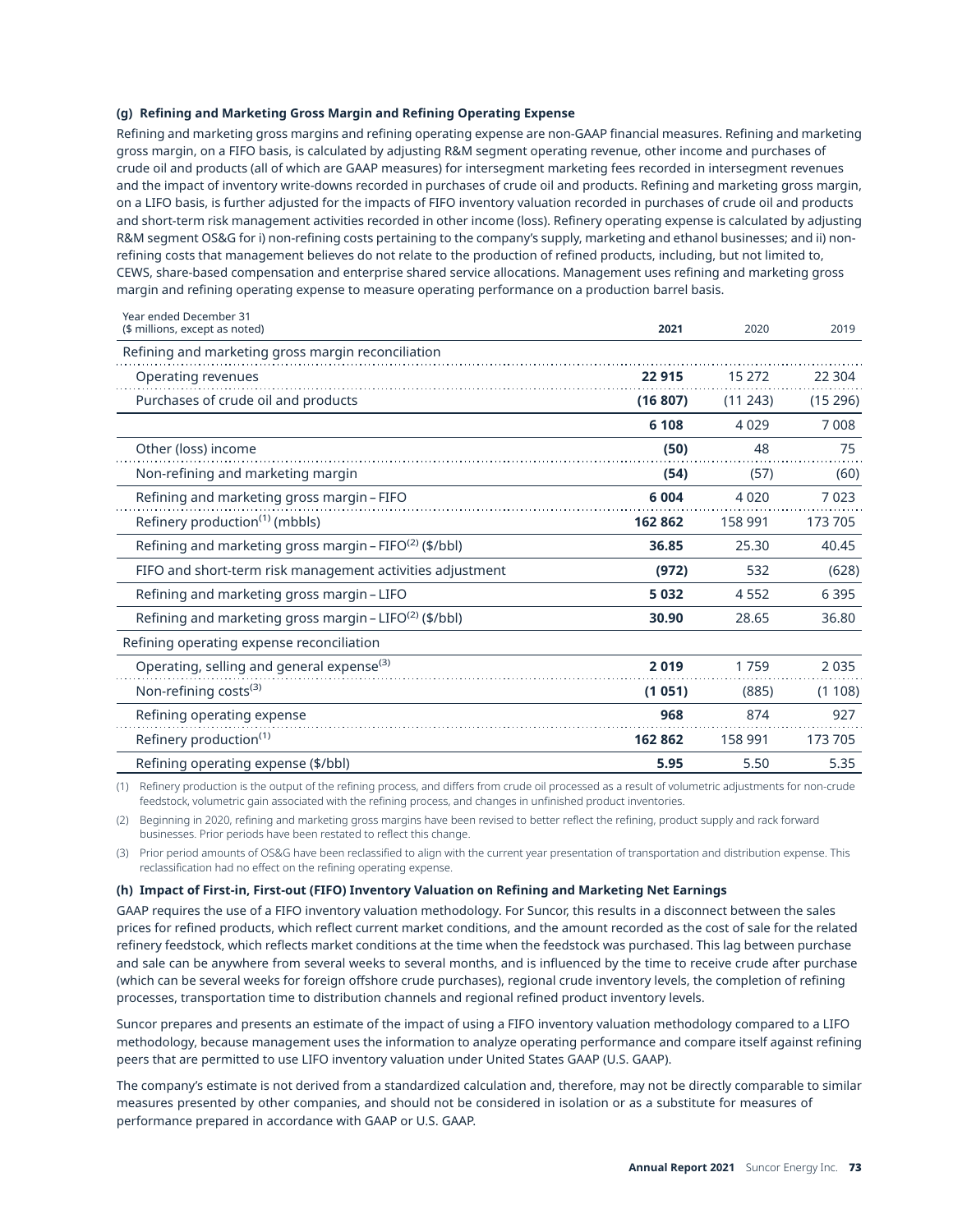### (g) Refining and Marketing Gross Margin and Refining Operating Expense

Refining and marketing gross margins and refining operating expense are non-GAAP financial measures. Refining and marketing gross margin, on a FIFO basis, is calculated by adjusting R&M segment operating revenue, other income and purchases of crude oil and products (all of which are GAAP measures) for intersegment marketing fees recorded in intersegment revenues and the impact of inventory write-downs recorded in purchases of crude oil and products. Refining and marketing gross margin, on a LIFO basis, is further adjusted for the impacts of FIFO inventory valuation recorded in purchases of crude oil and products and short-term risk management activities recorded in other income (loss). Refinery operating expense is calculated by adjusting R&M segment OS&G for i) non-refining costs pertaining to the company's supply, marketing and ethanol businesses; and ii) non-refining costs that management believes do not relate to the production of refined products, including, but not limited to, CEWS, share-based compensation and enterprise shared service allocations. Management uses refining and marketing gross margin and refining operating expense to measure operating performance on a production barrel basis.

| Year ended December 31<br>($ millions, except as noted) | **2021** | 2020 | 2019 |
|---|---|---|---|
| Refining and marketing gross margin reconciliation | | | |
| Operating revenues | **22 915** | 15 272 | 22 304 |
| Purchases of crude oil and products | **(16 807)** | (11 243) | (15 296) |
| | **6 108** | 4 029 | 7 008 |
| Other (loss) income | **(50)** | 48 | 75 |
| Non-refining and marketing margin | **(54)** | (57) | (60) |
| Refining and marketing gross margin – FIFO | **6 004** | 4 020 | 7 023 |
| Refinery production[1] (mbbls) | **162 862** | 158 991 | 173 705 |
| Refining and marketing gross margin – FIFO[2] ($/bbl) | **36.85** | 25.30 | 40.45 |
| FIFO and short-term risk management activities adjustment | **(972)** | 532 | (628) |
| Refining and marketing gross margin – LIFO | **5 032** | 4 552 | 6 395 |
| Refining and marketing gross margin – LIFO[2] ($/bbl) | **30.90** | 28.65 | 36.80 |
| Refining operating expense reconciliation | | | |
| Operating, selling and general expense[3] | **2 019** | 1 759 | 2 035 |
| Non-refining costs[3] | **(1 051)** | (885) | (1 108) |
| Refining operating expense | **968** | 874 | 927 |
| Refinery production[1] | **162 862** | 158 991 | 173 705 |
| Refining operating expense ($/bbl) | **5.95** | 5.50 | 5.35 |

(1) Refinery production is the output of the refining process, and differs from crude oil processed as a result of volumetric adjustments for non-crude feedstock, volumetric gain associated with the refining process, and changes in unfinished product inventories.

(2) Beginning in 2020, refining and marketing gross margins have been revised to better reflect the refining, product supply and rack forward businesses. Prior periods have been restated to reflect this change.

(3) Prior period amounts of OS&G have been reclassified to align with the current year presentation of transportation and distribution expense. This reclassification had no effect on the refining operating expense.

### (h) Impact of First-in, First-out (FIFO) Inventory Valuation on Refining and Marketing Net Earnings

GAAP requires the use of a FIFO inventory valuation methodology. For Suncor, this results in a disconnect between the sales prices for refined products, which reflect current market conditions, and the amount recorded as the cost of sale for the related refinery feedstock, which reflects market conditions at the time when the feedstock was purchased. This lag between purchase and sale can be anywhere from several weeks to several months, and is influenced by the time to receive crude after purchase (which can be several weeks for foreign offshore crude purchases), regional crude inventory levels, the completion of refining processes, transportation time to distribution channels and regional refined product inventory levels.

Suncor prepares and presents an estimate of the impact of using a FIFO inventory valuation methodology compared to a LIFO methodology, because management uses the information to analyze operating performance and compare itself against refining peers that are permitted to use LIFO inventory valuation under United States GAAP (U.S. GAAP).

The company's estimate is not derived from a standardized calculation and, therefore, may not be directly comparable to similar measures presented by other companies, and should not be considered in isolation or as a substitute for measures of performance prepared in accordance with GAAP or U.S. GAAP.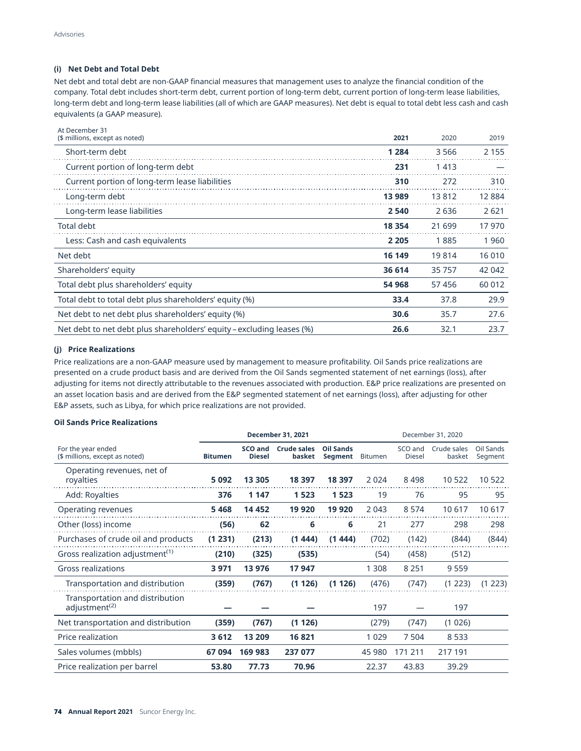#### (i) Net Debt and Total Debt

Net debt and total debt are non-GAAP financial measures that management uses to analyze the financial condition of the company. Total debt includes short-term debt, current portion of long-term debt, current portion of long-term lease liabilities, long-term debt and long-term lease liabilities (all of which are GAAP measures). Net debt is equal to total debt less cash and cash equivalents (a GAAP measure).

| At December 31<br>($ millions, except as noted) | **2021** | 2020 | 2019 |
|---|---|---|---|
| Short-term debt | **1 284** | 3 566 | 2 155 |
| Current portion of long-term debt | **231** | 1 413 | — |
| Current portion of long-term lease liabilities | **310** | 272 | 310 |
| Long-term debt | **13 989** | 13 812 | 12 884 |
| Long-term lease liabilities | **2 540** | 2 636 | 2 621 |
| Total debt | **18 354** | 21 699 | 17 970 |
| Less: Cash and cash equivalents | **2 205** | 1 885 | 1 960 |
| Net debt | **16 149** | 19 814 | 16 010 |
| Shareholders' equity | **36 614** | 35 757 | 42 042 |
| Total debt plus shareholders' equity | **54 968** | 57 456 | 60 012 |
| Total debt to total debt plus shareholders' equity (%) | **33.4** | 37.8 | 29.9 |
| Net debt to net debt plus shareholders' equity (%) | **30.6** | 35.7 | 27.6 |
| Net debt to net debt plus shareholders' equity – excluding leases (%) | **26.6** | 32.1 | 23.7 |

#### (j) Price Realizations

Price realizations are a non-GAAP measure used by management to measure profitability. Oil Sands price realizations are presented on a crude product basis and are derived from the Oil Sands segmented statement of net earnings (loss), after adjusting for items not directly attributable to the revenues associated with production. E&P price realizations are presented on an asset location basis and are derived from the E&P segmented statement of net earnings (loss), after adjusting for other E&P assets, such as Libya, for which price realizations are not provided.

**Oil Sands Price Realizations**

| | **December 31, 2021** | | | | December 31, 2020 | | | |
|---|---|---|---|---|---|---|---|---|
| For the year ended<br>($ millions, except as noted) | **Bitumen** | **SCO and Diesel** | **Crude sales basket** | **Oil Sands Segment** | Bitumen | SCO and Diesel | Crude sales basket | Oil Sands Segment |
| Operating revenues, net of royalties | **5 092** | **13 305** | **18 397** | **18 397** | 2 024 | 8 498 | 10 522 | 10 522 |
| Add: Royalties | **376** | **1 147** | **1 523** | **1 523** | 19 | 76 | 95 | 95 |
| Operating revenues | **5 468** | **14 452** | **19 920** | **19 920** | 2 043 | 8 574 | 10 617 | 10 617 |
| Other (loss) income | **(56)** | **62** | **6** | **6** | 21 | 277 | 298 | 298 |
| Purchases of crude oil and products | **(1 231)** | **(213)** | **(1 444)** | **(1 444)** | (702) | (142) | (844) | (844) |
| Gross realization adjustment[1] | **(210)** | **(325)** | **(535)** | | (54) | (458) | (512) | |
| Gross realizations | **3 971** | **13 976** | **17 947** | | 1 308 | 8 251 | 9 559 | |
| Transportation and distribution | **(359)** | **(767)** | **(1 126)** | **(1 126)** | (476) | (747) | (1 223) | (1 223) |
| Transportation and distribution adjustment[2] | **—** | **—** | **—** | | 197 | — | 197 | |
| Net transportation and distribution | **(359)** | **(767)** | **(1 126)** | | (279) | (747) | (1 026) | |
| Price realization | **3 612** | **13 209** | **16 821** | | 1 029 | 7 504 | 8 533 | |
| Sales volumes (mbbls) | **67 094** | **169 983** | **237 077** | | 45 980 | 171 211 | 217 191 | |
| Price realization per barrel | **53.80** | **77.73** | **70.96** | | 22.37 | 43.83 | 39.29 | |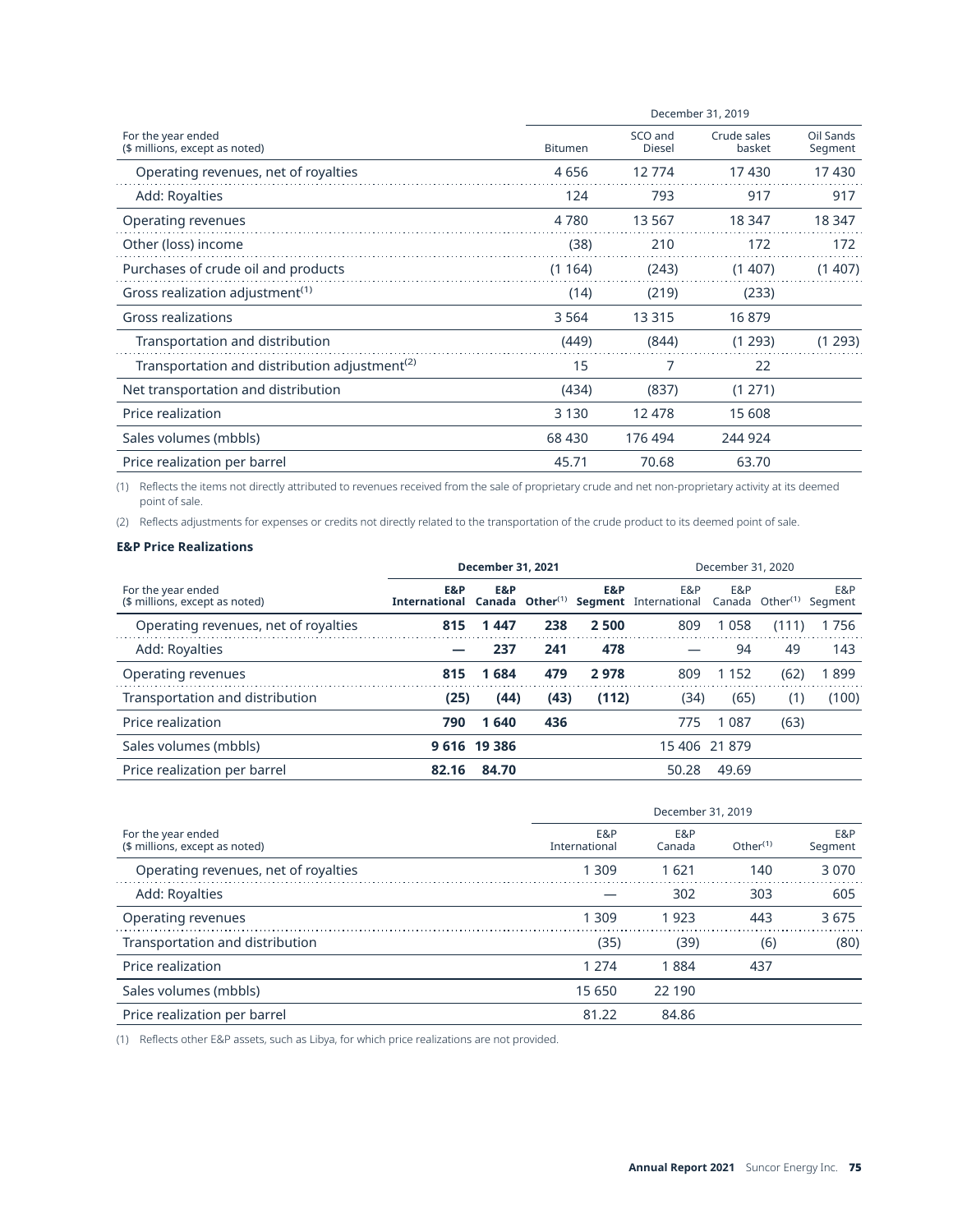| For the year ended ($ millions, except as noted) | December 31, 2019 | | | |
|---|---|---|---|---|
| | Bitumen | SCO and Diesel | Crude sales basket | Oil Sands Segment |
| Operating revenues, net of royalties | 4 656 | 12 774 | 17 430 | 17 430 |
| Add: Royalties | 124 | 793 | 917 | 917 |
| Operating revenues | 4 780 | 13 567 | 18 347 | 18 347 |
| Other (loss) income | (38) | 210 | 172 | 172 |
| Purchases of crude oil and products | (1 164) | (243) | (1 407) | (1 407) |
| Gross realization adjustment[(1)] | (14) | (219) | (233) | |
| Gross realizations | 3 564 | 13 315 | 16 879 | |
| Transportation and distribution | (449) | (844) | (1 293) | (1 293) |
| Transportation and distribution adjustment[(2)] | 15 | 7 | 22 | |
| Net transportation and distribution | (434) | (837) | (1 271) | |
| Price realization | 3 130 | 12 478 | 15 608 | |
| Sales volumes (mbbls) | 68 430 | 176 494 | 244 924 | |
| Price realization per barrel | 45.71 | 70.68 | 63.70 | |

(1) Reflects the items not directly attributed to revenues received from the sale of proprietary crude and net non-proprietary activity at its deemed point of sale.

(2) Reflects adjustments for expenses or credits not directly related to the transportation of the crude product to its deemed point of sale.

**E&P Price Realizations**

| For the year ended ($ millions, except as noted) | **December 31, 2021** | | | | December 31, 2020 | | | |
|---|---|---|---|---|---|---|---|---|
| | **E&P International** | **E&P Canada** | **Other[(1)]** | **E&P Segment** | E&P International | E&P Canada | Other[(1)] | E&P Segment |
| Operating revenues, net of royalties | **815** | **1 447** | **238** | **2 500** | 809 | 1 058 | (111) | 1 756 |
| Add: Royalties | **—** | **237** | **241** | **478** | — | 94 | 49 | 143 |
| Operating revenues | **815** | **1 684** | **479** | **2 978** | 809 | 1 152 | (62) | 1 899 |
| Transportation and distribution | **(25)** | **(44)** | **(43)** | **(112)** | (34) | (65) | (1) | (100) |
| Price realization | **790** | **1 640** | **436** | | 775 | 1 087 | (63) | |
| Sales volumes (mbbls) | **9 616** | **19 386** | | | 15 406 | 21 879 | | |
| Price realization per barrel | **82.16** | **84.70** | | | 50.28 | 49.69 | | |

| For the year ended ($ millions, except as noted) | December 31, 2019 | | | |
|---|---|---|---|---|
| | E&P International | E&P Canada | Other[(1)] | E&P Segment |
| Operating revenues, net of royalties | 1 309 | 1 621 | 140 | 3 070 |
| Add: Royalties | — | 302 | 303 | 605 |
| Operating revenues | 1 309 | 1 923 | 443 | 3 675 |
| Transportation and distribution | (35) | (39) | (6) | (80) |
| Price realization | 1 274 | 1 884 | 437 | |
| Sales volumes (mbbls) | 15 650 | 22 190 | | |
| Price realization per barrel | 81.22 | 84.86 | | |

(1) Reflects other E&P assets, such as Libya, for which price realizations are not provided.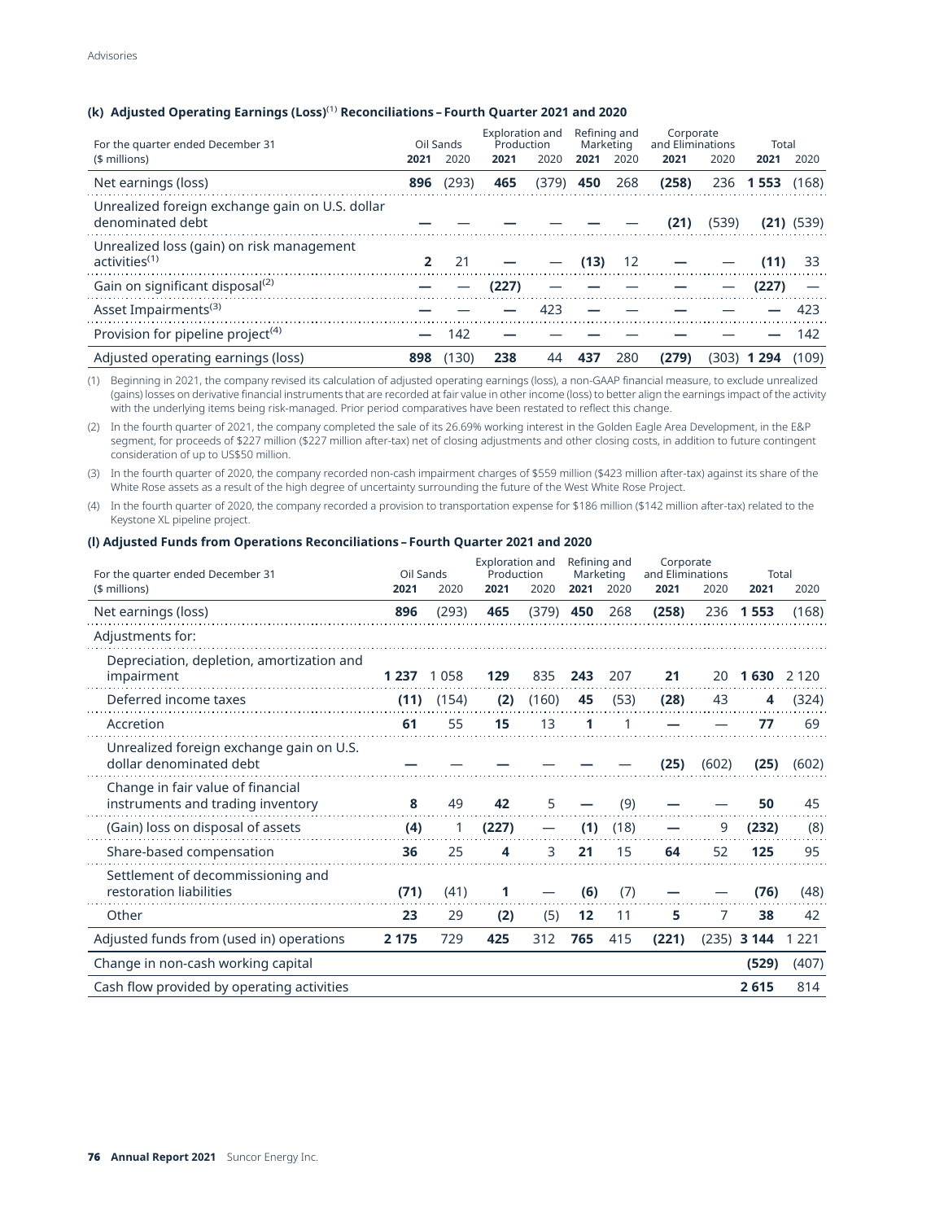Advisories

#### (k) Adjusted Operating Earnings (Loss)[1] Reconciliations – Fourth Quarter 2021 and 2020

| For the quarter ended December 31 ($ millions) | Oil Sands | | Exploration and Production | | Refining and Marketing | | Corporate and Eliminations | | Total | |
|---|---|---|---|---|---|---|---|---|---|---|
| | **2021** | 2020 | **2021** | 2020 | **2021** | 2020 | **2021** | 2020 | **2021** | 2020 |
| Net earnings (loss) | **896** | (293) | **465** | (379) | **450** | 268 | **(258)** | 236 | **1 553** | (168) |
| Unrealized foreign exchange gain on U.S. dollar denominated debt | **—** | — | **—** | — | **—** | — | **(21)** | (539) | **(21)** | (539) |
| Unrealized loss (gain) on risk management activities[1] | **2** | 21 | **—** | — | **(13)** | 12 | **—** | — | **(11)** | 33 |
| Gain on significant disposal[2] | **—** | — | **(227)** | — | **—** | — | **—** | — | **(227)** | — |
| Asset Impairments[3] | **—** | — | **—** | 423 | **—** | — | **—** | — | **—** | 423 |
| Provision for pipeline project[4] | **—** | 142 | **—** | — | **—** | — | **—** | — | **—** | 142 |
| Adjusted operating earnings (loss) | **898** | (130) | **238** | 44 | **437** | 280 | **(279)** | (303) | **1 294** | (109) |

(1) Beginning in 2021, the company revised its calculation of adjusted operating earnings (loss), a non-GAAP financial measure, to exclude unrealized (gains) losses on derivative financial instruments that are recorded at fair value in other income (loss) to better align the earnings impact of the activity with the underlying items being risk-managed. Prior period comparatives have been restated to reflect this change.

(2) In the fourth quarter of 2021, the company completed the sale of its 26.69% working interest in the Golden Eagle Area Development, in the E&P segment, for proceeds of $227 million ($227 million after-tax) net of closing adjustments and other closing costs, in addition to future contingent consideration of up to US$50 million.

(3) In the fourth quarter of 2020, the company recorded non-cash impairment charges of $559 million ($423 million after-tax) against its share of the White Rose assets as a result of the high degree of uncertainty surrounding the future of the West White Rose Project.

(4) In the fourth quarter of 2020, the company recorded a provision to transportation expense for $186 million ($142 million after-tax) related to the Keystone XL pipeline project.

#### (l) Adjusted Funds from Operations Reconciliations – Fourth Quarter 2021 and 2020

| For the quarter ended December 31 ($ millions) | Oil Sands | | Exploration and Production | | Refining and Marketing | | Corporate and Eliminations | | Total | |
|---|---|---|---|---|---|---|---|---|---|---|
| | **2021** | 2020 | **2021** | 2020 | **2021** | 2020 | **2021** | 2020 | **2021** | 2020 |
| Net earnings (loss) | **896** | (293) | **465** | (379) | **450** | 268 | **(258)** | 236 | **1 553** | (168) |
| Adjustments for: | | | | | | | | | | |
| Depreciation, depletion, amortization and impairment | **1 237** | 1 058 | **129** | 835 | **243** | 207 | **21** | 20 | **1 630** | 2 120 |
| Deferred income taxes | **(11)** | (154) | **(2)** | (160) | **45** | (53) | **(28)** | 43 | **4** | (324) |
| Accretion | **61** | 55 | **15** | 13 | **1** | 1 | **—** | — | **77** | 69 |
| Unrealized foreign exchange gain on U.S. dollar denominated debt | **—** | — | **—** | — | **—** | — | **(25)** | (602) | **(25)** | (602) |
| Change in fair value of financial instruments and trading inventory | **8** | 49 | **42** | 5 | **—** | (9) | **—** | — | **50** | 45 |
| (Gain) loss on disposal of assets | **(4)** | 1 | **(227)** | — | **(1)** | (18) | **—** | 9 | **(232)** | (8) |
| Share-based compensation | **36** | 25 | **4** | 3 | **21** | 15 | **64** | 52 | **125** | 95 |
| Settlement of decommissioning and restoration liabilities | **(71)** | (41) | **1** | — | **(6)** | (7) | **—** | — | **(76)** | (48) |
| Other | **23** | 29 | **(2)** | (5) | **12** | 11 | **5** | 7 | **38** | 42 |
| Adjusted funds from (used in) operations | **2 175** | 729 | **425** | 312 | **765** | 415 | **(221)** | (235) | **3 144** | 1 221 |
| Change in non-cash working capital | | | | | | | | | **(529)** | (407) |
| Cash flow provided by operating activities | | | | | | | | | **2 615** | 814 |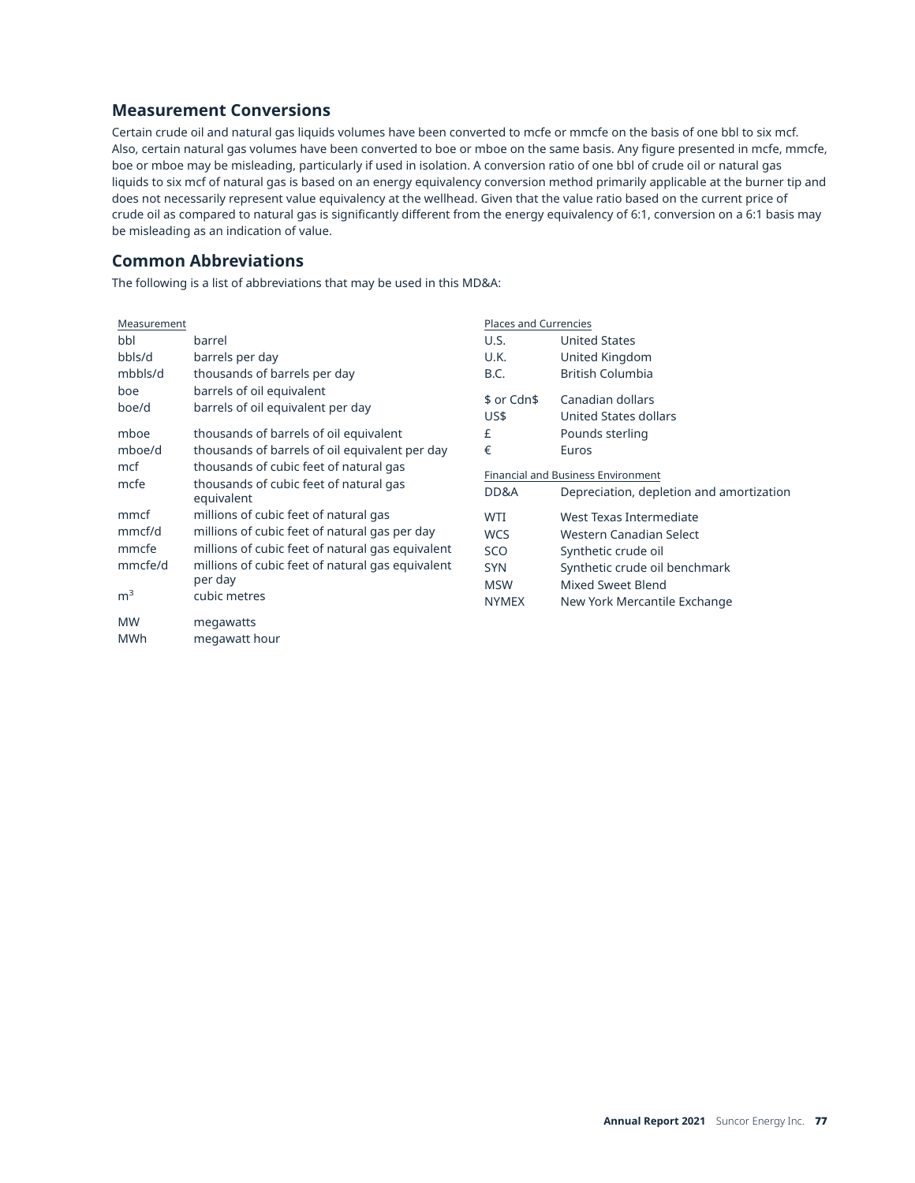## Measurement Conversions

Certain crude oil and natural gas liquids volumes have been converted to mcfe or mmcfe on the basis of one bbl to six mcf. Also, certain natural gas volumes have been converted to boe or mboe on the same basis. Any figure presented in mcfe, mmcfe, boe or mboe may be misleading, particularly if used in isolation. A conversion ratio of one bbl of crude oil or natural gas liquids to six mcf of natural gas is based on an energy equivalency conversion method primarily applicable at the burner tip and does not necessarily represent value equivalency at the wellhead. Given that the value ratio based on the current price of crude oil as compared to natural gas is significantly different from the energy equivalency of 6:1, conversion on a 6:1 basis may be misleading as an indication of value.

## Common Abbreviations

The following is a list of abbreviations that may be used in this MD&A:

| Measurement | |
|---|---|
| bbl | barrel |
| bbls/d | barrels per day |
| mbbls/d | thousands of barrels per day |
| boe | barrels of oil equivalent |
| boe/d | barrels of oil equivalent per day |
| mboe | thousands of barrels of oil equivalent |
| mboe/d | thousands of barrels of oil equivalent per day |
| mcf | thousands of cubic feet of natural gas |
| mcfe | thousands of cubic feet of natural gas equivalent |
| mmcf | millions of cubic feet of natural gas |
| mmcf/d | millions of cubic feet of natural gas per day |
| mmcfe | millions of cubic feet of natural gas equivalent |
| mmcfe/d | millions of cubic feet of natural gas equivalent per day |
| $m^3$ | cubic metres |
| MW | megawatts |
| MWh | megawatt hour |

| Places and Currencies | |
|---|---|
| U.S. | United States |
| U.K. | United Kingdom |
| B.C. | British Columbia |
| $ or Cdn$ | Canadian dollars |
| US$ | United States dollars |
| £ | Pounds sterling |
| € | Euros |

| Financial and Business Environment | |
|---|---|
| DD&A | Depreciation, depletion and amortization |
| WTI | West Texas Intermediate |
| WCS | Western Canadian Select |
| SCO | Synthetic crude oil |
| SYN | Synthetic crude oil benchmark |
| MSW | Mixed Sweet Blend |
| NYMEX | New York Mercantile Exchange |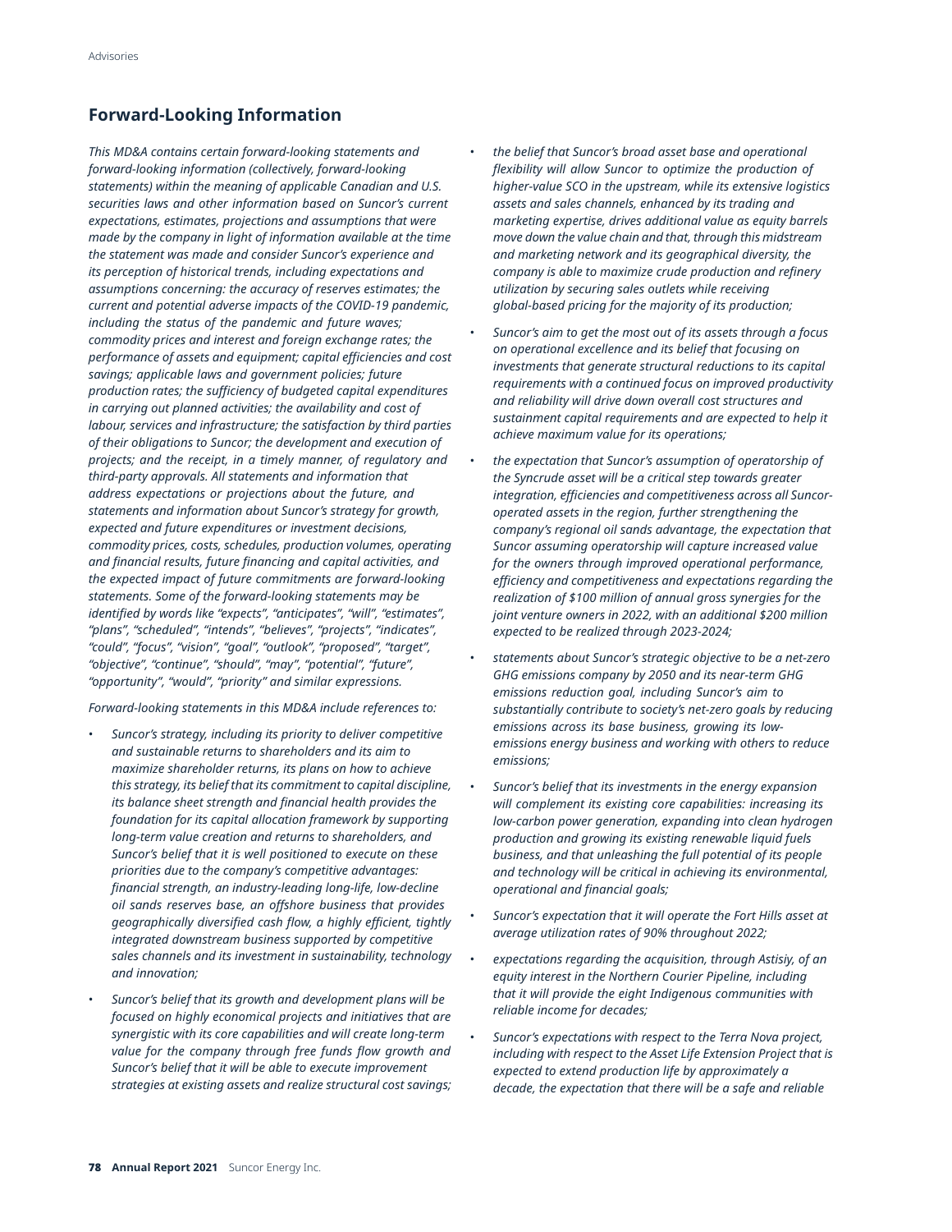## Forward-Looking Information

*This MD&A contains certain forward-looking statements and forward-looking information (collectively, forward-looking statements) within the meaning of applicable Canadian and U.S. securities laws and other information based on Suncor's current expectations, estimates, projections and assumptions that were made by the company in light of information available at the time the statement was made and consider Suncor's experience and its perception of historical trends, including expectations and assumptions concerning: the accuracy of reserves estimates; the current and potential adverse impacts of the COVID-19 pandemic, including the status of the pandemic and future waves; commodity prices and interest and foreign exchange rates; the performance of assets and equipment; capital efficiencies and cost savings; applicable laws and government policies; future production rates; the sufficiency of budgeted capital expenditures in carrying out planned activities; the availability and cost of labour, services and infrastructure; the satisfaction by third parties of their obligations to Suncor; the development and execution of projects; and the receipt, in a timely manner, of regulatory and third-party approvals. All statements and information that address expectations or projections about the future, and statements and information about Suncor's strategy for growth, expected and future expenditures or investment decisions, commodity prices, costs, schedules, production volumes, operating and financial results, future financing and capital activities, and the expected impact of future commitments are forward-looking statements. Some of the forward-looking statements may be identified by words like "expects", "anticipates", "will", "estimates", "plans", "scheduled", "intends", "believes", "projects", "indicates", "could", "focus", "vision", "goal", "outlook", "proposed", "target", "objective", "continue", "should", "may", "potential", "future", "opportunity", "would", "priority" and similar expressions.*

*Forward-looking statements in this MD&A include references to:*

- *Suncor's strategy, including its priority to deliver competitive and sustainable returns to shareholders and its aim to maximize shareholder returns, its plans on how to achieve this strategy, its belief that its commitment to capital discipline, its balance sheet strength and financial health provides the foundation for its capital allocation framework by supporting long-term value creation and returns to shareholders, and Suncor's belief that it is well positioned to execute on these priorities due to the company's competitive advantages: financial strength, an industry-leading long-life, low-decline oil sands reserves base, an offshore business that provides geographically diversified cash flow, a highly efficient, tightly integrated downstream business supported by competitive sales channels and its investment in sustainability, technology and innovation;*
- *Suncor's belief that its growth and development plans will be focused on highly economical projects and initiatives that are synergistic with its core capabilities and will create long-term value for the company through free funds flow growth and Suncor's belief that it will be able to execute improvement strategies at existing assets and realize structural cost savings;*
- *the belief that Suncor's broad asset base and operational flexibility will allow Suncor to optimize the production of higher-value SCO in the upstream, while its extensive logistics assets and sales channels, enhanced by its trading and marketing expertise, drives additional value as equity barrels move down the value chain and that, through this midstream and marketing network and its geographical diversity, the company is able to maximize crude production and refinery utilization by securing sales outlets while receiving global-based pricing for the majority of its production;*
- *Suncor's aim to get the most out of its assets through a focus on operational excellence and its belief that focusing on investments that generate structural reductions to its capital requirements with a continued focus on improved productivity and reliability will drive down overall cost structures and sustainment capital requirements and are expected to help it achieve maximum value for its operations;*
- *the expectation that Suncor's assumption of operatorship of the Syncrude asset will be a critical step towards greater integration, efficiencies and competitiveness across all Suncor-operated assets in the region, further strengthening the company's regional oil sands advantage, the expectation that Suncor assuming operatorship will capture increased value for the owners through improved operational performance, efficiency and competitiveness and expectations regarding the realization of $100 million of annual gross synergies for the joint venture owners in 2022, with an additional $200 million expected to be realized through 2023-2024;*
- *statements about Suncor's strategic objective to be a net-zero GHG emissions company by 2050 and its near-term GHG emissions reduction goal, including Suncor's aim to substantially contribute to society's net-zero goals by reducing emissions across its base business, growing its low-emissions energy business and working with others to reduce emissions;*
- *Suncor's belief that its investments in the energy expansion will complement its existing core capabilities: increasing its low-carbon power generation, expanding into clean hydrogen production and growing its existing renewable liquid fuels business, and that unleashing the full potential of its people and technology will be critical in achieving its environmental, operational and financial goals;*
- *Suncor's expectation that it will operate the Fort Hills asset at average utilization rates of 90% throughout 2022;*
- *expectations regarding the acquisition, through Astisiy, of an equity interest in the Northern Courier Pipeline, including that it will provide the eight Indigenous communities with reliable income for decades;*
- *Suncor's expectations with respect to the Terra Nova project, including with respect to the Asset Life Extension Project that is expected to extend production life by approximately a decade, the expectation that there will be a safe and reliable*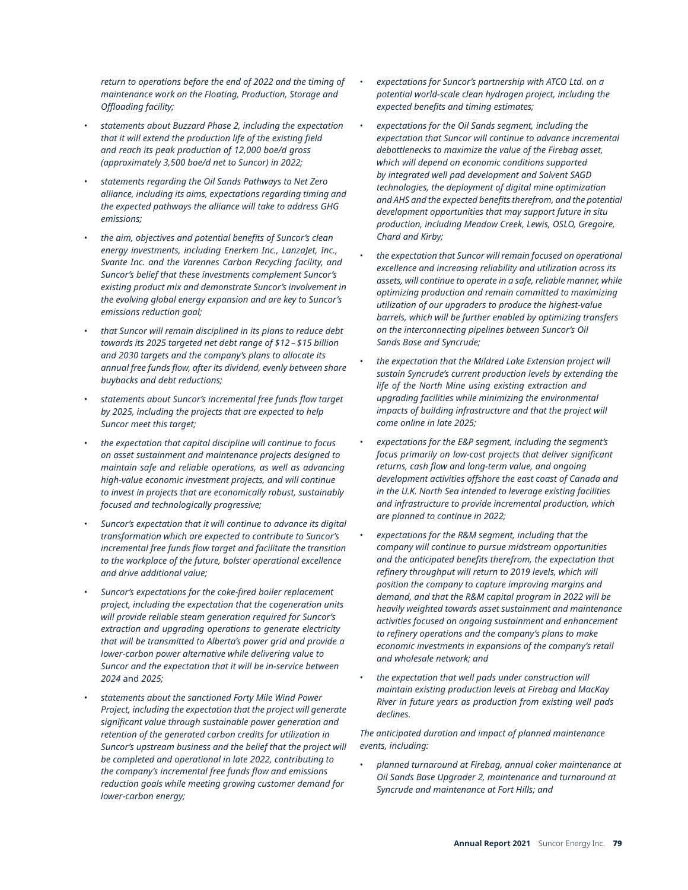*return to operations before the end of 2022 and the timing of maintenance work on the Floating, Production, Storage and Offloading facility;*

- *statements about Buzzard Phase 2, including the expectation that it will extend the production life of the existing field and reach its peak production of 12,000 boe/d gross (approximately 3,500 boe/d net to Suncor) in 2022;*
- *statements regarding the Oil Sands Pathways to Net Zero alliance, including its aims, expectations regarding timing and the expected pathways the alliance will take to address GHG emissions;*
- *the aim, objectives and potential benefits of Suncor's clean energy investments, including Enerkem Inc., LanzaJet, Inc., Svante Inc. and the Varennes Carbon Recycling facility, and Suncor's belief that these investments complement Suncor's existing product mix and demonstrate Suncor's involvement in the evolving global energy expansion and are key to Suncor's emissions reduction goal;*
- *that Suncor will remain disciplined in its plans to reduce debt towards its 2025 targeted net debt range of $12 – $15 billion and 2030 targets and the company's plans to allocate its annual free funds flow, after its dividend, evenly between share buybacks and debt reductions;*
- *statements about Suncor's incremental free funds flow target by 2025, including the projects that are expected to help Suncor meet this target;*
- *the expectation that capital discipline will continue to focus on asset sustainment and maintenance projects designed to maintain safe and reliable operations, as well as advancing high-value economic investment projects, and will continue to invest in projects that are economically robust, sustainably focused and technologically progressive;*
- *Suncor's expectation that it will continue to advance its digital transformation which are expected to contribute to Suncor's incremental free funds flow target and facilitate the transition to the workplace of the future, bolster operational excellence and drive additional value;*
- *Suncor's expectations for the coke-fired boiler replacement project, including the expectation that the cogeneration units will provide reliable steam generation required for Suncor's extraction and upgrading operations to generate electricity that will be transmitted to Alberta's power grid and provide a lower-carbon power alternative while delivering value to Suncor and the expectation that it will be in-service between 2024* and *2025;*
- *statements about the sanctioned Forty Mile Wind Power Project, including the expectation that the project will generate significant value through sustainable power generation and retention of the generated carbon credits for utilization in Suncor's upstream business and the belief that the project will be completed and operational in late 2022, contributing to the company's incremental free funds flow and emissions reduction goals while meeting growing customer demand for lower-carbon energy;*
- *expectations for Suncor's partnership with ATCO Ltd. on a potential world-scale clean hydrogen project, including the expected benefits and timing estimates;*
- *expectations for the Oil Sands segment, including the expectation that Suncor will continue to advance incremental debottlenecks to maximize the value of the Firebag asset, which will depend on economic conditions supported by integrated well pad development and Solvent SAGD technologies, the deployment of digital mine optimization and AHS and the expected benefits therefrom, and the potential development opportunities that may support future in situ production, including Meadow Creek, Lewis, OSLO, Gregoire, Chard and Kirby;*
- *the expectation that Suncor will remain focused on operational excellence and increasing reliability and utilization across its assets, will continue to operate in a safe, reliable manner, while optimizing production and remain committed to maximizing utilization of our upgraders to produce the highest-value barrels, which will be further enabled by optimizing transfers on the interconnecting pipelines between Suncor's Oil Sands Base and Syncrude;*
- *the expectation that the Mildred Lake Extension project will sustain Syncrude's current production levels by extending the life of the North Mine using existing extraction and upgrading facilities while minimizing the environmental impacts of building infrastructure and that the project will come online in late 2025;*
- *expectations for the E&P segment, including the segment's focus primarily on low-cost projects that deliver significant returns, cash flow and long-term value, and ongoing development activities offshore the east coast of Canada and in the U.K. North Sea intended to leverage existing facilities and infrastructure to provide incremental production, which are planned to continue in 2022;*
- *expectations for the R&M segment, including that the company will continue to pursue midstream opportunities and the anticipated benefits therefrom, the expectation that refinery throughput will return to 2019 levels, which will position the company to capture improving margins and demand, and that the R&M capital program in 2022 will be heavily weighted towards asset sustainment and maintenance activities focused on ongoing sustainment and enhancement to refinery operations and the company's plans to make economic investments in expansions of the company's retail and wholesale network; and*
- *the expectation that well pads under construction will maintain existing production levels at Firebag and MacKay River in future years as production from existing well pads declines.*

*The anticipated duration and impact of planned maintenance events, including:*

- *planned turnaround at Firebag, annual coker maintenance at Oil Sands Base Upgrader 2, maintenance and turnaround at Syncrude and maintenance at Fort Hills; and*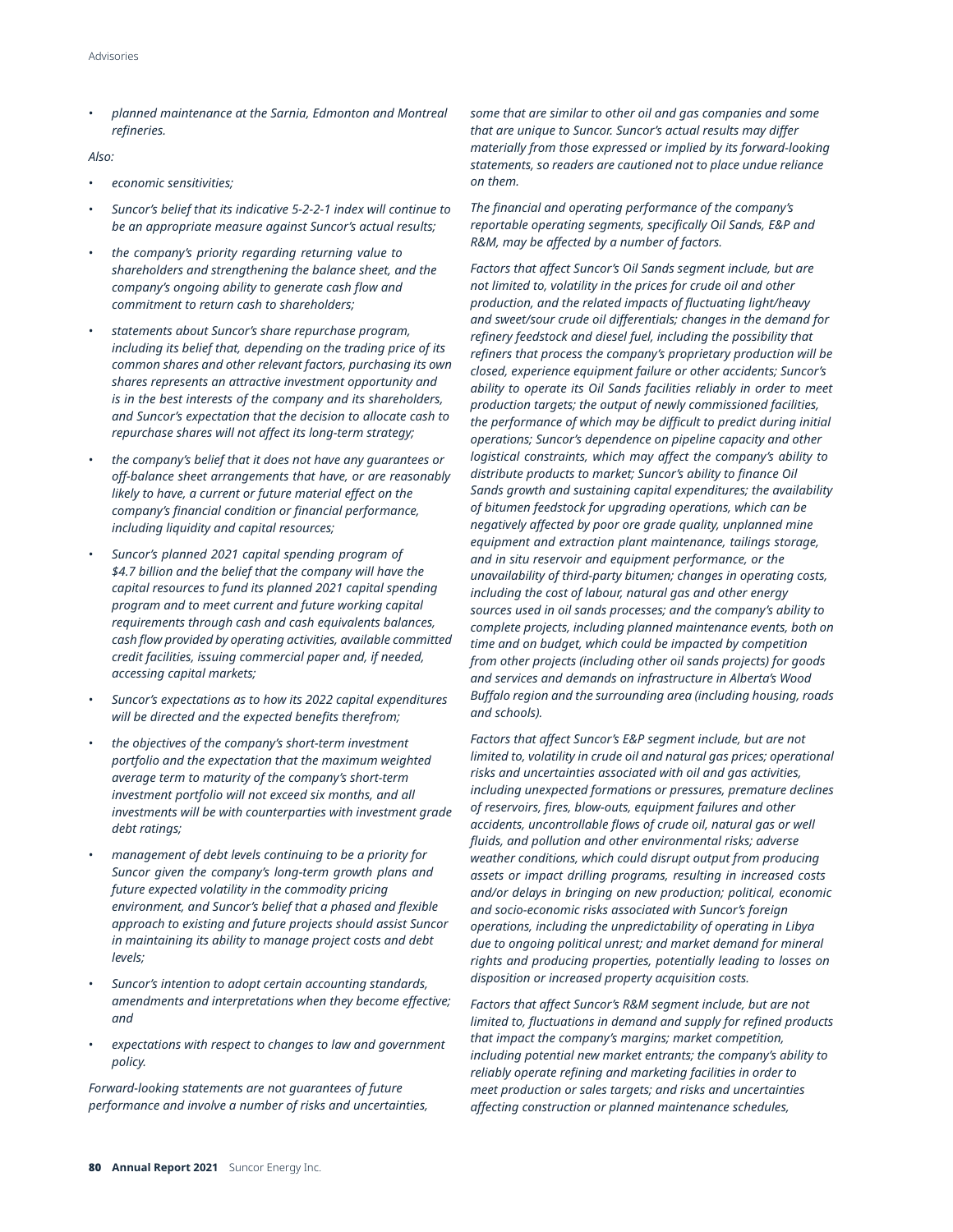- *planned maintenance at the Sarnia, Edmonton and Montreal refineries.*

*Also:*

- *economic sensitivities;*
- *Suncor's belief that its indicative 5-2-2-1 index will continue to be an appropriate measure against Suncor's actual results;*
- *the company's priority regarding returning value to shareholders and strengthening the balance sheet, and the company's ongoing ability to generate cash flow and commitment to return cash to shareholders;*
- *statements about Suncor's share repurchase program, including its belief that, depending on the trading price of its common shares and other relevant factors, purchasing its own shares represents an attractive investment opportunity and is in the best interests of the company and its shareholders, and Suncor's expectation that the decision to allocate cash to repurchase shares will not affect its long-term strategy;*
- *the company's belief that it does not have any guarantees or off-balance sheet arrangements that have, or are reasonably likely to have, a current or future material effect on the company's financial condition or financial performance, including liquidity and capital resources;*
- *Suncor's planned 2021 capital spending program of $4.7 billion and the belief that the company will have the capital resources to fund its planned 2021 capital spending program and to meet current and future working capital requirements through cash and cash equivalents balances, cash flow provided by operating activities, available committed credit facilities, issuing commercial paper and, if needed, accessing capital markets;*
- *Suncor's expectations as to how its 2022 capital expenditures will be directed and the expected benefits therefrom;*
- *the objectives of the company's short-term investment portfolio and the expectation that the maximum weighted average term to maturity of the company's short-term investment portfolio will not exceed six months, and all investments will be with counterparties with investment grade debt ratings;*
- *management of debt levels continuing to be a priority for Suncor given the company's long-term growth plans and future expected volatility in the commodity pricing environment, and Suncor's belief that a phased and flexible approach to existing and future projects should assist Suncor in maintaining its ability to manage project costs and debt levels;*
- *Suncor's intention to adopt certain accounting standards, amendments and interpretations when they become effective; and*
- *expectations with respect to changes to law and government policy.*

*Forward-looking statements are not guarantees of future performance and involve a number of risks and uncertainties, some that are similar to other oil and gas companies and some that are unique to Suncor. Suncor's actual results may differ materially from those expressed or implied by its forward-looking statements, so readers are cautioned not to place undue reliance on them.*

*The financial and operating performance of the company's reportable operating segments, specifically Oil Sands, E&P and R&M, may be affected by a number of factors.*

*Factors that affect Suncor's Oil Sands segment include, but are not limited to, volatility in the prices for crude oil and other production, and the related impacts of fluctuating light/heavy and sweet/sour crude oil differentials; changes in the demand for refinery feedstock and diesel fuel, including the possibility that refiners that process the company's proprietary production will be closed, experience equipment failure or other accidents; Suncor's ability to operate its Oil Sands facilities reliably in order to meet production targets; the output of newly commissioned facilities, the performance of which may be difficult to predict during initial operations; Suncor's dependence on pipeline capacity and other logistical constraints, which may affect the company's ability to distribute products to market; Suncor's ability to finance Oil Sands growth and sustaining capital expenditures; the availability of bitumen feedstock for upgrading operations, which can be negatively affected by poor ore grade quality, unplanned mine equipment and extraction plant maintenance, tailings storage, and in situ reservoir and equipment performance, or the unavailability of third-party bitumen; changes in operating costs, including the cost of labour, natural gas and other energy sources used in oil sands processes; and the company's ability to complete projects, including planned maintenance events, both on time and on budget, which could be impacted by competition from other projects (including other oil sands projects) for goods and services and demands on infrastructure in Alberta's Wood Buffalo region and the surrounding area (including housing, roads and schools).*

*Factors that affect Suncor's E&P segment include, but are not limited to, volatility in crude oil and natural gas prices; operational risks and uncertainties associated with oil and gas activities, including unexpected formations or pressures, premature declines of reservoirs, fires, blow-outs, equipment failures and other accidents, uncontrollable flows of crude oil, natural gas or well fluids, and pollution and other environmental risks; adverse weather conditions, which could disrupt output from producing assets or impact drilling programs, resulting in increased costs and/or delays in bringing on new production; political, economic and socio-economic risks associated with Suncor's foreign operations, including the unpredictability of operating in Libya due to ongoing political unrest; and market demand for mineral rights and producing properties, potentially leading to losses on disposition or increased property acquisition costs.*

*Factors that affect Suncor's R&M segment include, but are not limited to, fluctuations in demand and supply for refined products that impact the company's margins; market competition, including potential new market entrants; the company's ability to reliably operate refining and marketing facilities in order to meet production or sales targets; and risks and uncertainties affecting construction or planned maintenance schedules,*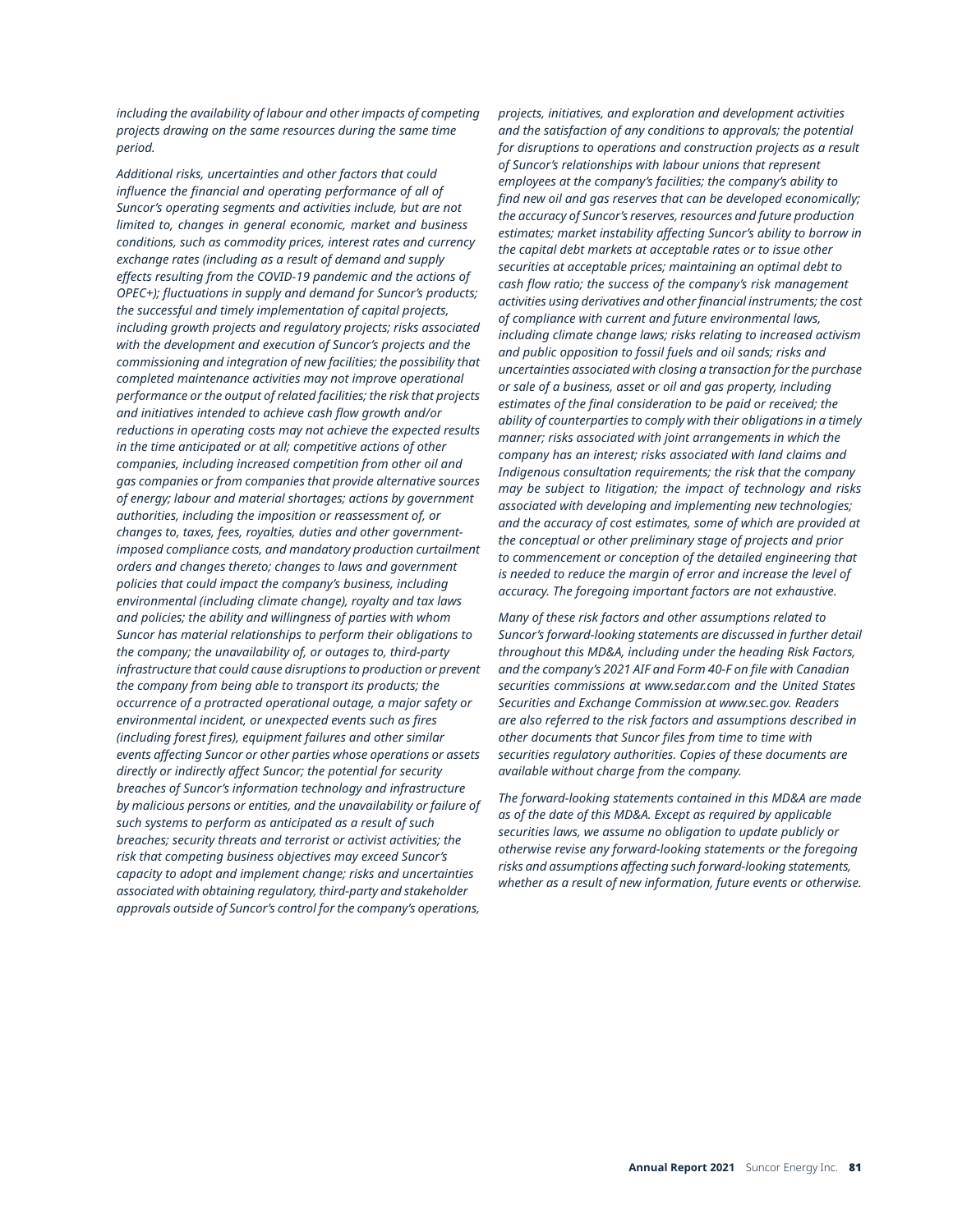*including the availability of labour and other impacts of competing projects drawing on the same resources during the same time period.*

*Additional risks, uncertainties and other factors that could influence the financial and operating performance of all of Suncor's operating segments and activities include, but are not limited to, changes in general economic, market and business conditions, such as commodity prices, interest rates and currency exchange rates (including as a result of demand and supply effects resulting from the COVID-19 pandemic and the actions of OPEC+); fluctuations in supply and demand for Suncor's products; the successful and timely implementation of capital projects, including growth projects and regulatory projects; risks associated with the development and execution of Suncor's projects and the commissioning and integration of new facilities; the possibility that completed maintenance activities may not improve operational performance or the output of related facilities; the risk that projects and initiatives intended to achieve cash flow growth and/or reductions in operating costs may not achieve the expected results in the time anticipated or at all; competitive actions of other companies, including increased competition from other oil and gas companies or from companies that provide alternative sources of energy; labour and material shortages; actions by government authorities, including the imposition or reassessment of, or changes to, taxes, fees, royalties, duties and other government-imposed compliance costs, and mandatory production curtailment orders and changes thereto; changes to laws and government policies that could impact the company's business, including environmental (including climate change), royalty and tax laws and policies; the ability and willingness of parties with whom Suncor has material relationships to perform their obligations to the company; the unavailability of, or outages to, third-party infrastructure that could cause disruptions to production or prevent the company from being able to transport its products; the occurrence of a protracted operational outage, a major safety or environmental incident, or unexpected events such as fires (including forest fires), equipment failures and other similar events affecting Suncor or other parties whose operations or assets directly or indirectly affect Suncor; the potential for security breaches of Suncor's information technology and infrastructure by malicious persons or entities, and the unavailability or failure of such systems to perform as anticipated as a result of such breaches; security threats and terrorist or activist activities; the risk that competing business objectives may exceed Suncor's capacity to adopt and implement change; risks and uncertainties associated with obtaining regulatory, third-party and stakeholder approvals outside of Suncor's control for the company's operations, projects, initiatives, and exploration and development activities and the satisfaction of any conditions to approvals; the potential for disruptions to operations and construction projects as a result of Suncor's relationships with labour unions that represent employees at the company's facilities; the company's ability to find new oil and gas reserves that can be developed economically; the accuracy of Suncor's reserves, resources and future production estimates; market instability affecting Suncor's ability to borrow in the capital debt markets at acceptable rates or to issue other securities at acceptable prices; maintaining an optimal debt to cash flow ratio; the success of the company's risk management activities using derivatives and other financial instruments; the cost of compliance with current and future environmental laws, including climate change laws; risks relating to increased activism and public opposition to fossil fuels and oil sands; risks and uncertainties associated with closing a transaction for the purchase or sale of a business, asset or oil and gas property, including estimates of the final consideration to be paid or received; the ability of counterparties to comply with their obligations in a timely manner; risks associated with joint arrangements in which the company has an interest; risks associated with land claims and Indigenous consultation requirements; the risk that the company may be subject to litigation; the impact of technology and risks associated with developing and implementing new technologies; and the accuracy of cost estimates, some of which are provided at the conceptual or other preliminary stage of projects and prior to commencement or conception of the detailed engineering that is needed to reduce the margin of error and increase the level of accuracy. The foregoing important factors are not exhaustive.*

*Many of these risk factors and other assumptions related to Suncor's forward-looking statements are discussed in further detail throughout this MD&A, including under the heading Risk Factors, and the company's 2021 AIF and Form 40-F on file with Canadian securities commissions at www.sedar.com and the United States Securities and Exchange Commission at www.sec.gov. Readers are also referred to the risk factors and assumptions described in other documents that Suncor files from time to time with securities regulatory authorities. Copies of these documents are available without charge from the company.*

*The forward-looking statements contained in this MD&A are made as of the date of this MD&A. Except as required by applicable securities laws, we assume no obligation to update publicly or otherwise revise any forward-looking statements or the foregoing risks and assumptions affecting such forward-looking statements, whether as a result of new information, future events or otherwise.*